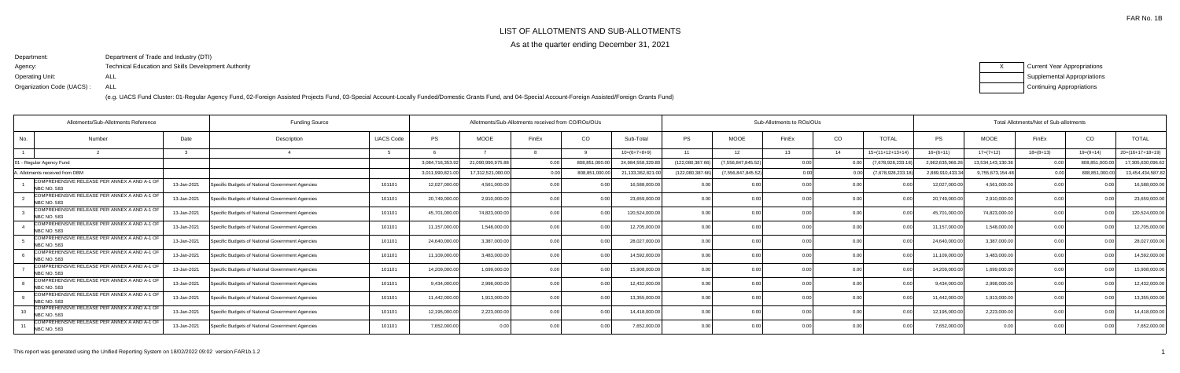FAR No. 1B

# LIST OF ALLOTMENTS AND SUB-ALLOTMENTS

As at the quarter ending December 31, 2021

Department: Department of Trade and Industry (DTI)

Agency: Technical Education and Skills Development Authority

Operating Unit: ALL

Organization Code (UACS) : ALL

(e.g. UACS Fund Cluster: 01-Regular Agency Fund, 02-Foreign Assisted Projects Fund, 03-Special Account-Locally Funded/Domestic Grants Fund, and 04-Special Account-Foreign Assisted/Foreign Grants Fund)

| X | Current Year Appropriations |
|---|---|
| | Supplemental Appropriations |
| | Continuing Appropriations |

| Allotments/Sub-Allotments Reference | | | Funding Source | | Allotments/Sub-Allotments received from CO/ROs/OUs | | | | | Sub-Allotments to ROs/OUs | | | | | Total Allotments/Net of Sub-allotments | | | | |
|---|---|---|---|---|---|---|---|---|---|---|---|---|---|---|---|---|---|---|---|
| No. | Number | Date | Description | UACS Code | PS | MOOE | FinEx | CO | Sub-Total | PS | MOOE | FinEx | CO | TOTAL | PS | MOOE | FinEx | CO | TOTAL |
| 1 | 2 | 3 | 4 | 5 | 6 | 7 | 8 | 9 | 10=(6+7+8+9) | 11 | 12 | 13 | 14 | 15=(11+12+13+14) | 16=(6+11) | 17=(7+12) | 18=(8+13) | 19=(9+14) | 20=(16+17+18+19) |
| 01 - Regular Agency Fund | | | | | 3,084,716,353.92 | 21,090,990,975.88 | 0.00 | 808,851,000.00 | 24,984,558,329.80 | (122,080,387.66) | (7,556,847,845.52) | 0.00 | 0.00 | (7,678,928,233.18) | 2,962,635,966.26 | 13,534,143,130.36 | 0.00 | 808,851,000.00 | 17,305,630,096.62 |
| A. Allotments received from DBM | | | | | 3,011,990,821.00 | 17,312,521,000.00 | 0.00 | 808,851,000.00 | 21,133,362,821.00 | (122,080,387.66) | (7,556,847,845.52) | 0.00 | 0.00 | (7,678,928,233.18) | 2,889,910,433.34 | 9,755,673,154.48 | 0.00 | 808,851,000.00 | 13,454,434,587.82 |
| 1 | COMPREHENSIVE RELEASE PER ANNEX A AND A-1 OF NBC NO. 583 | 13-Jan-2021 | Specific Budgets of National Government Agencies | 101101 | 12,027,000.00 | 4,561,000.00 | 0.00 | 0.00 | 16,588,000.00 | 0.00 | 0.00 | 0.00 | 0.00 | 0.00 | 12,027,000.00 | 4,561,000.00 | 0.00 | 0.00 | 16,588,000.00 |
| 2 | COMPREHENSIVE RELEASE PER ANNEX A AND A-1 OF NBC NO. 583 | 13-Jan-2021 | Specific Budgets of National Government Agencies | 101101 | 20,749,000.00 | 2,910,000.00 | 0.00 | 0.00 | 23,659,000.00 | 0.00 | 0.00 | 0.00 | 0.00 | 0.00 | 20,749,000.00 | 2,910,000.00 | 0.00 | 0.00 | 23,659,000.00 |
| 3 | COMPREHENSIVE RELEASE PER ANNEX A AND A-1 OF NBC NO. 583 | 13-Jan-2021 | Specific Budgets of National Government Agencies | 101101 | 45,701,000.00 | 74,823,000.00 | 0.00 | 0.00 | 120,524,000.00 | 0.00 | 0.00 | 0.00 | 0.00 | 0.00 | 45,701,000.00 | 74,823,000.00 | 0.00 | 0.00 | 120,524,000.00 |
| 4 | COMPREHENSIVE RELEASE PER ANNEX A AND A-1 OF NBC NO. 583 | 13-Jan-2021 | Specific Budgets of National Government Agencies | 101101 | 11,157,000.00 | 1,548,000.00 | 0.00 | 0.00 | 12,705,000.00 | 0.00 | 0.00 | 0.00 | 0.00 | 0.00 | 11,157,000.00 | 1,548,000.00 | 0.00 | 0.00 | 12,705,000.00 |
| 5 | COMPREHENSIVE RELEASE PER ANNEX A AND A-1 OF NBC NO. 583 | 13-Jan-2021 | Specific Budgets of National Government Agencies | 101101 | 24,640,000.00 | 3,387,000.00 | 0.00 | 0.00 | 28,027,000.00 | 0.00 | 0.00 | 0.00 | 0.00 | 0.00 | 24,640,000.00 | 3,387,000.00 | 0.00 | 0.00 | 28,027,000.00 |
| 6 | COMPREHENSIVE RELEASE PER ANNEX A AND A-1 OF NBC NO. 583 | 13-Jan-2021 | Specific Budgets of National Government Agencies | 101101 | 11,109,000.00 | 3,483,000.00 | 0.00 | 0.00 | 14,592,000.00 | 0.00 | 0.00 | 0.00 | 0.00 | 0.00 | 11,109,000.00 | 3,483,000.00 | 0.00 | 0.00 | 14,592,000.00 |
| 7 | COMPREHENSIVE RELEASE PER ANNEX A AND A-1 OF NBC NO. 583 | 13-Jan-2021 | Specific Budgets of National Government Agencies | 101101 | 14,209,000.00 | 1,699,000.00 | 0.00 | 0.00 | 15,908,000.00 | 0.00 | 0.00 | 0.00 | 0.00 | 0.00 | 14,209,000.00 | 1,699,000.00 | 0.00 | 0.00 | 15,908,000.00 |
| 8 | COMPREHENSIVE RELEASE PER ANNEX A AND A-1 OF NBC NO. 583 | 13-Jan-2021 | Specific Budgets of National Government Agencies | 101101 | 9,434,000.00 | 2,998,000.00 | 0.00 | 0.00 | 12,432,000.00 | 0.00 | 0.00 | 0.00 | 0.00 | 0.00 | 9,434,000.00 | 2,998,000.00 | 0.00 | 0.00 | 12,432,000.00 |
| 9 | COMPREHENSIVE RELEASE PER ANNEX A AND A-1 OF NBC NO. 583 | 13-Jan-2021 | Specific Budgets of National Government Agencies | 101101 | 11,442,000.00 | 1,913,000.00 | 0.00 | 0.00 | 13,355,000.00 | 0.00 | 0.00 | 0.00 | 0.00 | 0.00 | 11,442,000.00 | 1,913,000.00 | 0.00 | 0.00 | 13,355,000.00 |
| 10 | COMPREHENSIVE RELEASE PER ANNEX A AND A-1 OF NBC NO. 583 | 13-Jan-2021 | Specific Budgets of National Government Agencies | 101101 | 12,195,000.00 | 2,223,000.00 | 0.00 | 0.00 | 14,418,000.00 | 0.00 | 0.00 | 0.00 | 0.00 | 0.00 | 12,195,000.00 | 2,223,000.00 | 0.00 | 0.00 | 14,418,000.00 |
| 11 | COMPREHENSIVE RELEASE PER ANNEX A AND A-1 OF NBC NO. 583 | 13-Jan-2021 | Specific Budgets of National Government Agencies | 101101 | 7,652,000.00 | 0.00 | 0.00 | 0.00 | 7,652,000.00 | 0.00 | 0.00 | 0.00 | 0.00 | 0.00 | 7,652,000.00 | 0.00 | 0.00 | 0.00 | 7,652,000.00 |

This report was generated using the Unified Reporting System on 18/02/2022 09:02 version.FAR1b.1.2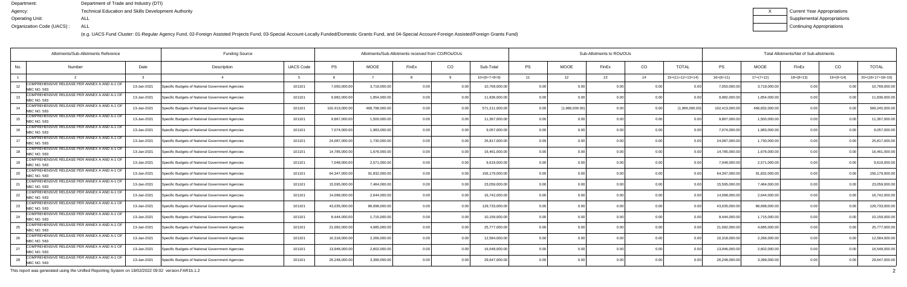Department: Department of Trade and Industry (DTI)
Agency: Technical Education and Skills Development Authority
Operating Unit: ALL
Organization Code (UACS) : ALL

(e.g. UACS Fund Cluster: 01-Regular Agency Fund, 02-Foreign Assisted Projects Fund, 03-Special Account-Locally Funded/Domestic Grants Fund, and 04-Special Account-Foreign Assisted/Foreign Grants Fund)

| X | Current Year Appropriations |
|---|---|
| | Supplemental Appropriations |
| | Continuing Appropriations |

| Allotments/Sub-Allotments Reference | | | Funding Source | | Allotments/Sub-Allotments received from CO/ROs/OUs | | | | | Sub-Allotments to ROs/OUs | | | | | Total Allotments/Net of Sub-allotments | | | | |
|---|---|---|---|---|---|---|---|---|---|---|---|---|---|---|---|---|---|---|---|
| No. | Number | Date | Description | UACS Code | PS | MOOE | FinEx | CO | Sub-Total | PS | MOOE | FinEx | CO | TOTAL | PS | MOOE | FinEx | CO | TOTAL |
| 1 | 2 | 3 | 4 | 5 | 6 | 7 | 8 | 9 | 10=(6+7+8+9) | 11 | 12 | 13 | 14 | 15=(11+12+13+14) | 16=(6+11) | 17=(7+12) | 18=(8+13) | 19=(9+14) | 20=(16+17+18+19) |
| 12 | COMPREHENSIVE RELEASE PER ANNEX A AND A-1 OF NBC NO. 583 | 13-Jan-2021 | Specific Budgets of National Government Agencies | 101101 | 7,050,000.00 | 3,719,000.00 | 0.00 | 0.00 | 10,769,000.00 | 0.00 | 0.00 | 0.00 | 0.00 | 0.00 | 7,050,000.00 | 3,719,000.00 | 0.00 | 0.00 | 10,769,000.00 |
| 13 | COMPREHENSIVE RELEASE PER ANNEX A AND A-1 OF NBC NO. 583 | 13-Jan-2021 | Specific Budgets of National Government Agencies | 101101 | 9,982,000.00 | 1,854,000.00 | 0.00 | 0.00 | 11,836,000.00 | 0.00 | 0.00 | 0.00 | 0.00 | 0.00 | 9,982,000.00 | 1,854,000.00 | 0.00 | 0.00 | 11,836,000.00 |
| 14 | COMPREHENSIVE RELEASE PER ANNEX A AND A-1 OF NBC NO. 583 | 13-Jan-2021 | Specific Budgets of National Government Agencies | 101101 | 102,413,000.00 | 468,798,000.00 | 0.00 | 0.00 | 571,211,000.00 | 0.00 | (1,966,000.00) | 0.00 | 0.00 | (1,966,000.00) | 102,413,000.00 | 466,832,000.00 | 0.00 | 0.00 | 569,245,000.00 |
| 15 | COMPREHENSIVE RELEASE PER ANNEX A AND A-1 OF NBC NO. 583 | 13-Jan-2021 | Specific Budgets of National Government Agencies | 101101 | 9,867,000.00 | 1,500,000.00 | 0.00 | 0.00 | 11,367,000.00 | 0.00 | 0.00 | 0.00 | 0.00 | 0.00 | 9,867,000.00 | 1,500,000.00 | 0.00 | 0.00 | 11,367,000.00 |
| 16 | COMPREHENSIVE RELEASE PER ANNEX A AND A-1 OF NBC NO. 583 | 13-Jan-2021 | Specific Budgets of National Government Agencies | 101101 | 7,074,000.00 | 1,983,000.00 | 0.00 | 0.00 | 9,057,000.00 | 0.00 | 0.00 | 0.00 | 0.00 | 0.00 | 7,074,000.00 | 1,983,000.00 | 0.00 | 0.00 | 9,057,000.00 |
| 17 | COMPREHENSIVE RELEASE PER ANNEX A AND A-1 OF NBC NO. 583 | 13-Jan-2021 | Specific Budgets of National Government Agencies | 101101 | 24,087,000.00 | 1,730,000.00 | 0.00 | 0.00 | 25,817,000.00 | 0.00 | 0.00 | 0.00 | 0.00 | 0.00 | 24,087,000.00 | 1,730,000.00 | 0.00 | 0.00 | 25,817,000.00 |
| 18 | COMPREHENSIVE RELEASE PER ANNEX A AND A-1 OF NBC NO. 583 | 13-Jan-2021 | Specific Budgets of National Government Agencies | 101101 | 14,785,000.00 | 1,676,000.00 | 0.00 | 0.00 | 16,461,000.00 | 0.00 | 0.00 | 0.00 | 0.00 | 0.00 | 14,785,000.00 | 1,676,000.00 | 0.00 | 0.00 | 16,461,000.00 |
| 19 | COMPREHENSIVE RELEASE PER ANNEX A AND A-1 OF NBC NO. 583 | 13-Jan-2021 | Specific Budgets of National Government Agencies | 101101 | 7,048,000.00 | 2,571,000.00 | 0.00 | 0.00 | 9,619,000.00 | 0.00 | 0.00 | 0.00 | 0.00 | 0.00 | 7,048,000.00 | 2,571,000.00 | 0.00 | 0.00 | 9,619,000.00 |
| 20 | COMPREHENSIVE RELEASE PER ANNEX A AND A-1 OF NBC NO. 583 | 13-Jan-2021 | Specific Budgets of National Government Agencies | 101101 | 64,347,000.00 | 91,832,000.00 | 0.00 | 0.00 | 156,179,000.00 | 0.00 | 0.00 | 0.00 | 0.00 | 0.00 | 64,347,000.00 | 91,832,000.00 | 0.00 | 0.00 | 156,179,000.00 |
| 21 | COMPREHENSIVE RELEASE PER ANNEX A AND A-1 OF NBC NO. 583 | 13-Jan-2021 | Specific Budgets of National Government Agencies | 101101 | 15,595,000.00 | 7,464,000.00 | 0.00 | 0.00 | 23,059,000.00 | 0.00 | 0.00 | 0.00 | 0.00 | 0.00 | 15,595,000.00 | 7,464,000.00 | 0.00 | 0.00 | 23,059,000.00 |
| 22 | COMPREHENSIVE RELEASE PER ANNEX A AND A-1 OF NBC NO. 583 | 13-Jan-2021 | Specific Budgets of National Government Agencies | 101101 | 14,098,000.00 | 2,644,000.00 | 0.00 | 0.00 | 16,742,000.00 | 0.00 | 0.00 | 0.00 | 0.00 | 0.00 | 14,098,000.00 | 2,644,000.00 | 0.00 | 0.00 | 16,742,000.00 |
| 23 | COMPREHENSIVE RELEASE PER ANNEX A AND A-1 OF NBC NO. 583 | 13-Jan-2021 | Specific Budgets of National Government Agencies | 101101 | 43,035,000.00 | 86,698,000.00 | 0.00 | 0.00 | 129,733,000.00 | 0.00 | 0.00 | 0.00 | 0.00 | 0.00 | 43,035,000.00 | 86,698,000.00 | 0.00 | 0.00 | 129,733,000.00 |
| 24 | COMPREHENSIVE RELEASE PER ANNEX A AND A-1 OF NBC NO. 583 | 13-Jan-2021 | Specific Budgets of National Government Agencies | 101101 | 8,444,000.00 | 1,715,000.00 | 0.00 | 0.00 | 10,159,000.00 | 0.00 | 0.00 | 0.00 | 0.00 | 0.00 | 8,444,000.00 | 1,715,000.00 | 0.00 | 0.00 | 10,159,000.00 |
| 25 | COMPREHENSIVE RELEASE PER ANNEX A AND A-1 OF NBC NO. 583 | 13-Jan-2021 | Specific Budgets of National Government Agencies | 101101 | 21,092,000.00 | 4,685,000.00 | 0.00 | 0.00 | 25,777,000.00 | 0.00 | 0.00 | 0.00 | 0.00 | 0.00 | 21,092,000.00 | 4,685,000.00 | 0.00 | 0.00 | 25,777,000.00 |
| 26 | COMPREHENSIVE RELEASE PER ANNEX A AND A-1 OF NBC NO. 583 | 13-Jan-2021 | Specific Budgets of National Government Agencies | 101101 | 10,318,000.00 | 2,266,000.00 | 0.00 | 0.00 | 12,584,000.00 | 0.00 | 0.00 | 0.00 | 0.00 | 0.00 | 10,318,000.00 | 2,266,000.00 | 0.00 | 0.00 | 12,584,000.00 |
| 27 | COMPREHENSIVE RELEASE PER ANNEX A AND A-1 OF NBC NO. 583 | 13-Jan-2021 | Specific Budgets of National Government Agencies | 101101 | 13,946,000.00 | 2,602,000.00 | 0.00 | 0.00 | 16,548,000.00 | 0.00 | 0.00 | 0.00 | 0.00 | 0.00 | 13,946,000.00 | 2,602,000.00 | 0.00 | 0.00 | 16,548,000.00 |
| 28 | COMPREHENSIVE RELEASE PER ANNEX A AND A-1 OF NBC NO. 583 | 13-Jan-2021 | Specific Budgets of National Government Agencies | 101101 | 26,248,000.00 | 3,399,000.00 | 0.00 | 0.00 | 29,647,000.00 | 0.00 | 0.00 | 0.00 | 0.00 | 0.00 | 26,248,000.00 | 3,399,000.00 | 0.00 | 0.00 | 29,647,000.00 |

This report was generated using the Unified Reporting System on 18/02/2022 09:02 version.FAR1b.1.2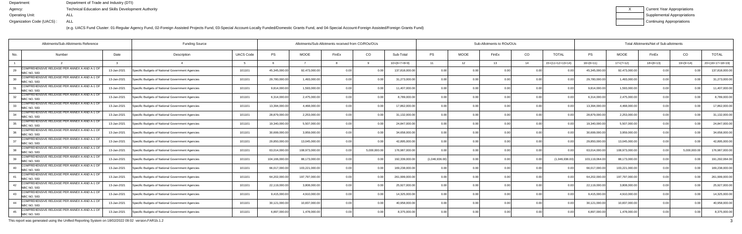Department: Department of Trade and Industry (DTI)
Agency: Technical Education and Skills Development Authority
Operating Unit: ALL
Organization Code (UACS) : ALL

| X | Current Year Appropriations |
|---|---|
| | Supplemental Appropriations |
| | Continuing Appropriations |

(e.g. UACS Fund Cluster: 01-Regular Agency Fund, 02-Foreign Assisted Projects Fund, 03-Special Account-Locally Funded/Domestic Grants Fund, and 04-Special Account-Foreign Assisted/Foreign Grants Fund)

| Allotments/Sub-Allotments Reference | | | Funding Source | | Allotments/Sub-Allotments received from CO/ROs/OUs | | | | | Sub-Allotments to ROs/OUs | | | | | Total Allotments/Net of Sub-allotments | | | | |
|---|---|---|---|---|---|---|---|---|---|---|---|---|---|---|---|---|---|---|---|
| No. | Number | Date | Description | UACS Code | PS | MOOE | FinEx | CO | Sub-Total | PS | MOOE | FinEx | CO | TOTAL | PS | MOOE | FinEx | CO | TOTAL |
| 1 | 2 | 3 | 4 | 5 | 6 | 7 | 8 | 9 | 10=(6+7+8+9) | 11 | 12 | 13 | 14 | 15=(11+12+13+14) | 16=(6+11) | 17=(7+12) | 18=(8+13) | 19=(9+14) | 20=(16+17+18+19) |
| 29 | COMPREHENSIVE RELEASE PER ANNEX A AND A-1 OF NBC NO. 583 | 13-Jan-2021 | Specific Budgets of National Government Agencies | 101101 | 45,345,000.00 | 92,473,000.00 | 0.00 | 0.00 | 137,818,000.00 | 0.00 | 0.00 | 0.00 | 0.00 | 0.00 | 45,345,000.00 | 92,473,000.00 | 0.00 | 0.00 | 137,818,000.00 |
| 30 | COMPREHENSIVE RELEASE PER ANNEX A AND A-1 OF NBC NO. 583 | 13-Jan-2021 | Specific Budgets of National Government Agencies | 101101 | 29,780,000.00 | 1,493,000.00 | 0.00 | 0.00 | 31,273,000.00 | 0.00 | 0.00 | 0.00 | 0.00 | 0.00 | 29,780,000.00 | 1,493,000.00 | 0.00 | 0.00 | 31,273,000.00 |
| 31 | COMPREHENSIVE RELEASE PER ANNEX A AND A-1 OF NBC NO. 583 | 13-Jan-2021 | Specific Budgets of National Government Agencies | 101101 | 9,814,000.00 | 1,593,000.00 | 0.00 | 0.00 | 11,407,000.00 | 0.00 | 0.00 | 0.00 | 0.00 | 0.00 | 9,814,000.00 | 1,593,000.00 | 0.00 | 0.00 | 11,407,000.00 |
| 32 | COMPREHENSIVE RELEASE PER ANNEX A AND A-1 OF NBC NO. 583 | 13-Jan-2021 | Specific Budgets of National Government Agencies | 101101 | 6,314,000.00 | 2,475,000.00 | 0.00 | 0.00 | 8,789,000.00 | 0.00 | 0.00 | 0.00 | 0.00 | 0.00 | 6,314,000.00 | 2,475,000.00 | 0.00 | 0.00 | 8,789,000.00 |
| 33 | COMPREHENSIVE RELEASE PER ANNEX A AND A-1 OF NBC NO. 583 | 13-Jan-2021 | Specific Budgets of National Government Agencies | 101101 | 13,394,000.00 | 4,468,000.00 | 0.00 | 0.00 | 17,862,000.00 | 0.00 | 0.00 | 0.00 | 0.00 | 0.00 | 13,394,000.00 | 4,468,000.00 | 0.00 | 0.00 | 17,862,000.00 |
| 34 | COMPREHENSIVE RELEASE PER ANNEX A AND A-1 OF NBC NO. 583 | 13-Jan-2021 | Specific Budgets of National Government Agencies | 101101 | 28,879,000.00 | 2,253,000.00 | 0.00 | 0.00 | 31,132,000.00 | 0.00 | 0.00 | 0.00 | 0.00 | 0.00 | 28,879,000.00 | 2,253,000.00 | 0.00 | 0.00 | 31,132,000.00 |
| 35 | COMPREHENSIVE RELEASE PER ANNEX A AND A-1 OF NBC NO. 583 | 13-Jan-2021 | Specific Budgets of National Government Agencies | 101101 | 19,340,000.00 | 5,507,000.00 | 0.00 | 0.00 | 24,847,000.00 | 0.00 | 0.00 | 0.00 | 0.00 | 0.00 | 19,340,000.00 | 5,507,000.00 | 0.00 | 0.00 | 24,847,000.00 |
| 36 | COMPREHENSIVE RELEASE PER ANNEX A AND A-1 OF NBC NO. 583 | 13-Jan-2021 | Specific Budgets of National Government Agencies | 101101 | 30,699,000.00 | 3,959,000.00 | 0.00 | 0.00 | 34,658,000.00 | 0.00 | 0.00 | 0.00 | 0.00 | 0.00 | 30,699,000.00 | 3,959,000.00 | 0.00 | 0.00 | 34,658,000.00 |
| 37 | COMPREHENSIVE RELEASE PER ANNEX A AND A-1 OF NBC NO. 583 | 13-Jan-2021 | Specific Budgets of National Government Agencies | 101101 | 29,850,000.00 | 13,045,000.00 | 0.00 | 0.00 | 42,895,000.00 | 0.00 | 0.00 | 0.00 | 0.00 | 0.00 | 29,850,000.00 | 13,045,000.00 | 0.00 | 0.00 | 42,895,000.00 |
| 38 | COMPREHENSIVE RELEASE PER ANNEX A AND A-1 OF NBC NO. 583 | 13-Jan-2021 | Specific Budgets of National Government Agencies | 101101 | 63,014,000.00 | 108,973,000.00 | 0.00 | 5,000,000.00 | 176,987,000.00 | 0.00 | 0.00 | 0.00 | 0.00 | 0.00 | 63,014,000.00 | 108,973,000.00 | 0.00 | 5,000,000.00 | 176,987,000.00 |
| 39 | COMPREHENSIVE RELEASE PER ANNEX A AND A-1 OF NBC NO. 583 | 13-Jan-2021 | Specific Budgets of National Government Agencies | 101101 | 104,166,000.00 | 88,173,000.00 | 0.00 | 0.00 | 192,339,000.00 | (1,046,936.00) | 0.00 | 0.00 | 0.00 | (1,046,936.00) | 103,119,064.00 | 88,173,000.00 | 0.00 | 0.00 | 191,292,064.00 |
| 40 | COMPREHENSIVE RELEASE PER ANNEX A AND A-1 OF NBC NO. 583 | 13-Jan-2021 | Specific Budgets of National Government Agencies | 101101 | 66,017,000.00 | 103,221,000.00 | 0.00 | 0.00 | 169,238,000.00 | 0.00 | 0.00 | 0.00 | 0.00 | 0.00 | 66,017,000.00 | 103,221,000.00 | 0.00 | 0.00 | 169,238,000.00 |
| 41 | COMPREHENSIVE RELEASE PER ANNEX A AND A-1 OF NBC NO. 583 | 13-Jan-2021 | Specific Budgets of National Government Agencies | 101101 | 64,202,000.00 | 197,797,000.00 | 0.00 | 0.00 | 261,999,000.00 | 0.00 | 0.00 | 0.00 | 0.00 | 0.00 | 64,202,000.00 | 197,797,000.00 | 0.00 | 0.00 | 261,999,000.00 |
| 42 | COMPREHENSIVE RELEASE PER ANNEX A AND A-1 OF NBC NO. 583 | 13-Jan-2021 | Specific Budgets of National Government Agencies | 101101 | 22,119,000.00 | 3,808,000.00 | 0.00 | 0.00 | 25,927,000.00 | 0.00 | 0.00 | 0.00 | 0.00 | 0.00 | 22,119,000.00 | 3,808,000.00 | 0.00 | 0.00 | 25,927,000.00 |
| 43 | COMPREHENSIVE RELEASE PER ANNEX A AND A-1 OF NBC NO. 583 | 13-Jan-2021 | Specific Budgets of National Government Agencies | 101101 | 9,415,000.00 | 4,910,000.00 | 0.00 | 0.00 | 14,325,000.00 | 0.00 | 0.00 | 0.00 | 0.00 | 0.00 | 9,415,000.00 | 4,910,000.00 | 0.00 | 0.00 | 14,325,000.00 |
| 44 | COMPREHENSIVE RELEASE PER ANNEX A AND A-1 OF NBC NO. 583 | 13-Jan-2021 | Specific Budgets of National Government Agencies | 101101 | 30,121,000.00 | 10,837,000.00 | 0.00 | 0.00 | 40,958,000.00 | 0.00 | 0.00 | 0.00 | 0.00 | 0.00 | 30,121,000.00 | 10,837,000.00 | 0.00 | 0.00 | 40,958,000.00 |
| 45 | COMPREHENSIVE RELEASE PER ANNEX A AND A-1 OF NBC NO. 583 | 13-Jan-2021 | Specific Budgets of National Government Agencies | 101101 | 6,897,000.00 | 1,478,000.00 | 0.00 | 0.00 | 8,375,000.00 | 0.00 | 0.00 | 0.00 | 0.00 | 0.00 | 6,897,000.00 | 1,478,000.00 | 0.00 | 0.00 | 8,375,000.00 |

This report was generated using the Unified Reporting System on 18/02/2022 09:02 version.FAR1b.1.2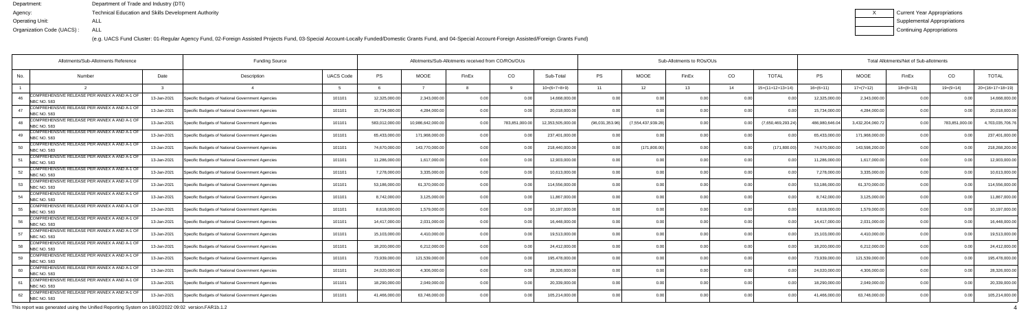Department: Department of Trade and Industry (DTI)
Agency: Technical Education and Skills Development Authority
Operating Unit: ALL
Organization Code (UACS) : ALL

(e.g. UACS Fund Cluster: 01-Regular Agency Fund, 02-Foreign Assisted Projects Fund, 03-Special Account-Locally Funded/Domestic Grants Fund, and 04-Special Account-Foreign Assisted/Foreign Grants Fund)

| X | Current Year Appropriations |
|---|---|
| | Supplemental Appropriations |
| | Continuing Appropriations |

| Allotments/Sub-Allotments Reference | | | Funding Source | | Allotments/Sub-Allotments received from CO/ROs/OUs | | | | | Sub-Allotments to ROs/OUs | | | | | Total Allotments/Net of Sub-allotments | | | | |
|---|---|---|---|---|---|---|---|---|---|---|---|---|---|---|---|---|---|---|---|
| No. | Number | Date | Description | UACS Code | PS | MOOE | FinEx | CO | Sub-Total | PS | MOOE | FinEx | CO | TOTAL | PS | MOOE | FinEx | CO | TOTAL |
| 1 | 2 | 3 | 4 | 5 | 6 | 7 | 8 | 9 | 10=(6+7+8+9) | 11 | 12 | 13 | 14 | 15=(11+12+13+14) | 16=(6+11) | 17=(7+12) | 18=(8+13) | 19=(9+14) | 20=(16+17+18+19) |
| 46 | COMPREHENSIVE RELEASE PER ANNEX A AND A-1 OF NBC NO. 583 | 13-Jan-2021 | Specific Budgets of National Government Agencies | 101101 | 12,325,000.00 | 2,343,000.00 | 0.00 | 0.00 | 14,668,000.00 | 0.00 | 0.00 | 0.00 | 0.00 | 0.00 | 12,325,000.00 | 2,343,000.00 | 0.00 | 0.00 | 14,668,000.00 |
| 47 | COMPREHENSIVE RELEASE PER ANNEX A AND A-1 OF NBC NO. 583 | 13-Jan-2021 | Specific Budgets of National Government Agencies | 101101 | 15,734,000.00 | 4,284,000.00 | 0.00 | 0.00 | 20,018,000.00 | 0.00 | 0.00 | 0.00 | 0.00 | 0.00 | 15,734,000.00 | 4,284,000.00 | 0.00 | 0.00 | 20,018,000.00 |
| 48 | COMPREHENSIVE RELEASE PER ANNEX A AND A-1 OF NBC NO. 583 | 13-Jan-2021 | Specific Budgets of National Government Agencies | 101101 | 583,012,000.00 | 10,986,642,000.00 | 0.00 | 783,851,000.00 | 12,353,505,000.00 | (96,031,353.96) | (7,554,437,939.28) | 0.00 | 0.00 | (7,650,469,293.24) | 486,980,646.04 | 3,432,204,060.72 | 0.00 | 783,851,000.00 | 4,703,035,706.76 |
| 49 | COMPREHENSIVE RELEASE PER ANNEX A AND A-1 OF NBC NO. 583 | 13-Jan-2021 | Specific Budgets of National Government Agencies | 101101 | 65,433,000.00 | 171,968,000.00 | 0.00 | 0.00 | 237,401,000.00 | 0.00 | 0.00 | 0.00 | 0.00 | 0.00 | 65,433,000.00 | 171,968,000.00 | 0.00 | 0.00 | 237,401,000.00 |
| 50 | COMPREHENSIVE RELEASE PER ANNEX A AND A-1 OF NBC NO. 583 | 13-Jan-2021 | Specific Budgets of National Government Agencies | 101101 | 74,670,000.00 | 143,770,000.00 | 0.00 | 0.00 | 218,440,000.00 | 0.00 | (171,800.00) | 0.00 | 0.00 | (171,800.00) | 74,670,000.00 | 143,598,200.00 | 0.00 | 0.00 | 218,268,200.00 |
| 51 | COMPREHENSIVE RELEASE PER ANNEX A AND A-1 OF NBC NO. 583 | 13-Jan-2021 | Specific Budgets of National Government Agencies | 101101 | 11,286,000.00 | 1,617,000.00 | 0.00 | 0.00 | 12,903,000.00 | 0.00 | 0.00 | 0.00 | 0.00 | 0.00 | 11,286,000.00 | 1,617,000.00 | 0.00 | 0.00 | 12,903,000.00 |
| 52 | COMPREHENSIVE RELEASE PER ANNEX A AND A-1 OF NBC NO. 583 | 13-Jan-2021 | Specific Budgets of National Government Agencies | 101101 | 7,278,000.00 | 3,335,000.00 | 0.00 | 0.00 | 10,613,000.00 | 0.00 | 0.00 | 0.00 | 0.00 | 0.00 | 7,278,000.00 | 3,335,000.00 | 0.00 | 0.00 | 10,613,000.00 |
| 53 | COMPREHENSIVE RELEASE PER ANNEX A AND A-1 OF NBC NO. 583 | 13-Jan-2021 | Specific Budgets of National Government Agencies | 101101 | 53,186,000.00 | 61,370,000.00 | 0.00 | 0.00 | 114,556,000.00 | 0.00 | 0.00 | 0.00 | 0.00 | 0.00 | 53,186,000.00 | 61,370,000.00 | 0.00 | 0.00 | 114,556,000.00 |
| 54 | COMPREHENSIVE RELEASE PER ANNEX A AND A-1 OF NBC NO. 583 | 13-Jan-2021 | Specific Budgets of National Government Agencies | 101101 | 8,742,000.00 | 3,125,000.00 | 0.00 | 0.00 | 11,867,000.00 | 0.00 | 0.00 | 0.00 | 0.00 | 0.00 | 8,742,000.00 | 3,125,000.00 | 0.00 | 0.00 | 11,867,000.00 |
| 55 | COMPREHENSIVE RELEASE PER ANNEX A AND A-1 OF NBC NO. 583 | 13-Jan-2021 | Specific Budgets of National Government Agencies | 101101 | 8,618,000.00 | 1,579,000.00 | 0.00 | 0.00 | 10,197,000.00 | 0.00 | 0.00 | 0.00 | 0.00 | 0.00 | 8,618,000.00 | 1,579,000.00 | 0.00 | 0.00 | 10,197,000.00 |
| 56 | COMPREHENSIVE RELEASE PER ANNEX A AND A-1 OF NBC NO. 583 | 13-Jan-2021 | Specific Budgets of National Government Agencies | 101101 | 14,417,000.00 | 2,031,000.00 | 0.00 | 0.00 | 16,448,000.00 | 0.00 | 0.00 | 0.00 | 0.00 | 0.00 | 14,417,000.00 | 2,031,000.00 | 0.00 | 0.00 | 16,448,000.00 |
| 57 | COMPREHENSIVE RELEASE PER ANNEX A AND A-1 OF NBC NO. 583 | 13-Jan-2021 | Specific Budgets of National Government Agencies | 101101 | 15,103,000.00 | 4,410,000.00 | 0.00 | 0.00 | 19,513,000.00 | 0.00 | 0.00 | 0.00 | 0.00 | 0.00 | 15,103,000.00 | 4,410,000.00 | 0.00 | 0.00 | 19,513,000.00 |
| 58 | COMPREHENSIVE RELEASE PER ANNEX A AND A-1 OF NBC NO. 583 | 13-Jan-2021 | Specific Budgets of National Government Agencies | 101101 | 18,200,000.00 | 6,212,000.00 | 0.00 | 0.00 | 24,412,000.00 | 0.00 | 0.00 | 0.00 | 0.00 | 0.00 | 18,200,000.00 | 6,212,000.00 | 0.00 | 0.00 | 24,412,000.00 |
| 59 | COMPREHENSIVE RELEASE PER ANNEX A AND A-1 OF NBC NO. 583 | 13-Jan-2021 | Specific Budgets of National Government Agencies | 101101 | 73,939,000.00 | 121,539,000.00 | 0.00 | 0.00 | 195,478,000.00 | 0.00 | 0.00 | 0.00 | 0.00 | 0.00 | 73,939,000.00 | 121,539,000.00 | 0.00 | 0.00 | 195,478,000.00 |
| 60 | COMPREHENSIVE RELEASE PER ANNEX A AND A-1 OF NBC NO. 583 | 13-Jan-2021 | Specific Budgets of National Government Agencies | 101101 | 24,020,000.00 | 4,306,000.00 | 0.00 | 0.00 | 28,326,000.00 | 0.00 | 0.00 | 0.00 | 0.00 | 0.00 | 24,020,000.00 | 4,306,000.00 | 0.00 | 0.00 | 28,326,000.00 |
| 61 | COMPREHENSIVE RELEASE PER ANNEX A AND A-1 OF NBC NO. 583 | 13-Jan-2021 | Specific Budgets of National Government Agencies | 101101 | 18,290,000.00 | 2,049,000.00 | 0.00 | 0.00 | 20,339,000.00 | 0.00 | 0.00 | 0.00 | 0.00 | 0.00 | 18,290,000.00 | 2,049,000.00 | 0.00 | 0.00 | 20,339,000.00 |
| 62 | COMPREHENSIVE RELEASE PER ANNEX A AND A-1 OF NBC NO. 583 | 13-Jan-2021 | Specific Budgets of National Government Agencies | 101101 | 41,466,000.00 | 63,748,000.00 | 0.00 | 0.00 | 105,214,000.00 | 0.00 | 0.00 | 0.00 | 0.00 | 0.00 | 41,466,000.00 | 63,748,000.00 | 0.00 | 0.00 | 105,214,000.00 |

This report was generated using the Unified Reporting System on 18/02/2022 09:02 version.FAR1b.1.2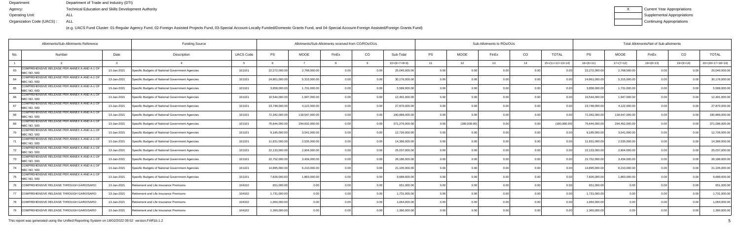Department: Department of Trade and Industry (DTI)
Agency: Technical Education and Skills Development Authority
Operating Unit: ALL
Organization Code (UACS) : ALL

(e.g. UACS Fund Cluster: 01-Regular Agency Fund, 02-Foreign Assisted Projects Fund, 03-Special Account-Locally Funded/Domestic Grants Fund, and 04-Special Account-Foreign Assisted/Foreign Grants Fund)

| X | Current Year Appropriations |
|---|---|
| | Supplemental Appropriations |
| | Continuing Appropriations |

| Allotments/Sub-Allotments Reference | | | Funding Source | | Allotments/Sub-Allotments received from CO/ROs/OUs | | | | | Sub-Allotments to ROs/OUs | | | | | Total Allotments/Net of Sub-allotments | | | | |
|---|---|---|---|---|---|---|---|---|---|---|---|---|---|---|---|---|---|---|---|
| No. | Number | Date | Description | UACS Code | PS | MOOE | FinEx | CO | Sub-Total | PS | MOOE | FinEx | CO | TOTAL | PS | MOOE | FinEx | CO | TOTAL |
| 1 | 2 | 3 | 4 | 5 | 6 | 7 | 8 | 9 | 10=(6+7+8+9) | 11 | 12 | 13 | 14 | 15=(11+12+13+14) | 16=(6+11) | 17=(7+12) | 18=(8+13) | 19=(9+14) | 20=(16+17+18+19) |
| 63 | COMPREHENSIVE RELEASE PER ANNEX A AND A-1 OF NBC NO. 583 | 13-Jan-2021 | Specific Budgets of National Government Agencies | 101101 | 22,272,000.00 | 2,768,000.00 | 0.00 | 0.00 | 25,040,000.00 | 0.00 | 0.00 | 0.00 | 0.00 | 0.00 | 22,272,000.00 | 2,768,000.00 | 0.00 | 0.00 | 25,040,000.00 |
| 64 | COMPREHENSIVE RELEASE PER ANNEX A AND A-1 OF NBC NO. 583 | 13-Jan-2021 | Specific Budgets of National Government Agencies | 101101 | 24,861,000.00 | 5,315,000.00 | 0.00 | 0.00 | 30,176,000.00 | 0.00 | 0.00 | 0.00 | 0.00 | 0.00 | 24,861,000.00 | 5,315,000.00 | 0.00 | 0.00 | 30,176,000.00 |
| 65 | COMPREHENSIVE RELEASE PER ANNEX A AND A-1 OF NBC NO. 583 | 13-Jan-2021 | Specific Budgets of National Government Agencies | 101101 | 3,858,000.00 | 1,731,000.00 | 0.00 | 0.00 | 5,589,000.00 | 0.00 | 0.00 | 0.00 | 0.00 | 0.00 | 3,858,000.00 | 1,731,000.00 | 0.00 | 0.00 | 5,589,000.00 |
| 66 | COMPREHENSIVE RELEASE PER ANNEX A AND A-1 OF NBC NO. 583 | 13-Jan-2021 | Specific Budgets of National Government Agencies | 101101 | 10,544,000.00 | 1,947,000.00 | 0.00 | 0.00 | 12,491,000.00 | 0.00 | 0.00 | 0.00 | 0.00 | 0.00 | 10,544,000.00 | 1,947,000.00 | 0.00 | 0.00 | 12,491,000.00 |
| 67 | COMPREHENSIVE RELEASE PER ANNEX A AND A-1 OF NBC NO. 583 | 13-Jan-2021 | Specific Budgets of National Government Agencies | 101101 | 23,748,000.00 | 4,122,000.00 | 0.00 | 0.00 | 27,870,000.00 | 0.00 | 0.00 | 0.00 | 0.00 | 0.00 | 23,748,000.00 | 4,122,000.00 | 0.00 | 0.00 | 27,870,000.00 |
| 68 | COMPREHENSIVE RELEASE PER ANNEX A AND A-1 OF NBC NO. 583 | 13-Jan-2021 | Specific Budgets of National Government Agencies | 101101 | 72,342,000.00 | 118,547,000.00 | 0.00 | 0.00 | 190,889,000.00 | 0.00 | 0.00 | 0.00 | 0.00 | 0.00 | 72,342,000.00 | 118,547,000.00 | 0.00 | 0.00 | 190,889,000.00 |
| 69 | COMPREHENSIVE RELEASE PER ANNEX A AND A-1 OF NBC NO. 583 | 13-Jan-2021 | Specific Budgets of National Government Agencies | 101101 | 76,644,000.00 | 294,632,000.00 | 0.00 | 0.00 | 371,276,000.00 | 0.00 | (180,000.00) | 0.00 | 0.00 | (180,000.00) | 76,644,000.00 | 294,452,000.00 | 0.00 | 0.00 | 371,096,000.00 |
| 70 | COMPREHENSIVE RELEASE PER ANNEX A AND A-1 OF NBC NO. 583 | 13-Jan-2021 | Specific Budgets of National Government Agencies | 101101 | 9,185,000.00 | 3,541,000.00 | 0.00 | 0.00 | 12,726,000.00 | 0.00 | 0.00 | 0.00 | 0.00 | 0.00 | 9,185,000.00 | 3,541,000.00 | 0.00 | 0.00 | 12,726,000.00 |
| 71 | COMPREHENSIVE RELEASE PER ANNEX A AND A-1 OF NBC NO. 583 | 13-Jan-2021 | Specific Budgets of National Government Agencies | 101101 | 11,831,000.00 | 2,535,000.00 | 0.00 | 0.00 | 14,366,000.00 | 0.00 | 0.00 | 0.00 | 0.00 | 0.00 | 11,831,000.00 | 2,535,000.00 | 0.00 | 0.00 | 14,366,000.00 |
| 72 | COMPREHENSIVE RELEASE PER ANNEX A AND A-1 OF NBC NO. 583 | 13-Jan-2021 | Specific Budgets of National Government Agencies | 101101 | 22,133,000.00 | 2,904,000.00 | 0.00 | 0.00 | 25,037,000.00 | 0.00 | 0.00 | 0.00 | 0.00 | 0.00 | 22,133,000.00 | 2,904,000.00 | 0.00 | 0.00 | 25,037,000.00 |
| 73 | COMPREHENSIVE RELEASE PER ANNEX A AND A-1 OF NBC NO. 583 | 13-Jan-2021 | Specific Budgets of National Government Agencies | 101101 | 22,752,000.00 | 3,434,000.00 | 0.00 | 0.00 | 26,186,000.00 | 0.00 | 0.00 | 0.00 | 0.00 | 0.00 | 22,752,000.00 | 3,434,000.00 | 0.00 | 0.00 | 26,186,000.00 |
| 74 | COMPREHENSIVE RELEASE PER ANNEX A AND A-1 OF NBC NO. 583 | 13-Jan-2021 | Specific Budgets of National Government Agencies | 101101 | 14,895,000.00 | 6,210,000.00 | 0.00 | 0.00 | 21,105,000.00 | 0.00 | 0.00 | 0.00 | 0.00 | 0.00 | 14,895,000.00 | 6,210,000.00 | 0.00 | 0.00 | 21,105,000.00 |
| 75 | COMPREHENSIVE RELEASE PER ANNEX A AND A-1 OF NBC NO. 583 | 13-Jan-2021 | Specific Budgets of National Government Agencies | 101101 | 7,826,000.00 | 1,863,000.00 | 0.00 | 0.00 | 9,689,000.00 | 0.00 | 0.00 | 0.00 | 0.00 | 0.00 | 7,826,000.00 | 1,863,000.00 | 0.00 | 0.00 | 9,689,000.00 |
| 76 | COMPREHENSIVE RELEASE THROUGH GARO/SARO | 13-Jan-2021 | Retirement and Life Insurance Premiums | 104102 | 651,000.00 | 0.00 | 0.00 | 0.00 | 651,000.00 | 0.00 | 0.00 | 0.00 | 0.00 | 0.00 | 651,000.00 | 0.00 | 0.00 | 0.00 | 651,000.00 |
| 77 | COMPREHENSIVE RELEASE THROUGH GARO/SARO | 13-Jan-2021 | Retirement and Life Insurance Premiums | 104102 | 1,731,000.00 | 0.00 | 0.00 | 0.00 | 1,731,000.00 | 0.00 | 0.00 | 0.00 | 0.00 | 0.00 | 1,731,000.00 | 0.00 | 0.00 | 0.00 | 1,731,000.00 |
| 78 | COMPREHENSIVE RELEASE THROUGH GARO/SARO | 13-Jan-2021 | Retirement and Life Insurance Premiums | 104102 | 1,064,000.00 | 0.00 | 0.00 | 0.00 | 1,064,000.00 | 0.00 | 0.00 | 0.00 | 0.00 | 0.00 | 1,064,000.00 | 0.00 | 0.00 | 0.00 | 1,064,000.00 |
| 79 | COMPREHENSIVE RELEASE THROUGH GARO/SARO | 13-Jan-2021 | Retirement and Life Insurance Premiums | 104102 | 1,360,000.00 | 0.00 | 0.00 | 0.00 | 1,360,000.00 | 0.00 | 0.00 | 0.00 | 0.00 | 0.00 | 1,360,000.00 | 0.00 | 0.00 | 0.00 | 1,360,000.00 |

This report was generated using the Unified Reporting System on 18/02/2022 09:02 version.FAR1b.1.2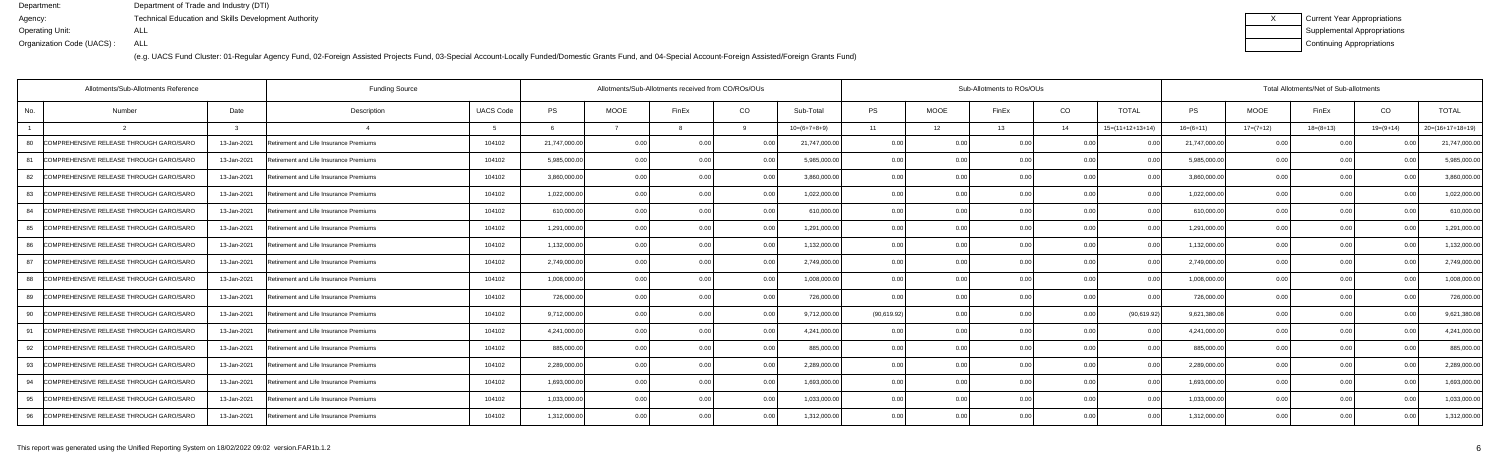Department: Department of Trade and Industry (DTI)
Agency: Technical Education and Skills Development Authority
Operating Unit: ALL
Organization Code (UACS) : ALL

| X | Current Year Appropriations |
|---|---|
| | Supplemental Appropriations |
| | Continuing Appropriations |

(e.g. UACS Fund Cluster: 01-Regular Agency Fund, 02-Foreign Assisted Projects Fund, 03-Special Account-Locally Funded/Domestic Grants Fund, and 04-Special Account-Foreign Assisted/Foreign Grants Fund)

| Allotments/Sub-Allotments Reference | | | Funding Source | | Allotments/Sub-Allotments received from CO/ROs/OUs | | | | | Sub-Allotments to ROs/OUs | | | | | Total Allotments/Net of Sub-allotments | | | | |
|---|---|---|---|---|---|---|---|---|---|---|---|---|---|---|---|---|---|---|---|
| No. | Number | Date | Description | UACS Code | PS | MOOE | FinEx | CO | Sub-Total | PS | MOOE | FinEx | CO | TOTAL | PS | MOOE | FinEx | CO | TOTAL |
| 1 | 2 | 3 | 4 | 5 | 6 | 7 | 8 | 9 | 10=(6+7+8+9) | 11 | 12 | 13 | 14 | 15=(11+12+13+14) | 16=(6+11) | 17=(7+12) | 18=(8+13) | 19=(9+14) | 20=(16+17+18+19) |
| 80 | COMPREHENSIVE RELEASE THROUGH GARO/SARO | 13-Jan-2021 | Retirement and Life Insurance Premiums | 104102 | 21,747,000.00 | 0.00 | 0.00 | 0.00 | 21,747,000.00 | 0.00 | 0.00 | 0.00 | 0.00 | 0.00 | 21,747,000.00 | 0.00 | 0.00 | 0.00 | 21,747,000.00 |
| 81 | COMPREHENSIVE RELEASE THROUGH GARO/SARO | 13-Jan-2021 | Retirement and Life Insurance Premiums | 104102 | 5,985,000.00 | 0.00 | 0.00 | 0.00 | 5,985,000.00 | 0.00 | 0.00 | 0.00 | 0.00 | 0.00 | 5,985,000.00 | 0.00 | 0.00 | 0.00 | 5,985,000.00 |
| 82 | COMPREHENSIVE RELEASE THROUGH GARO/SARO | 13-Jan-2021 | Retirement and Life Insurance Premiums | 104102 | 3,860,000.00 | 0.00 | 0.00 | 0.00 | 3,860,000.00 | 0.00 | 0.00 | 0.00 | 0.00 | 0.00 | 3,860,000.00 | 0.00 | 0.00 | 0.00 | 3,860,000.00 |
| 83 | COMPREHENSIVE RELEASE THROUGH GARO/SARO | 13-Jan-2021 | Retirement and Life Insurance Premiums | 104102 | 1,022,000.00 | 0.00 | 0.00 | 0.00 | 1,022,000.00 | 0.00 | 0.00 | 0.00 | 0.00 | 0.00 | 1,022,000.00 | 0.00 | 0.00 | 0.00 | 1,022,000.00 |
| 84 | COMPREHENSIVE RELEASE THROUGH GARO/SARO | 13-Jan-2021 | Retirement and Life Insurance Premiums | 104102 | 610,000.00 | 0.00 | 0.00 | 0.00 | 610,000.00 | 0.00 | 0.00 | 0.00 | 0.00 | 0.00 | 610,000.00 | 0.00 | 0.00 | 0.00 | 610,000.00 |
| 85 | COMPREHENSIVE RELEASE THROUGH GARO/SARO | 13-Jan-2021 | Retirement and Life Insurance Premiums | 104102 | 1,291,000.00 | 0.00 | 0.00 | 0.00 | 1,291,000.00 | 0.00 | 0.00 | 0.00 | 0.00 | 0.00 | 1,291,000.00 | 0.00 | 0.00 | 0.00 | 1,291,000.00 |
| 86 | COMPREHENSIVE RELEASE THROUGH GARO/SARO | 13-Jan-2021 | Retirement and Life Insurance Premiums | 104102 | 1,132,000.00 | 0.00 | 0.00 | 0.00 | 1,132,000.00 | 0.00 | 0.00 | 0.00 | 0.00 | 0.00 | 1,132,000.00 | 0.00 | 0.00 | 0.00 | 1,132,000.00 |
| 87 | COMPREHENSIVE RELEASE THROUGH GARO/SARO | 13-Jan-2021 | Retirement and Life Insurance Premiums | 104102 | 2,749,000.00 | 0.00 | 0.00 | 0.00 | 2,749,000.00 | 0.00 | 0.00 | 0.00 | 0.00 | 0.00 | 2,749,000.00 | 0.00 | 0.00 | 0.00 | 2,749,000.00 |
| 88 | COMPREHENSIVE RELEASE THROUGH GARO/SARO | 13-Jan-2021 | Retirement and Life Insurance Premiums | 104102 | 1,008,000.00 | 0.00 | 0.00 | 0.00 | 1,008,000.00 | 0.00 | 0.00 | 0.00 | 0.00 | 0.00 | 1,008,000.00 | 0.00 | 0.00 | 0.00 | 1,008,000.00 |
| 89 | COMPREHENSIVE RELEASE THROUGH GARO/SARO | 13-Jan-2021 | Retirement and Life Insurance Premiums | 104102 | 726,000.00 | 0.00 | 0.00 | 0.00 | 726,000.00 | 0.00 | 0.00 | 0.00 | 0.00 | 0.00 | 726,000.00 | 0.00 | 0.00 | 0.00 | 726,000.00 |
| 90 | COMPREHENSIVE RELEASE THROUGH GARO/SARO | 13-Jan-2021 | Retirement and Life Insurance Premiums | 104102 | 9,712,000.00 | 0.00 | 0.00 | 0.00 | 9,712,000.00 | (90,619.92) | 0.00 | 0.00 | 0.00 | (90,619.92) | 9,621,380.08 | 0.00 | 0.00 | 0.00 | 9,621,380.08 |
| 91 | COMPREHENSIVE RELEASE THROUGH GARO/SARO | 13-Jan-2021 | Retirement and Life Insurance Premiums | 104102 | 4,241,000.00 | 0.00 | 0.00 | 0.00 | 4,241,000.00 | 0.00 | 0.00 | 0.00 | 0.00 | 0.00 | 4,241,000.00 | 0.00 | 0.00 | 0.00 | 4,241,000.00 |
| 92 | COMPREHENSIVE RELEASE THROUGH GARO/SARO | 13-Jan-2021 | Retirement and Life Insurance Premiums | 104102 | 885,000.00 | 0.00 | 0.00 | 0.00 | 885,000.00 | 0.00 | 0.00 | 0.00 | 0.00 | 0.00 | 885,000.00 | 0.00 | 0.00 | 0.00 | 885,000.00 |
| 93 | COMPREHENSIVE RELEASE THROUGH GARO/SARO | 13-Jan-2021 | Retirement and Life Insurance Premiums | 104102 | 2,289,000.00 | 0.00 | 0.00 | 0.00 | 2,289,000.00 | 0.00 | 0.00 | 0.00 | 0.00 | 0.00 | 2,289,000.00 | 0.00 | 0.00 | 0.00 | 2,289,000.00 |
| 94 | COMPREHENSIVE RELEASE THROUGH GARO/SARO | 13-Jan-2021 | Retirement and Life Insurance Premiums | 104102 | 1,693,000.00 | 0.00 | 0.00 | 0.00 | 1,693,000.00 | 0.00 | 0.00 | 0.00 | 0.00 | 0.00 | 1,693,000.00 | 0.00 | 0.00 | 0.00 | 1,693,000.00 |
| 95 | COMPREHENSIVE RELEASE THROUGH GARO/SARO | 13-Jan-2021 | Retirement and Life Insurance Premiums | 104102 | 1,033,000.00 | 0.00 | 0.00 | 0.00 | 1,033,000.00 | 0.00 | 0.00 | 0.00 | 0.00 | 0.00 | 1,033,000.00 | 0.00 | 0.00 | 0.00 | 1,033,000.00 |
| 96 | COMPREHENSIVE RELEASE THROUGH GARO/SARO | 13-Jan-2021 | Retirement and Life Insurance Premiums | 104102 | 1,312,000.00 | 0.00 | 0.00 | 0.00 | 1,312,000.00 | 0.00 | 0.00 | 0.00 | 0.00 | 0.00 | 1,312,000.00 | 0.00 | 0.00 | 0.00 | 1,312,000.00 |

This report was generated using the Unified Reporting System on 18/02/2022 09:02 version.FAR1b.1.2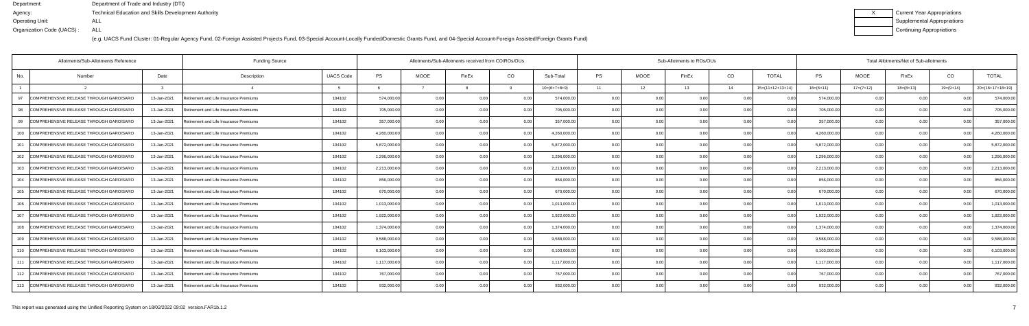Department: Department of Trade and Industry (DTI)
Agency: Technical Education and Skills Development Authority
Operating Unit: ALL
Organization Code (UACS) : ALL

| X | Current Year Appropriations |
|---|---|
| | Supplemental Appropriations |
| | Continuing Appropriations |

(e.g. UACS Fund Cluster: 01-Regular Agency Fund, 02-Foreign Assisted Projects Fund, 03-Special Account-Locally Funded/Domestic Grants Fund, and 04-Special Account-Foreign Assisted/Foreign Grants Fund)

| Allotments/Sub-Allotments Reference | | | Funding Source | | Allotments/Sub-Allotments received from CO/ROs/OUs | | | | | Sub-Allotments to ROs/OUs | | | | | Total Allotments/Net of Sub-allotments | | | | |
|---|---|---|---|---|---|---|---|---|---|---|---|---|---|---|---|---|---|---|---|
| No. | Number | Date | Description | UACS Code | PS | MOOE | FinEx | CO | Sub-Total | PS | MOOE | FinEx | CO | TOTAL | PS | MOOE | FinEx | CO | TOTAL |
| 1 | 2 | 3 | 4 | 5 | 6 | 7 | 8 | 9 | 10=(6+7+8+9) | 11 | 12 | 13 | 14 | 15=(11+12+13+14) | 16=(6+11) | 17=(7+12) | 18=(8+13) | 19=(9+14) | 20=(16+17+18+19) |
| 97 | COMPREHENSIVE RELEASE THROUGH GARO/SARO | 13-Jan-2021 | Retirement and Life Insurance Premiums | 104102 | 574,000.00 | 0.00 | 0.00 | 0.00 | 574,000.00 | 0.00 | 0.00 | 0.00 | 0.00 | 0.00 | 574,000.00 | 0.00 | 0.00 | 0.00 | 574,000.00 |
| 98 | COMPREHENSIVE RELEASE THROUGH GARO/SARO | 13-Jan-2021 | Retirement and Life Insurance Premiums | 104102 | 705,000.00 | 0.00 | 0.00 | 0.00 | 705,000.00 | 0.00 | 0.00 | 0.00 | 0.00 | 0.00 | 705,000.00 | 0.00 | 0.00 | 0.00 | 705,000.00 |
| 99 | COMPREHENSIVE RELEASE THROUGH GARO/SARO | 13-Jan-2021 | Retirement and Life Insurance Premiums | 104102 | 357,000.00 | 0.00 | 0.00 | 0.00 | 357,000.00 | 0.00 | 0.00 | 0.00 | 0.00 | 0.00 | 357,000.00 | 0.00 | 0.00 | 0.00 | 357,000.00 |
| 100 | COMPREHENSIVE RELEASE THROUGH GARO/SARO | 13-Jan-2021 | Retirement and Life Insurance Premiums | 104102 | 4,260,000.00 | 0.00 | 0.00 | 0.00 | 4,260,000.00 | 0.00 | 0.00 | 0.00 | 0.00 | 0.00 | 4,260,000.00 | 0.00 | 0.00 | 0.00 | 4,260,000.00 |
| 101 | COMPREHENSIVE RELEASE THROUGH GARO/SARO | 13-Jan-2021 | Retirement and Life Insurance Premiums | 104102 | 5,872,000.00 | 0.00 | 0.00 | 0.00 | 5,872,000.00 | 0.00 | 0.00 | 0.00 | 0.00 | 0.00 | 5,872,000.00 | 0.00 | 0.00 | 0.00 | 5,872,000.00 |
| 102 | COMPREHENSIVE RELEASE THROUGH GARO/SARO | 13-Jan-2021 | Retirement and Life Insurance Premiums | 104102 | 1,296,000.00 | 0.00 | 0.00 | 0.00 | 1,296,000.00 | 0.00 | 0.00 | 0.00 | 0.00 | 0.00 | 1,296,000.00 | 0.00 | 0.00 | 0.00 | 1,296,000.00 |
| 103 | COMPREHENSIVE RELEASE THROUGH GARO/SARO | 13-Jan-2021 | Retirement and Life Insurance Premiums | 104102 | 2,213,000.00 | 0.00 | 0.00 | 0.00 | 2,213,000.00 | 0.00 | 0.00 | 0.00 | 0.00 | 0.00 | 2,213,000.00 | 0.00 | 0.00 | 0.00 | 2,213,000.00 |
| 104 | COMPREHENSIVE RELEASE THROUGH GARO/SARO | 13-Jan-2021 | Retirement and Life Insurance Premiums | 104102 | 856,000.00 | 0.00 | 0.00 | 0.00 | 856,000.00 | 0.00 | 0.00 | 0.00 | 0.00 | 0.00 | 856,000.00 | 0.00 | 0.00 | 0.00 | 856,000.00 |
| 105 | COMPREHENSIVE RELEASE THROUGH GARO/SARO | 13-Jan-2021 | Retirement and Life Insurance Premiums | 104102 | 670,000.00 | 0.00 | 0.00 | 0.00 | 670,000.00 | 0.00 | 0.00 | 0.00 | 0.00 | 0.00 | 670,000.00 | 0.00 | 0.00 | 0.00 | 670,000.00 |
| 106 | COMPREHENSIVE RELEASE THROUGH GARO/SARO | 13-Jan-2021 | Retirement and Life Insurance Premiums | 104102 | 1,013,000.00 | 0.00 | 0.00 | 0.00 | 1,013,000.00 | 0.00 | 0.00 | 0.00 | 0.00 | 0.00 | 1,013,000.00 | 0.00 | 0.00 | 0.00 | 1,013,000.00 |
| 107 | COMPREHENSIVE RELEASE THROUGH GARO/SARO | 13-Jan-2021 | Retirement and Life Insurance Premiums | 104102 | 1,922,000.00 | 0.00 | 0.00 | 0.00 | 1,922,000.00 | 0.00 | 0.00 | 0.00 | 0.00 | 0.00 | 1,922,000.00 | 0.00 | 0.00 | 0.00 | 1,922,000.00 |
| 108 | COMPREHENSIVE RELEASE THROUGH GARO/SARO | 13-Jan-2021 | Retirement and Life Insurance Premiums | 104102 | 1,374,000.00 | 0.00 | 0.00 | 0.00 | 1,374,000.00 | 0.00 | 0.00 | 0.00 | 0.00 | 0.00 | 1,374,000.00 | 0.00 | 0.00 | 0.00 | 1,374,000.00 |
| 109 | COMPREHENSIVE RELEASE THROUGH GARO/SARO | 13-Jan-2021 | Retirement and Life Insurance Premiums | 104102 | 9,588,000.00 | 0.00 | 0.00 | 0.00 | 9,588,000.00 | 0.00 | 0.00 | 0.00 | 0.00 | 0.00 | 9,588,000.00 | 0.00 | 0.00 | 0.00 | 9,588,000.00 |
| 110 | COMPREHENSIVE RELEASE THROUGH GARO/SARO | 13-Jan-2021 | Retirement and Life Insurance Premiums | 104102 | 6,103,000.00 | 0.00 | 0.00 | 0.00 | 6,103,000.00 | 0.00 | 0.00 | 0.00 | 0.00 | 0.00 | 6,103,000.00 | 0.00 | 0.00 | 0.00 | 6,103,000.00 |
| 111 | COMPREHENSIVE RELEASE THROUGH GARO/SARO | 13-Jan-2021 | Retirement and Life Insurance Premiums | 104102 | 1,117,000.00 | 0.00 | 0.00 | 0.00 | 1,117,000.00 | 0.00 | 0.00 | 0.00 | 0.00 | 0.00 | 1,117,000.00 | 0.00 | 0.00 | 0.00 | 1,117,000.00 |
| 112 | COMPREHENSIVE RELEASE THROUGH GARO/SARO | 13-Jan-2021 | Retirement and Life Insurance Premiums | 104102 | 767,000.00 | 0.00 | 0.00 | 0.00 | 767,000.00 | 0.00 | 0.00 | 0.00 | 0.00 | 0.00 | 767,000.00 | 0.00 | 0.00 | 0.00 | 767,000.00 |
| 113 | COMPREHENSIVE RELEASE THROUGH GARO/SARO | 13-Jan-2021 | Retirement and Life Insurance Premiums | 104102 | 932,000.00 | 0.00 | 0.00 | 0.00 | 932,000.00 | 0.00 | 0.00 | 0.00 | 0.00 | 0.00 | 932,000.00 | 0.00 | 0.00 | 0.00 | 932,000.00 |

This report was generated using the Unified Reporting System on 18/02/2022 09:02 version.FAR1b.1.2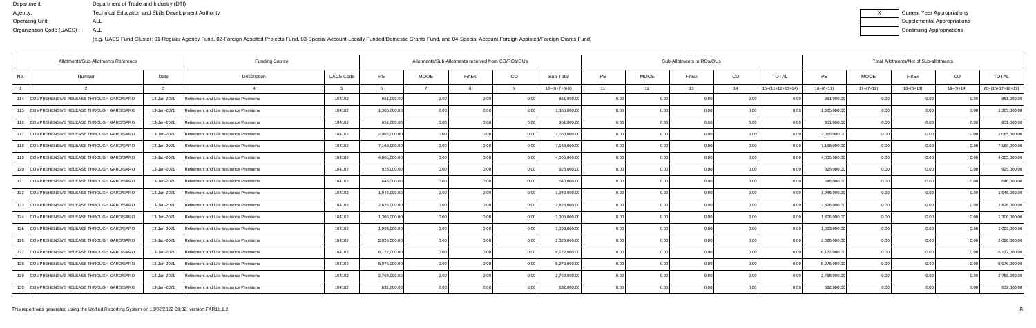Department: Department of Trade and Industry (DTI)
Agency: Technical Education and Skills Development Authority
Operating Unit: ALL
Organization Code (UACS) : ALL

| X | Current Year Appropriations |
|---|---|
| | Supplemental Appropriations |
| | Continuing Appropriations |

(e.g. UACS Fund Cluster: 01-Regular Agency Fund, 02-Foreign Assisted Projects Fund, 03-Special Account-Locally Funded/Domestic Grants Fund, and 04-Special Account-Foreign Assisted/Foreign Grants Fund)

| Allotments/Sub-Allotments Reference | | | Funding Source | | Allotments/Sub-Allotments received from CO/ROs/OUs | | | | | Sub-Allotments to ROs/OUs | | | | | Total Allotments/Net of Sub-allotments | | | | |
|---|---|---|---|---|---|---|---|---|---|---|---|---|---|---|---|---|---|---|---|
| No. | Number | Date | Description | UACS Code | PS | MOOE | FinEx | CO | Sub-Total | PS | MOOE | FinEx | CO | TOTAL | PS | MOOE | FinEx | CO | TOTAL |
| 1 | 2 | 3 | 4 | 5 | 6 | 7 | 8 | 9 | 10=(6+7+8+9) | 11 | 12 | 13 | 14 | 15=(11+12+13+14) | 16=(6+11) | 17=(7+12) | 18=(8+13) | 19=(9+14) | 20=(16+17+18+19) |
| 114 | COMPREHENSIVE RELEASE THROUGH GARO/SARO | 13-Jan-2021 | Retirement and Life Insurance Premiums | 104102 | 851,000.00 | 0.00 | 0.00 | 0.00 | 851,000.00 | 0.00 | 0.00 | 0.00 | 0.00 | 0.00 | 851,000.00 | 0.00 | 0.00 | 0.00 | 851,000.00 |
| 115 | COMPREHENSIVE RELEASE THROUGH GARO/SARO | 13-Jan-2021 | Retirement and Life Insurance Premiums | 104102 | 1,365,000.00 | 0.00 | 0.00 | 0.00 | 1,365,000.00 | 0.00 | 0.00 | 0.00 | 0.00 | 0.00 | 1,365,000.00 | 0.00 | 0.00 | 0.00 | 1,365,000.00 |
| 116 | COMPREHENSIVE RELEASE THROUGH GARO/SARO | 13-Jan-2021 | Retirement and Life Insurance Premiums | 104102 | 951,000.00 | 0.00 | 0.00 | 0.00 | 951,000.00 | 0.00 | 0.00 | 0.00 | 0.00 | 0.00 | 951,000.00 | 0.00 | 0.00 | 0.00 | 951,000.00 |
| 117 | COMPREHENSIVE RELEASE THROUGH GARO/SARO | 13-Jan-2021 | Retirement and Life Insurance Premiums | 104102 | 2,065,000.00 | 0.00 | 0.00 | 0.00 | 2,065,000.00 | 0.00 | 0.00 | 0.00 | 0.00 | 0.00 | 2,065,000.00 | 0.00 | 0.00 | 0.00 | 2,065,000.00 |
| 118 | COMPREHENSIVE RELEASE THROUGH GARO/SARO | 13-Jan-2021 | Retirement and Life Insurance Premiums | 104102 | 7,168,000.00 | 0.00 | 0.00 | 0.00 | 7,168,000.00 | 0.00 | 0.00 | 0.00 | 0.00 | 0.00 | 7,168,000.00 | 0.00 | 0.00 | 0.00 | 7,168,000.00 |
| 119 | COMPREHENSIVE RELEASE THROUGH GARO/SARO | 13-Jan-2021 | Retirement and Life Insurance Premiums | 104102 | 4,005,000.00 | 0.00 | 0.00 | 0.00 | 4,005,000.00 | 0.00 | 0.00 | 0.00 | 0.00 | 0.00 | 4,005,000.00 | 0.00 | 0.00 | 0.00 | 4,005,000.00 |
| 120 | COMPREHENSIVE RELEASE THROUGH GARO/SARO | 13-Jan-2021 | Retirement and Life Insurance Premiums | 104102 | 925,000.00 | 0.00 | 0.00 | 0.00 | 925,000.00 | 0.00 | 0.00 | 0.00 | 0.00 | 0.00 | 925,000.00 | 0.00 | 0.00 | 0.00 | 925,000.00 |
| 121 | COMPREHENSIVE RELEASE THROUGH GARO/SARO | 13-Jan-2021 | Retirement and Life Insurance Premiums | 104102 | 646,000.00 | 0.00 | 0.00 | 0.00 | 646,000.00 | 0.00 | 0.00 | 0.00 | 0.00 | 0.00 | 646,000.00 | 0.00 | 0.00 | 0.00 | 646,000.00 |
| 122 | COMPREHENSIVE RELEASE THROUGH GARO/SARO | 13-Jan-2021 | Retirement and Life Insurance Premiums | 104102 | 1,946,000.00 | 0.00 | 0.00 | 0.00 | 1,946,000.00 | 0.00 | 0.00 | 0.00 | 0.00 | 0.00 | 1,946,000.00 | 0.00 | 0.00 | 0.00 | 1,946,000.00 |
| 123 | COMPREHENSIVE RELEASE THROUGH GARO/SARO | 13-Jan-2021 | Retirement and Life Insurance Premiums | 104102 | 2,826,000.00 | 0.00 | 0.00 | 0.00 | 2,826,000.00 | 0.00 | 0.00 | 0.00 | 0.00 | 0.00 | 2,826,000.00 | 0.00 | 0.00 | 0.00 | 2,826,000.00 |
| 124 | COMPREHENSIVE RELEASE THROUGH GARO/SARO | 13-Jan-2021 | Retirement and Life Insurance Premiums | 104102 | 1,306,000.00 | 0.00 | 0.00 | 0.00 | 1,306,000.00 | 0.00 | 0.00 | 0.00 | 0.00 | 0.00 | 1,306,000.00 | 0.00 | 0.00 | 0.00 | 1,306,000.00 |
| 125 | COMPREHENSIVE RELEASE THROUGH GARO/SARO | 13-Jan-2021 | Retirement and Life Insurance Premiums | 104102 | 1,093,000.00 | 0.00 | 0.00 | 0.00 | 1,093,000.00 | 0.00 | 0.00 | 0.00 | 0.00 | 0.00 | 1,093,000.00 | 0.00 | 0.00 | 0.00 | 1,093,000.00 |
| 126 | COMPREHENSIVE RELEASE THROUGH GARO/SARO | 13-Jan-2021 | Retirement and Life Insurance Premiums | 104102 | 2,026,000.00 | 0.00 | 0.00 | 0.00 | 2,026,000.00 | 0.00 | 0.00 | 0.00 | 0.00 | 0.00 | 2,026,000.00 | 0.00 | 0.00 | 0.00 | 2,026,000.00 |
| 127 | COMPREHENSIVE RELEASE THROUGH GARO/SARO | 13-Jan-2021 | Retirement and Life Insurance Premiums | 104102 | 6,172,000.00 | 0.00 | 0.00 | 0.00 | 6,172,000.00 | 0.00 | 0.00 | 0.00 | 0.00 | 0.00 | 6,172,000.00 | 0.00 | 0.00 | 0.00 | 6,172,000.00 |
| 128 | COMPREHENSIVE RELEASE THROUGH GARO/SARO | 13-Jan-2021 | Retirement and Life Insurance Premiums | 104102 | 5,976,000.00 | 0.00 | 0.00 | 0.00 | 5,976,000.00 | 0.00 | 0.00 | 0.00 | 0.00 | 0.00 | 5,976,000.00 | 0.00 | 0.00 | 0.00 | 5,976,000.00 |
| 129 | COMPREHENSIVE RELEASE THROUGH GARO/SARO | 13-Jan-2021 | Retirement and Life Insurance Premiums | 104102 | 2,768,000.00 | 0.00 | 0.00 | 0.00 | 2,768,000.00 | 0.00 | 0.00 | 0.00 | 0.00 | 0.00 | 2,768,000.00 | 0.00 | 0.00 | 0.00 | 2,768,000.00 |
| 130 | COMPREHENSIVE RELEASE THROUGH GARO/SARO | 13-Jan-2021 | Retirement and Life Insurance Premiums | 104102 | 632,000.00 | 0.00 | 0.00 | 0.00 | 632,000.00 | 0.00 | 0.00 | 0.00 | 0.00 | 0.00 | 632,000.00 | 0.00 | 0.00 | 0.00 | 632,000.00 |

This report was generated using the Unified Reporting System on 18/02/2022 09:02 version.FAR1b.1.2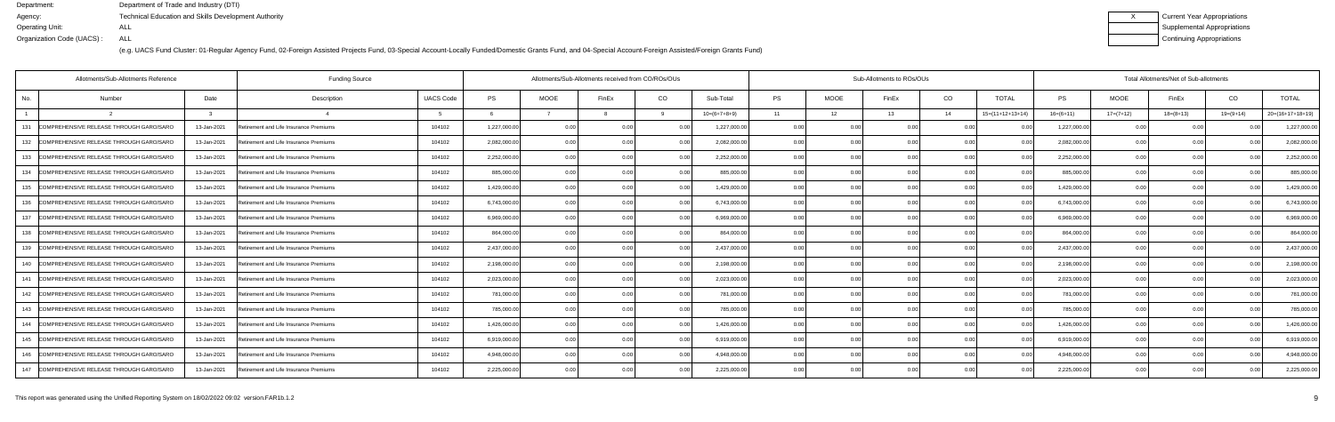Department: Department of Trade and Industry (DTI)
Agency: Technical Education and Skills Development Authority
Operating Unit: ALL
Organization Code (UACS) : ALL

| X | Current Year Appropriations |
|---|---|
| | Supplemental Appropriations |
| | Continuing Appropriations |

(e.g. UACS Fund Cluster: 01-Regular Agency Fund, 02-Foreign Assisted Projects Fund, 03-Special Account-Locally Funded/Domestic Grants Fund, and 04-Special Account-Foreign Assisted/Foreign Grants Fund)

| Allotments/Sub-Allotments Reference | | | Funding Source | | Allotments/Sub-Allotments received from CO/ROs/OUs | | | | | Sub-Allotments to ROs/OUs | | | | | Total Allotments/Net of Sub-allotments | | | | |
|---|---|---|---|---|---|---|---|---|---|---|---|---|---|---|---|---|---|---|---|
| No. | Number | Date | Description | UACS Code | PS | MOOE | FinEx | CO | Sub-Total | PS | MOOE | FinEx | CO | TOTAL | PS | MOOE | FinEx | CO | TOTAL |
| 1 | 2 | 3 | 4 | 5 | 6 | 7 | 8 | 9 | 10=(6+7+8+9) | 11 | 12 | 13 | 14 | 15=(11+12+13+14) | 16=(6+11) | 17=(7+12) | 18=(8+13) | 19=(9+14) | 20=(16+17+18+19) |
| 131 | COMPREHENSIVE RELEASE THROUGH GARO/SARO | 13-Jan-2021 | Retirement and Life Insurance Premiums | 104102 | 1,227,000.00 | 0.00 | 0.00 | 0.00 | 1,227,000.00 | 0.00 | 0.00 | 0.00 | 0.00 | 0.00 | 1,227,000.00 | 0.00 | 0.00 | 0.00 | 1,227,000.00 |
| 132 | COMPREHENSIVE RELEASE THROUGH GARO/SARO | 13-Jan-2021 | Retirement and Life Insurance Premiums | 104102 | 2,082,000.00 | 0.00 | 0.00 | 0.00 | 2,082,000.00 | 0.00 | 0.00 | 0.00 | 0.00 | 0.00 | 2,082,000.00 | 0.00 | 0.00 | 0.00 | 2,082,000.00 |
| 133 | COMPREHENSIVE RELEASE THROUGH GARO/SARO | 13-Jan-2021 | Retirement and Life Insurance Premiums | 104102 | 2,252,000.00 | 0.00 | 0.00 | 0.00 | 2,252,000.00 | 0.00 | 0.00 | 0.00 | 0.00 | 0.00 | 2,252,000.00 | 0.00 | 0.00 | 0.00 | 2,252,000.00 |
| 134 | COMPREHENSIVE RELEASE THROUGH GARO/SARO | 13-Jan-2021 | Retirement and Life Insurance Premiums | 104102 | 885,000.00 | 0.00 | 0.00 | 0.00 | 885,000.00 | 0.00 | 0.00 | 0.00 | 0.00 | 0.00 | 885,000.00 | 0.00 | 0.00 | 0.00 | 885,000.00 |
| 135 | COMPREHENSIVE RELEASE THROUGH GARO/SARO | 13-Jan-2021 | Retirement and Life Insurance Premiums | 104102 | 1,429,000.00 | 0.00 | 0.00 | 0.00 | 1,429,000.00 | 0.00 | 0.00 | 0.00 | 0.00 | 0.00 | 1,429,000.00 | 0.00 | 0.00 | 0.00 | 1,429,000.00 |
| 136 | COMPREHENSIVE RELEASE THROUGH GARO/SARO | 13-Jan-2021 | Retirement and Life Insurance Premiums | 104102 | 6,743,000.00 | 0.00 | 0.00 | 0.00 | 6,743,000.00 | 0.00 | 0.00 | 0.00 | 0.00 | 0.00 | 6,743,000.00 | 0.00 | 0.00 | 0.00 | 6,743,000.00 |
| 137 | COMPREHENSIVE RELEASE THROUGH GARO/SARO | 13-Jan-2021 | Retirement and Life Insurance Premiums | 104102 | 6,969,000.00 | 0.00 | 0.00 | 0.00 | 6,969,000.00 | 0.00 | 0.00 | 0.00 | 0.00 | 0.00 | 6,969,000.00 | 0.00 | 0.00 | 0.00 | 6,969,000.00 |
| 138 | COMPREHENSIVE RELEASE THROUGH GARO/SARO | 13-Jan-2021 | Retirement and Life Insurance Premiums | 104102 | 864,000.00 | 0.00 | 0.00 | 0.00 | 864,000.00 | 0.00 | 0.00 | 0.00 | 0.00 | 0.00 | 864,000.00 | 0.00 | 0.00 | 0.00 | 864,000.00 |
| 139 | COMPREHENSIVE RELEASE THROUGH GARO/SARO | 13-Jan-2021 | Retirement and Life Insurance Premiums | 104102 | 2,437,000.00 | 0.00 | 0.00 | 0.00 | 2,437,000.00 | 0.00 | 0.00 | 0.00 | 0.00 | 0.00 | 2,437,000.00 | 0.00 | 0.00 | 0.00 | 2,437,000.00 |
| 140 | COMPREHENSIVE RELEASE THROUGH GARO/SARO | 13-Jan-2021 | Retirement and Life Insurance Premiums | 104102 | 2,198,000.00 | 0.00 | 0.00 | 0.00 | 2,198,000.00 | 0.00 | 0.00 | 0.00 | 0.00 | 0.00 | 2,198,000.00 | 0.00 | 0.00 | 0.00 | 2,198,000.00 |
| 141 | COMPREHENSIVE RELEASE THROUGH GARO/SARO | 13-Jan-2021 | Retirement and Life Insurance Premiums | 104102 | 2,023,000.00 | 0.00 | 0.00 | 0.00 | 2,023,000.00 | 0.00 | 0.00 | 0.00 | 0.00 | 0.00 | 2,023,000.00 | 0.00 | 0.00 | 0.00 | 2,023,000.00 |
| 142 | COMPREHENSIVE RELEASE THROUGH GARO/SARO | 13-Jan-2021 | Retirement and Life Insurance Premiums | 104102 | 781,000.00 | 0.00 | 0.00 | 0.00 | 781,000.00 | 0.00 | 0.00 | 0.00 | 0.00 | 0.00 | 781,000.00 | 0.00 | 0.00 | 0.00 | 781,000.00 |
| 143 | COMPREHENSIVE RELEASE THROUGH GARO/SARO | 13-Jan-2021 | Retirement and Life Insurance Premiums | 104102 | 785,000.00 | 0.00 | 0.00 | 0.00 | 785,000.00 | 0.00 | 0.00 | 0.00 | 0.00 | 0.00 | 785,000.00 | 0.00 | 0.00 | 0.00 | 785,000.00 |
| 144 | COMPREHENSIVE RELEASE THROUGH GARO/SARO | 13-Jan-2021 | Retirement and Life Insurance Premiums | 104102 | 1,426,000.00 | 0.00 | 0.00 | 0.00 | 1,426,000.00 | 0.00 | 0.00 | 0.00 | 0.00 | 0.00 | 1,426,000.00 | 0.00 | 0.00 | 0.00 | 1,426,000.00 |
| 145 | COMPREHENSIVE RELEASE THROUGH GARO/SARO | 13-Jan-2021 | Retirement and Life Insurance Premiums | 104102 | 6,919,000.00 | 0.00 | 0.00 | 0.00 | 6,919,000.00 | 0.00 | 0.00 | 0.00 | 0.00 | 0.00 | 6,919,000.00 | 0.00 | 0.00 | 0.00 | 6,919,000.00 |
| 146 | COMPREHENSIVE RELEASE THROUGH GARO/SARO | 13-Jan-2021 | Retirement and Life Insurance Premiums | 104102 | 4,948,000.00 | 0.00 | 0.00 | 0.00 | 4,948,000.00 | 0.00 | 0.00 | 0.00 | 0.00 | 0.00 | 4,948,000.00 | 0.00 | 0.00 | 0.00 | 4,948,000.00 |
| 147 | COMPREHENSIVE RELEASE THROUGH GARO/SARO | 13-Jan-2021 | Retirement and Life Insurance Premiums | 104102 | 2,225,000.00 | 0.00 | 0.00 | 0.00 | 2,225,000.00 | 0.00 | 0.00 | 0.00 | 0.00 | 0.00 | 2,225,000.00 | 0.00 | 0.00 | 0.00 | 2,225,000.00 |

This report was generated using the Unified Reporting System on 18/02/2022 09:02 version.FAR1b.1.2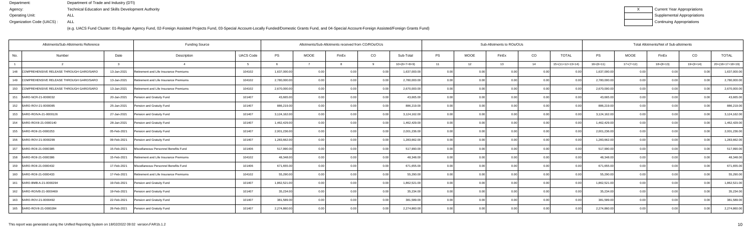Department: Department of Trade and Industry (DTI)
Agency: Technical Education and Skills Development Authority
Operating Unit: ALL
Organization Code (UACS) : ALL

| X | Current Year Appropriations |
|---|---|
| | Supplemental Appropriations |
| | Continuing Appropriations |

(e.g. UACS Fund Cluster: 01-Regular Agency Fund, 02-Foreign Assisted Projects Fund, 03-Special Account-Locally Funded/Domestic Grants Fund, and 04-Special Account-Foreign Assisted/Foreign Grants Fund)

| Allotments/Sub-Allotments Reference | | | Funding Source | | Allotments/Sub-Allotments received from CO/ROs/OUs | | | | | Sub-Allotments to ROs/OUs | | | | | Total Allotments/Net of Sub-allotments | | | | |
|---|---|---|---|---|---|---|---|---|---|---|---|---|---|---|---|---|---|---|---|
| No. | Number | Date | Description | UACS Code | PS | MOOE | FinEx | CO | Sub-Total | PS | MOOE | FinEx | CO | TOTAL | PS | MOOE | FinEx | CO | TOTAL |
| 1 | 2 | 3 | 4 | 5 | 6 | 7 | 8 | 9 | 10=(6+7+8+9) | 11 | 12 | 13 | 14 | 15=(11+12+13+14) | 16=(6+11) | 17=(7+12) | 18=(8+13) | 19=(9+14) | 20=(16+17+18+19) |
| 148 | COMPREHENSIVE RELEASE THROUGH GARO/SARO | 13-Jan-2021 | Retirement and Life Insurance Premiums | 104102 | 1,637,000.00 | 0.00 | 0.00 | 0.00 | 1,637,000.00 | 0.00 | 0.00 | 0.00 | 0.00 | 0.00 | 1,637,000.00 | 0.00 | 0.00 | 0.00 | 1,637,000.00 |
| 149 | COMPREHENSIVE RELEASE THROUGH GARO/SARO | 13-Jan-2021 | Retirement and Life Insurance Premiums | 104102 | 2,780,000.00 | 0.00 | 0.00 | 0.00 | 2,780,000.00 | 0.00 | 0.00 | 0.00 | 0.00 | 0.00 | 2,780,000.00 | 0.00 | 0.00 | 0.00 | 2,780,000.00 |
| 150 | COMPREHENSIVE RELEASE THROUGH GARO/SARO | 13-Jan-2021 | Retirement and Life Insurance Premiums | 104102 | 2,670,000.00 | 0.00 | 0.00 | 0.00 | 2,670,000.00 | 0.00 | 0.00 | 0.00 | 0.00 | 0.00 | 2,670,000.00 | 0.00 | 0.00 | 0.00 | 2,670,000.00 |
| 151 | SARO-NCR-21-0000032 | 20-Jan-2021 | Pension and Gratuity Fund | 101407 | 43,665.00 | 0.00 | 0.00 | 0.00 | 43,665.00 | 0.00 | 0.00 | 0.00 | 0.00 | 0.00 | 43,665.00 | 0.00 | 0.00 | 0.00 | 43,665.00 |
| 152 | SARO-ROV-21-0000085 | 25-Jan-2021 | Pension and Gratuity Fund | 101407 | 886,219.00 | 0.00 | 0.00 | 0.00 | 886,219.00 | 0.00 | 0.00 | 0.00 | 0.00 | 0.00 | 886,219.00 | 0.00 | 0.00 | 0.00 | 886,219.00 |
| 153 | SARO-ROIVA-21-0000126 | 27-Jan-2021 | Pension and Gratuity Fund | 101407 | 3,124,162.00 | 0.00 | 0.00 | 0.00 | 3,124,162.00 | 0.00 | 0.00 | 0.00 | 0.00 | 0.00 | 3,124,162.00 | 0.00 | 0.00 | 0.00 | 3,124,162.00 |
| 154 | SARO-ROXII-21-0000140 | 28-Jan-2021 | Pension and Gratuity Fund | 101407 | 1,462,429.00 | 0.00 | 0.00 | 0.00 | 1,462,429.00 | 0.00 | 0.00 | 0.00 | 0.00 | 0.00 | 1,462,429.00 | 0.00 | 0.00 | 0.00 | 1,462,429.00 |
| 155 | SARO-ROII-21-0000253 | 05-Feb-2021 | Pension and Gratuity Fund | 101407 | 2,001,236.00 | 0.00 | 0.00 | 0.00 | 2,001,236.00 | 0.00 | 0.00 | 0.00 | 0.00 | 0.00 | 2,001,236.00 | 0.00 | 0.00 | 0.00 | 2,001,236.00 |
| 156 | SARO-ROV-21-0000299 | 09-Feb-2021 | Pension and Gratuity Fund | 101407 | 1,283,662.00 | 0.00 | 0.00 | 0.00 | 1,283,662.00 | 0.00 | 0.00 | 0.00 | 0.00 | 0.00 | 1,283,662.00 | 0.00 | 0.00 | 0.00 | 1,283,662.00 |
| 157 | SARO-ROII-21-0000385 | 15-Feb-2021 | Miscellaneous Personnel Benefits Fund | 101406 | 517,990.00 | 0.00 | 0.00 | 0.00 | 517,990.00 | 0.00 | 0.00 | 0.00 | 0.00 | 0.00 | 517,990.00 | 0.00 | 0.00 | 0.00 | 517,990.00 |
| 158 | SARO-ROII-21-0000386 | 15-Feb-2021 | Retirement and Life Insurance Premiums | 104102 | 48,348.00 | 0.00 | 0.00 | 0.00 | 48,348.00 | 0.00 | 0.00 | 0.00 | 0.00 | 0.00 | 48,348.00 | 0.00 | 0.00 | 0.00 | 48,348.00 |
| 159 | SARO-ROII-21-0000432 | 17-Feb-2021 | Miscellaneous Personnel Benefits Fund | 101406 | 671,655.00 | 0.00 | 0.00 | 0.00 | 671,655.00 | 0.00 | 0.00 | 0.00 | 0.00 | 0.00 | 671,655.00 | 0.00 | 0.00 | 0.00 | 671,655.00 |
| 160 | SARO-ROII-21-0000433 | 17-Feb-2021 | Retirement and Life Insurance Premiums | 104102 | 55,290.00 | 0.00 | 0.00 | 0.00 | 55,290.00 | 0.00 | 0.00 | 0.00 | 0.00 | 0.00 | 55,290.00 | 0.00 | 0.00 | 0.00 | 55,290.00 |
| 161 | SARO-BMB-A-21-0000294 | 19-Feb-2021 | Pension and Gratuity Fund | 101407 | 1,862,521.00 | 0.00 | 0.00 | 0.00 | 1,862,521.00 | 0.00 | 0.00 | 0.00 | 0.00 | 0.00 | 1,862,521.00 | 0.00 | 0.00 | 0.00 | 1,862,521.00 |
| 162 | SARO-ROIVB-21-0000469 | 19-Feb-2021 | Pension and Gratuity Fund | 101407 | 35,234.00 | 0.00 | 0.00 | 0.00 | 35,234.00 | 0.00 | 0.00 | 0.00 | 0.00 | 0.00 | 35,234.00 | 0.00 | 0.00 | 0.00 | 35,234.00 |
| 163 | SARO-ROV-21-0000492 | 22-Feb-2021 | Pension and Gratuity Fund | 101407 | 381,589.00 | 0.00 | 0.00 | 0.00 | 381,589.00 | 0.00 | 0.00 | 0.00 | 0.00 | 0.00 | 381,589.00 | 0.00 | 0.00 | 0.00 | 381,589.00 |
| 165 | SARO-ROVII-21-0000284 | 26-Feb-2021 | Pension and Gratuity Fund | 101407 | 2,274,860.00 | 0.00 | 0.00 | 0.00 | 2,274,860.00 | 0.00 | 0.00 | 0.00 | 0.00 | 0.00 | 2,274,860.00 | 0.00 | 0.00 | 0.00 | 2,274,860.00 |

This report was generated using the Unified Reporting System on 18/02/2022 09:02 version.FAR1b.1.2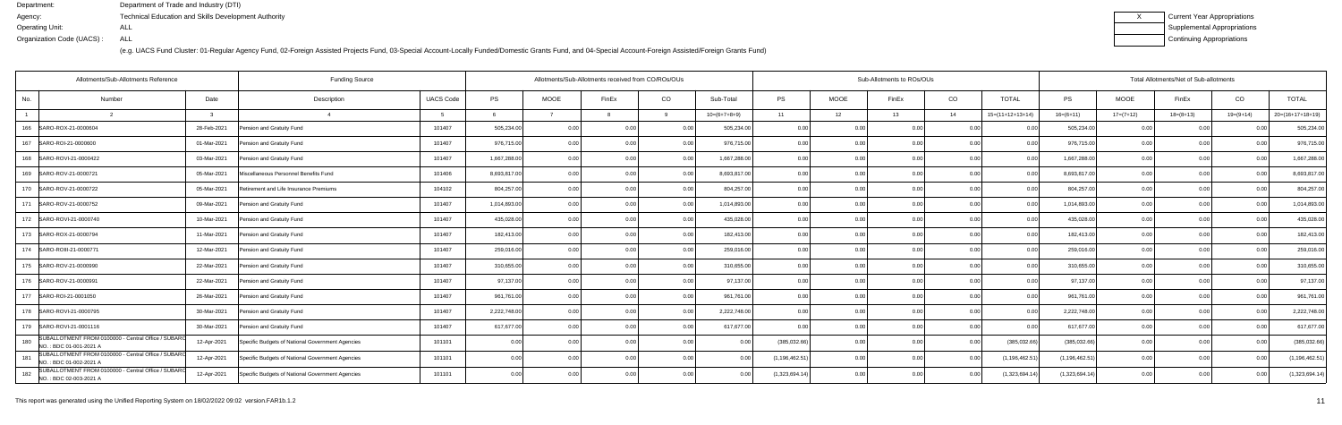Department: Department of Trade and Industry (DTI)
Agency: Technical Education and Skills Development Authority
Operating Unit: ALL
Organization Code (UACS) : ALL

| X | Current Year Appropriations |
|---|---|
| | Supplemental Appropriations |
| | Continuing Appropriations |

(e.g. UACS Fund Cluster: 01-Regular Agency Fund, 02-Foreign Assisted Projects Fund, 03-Special Account-Locally Funded/Domestic Grants Fund, and 04-Special Account-Foreign Assisted/Foreign Grants Fund)

| Allotments/Sub-Allotments Reference | | | Funding Source | | Allotments/Sub-Allotments received from CO/ROs/OUs | | | | | Sub-Allotments to ROs/OUs | | | | | Total Allotments/Net of Sub-allotments | | | | |
|---|---|---|---|---|---|---|---|---|---|---|---|---|---|---|---|---|---|---|---|
| No. | Number | Date | Description | UACS Code | PS | MOOE | FinEx | CO | Sub-Total | PS | MOOE | FinEx | CO | TOTAL | PS | MOOE | FinEx | CO | TOTAL |
| 1 | 2 | 3 | 4 | 5 | 6 | 7 | 8 | 9 | 10=(6+7+8+9) | 11 | 12 | 13 | 14 | 15=(11+12+13+14) | 16=(6+11) | 17=(7+12) | 18=(8+13) | 19=(9+14) | 20=(16+17+18+19) |
| 166 | SARO-ROX-21-0000604 | 28-Feb-2021 | Pension and Gratuity Fund | 101407 | 505,234.00 | 0.00 | 0.00 | 0.00 | 505,234.00 | 0.00 | 0.00 | 0.00 | 0.00 | 0.00 | 505,234.00 | 0.00 | 0.00 | 0.00 | 505,234.00 |
| 167 | SARO-ROI-21-0000600 | 01-Mar-2021 | Pension and Gratuity Fund | 101407 | 976,715.00 | 0.00 | 0.00 | 0.00 | 976,715.00 | 0.00 | 0.00 | 0.00 | 0.00 | 0.00 | 976,715.00 | 0.00 | 0.00 | 0.00 | 976,715.00 |
| 168 | SARO-ROVI-21-0000422 | 03-Mar-2021 | Pension and Gratuity Fund | 101407 | 1,667,288.00 | 0.00 | 0.00 | 0.00 | 1,667,288.00 | 0.00 | 0.00 | 0.00 | 0.00 | 0.00 | 1,667,288.00 | 0.00 | 0.00 | 0.00 | 1,667,288.00 |
| 169 | SARO-ROV-21-0000721 | 05-Mar-2021 | Miscellaneous Personnel Benefits Fund | 101406 | 8,693,817.00 | 0.00 | 0.00 | 0.00 | 8,693,817.00 | 0.00 | 0.00 | 0.00 | 0.00 | 0.00 | 8,693,817.00 | 0.00 | 0.00 | 0.00 | 8,693,817.00 |
| 170 | SARO-ROV-21-0000722 | 05-Mar-2021 | Retirement and Life Insurance Premiums | 104102 | 804,257.00 | 0.00 | 0.00 | 0.00 | 804,257.00 | 0.00 | 0.00 | 0.00 | 0.00 | 0.00 | 804,257.00 | 0.00 | 0.00 | 0.00 | 804,257.00 |
| 171 | SARO-ROV-21-0000752 | 09-Mar-2021 | Pension and Gratuity Fund | 101407 | 1,014,893.00 | 0.00 | 0.00 | 0.00 | 1,014,893.00 | 0.00 | 0.00 | 0.00 | 0.00 | 0.00 | 1,014,893.00 | 0.00 | 0.00 | 0.00 | 1,014,893.00 |
| 172 | SARO-ROVI-21-0000740 | 10-Mar-2021 | Pension and Gratuity Fund | 101407 | 435,028.00 | 0.00 | 0.00 | 0.00 | 435,028.00 | 0.00 | 0.00 | 0.00 | 0.00 | 0.00 | 435,028.00 | 0.00 | 0.00 | 0.00 | 435,028.00 |
| 173 | SARO-ROV-21-0000794 | 11-Mar-2021 | Pension and Gratuity Fund | 101407 | 182,413.00 | 0.00 | 0.00 | 0.00 | 182,413.00 | 0.00 | 0.00 | 0.00 | 0.00 | 0.00 | 182,413.00 | 0.00 | 0.00 | 0.00 | 182,413.00 |
| 174 | SARO-ROIII-21-0000771 | 12-Mar-2021 | Pension and Gratuity Fund | 101407 | 259,016.00 | 0.00 | 0.00 | 0.00 | 259,016.00 | 0.00 | 0.00 | 0.00 | 0.00 | 0.00 | 259,016.00 | 0.00 | 0.00 | 0.00 | 259,016.00 |
| 175 | SARO-ROV-21-0000990 | 22-Mar-2021 | Pension and Gratuity Fund | 101407 | 310,655.00 | 0.00 | 0.00 | 0.00 | 310,655.00 | 0.00 | 0.00 | 0.00 | 0.00 | 0.00 | 310,655.00 | 0.00 | 0.00 | 0.00 | 310,655.00 |
| 176 | SARO-ROV-21-0000991 | 22-Mar-2021 | Pension and Gratuity Fund | 101407 | 97,137.00 | 0.00 | 0.00 | 0.00 | 97,137.00 | 0.00 | 0.00 | 0.00 | 0.00 | 0.00 | 97,137.00 | 0.00 | 0.00 | 0.00 | 97,137.00 |
| 177 | SARO-ROI-21-0001050 | 26-Mar-2021 | Pension and Gratuity Fund | 101407 | 961,761.00 | 0.00 | 0.00 | 0.00 | 961,761.00 | 0.00 | 0.00 | 0.00 | 0.00 | 0.00 | 961,761.00 | 0.00 | 0.00 | 0.00 | 961,761.00 |
| 178 | SARO-ROV-21-0000795 | 30-Mar-2021 | Pension and Gratuity Fund | 101407 | 2,222,748.00 | 0.00 | 0.00 | 0.00 | 2,222,748.00 | 0.00 | 0.00 | 0.00 | 0.00 | 0.00 | 2,222,748.00 | 0.00 | 0.00 | 0.00 | 2,222,748.00 |
| 179 | SARO-ROVI-21-0001116 | 30-Mar-2021 | Pension and Gratuity Fund | 101407 | 617,677.00 | 0.00 | 0.00 | 0.00 | 617,677.00 | 0.00 | 0.00 | 0.00 | 0.00 | 0.00 | 617,677.00 | 0.00 | 0.00 | 0.00 | 617,677.00 |
| 180 | SUBALLOTMENT FROM 0100000 - Central Office / SUBARO NO.: BDC 01-001-2021 A | 12-Apr-2021 | Specific Budgets of National Government Agencies | 101101 | 0.00 | 0.00 | 0.00 | 0.00 | 0.00 | (385,032.66) | 0.00 | 0.00 | 0.00 | (385,032.66) | (385,032.66) | 0.00 | 0.00 | 0.00 | (385,032.66) |
| 181 | SUBALLOTMENT FROM 0100000 - Central Office / SUBARO NO.: BDC 01-002-2021 A | 12-Apr-2021 | Specific Budgets of National Government Agencies | 101101 | 0.00 | 0.00 | 0.00 | 0.00 | 0.00 | (1,196,462.51) | 0.00 | 0.00 | 0.00 | (1,196,462.51) | (1,196,462.51) | 0.00 | 0.00 | 0.00 | (1,196,462.51) |
| 182 | SUBALLOTMENT FROM 0100000 - Central Office / SUBARO NO.: BDC 02-003-2021 A | 12-Apr-2021 | Specific Budgets of National Government Agencies | 101101 | 0.00 | 0.00 | 0.00 | 0.00 | 0.00 | (1,323,694.14) | 0.00 | 0.00 | 0.00 | (1,323,694.14) | (1,323,694.14) | 0.00 | 0.00 | 0.00 | (1,323,694.14) |

This report was generated using the Unified Reporting System on 18-Jan-2022 09:02 version.FAR1b.1.2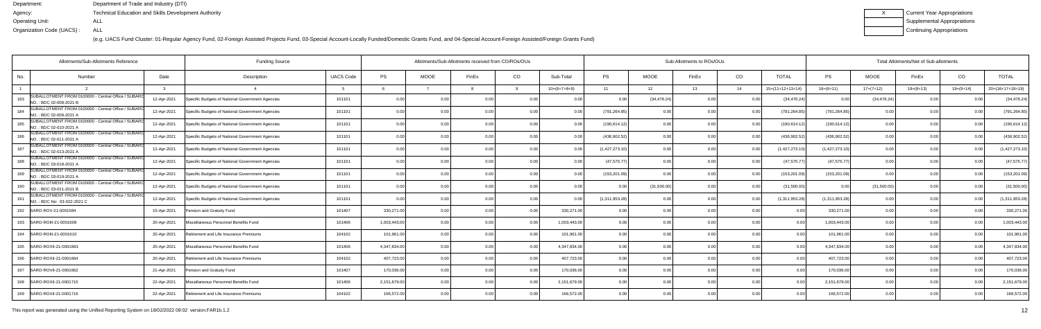Department: Department of Trade and Industry (DTI)
Agency: Technical Education and Skills Development Authority
Operating Unit: ALL
Organization Code (UACS) : ALL

| X | Current Year Appropriations |
|---|---|
| | Supplemental Appropriations |
| | Continuing Appropriations |

(e.g. UACS Fund Cluster: 01-Regular Agency Fund, 02-Foreign Assisted Projects Fund, 03-Special Account-Locally Funded/Domestic Grants Fund, and 04-Special Account-Foreign Assisted/Foreign Grants Fund)

| Allotments/Sub-Allotments Reference | | | Funding Source | | Allotments/Sub-Allotments received from CO/ROs/OUs | | | | | Sub-Allotments to ROs/OUs | | | | | Total Allotments/Net of Sub-allotments | | | | |
|---|---|---|---|---|---|---|---|---|---|---|---|---|---|---|---|---|---|---|---|
| No. | Number | Date | Description | UACS Code | PS | MOOE | FinEx | CO | Sub-Total | PS | MOOE | FinEx | CO | TOTAL | PS | MOOE | FinEx | CO | TOTAL |
| 1 | 2 | 3 | 4 | 5 | 6 | 7 | 8 | 9 | 10=(6+7+8+9) | 11 | 12 | 13 | 14 | 15=(11+12+13+14) | 16=(6+11) | 17=(7+12) | 18=(8+13) | 19=(9+14) | 20=(16+17+18+19) |
| 183 | SUBALLOTMENT FROM 0100000 - Central Office / SUBARO NO. : BDC 02-008-2021 B | 12-Apr-2021 | Specific Budgets of National Government Agencies | 101101 | 0.00 | 0.00 | 0.00 | 0.00 | 0.00 | 0.00 | (34,476.24) | 0.00 | 0.00 | (34,476.24) | 0.00 | (34,476.24) | 0.00 | 0.00 | (34,476.24) |
| 184 | SUBALLOTMENT FROM 0100000 - Central Office / SUBARO NO. : BDC 02-009-2021 A | 12-Apr-2021 | Specific Budgets of National Government Agencies | 101101 | 0.00 | 0.00 | 0.00 | 0.00 | 0.00 | (791,264.85) | 0.00 | 0.00 | 0.00 | (791,264.85) | (791,264.85) | 0.00 | 0.00 | 0.00 | (791,264.85) |
| 185 | SUBALLOTMENT FROM 0100000 - Central Office / SUBARO NO. : BDC 02-010-2021 A | 12-Apr-2021 | Specific Budgets of National Government Agencies | 101101 | 0.00 | 0.00 | 0.00 | 0.00 | 0.00 | (190,614.12) | 0.00 | 0.00 | 0.00 | (190,614.12) | (190,614.12) | 0.00 | 0.00 | 0.00 | (190,614.12) |
| 186 | SUBALLOTMENT FROM 0100000 - Central Office / SUBARO NO. : BDC 02-011-2021 A | 12-Apr-2021 | Specific Budgets of National Government Agencies | 101101 | 0.00 | 0.00 | 0.00 | 0.00 | 0.00 | (436,902.52) | 0.00 | 0.00 | 0.00 | (436,902.52) | (436,902.52) | 0.00 | 0.00 | 0.00 | (436,902.52) |
| 187 | SUBALLOTMENT FROM 0100000 - Central Office / SUBARO NO. : BDC 02-013-2021 A | 12-Apr-2021 | Specific Budgets of National Government Agencies | 101101 | 0.00 | 0.00 | 0.00 | 0.00 | 0.00 | (1,427,273.10) | 0.00 | 0.00 | 0.00 | (1,427,273.10) | (1,427,273.10) | 0.00 | 0.00 | 0.00 | (1,427,273.10) |
| 188 | SUBALLOTMENT FROM 0100000 - Central Office / SUBARO NO. : BDC 03-018-2021 A | 12-Apr-2021 | Specific Budgets of National Government Agencies | 101101 | 0.00 | 0.00 | 0.00 | 0.00 | 0.00 | (47,575.77) | 0.00 | 0.00 | 0.00 | (47,575.77) | (47,575.77) | 0.00 | 0.00 | 0.00 | (47,575.77) |
| 189 | SUBALLOTMENT FROM 0100000 - Central Office / SUBARO NO. : BDC 03-019-2021 A | 12-Apr-2021 | Specific Budgets of National Government Agencies | 101101 | 0.00 | 0.00 | 0.00 | 0.00 | 0.00 | (153,201.09) | 0.00 | 0.00 | 0.00 | (153,201.09) | (153,201.09) | 0.00 | 0.00 | 0.00 | (153,201.09) |
| 190 | SUBALLOTMENT FROM 0100000 - Central Office / SUBARO NO. : BDC 03-021-2021 B | 12-Apr-2021 | Specific Budgets of National Government Agencies | 101101 | 0.00 | 0.00 | 0.00 | 0.00 | 0.00 | 0.00 | (31,500.00) | 0.00 | 0.00 | (31,500.00) | 0.00 | (31,500.00) | 0.00 | 0.00 | (31,500.00) |
| 191 | SUBALLOTMENT FROM 0100000 - Central Office / SUBARO NO. : BDC No. 03-022-2021 C | 12-Apr-2021 | Specific Budgets of National Government Agencies | 101101 | 0.00 | 0.00 | 0.00 | 0.00 | 0.00 | (1,311,953.28) | 0.00 | 0.00 | 0.00 | (1,311,953.28) | (1,311,953.28) | 0.00 | 0.00 | 0.00 | (1,311,953.28) |
| 192 | SARO-ROV-21-0001584 | 15-Apr-2021 | Pension and Gratuity Fund | 101407 | 330,271.00 | 0.00 | 0.00 | 0.00 | 330,271.00 | 0.00 | 0.00 | 0.00 | 0.00 | 0.00 | 330,271.00 | 0.00 | 0.00 | 0.00 | 330,271.00 |
| 193 | SARO-ROIII-21-0001609 | 20-Apr-2021 | Miscellaneous Personnel Benefits Fund | 101406 | 1,003,443.00 | 0.00 | 0.00 | 0.00 | 1,003,443.00 | 0.00 | 0.00 | 0.00 | 0.00 | 0.00 | 1,003,443.00 | 0.00 | 0.00 | 0.00 | 1,003,443.00 |
| 194 | SARO-ROIII-21-0001610 | 20-Apr-2021 | Retirement and Life Insurance Premiums | 104102 | 101,961.00 | 0.00 | 0.00 | 0.00 | 101,961.00 | 0.00 | 0.00 | 0.00 | 0.00 | 0.00 | 101,961.00 | 0.00 | 0.00 | 0.00 | 101,961.00 |
| 195 | SARO-ROXII-21-0001663 | 20-Apr-2021 | Miscellaneous Personnel Benefits Fund | 101406 | 4,347,834.00 | 0.00 | 0.00 | 0.00 | 4,347,834.00 | 0.00 | 0.00 | 0.00 | 0.00 | 0.00 | 4,347,834.00 | 0.00 | 0.00 | 0.00 | 4,347,834.00 |
| 196 | SARO-ROXII-21-0001664 | 20-Apr-2021 | Retirement and Life Insurance Premiums | 104102 | 407,723.00 | 0.00 | 0.00 | 0.00 | 407,723.00 | 0.00 | 0.00 | 0.00 | 0.00 | 0.00 | 407,723.00 | 0.00 | 0.00 | 0.00 | 407,723.00 |
| 197 | SARO-ROXII-21-0001662 | 21-Apr-2021 | Pension and Gratuity Fund | 101407 | 170,036.00 | 0.00 | 0.00 | 0.00 | 170,036.00 | 0.00 | 0.00 | 0.00 | 0.00 | 0.00 | 170,036.00 | 0.00 | 0.00 | 0.00 | 170,036.00 |
| 198 | SARO-ROXII-21-0001715 | 22-Apr-2021 | Miscellaneous Personnel Benefits Fund | 101406 | 2,151,679.00 | 0.00 | 0.00 | 0.00 | 2,151,679.00 | 0.00 | 0.00 | 0.00 | 0.00 | 0.00 | 2,151,679.00 | 0.00 | 0.00 | 0.00 | 2,151,679.00 |
| 199 | SARO-ROXII-21-0001716 | 22-Apr-2021 | Retirement and Life Insurance Premiums | 104102 | 166,572.00 | 0.00 | 0.00 | 0.00 | 166,572.00 | 0.00 | 0.00 | 0.00 | 0.00 | 0.00 | 166,572.00 | 0.00 | 0.00 | 0.00 | 166,572.00 |

This report was generated using the Unified Reporting System on 18/02/2022 09:02 version.FAR1b.1.2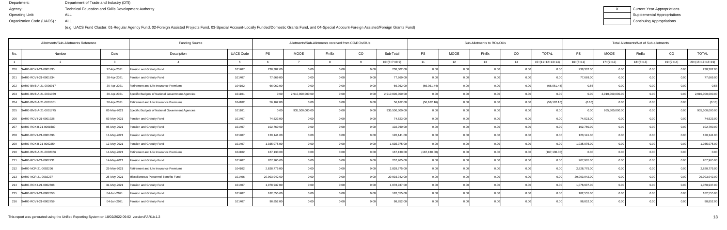Department: Department of Trade and Industry (DTI)
Agency: Technical Education and Skills Development Authority
Operating Unit: ALL
Organization Code (UACS) : ALL

| X | Current Year Appropriations |
|---|---|
| | Supplemental Appropriations |
| | Continuing Appropriations |

(e.g. UACS Fund Cluster: 01-Regular Agency Fund, 02-Foreign Assisted Projects Fund, 03-Special Account-Locally Funded/Domestic Grants Fund, and 04-Special Account-Foreign Assisted/Foreign Grants Fund)

| Allotments/Sub-Allotments Reference | | | Funding Source | | Allotments/Sub-Allotments received from CO/ROs/OUs | | | | | Sub-Allotments to ROs/OUs | | | | | Total Allotments/Net of Sub-allotments | | | | |
|---|---|---|---|---|---|---|---|---|---|---|---|---|---|---|---|---|---|---|---|
| No. | Number | Date | Description | UACS Code | PS | MOOE | FinEx | CO | Sub-Total | PS | MOOE | FinEx | CO | TOTAL | PS | MOOE | FinEx | CO | TOTAL |
| 1 | 2 | 3 | 4 | 5 | 6 | 7 | 8 | 9 | 10=(6+7+8+9) | 11 | 12 | 13 | 14 | 15=(11+12+13+14) | 16=(6+11) | 17=(7+12) | 18=(8+13) | 19=(9+14) | 20=(16+17+18+19) |
| 200 | SARO-ROXII-21-0001835 | 27-Apr-2021 | Pension and Gratuity Fund | 101407 | 238,302.00 | 0.00 | 0.00 | 0.00 | 238,302.00 | 0.00 | 0.00 | 0.00 | 0.00 | 0.00 | 238,302.00 | 0.00 | 0.00 | 0.00 | 238,302.00 |
| 201 | SARO-ROVII-21-0001834 | 28-Apr-2021 | Pension and Gratuity Fund | 101407 | 77,669.00 | 0.00 | 0.00 | 0.00 | 77,669.00 | 0.00 | 0.00 | 0.00 | 0.00 | 0.00 | 77,669.00 | 0.00 | 0.00 | 0.00 | 77,669.00 |
| 202 | SARO-BMB-A-21-0000917 | 30-Apr-2021 | Retirement and Life Insurance Premiums | 104102 | 66,062.00 | 0.00 | 0.00 | 0.00 | 66,062.00 | (66,061.44) | 0.00 | 0.00 | 0.00 | (66,061.44) | 0.56 | 0.00 | 0.00 | 0.00 | 0.56 |
| 203 | SARO-BMB-A-21-0001039 | 30-Apr-2021 | Specific Budgets of National Government Agencies | 101101 | 0.00 | 2,910,000,000.00 | 0.00 | 0.00 | 2,910,000,000.00 | 0.00 | 0.00 | 0.00 | 0.00 | 0.00 | 0.00 | 2,910,000,000.00 | 0.00 | 0.00 | 2,910,000,000.00 |
| 204 | SARO-BMB-A-21-0001061 | 30-Apr-2021 | Retirement and Life Insurance Premiums | 104102 | 56,162.00 | 0.00 | 0.00 | 0.00 | 56,162.00 | (56,162.16) | 0.00 | 0.00 | 0.00 | (56,162.16) | (0.16) | 0.00 | 0.00 | 0.00 | (0.16) |
| 205 | SARO-BMB-A-21-0001745 | 03-May-2021 | Specific Budgets of National Government Agencies | 101101 | 0.00 | 935,500,000.00 | 0.00 | 0.00 | 935,500,000.00 | 0.00 | 0.00 | 0.00 | 0.00 | 0.00 | 0.00 | 935,500,000.00 | 0.00 | 0.00 | 935,500,000.00 |
| 206 | SARO-ROVII-21-0001928 | 03-May-2021 | Pension and Gratuity Fund | 101407 | 74,523.00 | 0.00 | 0.00 | 0.00 | 74,523.00 | 0.00 | 0.00 | 0.00 | 0.00 | 0.00 | 74,523.00 | 0.00 | 0.00 | 0.00 | 74,523.00 |
| 207 | SARO-ROXII-21-0001580 | 05-May-2021 | Pension and Gratuity Fund | 101407 | 102,760.00 | 0.00 | 0.00 | 0.00 | 102,760.00 | 0.00 | 0.00 | 0.00 | 0.00 | 0.00 | 102,760.00 | 0.00 | 0.00 | 0.00 | 102,760.00 |
| 208 | SARO-ROVII-21-0001696 | 11-May-2021 | Pension and Gratuity Fund | 101407 | 120,141.00 | 0.00 | 0.00 | 0.00 | 120,141.00 | 0.00 | 0.00 | 0.00 | 0.00 | 0.00 | 120,141.00 | 0.00 | 0.00 | 0.00 | 120,141.00 |
| 209 | SARO-ROXIII-21-0002254 | 12-May-2021 | Pension and Gratuity Fund | 101407 | 1,035,075.00 | 0.00 | 0.00 | 0.00 | 1,035,075.00 | 0.00 | 0.00 | 0.00 | 0.00 | 0.00 | 1,035,075.00 | 0.00 | 0.00 | 0.00 | 1,035,075.00 |
| 210 | SARO-BMB-A-21-0002056 | 14-May-2021 | Retirement and Life Insurance Premiums | 104102 | 167,130.00 | 0.00 | 0.00 | 0.00 | 167,130.00 | (167,130.00) | 0.00 | 0.00 | 0.00 | (167,130.00) | 0.00 | 0.00 | 0.00 | 0.00 | 0.00 |
| 211 | SARO-ROVII-21-0002231 | 14-May-2021 | Pension and Gratuity Fund | 101407 | 207,965.00 | 0.00 | 0.00 | 0.00 | 207,965.00 | 0.00 | 0.00 | 0.00 | 0.00 | 0.00 | 207,965.00 | 0.00 | 0.00 | 0.00 | 207,965.00 |
| 212 | SARO-NCR-21-0002236 | 25-May-2021 | Retirement and Life Insurance Premiums | 104102 | 2,828,775.00 | 0.00 | 0.00 | 0.00 | 2,828,775.00 | 0.00 | 0.00 | 0.00 | 0.00 | 0.00 | 2,828,775.00 | 0.00 | 0.00 | 0.00 | 2,828,775.00 |
| 213 | SARO-NCR-21-0002237 | 25-May-2021 | Miscellaneous Personnel Benefits Fund | 101406 | 29,993,942.00 | 0.00 | 0.00 | 0.00 | 29,993,942.00 | 0.00 | 0.00 | 0.00 | 0.00 | 0.00 | 29,993,942.00 | 0.00 | 0.00 | 0.00 | 29,993,942.00 |
| 214 | SARO-ROXII-21-0002608 | 31-May-2021 | Pension and Gratuity Fund | 101407 | 1,078,937.00 | 0.00 | 0.00 | 0.00 | 1,078,937.00 | 0.00 | 0.00 | 0.00 | 0.00 | 0.00 | 1,078,937.00 | 0.00 | 0.00 | 0.00 | 1,078,937.00 |
| 215 | SARO-ROVII-21-0002650 | 04-Jun-2021 | Pension and Gratuity Fund | 101407 | 182,555.00 | 0.00 | 0.00 | 0.00 | 182,555.00 | 0.00 | 0.00 | 0.00 | 0.00 | 0.00 | 182,555.00 | 0.00 | 0.00 | 0.00 | 182,555.00 |
| 216 | SARO-ROVII-21-0002759 | 04-Jun-2021 | Pension and Gratuity Fund | 101407 | 98,852.00 | 0.00 | 0.00 | 0.00 | 98,852.00 | 0.00 | 0.00 | 0.00 | 0.00 | 0.00 | 98,852.00 | 0.00 | 0.00 | 0.00 | 98,852.00 |

This report was generated using the Unified Reporting System on 18/02/2022 09:02 version.FAR1b.1.2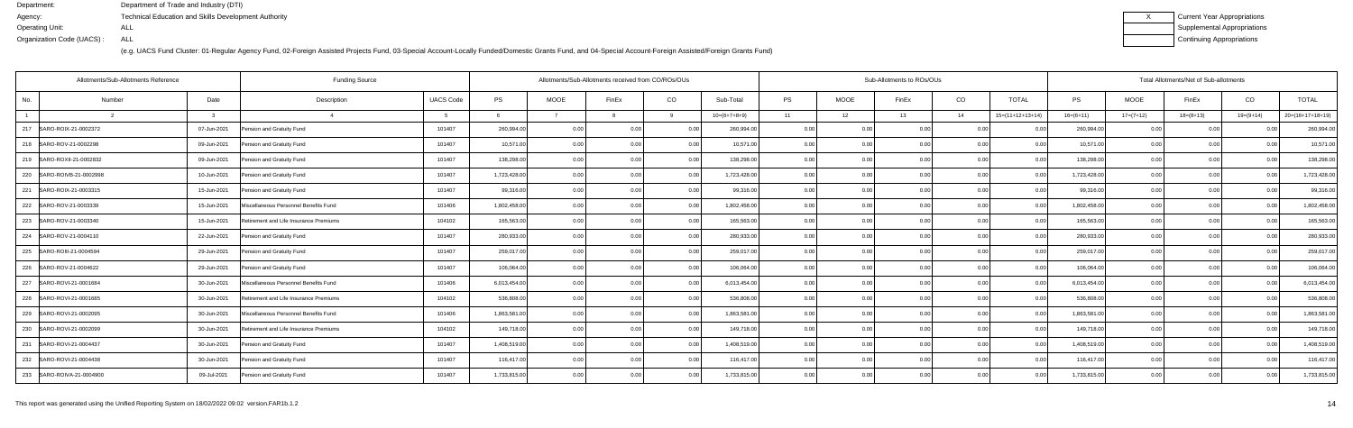Department: Department of Trade and Industry (DTI)
Agency: Technical Education and Skills Development Authority
Operating Unit: ALL
Organization Code (UACS) : ALL

(e.g. UACS Fund Cluster: 01-Regular Agency Fund, 02-Foreign Assisted Projects Fund, 03-Special Account-Locally Funded/Domestic Grants Fund, and 04-Special Account-Foreign Assisted/Foreign Grants Fund)

| X | Current Year Appropriations |
|---|---|
| | Supplemental Appropriations |
| | Continuing Appropriations |

| Allotments/Sub-Allotments Reference | | | Funding Source | | Allotments/Sub-Allotments received from CO/ROs/OUs | | | | | Sub-Allotments to ROs/OUs | | | | | Total Allotments/Net of Sub-allotments | | | | |
|---|---|---|---|---|---|---|---|---|---|---|---|---|---|---|---|---|---|---|---|
| No. | Number | Date | Description | UACS Code | PS | MOOE | FinEx | CO | Sub-Total | PS | MOOE | FinEx | CO | TOTAL | PS | MOOE | FinEx | CO | TOTAL |
| 1 | 2 | 3 | 4 | 5 | 6 | 7 | 8 | 9 | 10=(6+7+8+9) | 11 | 12 | 13 | 14 | 15=(11+12+13+14) | 16=(6+11) | 17=(7+12) | 18=(8+13) | 19=(9+14) | 20=(16+17+18+19) |
| 217 | SARO-ROIX-21-0002372 | 07-Jun-2021 | Pension and Gratuity Fund | 101407 | 260,994.00 | 0.00 | 0.00 | 0.00 | 260,994.00 | 0.00 | 0.00 | 0.00 | 0.00 | 0.00 | 260,994.00 | 0.00 | 0.00 | 0.00 | 260,994.00 |
| 218 | SARO-ROV-21-0002298 | 09-Jun-2021 | Pension and Gratuity Fund | 101407 | 10,571.00 | 0.00 | 0.00 | 0.00 | 10,571.00 | 0.00 | 0.00 | 0.00 | 0.00 | 0.00 | 10,571.00 | 0.00 | 0.00 | 0.00 | 10,571.00 |
| 219 | SARO-ROXII-21-0002832 | 09-Jun-2021 | Pension and Gratuity Fund | 101407 | 138,298.00 | 0.00 | 0.00 | 0.00 | 138,298.00 | 0.00 | 0.00 | 0.00 | 0.00 | 0.00 | 138,298.00 | 0.00 | 0.00 | 0.00 | 138,298.00 |
| 220 | SARO-ROIVB-21-0002998 | 10-Jun-2021 | Pension and Gratuity Fund | 101407 | 1,723,428.00 | 0.00 | 0.00 | 0.00 | 1,723,428.00 | 0.00 | 0.00 | 0.00 | 0.00 | 0.00 | 1,723,428.00 | 0.00 | 0.00 | 0.00 | 1,723,428.00 |
| 221 | SARO-ROIX-21-0003315 | 15-Jun-2021 | Pension and Gratuity Fund | 101407 | 99,316.00 | 0.00 | 0.00 | 0.00 | 99,316.00 | 0.00 | 0.00 | 0.00 | 0.00 | 0.00 | 99,316.00 | 0.00 | 0.00 | 0.00 | 99,316.00 |
| 222 | SARO-ROV-21-0003339 | 15-Jun-2021 | Miscellaneous Personnel Benefits Fund | 101406 | 1,802,458.00 | 0.00 | 0.00 | 0.00 | 1,802,458.00 | 0.00 | 0.00 | 0.00 | 0.00 | 0.00 | 1,802,458.00 | 0.00 | 0.00 | 0.00 | 1,802,458.00 |
| 223 | SARO-ROV-21-0003340 | 15-Jun-2021 | Retirement and Life Insurance Premiums | 104102 | 165,563.00 | 0.00 | 0.00 | 0.00 | 165,563.00 | 0.00 | 0.00 | 0.00 | 0.00 | 0.00 | 165,563.00 | 0.00 | 0.00 | 0.00 | 165,563.00 |
| 224 | SARO-ROV-21-0004110 | 22-Jun-2021 | Pension and Gratuity Fund | 101407 | 280,933.00 | 0.00 | 0.00 | 0.00 | 280,933.00 | 0.00 | 0.00 | 0.00 | 0.00 | 0.00 | 280,933.00 | 0.00 | 0.00 | 0.00 | 280,933.00 |
| 225 | SARO-ROIII-21-0004594 | 29-Jun-2021 | Pension and Gratuity Fund | 101407 | 259,017.00 | 0.00 | 0.00 | 0.00 | 259,017.00 | 0.00 | 0.00 | 0.00 | 0.00 | 0.00 | 259,017.00 | 0.00 | 0.00 | 0.00 | 259,017.00 |
| 226 | SARO-ROV-21-0004622 | 29-Jun-2021 | Pension and Gratuity Fund | 101407 | 106,064.00 | 0.00 | 0.00 | 0.00 | 106,064.00 | 0.00 | 0.00 | 0.00 | 0.00 | 0.00 | 106,064.00 | 0.00 | 0.00 | 0.00 | 106,064.00 |
| 227 | SARO-ROVI-21-0001684 | 30-Jun-2021 | Miscellaneous Personnel Benefits Fund | 101406 | 6,013,454.00 | 0.00 | 0.00 | 0.00 | 6,013,454.00 | 0.00 | 0.00 | 0.00 | 0.00 | 0.00 | 6,013,454.00 | 0.00 | 0.00 | 0.00 | 6,013,454.00 |
| 228 | SARO-ROVI-21-0001685 | 30-Jun-2021 | Retirement and Life Insurance Premiums | 104102 | 536,808.00 | 0.00 | 0.00 | 0.00 | 536,808.00 | 0.00 | 0.00 | 0.00 | 0.00 | 0.00 | 536,808.00 | 0.00 | 0.00 | 0.00 | 536,808.00 |
| 229 | SARO-ROVI-21-0002095 | 30-Jun-2021 | Miscellaneous Personnel Benefits Fund | 101406 | 1,863,581.00 | 0.00 | 0.00 | 0.00 | 1,863,581.00 | 0.00 | 0.00 | 0.00 | 0.00 | 0.00 | 1,863,581.00 | 0.00 | 0.00 | 0.00 | 1,863,581.00 |
| 230 | SARO-ROVI-21-0002099 | 30-Jun-2021 | Retirement and Life Insurance Premiums | 104102 | 149,718.00 | 0.00 | 0.00 | 0.00 | 149,718.00 | 0.00 | 0.00 | 0.00 | 0.00 | 0.00 | 149,718.00 | 0.00 | 0.00 | 0.00 | 149,718.00 |
| 231 | SARO-ROVI-21-0004437 | 30-Jun-2021 | Pension and Gratuity Fund | 101407 | 1,408,519.00 | 0.00 | 0.00 | 0.00 | 1,408,519.00 | 0.00 | 0.00 | 0.00 | 0.00 | 0.00 | 1,408,519.00 | 0.00 | 0.00 | 0.00 | 1,408,519.00 |
| 232 | SARO-ROVI-21-0004438 | 30-Jun-2021 | Pension and Gratuity Fund | 101407 | 116,417.00 | 0.00 | 0.00 | 0.00 | 116,417.00 | 0.00 | 0.00 | 0.00 | 0.00 | 0.00 | 116,417.00 | 0.00 | 0.00 | 0.00 | 116,417.00 |
| 233 | SARO-ROIVA-21-0004900 | 09-Jul-2021 | Pension and Gratuity Fund | 101407 | 1,733,815.00 | 0.00 | 0.00 | 0.00 | 1,733,815.00 | 0.00 | 0.00 | 0.00 | 0.00 | 0.00 | 1,733,815.00 | 0.00 | 0.00 | 0.00 | 1,733,815.00 |

This report was generated using the Unified Reporting System on 18/02/2022 09:02 version.FAR1b.1.2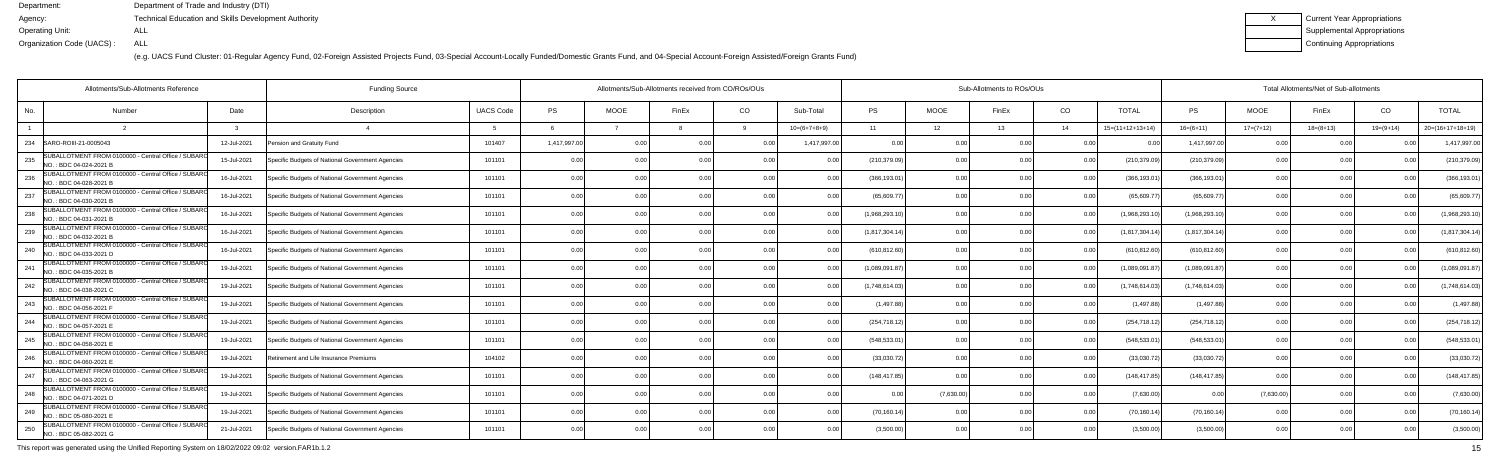Department: Department of Trade and Industry (DTI)
Agency: Technical Education and Skills Development Authority
Operating Unit: ALL
Organization Code (UACS) : ALL

| X | Current Year Appropriations |
|---|---|
| | Supplemental Appropriations |
| | Continuing Appropriations |

(e.g. UACS Fund Cluster: 01-Regular Agency Fund, 02-Foreign Assisted Projects Fund, 03-Special Account-Locally Funded/Domestic Grants Fund, and 04-Special Account-Foreign Assisted/Foreign Grants Fund)

| Allotments/Sub-Allotments Reference | | | Funding Source | | Allotments/Sub-Allotments received from CO/ROs/OUs | | | | | Sub-Allotments to ROs/OUs | | | | | Total Allotments/Net of Sub-allotments | | | | |
|---|---|---|---|---|---|---|---|---|---|---|---|---|---|---|---|---|---|---|---|
| No. | Number | Date | Description | UACS Code | PS | MOOE | FinEx | CO | Sub-Total | PS | MOOE | FinEx | CO | TOTAL | PS | MOOE | FinEx | CO | TOTAL |
| 1 | 2 | 3 | 4 | 5 | 6 | 7 | 8 | 9 | 10=(6+7+8+9) | 11 | 12 | 13 | 14 | 15=(11+12+13+14) | 16=(6+11) | 17=(7+12) | 18=(8+13) | 19=(9+14) | 20=(16+17+18+19) |
| 234 | SARO-ROIII-21-0005043 | 12-Jul-2021 | Pension and Gratuity Fund | 101407 | 1,417,997.00 | 0.00 | 0.00 | 0.00 | 1,417,997.00 | 0.00 | 0.00 | 0.00 | 0.00 | 0.00 | 1,417,997.00 | 0.00 | 0.00 | 0.00 | 1,417,997.00 |
| 235 | SUBALLOTMENT FROM 0100000 - Central Office / SUBARO NO.: BDC 04-024-2021 B | 15-Jul-2021 | Specific Budgets of National Government Agencies | 101101 | 0.00 | 0.00 | 0.00 | 0.00 | 0.00 | (210,379.09) | 0.00 | 0.00 | 0.00 | (210,379.09) | (210,379.09) | 0.00 | 0.00 | 0.00 | (210,379.09) |
| 236 | SUBALLOTMENT FROM 0100000 - Central Office / SUBARO NO.: BDC 04-028-2021 B | 16-Jul-2021 | Specific Budgets of National Government Agencies | 101101 | 0.00 | 0.00 | 0.00 | 0.00 | 0.00 | (366,193.01) | 0.00 | 0.00 | 0.00 | (366,193.01) | (366,193.01) | 0.00 | 0.00 | 0.00 | (366,193.01) |
| 237 | SUBALLOTMENT FROM 0100000 - Central Office / SUBARO NO.: BDC 04-030-2021 B | 16-Jul-2021 | Specific Budgets of National Government Agencies | 101101 | 0.00 | 0.00 | 0.00 | 0.00 | 0.00 | (65,609.77) | 0.00 | 0.00 | 0.00 | (65,609.77) | (65,609.77) | 0.00 | 0.00 | 0.00 | (65,609.77) |
| 238 | SUBALLOTMENT FROM 0100000 - Central Office / SUBARO NO.: BDC 04-031-2021 B | 16-Jul-2021 | Specific Budgets of National Government Agencies | 101101 | 0.00 | 0.00 | 0.00 | 0.00 | 0.00 | (1,968,293.10) | 0.00 | 0.00 | 0.00 | (1,968,293.10) | (1,968,293.10) | 0.00 | 0.00 | 0.00 | (1,968,293.10) |
| 239 | SUBALLOTMENT FROM 0100000 - Central Office / SUBARO NO.: BDC 04-032-2021 B | 16-Jul-2021 | Specific Budgets of National Government Agencies | 101101 | 0.00 | 0.00 | 0.00 | 0.00 | 0.00 | (1,817,304.14) | 0.00 | 0.00 | 0.00 | (1,817,304.14) | (1,817,304.14) | 0.00 | 0.00 | 0.00 | (1,817,304.14) |
| 240 | SUBALLOTMENT FROM 0100000 - Central Office / SUBARO NO.: BDC 04-033-2021 D | 16-Jul-2021 | Specific Budgets of National Government Agencies | 101101 | 0.00 | 0.00 | 0.00 | 0.00 | 0.00 | (610,812.60) | 0.00 | 0.00 | 0.00 | (610,812.60) | (610,812.60) | 0.00 | 0.00 | 0.00 | (610,812.60) |
| 241 | SUBALLOTMENT FROM 0100000 - Central Office / SUBARO NO.: BDC 04-035-2021 B | 19-Jul-2021 | Specific Budgets of National Government Agencies | 101101 | 0.00 | 0.00 | 0.00 | 0.00 | 0.00 | (1,089,091.87) | 0.00 | 0.00 | 0.00 | (1,089,091.87) | (1,089,091.87) | 0.00 | 0.00 | 0.00 | (1,089,091.87) |
| 242 | SUBALLOTMENT FROM 0100000 - Central Office / SUBARO NO.: BDC 04-038-2021 C | 19-Jul-2021 | Specific Budgets of National Government Agencies | 101101 | 0.00 | 0.00 | 0.00 | 0.00 | 0.00 | (1,748,614.03) | 0.00 | 0.00 | 0.00 | (1,748,614.03) | (1,748,614.03) | 0.00 | 0.00 | 0.00 | (1,748,614.03) |
| 243 | SUBALLOTMENT FROM 0100000 - Central Office / SUBARO NO.: BDC 04-056-2021 F | 19-Jul-2021 | Specific Budgets of National Government Agencies | 101101 | 0.00 | 0.00 | 0.00 | 0.00 | 0.00 | (1,497.88) | 0.00 | 0.00 | 0.00 | (1,497.88) | (1,497.88) | 0.00 | 0.00 | 0.00 | (1,497.88) |
| 244 | SUBALLOTMENT FROM 0100000 - Central Office / SUBARO NO.: BDC 04-057-2021 E | 19-Jul-2021 | Specific Budgets of National Government Agencies | 101101 | 0.00 | 0.00 | 0.00 | 0.00 | 0.00 | (254,718.12) | 0.00 | 0.00 | 0.00 | (254,718.12) | (254,718.12) | 0.00 | 0.00 | 0.00 | (254,718.12) |
| 245 | SUBALLOTMENT FROM 0100000 - Central Office / SUBARO NO.: BDC 04-058-2021 E | 19-Jul-2021 | Specific Budgets of National Government Agencies | 101101 | 0.00 | 0.00 | 0.00 | 0.00 | 0.00 | (548,533.01) | 0.00 | 0.00 | 0.00 | (548,533.01) | (548,533.01) | 0.00 | 0.00 | 0.00 | (548,533.01) |
| 246 | SUBALLOTMENT FROM 0100000 - Central Office / SUBARO NO.: BDC 04-060-2021 E | 19-Jul-2021 | Retirement and Life Insurance Premiums | 104102 | 0.00 | 0.00 | 0.00 | 0.00 | 0.00 | (33,030.72) | 0.00 | 0.00 | 0.00 | (33,030.72) | (33,030.72) | 0.00 | 0.00 | 0.00 | (33,030.72) |
| 247 | SUBALLOTMENT FROM 0100000 - Central Office / SUBARO NO.: BDC 04-063-2021 G | 19-Jul-2021 | Specific Budgets of National Government Agencies | 101101 | 0.00 | 0.00 | 0.00 | 0.00 | 0.00 | (148,417.85) | 0.00 | 0.00 | 0.00 | (148,417.85) | (148,417.85) | 0.00 | 0.00 | 0.00 | (148,417.85) |
| 248 | SUBALLOTMENT FROM 0100000 - Central Office / SUBARO NO.: BDC 04-071-2021 D | 19-Jul-2021 | Specific Budgets of National Government Agencies | 101101 | 0.00 | 0.00 | 0.00 | 0.00 | 0.00 | 0.00 | (7,630.00) | 0.00 | 0.00 | (7,630.00) | 0.00 | (7,630.00) | 0.00 | 0.00 | (7,630.00) |
| 249 | SUBALLOTMENT FROM 0100000 - Central Office / SUBARO NO.: BDC 05-080-2021 E | 19-Jul-2021 | Specific Budgets of National Government Agencies | 101101 | 0.00 | 0.00 | 0.00 | 0.00 | 0.00 | (70,160.14) | 0.00 | 0.00 | 0.00 | (70,160.14) | (70,160.14) | 0.00 | 0.00 | 0.00 | (70,160.14) |
| 250 | SUBALLOTMENT FROM 0100000 - Central Office / SUBARO NO.: BDC 05-082-2021 G | 21-Jul-2021 | Specific Budgets of National Government Agencies | 101101 | 0.00 | 0.00 | 0.00 | 0.00 | 0.00 | (3,500.00) | 0.00 | 0.00 | 0.00 | (3,500.00) | (3,500.00) | 0.00 | 0.00 | 0.00 | (3,500.00) |

This report was generated using the Unified Reporting System on 18/02/2022 09:02 version.FAR1b.1.2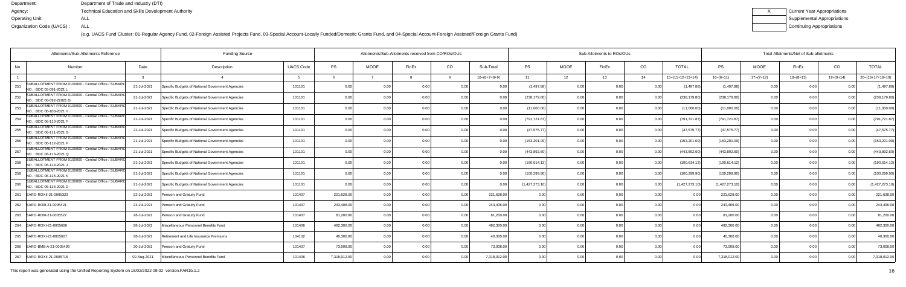Department: Department of Trade and Industry (DTI)
Agency: Technical Education and Skills Development Authority
Operating Unit: ALL
Organization Code (UACS) : ALL

X Current Year Appropriations
Supplemental Appropriations
Continuing Appropriations

(e.g. UACS Fund Cluster: 01-Regular Agency Fund, 02-Foreign Assisted Projects Fund, 03-Special Account-Locally Funded/Domestic Grants Fund, and 04-Special Account-Foreign Assisted/Foreign Grants Fund)

| Allotments/Sub-Allotments Reference | | | Funding Source | | Allotments/Sub-Allotments received from CO/ROs/OUs | | | | | Sub-Allotments to ROs/OUs | | | | | Total Allotments/Net of Sub-allotments | | | | |
|---|---|---|---|---|---|---|---|---|---|---|---|---|---|---|---|---|---|---|---|
| No. | Number | Date | Description | UACS Code | PS | MOOE | FinEx | CO | Sub-Total | PS | MOOE | FinEx | CO | TOTAL | PS | MOOE | FinEx | CO | TOTAL |
| 1 | 2 | 3 | 4 | 5 | 6 | 7 | 8 | 9 | 10=(6+7+8+9) | 11 | 12 | 13 | 14 | 15=(11+12+13+14) | 16=(6+11) | 17=(7+12) | 18=(8+13) | 19=(9+14) | 20=(16+17+18+19) |
| 251 | SUBALLOTMENT FROM 0100000 - Central Office / SUBARO NO. : BDC 05-091-2021 L | 21-Jul-2021 | Specific Budgets of National Government Agencies | 101101 | 0.00 | 0.00 | 0.00 | 0.00 | 0.00 | (1,497.88) | 0.00 | 0.00 | 0.00 | (1,497.88) | (1,497.88) | 0.00 | 0.00 | 0.00 | (1,497.88) |
| 252 | SUBALLOTMENT FROM 0100000 - Central Office / SUBARO NO. : BDC 06-092-22021 G | 21-Jul-2021 | Specific Budgets of National Government Agencies | 101101 | 0.00 | 0.00 | 0.00 | 0.00 | 0.00 | (238,179.80) | 0.00 | 0.00 | 0.00 | (238,179.80) | (238,179.80) | 0.00 | 0.00 | 0.00 | (238,179.80) |
| 253 | SUBALLOTMENT FROM 0100000 - Central Office / SUBARO NO. : BDC 06-103-2021 H | 21-Jul-2021 | Specific Budgets of National Government Agencies | 101101 | 0.00 | 0.00 | 0.00 | 0.00 | 0.00 | (11,000.00) | 0.00 | 0.00 | 0.00 | (11,000.00) | (11,000.00) | 0.00 | 0.00 | 0.00 | (11,000.00) |
| 254 | SUBALLOTMENT FROM 0100000 - Central Office / SUBARO NO. : BDC 06-110-2021 F | 21-Jul-2021 | Specific Budgets of National Government Agencies | 101101 | 0.00 | 0.00 | 0.00 | 0.00 | 0.00 | (791,721.87) | 0.00 | 0.00 | 0.00 | (791,721.87) | (791,721.87) | 0.00 | 0.00 | 0.00 | (791,721.87) |
| 255 | SUBALLOTMENT FROM 0100000 - Central Office / SUBARO NO. : BDC 06-111-2021 G | 21-Jul-2021 | Specific Budgets of National Government Agencies | 101101 | 0.00 | 0.00 | 0.00 | 0.00 | 0.00 | (47,575.77) | 0.00 | 0.00 | 0.00 | (47,575.77) | (47,575.77) | 0.00 | 0.00 | 0.00 | (47,575.77) |
| 256 | SUBALLOTMENT FROM 0100000 - Central Office / SUBARO NO. : BDC 06-112-2021 F | 21-Jul-2021 | Specific Budgets of National Government Agencies | 101101 | 0.00 | 0.00 | 0.00 | 0.00 | 0.00 | (153,201.09) | 0.00 | 0.00 | 0.00 | (153,201.09) | (153,201.09) | 0.00 | 0.00 | 0.00 | (153,201.09) |
| 257 | SUBALLOTMENT FROM 0100000 - Central Office / SUBARO NO. : BDC 06-113-2021 Q | 21-Jul-2021 | Specific Budgets of National Government Agencies | 101101 | 0.00 | 0.00 | 0.00 | 0.00 | 0.00 | (443,892.60) | 0.00 | 0.00 | 0.00 | (443,892.60) | (443,892.60) | 0.00 | 0.00 | 0.00 | (443,892.60) |
| 258 | SUBALLOTMENT FROM 0100000 - Central Office / SUBARO NO. : BDC 06-114-2021 J | 21-Jul-2021 | Specific Budgets of National Government Agencies | 101101 | 0.00 | 0.00 | 0.00 | 0.00 | 0.00 | (190,614.12) | 0.00 | 0.00 | 0.00 | (190,614.12) | (190,614.12) | 0.00 | 0.00 | 0.00 | (190,614.12) |
| 259 | SUBALLOTMENT FROM 0100000 - Central Office / SUBARO NO. : BDC 06-115-2021 K | 21-Jul-2021 | Specific Budgets of National Government Agencies | 101101 | 0.00 | 0.00 | 0.00 | 0.00 | 0.00 | (100,299.90) | 0.00 | 0.00 | 0.00 | (100,299.90) | (100,299.90) | 0.00 | 0.00 | 0.00 | (100,299.90) |
| 260 | SUBALLOTMENT FROM 0100000 - Central Office / SUBARO NO. : BDC 06-116-2021 D | 21-Jul-2021 | Specific Budgets of National Government Agencies | 101101 | 0.00 | 0.00 | 0.00 | 0.00 | 0.00 | (1,427,273.10) | 0.00 | 0.00 | 0.00 | (1,427,273.10) | (1,427,273.10) | 0.00 | 0.00 | 0.00 | (1,427,273.10) |
| 261 | SARO-ROXII-21-0005323 | 22-Jul-2021 | Pension and Gratuity Fund | 101407 | 221,628.00 | 0.00 | 0.00 | 0.00 | 221,628.00 | 0.00 | 0.00 | 0.00 | 0.00 | 0.00 | 221,628.00 | 0.00 | 0.00 | 0.00 | 221,628.00 |
| 262 | SARO-ROIII-21-0005421 | 23-Jul-2021 | Pension and Gratuity Fund | 101407 | 243,406.00 | 0.00 | 0.00 | 0.00 | 243,406.00 | 0.00 | 0.00 | 0.00 | 0.00 | 0.00 | 243,406.00 | 0.00 | 0.00 | 0.00 | 243,406.00 |
| 263 | SARO-ROIII-21-0005527 | 28-Jul-2021 | Pension and Gratuity Fund | 101407 | 81,200.00 | 0.00 | 0.00 | 0.00 | 81,200.00 | 0.00 | 0.00 | 0.00 | 0.00 | 0.00 | 81,200.00 | 0.00 | 0.00 | 0.00 | 81,200.00 |
| 264 | SARO-ROXI-21-0005606 | 28-Jul-2021 | Miscellaneous Personnel Benefits Fund | 101406 | 482,300.00 | 0.00 | 0.00 | 0.00 | 482,300.00 | 0.00 | 0.00 | 0.00 | 0.00 | 0.00 | 482,300.00 | 0.00 | 0.00 | 0.00 | 482,300.00 |
| 265 | SARO-ROXI-21-0005607 | 28-Jul-2021 | Retirement and Life Insurance Premiums | 104102 | 40,300.00 | 0.00 | 0.00 | 0.00 | 40,300.00 | 0.00 | 0.00 | 0.00 | 0.00 | 0.00 | 40,300.00 | 0.00 | 0.00 | 0.00 | 40,300.00 |
| 266 | SARO-BMB-A-21-0005499 | 30-Jul-2021 | Pension and Gratuity Fund | 101407 | 73,008.00 | 0.00 | 0.00 | 0.00 | 73,008.00 | 0.00 | 0.00 | 0.00 | 0.00 | 0.00 | 73,008.00 | 0.00 | 0.00 | 0.00 | 73,008.00 |
| 267 | SARO-ROXII-21-0005715 | 02-Aug-2021 | Miscellaneous Personnel Benefits Fund | 101406 | 7,318,012.00 | 0.00 | 0.00 | 0.00 | 7,318,012.00 | 0.00 | 0.00 | 0.00 | 0.00 | 0.00 | 7,318,012.00 | 0.00 | 0.00 | 0.00 | 7,318,012.00 |

This report was generated using the Unified Reporting System on 18/02/2022 09:02 version.FAR1b.1.2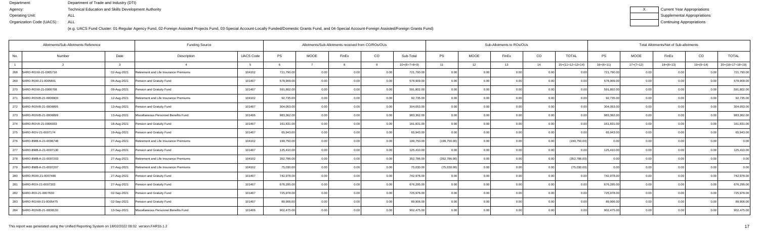Department: Department of Trade and Industry (DTI)
Agency: Technical Education and Skills Development Authority
Operating Unit: ALL
Organization Code (UACS) : ALL

(e.g. UACS Fund Cluster: 01-Regular Agency Fund, 02-Foreign Assisted Projects Fund, 03-Special Account-Locally Funded/Domestic Grants Fund, and 04-Special Account-Foreign Assisted/Foreign Grants Fund)

| X | Current Year Appropriations |
|---|---|
| | Supplemental Appropriations |
| | Continuing Appropriations |

| Allotments/Sub-Allotments Reference | | | Funding Source | | Allotments/Sub-Allotments received from CO/ROs/OUs | | | | | Sub-Allotments to ROs/OUs | | | | | Total Allotments/Net of Sub-allotments | | | | |
|---|---|---|---|---|---|---|---|---|---|---|---|---|---|---|---|---|---|---|---|
| No. | Number | Date | Description | UACS Code | PS | MOOE | FinEx | CO | Sub-Total | PS | MOOE | FinEx | CO | TOTAL | PS | MOOE | FinEx | CO | TOTAL |
| 1 | 2 | 3 | 4 | 5 | 6 | 7 | 8 | 9 | 10=(6+7+8+9) | 11 | 12 | 13 | 14 | 15=(11+12+13+14) | 16=(6+11) | 17=(7+12) | 18=(8+13) | 19=(9+14) | 20=(16+17+18+19) |
| 268 | SARO-ROXII-21-0005716 | 02-Aug-2021 | Retirement and Life Insurance Premiums | 104102 | 721,790.00 | 0.00 | 0.00 | 0.00 | 721,790.00 | 0.00 | 0.00 | 0.00 | 0.00 | 0.00 | 721,790.00 | 0.00 | 0.00 | 0.00 | 721,790.00 |
| 269 | SARO-ROIII-21-0005801 | 06-Aug-2021 | Pension and Gratuity Fund | 101407 | 578,909.00 | 0.00 | 0.00 | 0.00 | 578,909.00 | 0.00 | 0.00 | 0.00 | 0.00 | 0.00 | 578,909.00 | 0.00 | 0.00 | 0.00 | 578,909.00 |
| 270 | SARO-ROXII-21-0006708 | 09-Aug-2021 | Pension and Gratuity Fund | 101407 | 591,802.00 | 0.00 | 0.00 | 0.00 | 591,802.00 | 0.00 | 0.00 | 0.00 | 0.00 | 0.00 | 591,802.00 | 0.00 | 0.00 | 0.00 | 591,802.00 |
| 271 | SARO-ROIVB-21-0006900 | 12-Aug-2021 | Retirement and Life Insurance Premiums | 104102 | 92,735.00 | 0.00 | 0.00 | 0.00 | 92,735.00 | 0.00 | 0.00 | 0.00 | 0.00 | 0.00 | 92,735.00 | 0.00 | 0.00 | 0.00 | 92,735.00 |
| 272 | SARO-ROIVB-21-0006895 | 13-Aug-2021 | Pension and Gratuity Fund | 101407 | 304,053.00 | 0.00 | 0.00 | 0.00 | 304,053.00 | 0.00 | 0.00 | 0.00 | 0.00 | 0.00 | 304,053.00 | 0.00 | 0.00 | 0.00 | 304,053.00 |
| 273 | SARO-ROIVB-21-0006899 | 13-Aug-2021 | Miscellaneous Personnel Benefits Fund | 101406 | 983,362.00 | 0.00 | 0.00 | 0.00 | 983,362.00 | 0.00 | 0.00 | 0.00 | 0.00 | 0.00 | 983,362.00 | 0.00 | 0.00 | 0.00 | 983,362.00 |
| 274 | SARO-ROVII-21-0006933 | 16-Aug-2021 | Pension and Gratuity Fund | 101407 | 161,831.00 | 0.00 | 0.00 | 0.00 | 161,831.00 | 0.00 | 0.00 | 0.00 | 0.00 | 0.00 | 161,831.00 | 0.00 | 0.00 | 0.00 | 161,831.00 |
| 275 | SARO-ROV-21-0007174 | 19-Aug-2021 | Pension and Gratuity Fund | 101407 | 65,943.00 | 0.00 | 0.00 | 0.00 | 65,943.00 | 0.00 | 0.00 | 0.00 | 0.00 | 0.00 | 65,943.00 | 0.00 | 0.00 | 0.00 | 65,943.00 |
| 276 | SARO-BMB-A-21-0006748 | 27-Aug-2021 | Retirement and Life Insurance Premiums | 104102 | 199,750.00 | 0.00 | 0.00 | 0.00 | 199,750.00 | (199,750.00) | 0.00 | 0.00 | 0.00 | (199,750.00) | 0.00 | 0.00 | 0.00 | 0.00 | 0.00 |
| 277 | SARO-BMB-A-21-0007130 | 27-Aug-2021 | Pension and Gratuity Fund | 101407 | 125,410.00 | 0.00 | 0.00 | 0.00 | 125,410.00 | 0.00 | 0.00 | 0.00 | 0.00 | 0.00 | 125,410.00 | 0.00 | 0.00 | 0.00 | 125,410.00 |
| 278 | SARO-BMB-A-21-0007203 | 27-Aug-2021 | Retirement and Life Insurance Premiums | 104102 | 352,786.00 | 0.00 | 0.00 | 0.00 | 352,786.00 | (352,786.00) | 0.00 | 0.00 | 0.00 | (352,786.00) | 0.00 | 0.00 | 0.00 | 0.00 | 0.00 |
| 279 | SARO-BMB-A-21-0007207 | 27-Aug-2021 | Retirement and Life Insurance Premiums | 104102 | 75,030.00 | 0.00 | 0.00 | 0.00 | 75,030.00 | (75,030.00) | 0.00 | 0.00 | 0.00 | (75,030.00) | 0.00 | 0.00 | 0.00 | 0.00 | 0.00 |
| 280 | SARO-ROIII-21-0007480 | 27-Aug-2021 | Pension and Gratuity Fund | 101407 | 742,978.00 | 0.00 | 0.00 | 0.00 | 742,978.00 | 0.00 | 0.00 | 0.00 | 0.00 | 0.00 | 742,978.00 | 0.00 | 0.00 | 0.00 | 742,978.00 |
| 281 | SARO-ROX-21-0007303 | 27-Aug-2021 | Pension and Gratuity Fund | 101407 | 676,295.00 | 0.00 | 0.00 | 0.00 | 676,295.00 | 0.00 | 0.00 | 0.00 | 0.00 | 0.00 | 676,295.00 | 0.00 | 0.00 | 0.00 | 676,295.00 |
| 282 | SARO-ROI-21-0007630 | 02-Sep-2021 | Pension and Gratuity Fund | 101407 | 725,978.00 | 0.00 | 0.00 | 0.00 | 725,978.00 | 0.00 | 0.00 | 0.00 | 0.00 | 0.00 | 725,978.00 | 0.00 | 0.00 | 0.00 | 725,978.00 |
| 283 | SARO-ROXII-21-0005475 | 02-Sep-2021 | Pension and Gratuity Fund | 101407 | 89,906.00 | 0.00 | 0.00 | 0.00 | 89,906.00 | 0.00 | 0.00 | 0.00 | 0.00 | 0.00 | 89,906.00 | 0.00 | 0.00 | 0.00 | 89,906.00 |
| 284 | SARO-ROIVB-21-0008130 | 13-Sep-2021 | Miscellaneous Personnel Benefits Fund | 101406 | 902,475.00 | 0.00 | 0.00 | 0.00 | 902,475.00 | 0.00 | 0.00 | 0.00 | 0.00 | 0.00 | 902,475.00 | 0.00 | 0.00 | 0.00 | 902,475.00 |

This report was generated using the Unified Reporting System on 18/02/2022 09:02 version.FAR1b.1.2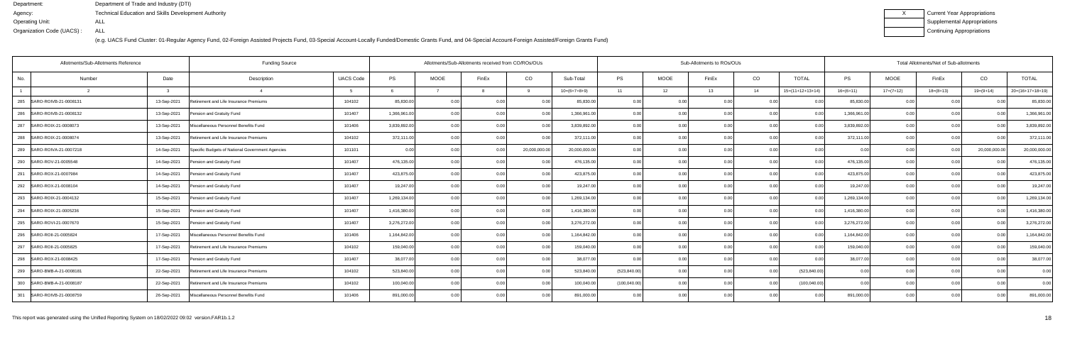Department: Department of Trade and Industry (DTI)
Agency: Technical Education and Skills Development Authority
Operating Unit: ALL
Organization Code (UACS) : ALL

| X | Current Year Appropriations |
|---|---|
| | Supplemental Appropriations |
| | Continuing Appropriations |

(e.g. UACS Fund Cluster: 01-Regular Agency Fund, 02-Foreign Assisted Projects Fund, 03-Special Account-Locally Funded/Domestic Grants Fund, and 04-Special Account-Foreign Assisted/Foreign Grants Fund)

| Allotments/Sub-Allotments Reference | | | Funding Source | | Allotments/Sub-Allotments received from CO/ROs/OUs | | | | | Sub-Allotments to ROs/OUs | | | | | Total Allotments/Net of Sub-allotments | | | | |
|---|---|---|---|---|---|---|---|---|---|---|---|---|---|---|---|---|---|---|---|
| No. | Number | Date | Description | UACS Code | PS | MOOE | FinEx | CO | Sub-Total | PS | MOOE | FinEx | CO | TOTAL | PS | MOOE | FinEx | CO | TOTAL |
| 1 | 2 | 3 | 4 | 5 | 6 | 7 | 8 | 9 | 10=(6+7+8+9) | 11 | 12 | 13 | 14 | 15=(11+12+13+14) | 16=(6+11) | 17=(7+12) | 18=(8+13) | 19=(9+14) | 20=(16+17+18+19) |
| 285 | SARO-ROIVB-21-0008131 | 13-Sep-2021 | Retirement and Life Insurance Premiums | 104102 | 85,830.00 | 0.00 | 0.00 | 0.00 | 85,830.00 | 0.00 | 0.00 | 0.00 | 0.00 | 0.00 | 85,830.00 | 0.00 | 0.00 | 0.00 | 85,830.00 |
| 286 | SARO-ROIVB-21-0008132 | 13-Sep-2021 | Pension and Gratuity Fund | 101407 | 1,366,961.00 | 0.00 | 0.00 | 0.00 | 1,366,961.00 | 0.00 | 0.00 | 0.00 | 0.00 | 0.00 | 1,366,961.00 | 0.00 | 0.00 | 0.00 | 1,366,961.00 |
| 287 | SARO-ROIX-21-0008073 | 13-Sep-2021 | Miscellaneous Personnel Benefits Fund | 101406 | 3,839,892.00 | 0.00 | 0.00 | 0.00 | 3,839,892.00 | 0.00 | 0.00 | 0.00 | 0.00 | 0.00 | 3,839,892.00 | 0.00 | 0.00 | 0.00 | 3,839,892.00 |
| 288 | SARO-ROIX-21-0008074 | 13-Sep-2021 | Retirement and Life Insurance Premiums | 104102 | 372,111.00 | 0.00 | 0.00 | 0.00 | 372,111.00 | 0.00 | 0.00 | 0.00 | 0.00 | 0.00 | 372,111.00 | 0.00 | 0.00 | 0.00 | 372,111.00 |
| 289 | SARO-ROIVA-21-0007218 | 14-Sep-2021 | Specific Budgets of National Government Agencies | 101101 | 0.00 | 0.00 | 0.00 | 20,000,000.00 | 20,000,000.00 | 0.00 | 0.00 | 0.00 | 0.00 | 0.00 | 0.00 | 0.00 | 0.00 | 20,000,000.00 | 20,000,000.00 |
| 290 | SARO-ROV-21-0005548 | 14-Sep-2021 | Pension and Gratuity Fund | 101407 | 476,135.00 | 0.00 | 0.00 | 0.00 | 476,135.00 | 0.00 | 0.00 | 0.00 | 0.00 | 0.00 | 476,135.00 | 0.00 | 0.00 | 0.00 | 476,135.00 |
| 291 | SARO-ROX-21-0007984 | 14-Sep-2021 | Pension and Gratuity Fund | 101407 | 423,875.00 | 0.00 | 0.00 | 0.00 | 423,875.00 | 0.00 | 0.00 | 0.00 | 0.00 | 0.00 | 423,875.00 | 0.00 | 0.00 | 0.00 | 423,875.00 |
| 292 | SARO-ROX-21-0008104 | 14-Sep-2021 | Pension and Gratuity Fund | 101407 | 19,247.00 | 0.00 | 0.00 | 0.00 | 19,247.00 | 0.00 | 0.00 | 0.00 | 0.00 | 0.00 | 19,247.00 | 0.00 | 0.00 | 0.00 | 19,247.00 |
| 293 | SARO-ROIX-21-0004132 | 15-Sep-2021 | Pension and Gratuity Fund | 101407 | 1,269,134.00 | 0.00 | 0.00 | 0.00 | 1,269,134.00 | 0.00 | 0.00 | 0.00 | 0.00 | 0.00 | 1,269,134.00 | 0.00 | 0.00 | 0.00 | 1,269,134.00 |
| 294 | SARO-ROIX-21-0005236 | 15-Sep-2021 | Pension and Gratuity Fund | 101407 | 1,416,380.00 | 0.00 | 0.00 | 0.00 | 1,416,380.00 | 0.00 | 0.00 | 0.00 | 0.00 | 0.00 | 1,416,380.00 | 0.00 | 0.00 | 0.00 | 1,416,380.00 |
| 295 | SARO-ROVI-21-0007670 | 15-Sep-2021 | Pension and Gratuity Fund | 101407 | 3,276,272.00 | 0.00 | 0.00 | 0.00 | 3,276,272.00 | 0.00 | 0.00 | 0.00 | 0.00 | 0.00 | 3,276,272.00 | 0.00 | 0.00 | 0.00 | 3,276,272.00 |
| 296 | SARO-ROII-21-0005824 | 17-Sep-2021 | Miscellaneous Personnel Benefits Fund | 101406 | 1,164,842.00 | 0.00 | 0.00 | 0.00 | 1,164,842.00 | 0.00 | 0.00 | 0.00 | 0.00 | 0.00 | 1,164,842.00 | 0.00 | 0.00 | 0.00 | 1,164,842.00 |
| 297 | SARO-ROII-21-0005825 | 17-Sep-2021 | Retirement and Life Insurance Premiums | 104102 | 159,040.00 | 0.00 | 0.00 | 0.00 | 159,040.00 | 0.00 | 0.00 | 0.00 | 0.00 | 0.00 | 159,040.00 | 0.00 | 0.00 | 0.00 | 159,040.00 |
| 298 | SARO-ROX-21-0008425 | 17-Sep-2021 | Pension and Gratuity Fund | 101407 | 38,077.00 | 0.00 | 0.00 | 0.00 | 38,077.00 | 0.00 | 0.00 | 0.00 | 0.00 | 0.00 | 38,077.00 | 0.00 | 0.00 | 0.00 | 38,077.00 |
| 299 | SARO-BMB-A-21-0008181 | 22-Sep-2021 | Retirement and Life Insurance Premiums | 104102 | 523,840.00 | 0.00 | 0.00 | 0.00 | 523,840.00 | (523,840.00) | 0.00 | 0.00 | 0.00 | (523,840.00) | 0.00 | 0.00 | 0.00 | 0.00 | 0.00 |
| 300 | SARO-BMB-A-21-0008187 | 22-Sep-2021 | Retirement and Life Insurance Premiums | 104102 | 100,040.00 | 0.00 | 0.00 | 0.00 | 100,040.00 | (100,040.00) | 0.00 | 0.00 | 0.00 | (100,040.00) | 0.00 | 0.00 | 0.00 | 0.00 | 0.00 |
| 301 | SARO-ROIVB-21-0008759 | 26-Sep-2021 | Miscellaneous Personnel Benefits Fund | 101406 | 891,000.00 | 0.00 | 0.00 | 0.00 | 891,000.00 | 0.00 | 0.00 | 0.00 | 0.00 | 0.00 | 891,000.00 | 0.00 | 0.00 | 0.00 | 891,000.00 |

This report was generated using the Unified Reporting System on 18/02/2022 09:02 version.FAR1b.1.2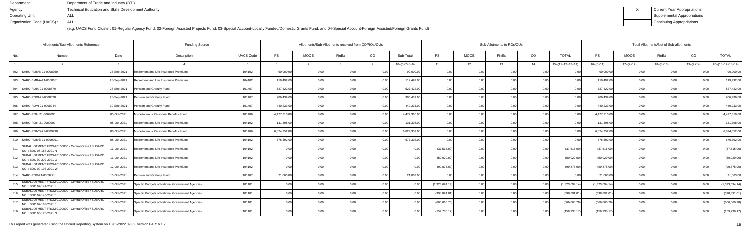Department: Department of Trade and Industry (DTI)
Agency: Technical Education and Skills Development Authority
Operating Unit: ALL
Organization Code (UACS) : ALL

X Current Year Appropriations
Supplemental Appropriations
Continuing Appropriations

(e.g. UACS Fund Cluster: 01-Regular Agency Fund, 02-Foreign Assisted Projects Fund, 03-Special Account-Locally Funded/Domestic Grants Fund, and 04-Special Account-Foreign Assisted/Foreign Grants Fund)

| Allotments/Sub-Allotments Reference | | | Funding Source | | Allotments/Sub-Allotments received from CO/ROs/OUs | | | | | Sub-Allotments to ROs/OUs | | | | | Total Allotments/Net of Sub-allotments | | | | |
|---|---|---|---|---|---|---|---|---|---|---|---|---|---|---|---|---|---|---|---|
| No. | Number | Date | Description | UACS Code | PS | MOOE | FinEx | CO | Sub-Total | PS | MOOE | FinEx | CO | TOTAL | PS | MOOE | FinEx | CO | TOTAL |
| 1 | 2 | 3 | 4 | 5 | 6 | 7 | 8 | 9 | 10=(6+7+8+9) | 11 | 12 | 13 | 14 | 15=(11+12+13+14) | 16=(6+11) | 17=(7+12) | 18=(8+13) | 19=(9+14) | 20=(16+17+18+19) |
| 302 | SARO-ROVIII-21-0008760 | 28-Sep-2021 | Retirement and Life Insurance Premiums | 104102 | 90,000.00 | 0.00 | 0.00 | 0.00 | 90,000.00 | 0.00 | 0.00 | 0.00 | 0.00 | 0.00 | 90,000.00 | 0.00 | 0.00 | 0.00 | 90,000.00 |
| 303 | SARO-BMB-A-21-0008681 | 28-Sep-2021 | Retirement and Life Insurance Premiums | 104102 | 119,492.00 | 0.00 | 0.00 | 0.00 | 119,492.00 | 0.00 | 0.00 | 0.00 | 0.00 | 0.00 | 119,492.00 | 0.00 | 0.00 | 0.00 | 119,492.00 |
| 304 | SARO-ROIX-21-0008870 | 28-Sep-2021 | Pension and Gratuity Fund | 101407 | 527,422.00 | 0.00 | 0.00 | 0.00 | 527,422.00 | 0.00 | 0.00 | 0.00 | 0.00 | 0.00 | 527,422.00 | 0.00 | 0.00 | 0.00 | 527,422.00 |
| 305 | SARO-ROXI-21-0008028 | 28-Sep-2021 | Pension and Gratuity Fund | 101407 | 906,439.00 | 0.00 | 0.00 | 0.00 | 906,439.00 | 0.00 | 0.00 | 0.00 | 0.00 | 0.00 | 906,439.00 | 0.00 | 0.00 | 0.00 | 906,439.00 |
| 306 | SARO-ROVI-21-0008944 | 30-Sep-2021 | Pension and Gratuity Fund | 101407 | 440,233.00 | 0.00 | 0.00 | 0.00 | 440,233.00 | 0.00 | 0.00 | 0.00 | 0.00 | 0.00 | 440,233.00 | 0.00 | 0.00 | 0.00 | 440,233.00 |
| 307 | SARO-ROIII-21-0009090 | 05-Oct-2021 | Miscellaneous Personnel Benefits Fund | 101406 | 4,477,310.00 | 0.00 | 0.00 | 0.00 | 4,477,310.00 | 0.00 | 0.00 | 0.00 | 0.00 | 0.00 | 4,477,310.00 | 0.00 | 0.00 | 0.00 | 4,477,310.00 |
| 308 | SARO-ROIII-21-0009092 | 05-Oct-2021 | Retirement and Life Insurance Premiums | 104102 | 131,398.00 | 0.00 | 0.00 | 0.00 | 131,398.00 | 0.00 | 0.00 | 0.00 | 0.00 | 0.00 | 131,398.00 | 0.00 | 0.00 | 0.00 | 131,398.00 |
| 309 | SARO-ROVIII-21-0009290 | 08-Oct-2021 | Miscellaneous Personnel Benefits Fund | 101406 | 6,824,352.00 | 0.00 | 0.00 | 0.00 | 6,824,352.00 | 0.00 | 0.00 | 0.00 | 0.00 | 0.00 | 6,824,352.00 | 0.00 | 0.00 | 0.00 | 6,824,352.00 |
| 310 | SARO-ROVIII-21-0009291 | 08-Oct-2021 | Retirement and Life Insurance Premiums | 104102 | 676,392.00 | 0.00 | 0.00 | 0.00 | 676,392.00 | 0.00 | 0.00 | 0.00 | 0.00 | 0.00 | 676,392.00 | 0.00 | 0.00 | 0.00 | 676,392.00 |
| 311 | SUBALLOTMENT FROM 0100000 - Central Office / SUBARO NO.: BDC 08-188-2021 N | 11-Oct-2021 | Retirement and Life Insurance Premiums | 104102 | 0.00 | 0.00 | 0.00 | 0.00 | 0.00 | (37,515.00) | 0.00 | 0.00 | 0.00 | (37,515.00) | (37,515.00) | 0.00 | 0.00 | 0.00 | (37,515.00) |
| 312 | SUBALLOTMENT FROM 0100000 - Central Office / SUBARO NO.: BDC 09-202-2021 O | 11-Oct-2021 | Retirement and Life Insurance Premiums | 104102 | 0.00 | 0.00 | 0.00 | 0.00 | 0.00 | (50,020.00) | 0.00 | 0.00 | 0.00 | (50,020.00) | (50,020.00) | 0.00 | 0.00 | 0.00 | (50,020.00) |
| 313 | SUBALLOTMENT FROM 0100000 - Central Office / SUBARO NO.: BDC 09-193-2021 W | 12-Oct-2021 | Retirement and Life Insurance Premiums | 104102 | 0.00 | 0.00 | 0.00 | 0.00 | 0.00 | (99,875.00) | 0.00 | 0.00 | 0.00 | (99,875.00) | (99,875.00) | 0.00 | 0.00 | 0.00 | (99,875.00) |
| 314 | SARO-ROX-21-0009271 | 13-Oct-2021 | Pension and Gratuity Fund | 101407 | 21,063.00 | 0.00 | 0.00 | 0.00 | 21,063.00 | 0.00 | 0.00 | 0.00 | 0.00 | 0.00 | 21,063.00 | 0.00 | 0.00 | 0.00 | 21,063.00 |
| 315 | SUBALLOTMENT FROM 0100000 - Central Office / SUBARO NO.: BDC 07-144-2021 I | 13-Oct-2021 | Specific Budgets of National Government Agencies | 101101 | 0.00 | 0.00 | 0.00 | 0.00 | 0.00 | (1,323,694.14) | 0.00 | 0.00 | 0.00 | (1,323,694.14) | (1,323,694.14) | 0.00 | 0.00 | 0.00 | (1,323,694.14) |
| 316 | SUBALLOTMENT FROM 0100000 - Central Office / SUBARO NO.: BDC 07-146-2021 J | 13-Oct-2021 | Specific Budgets of National Government Agencies | 101101 | 0.00 | 0.00 | 0.00 | 0.00 | 0.00 | (398,891.01) | 0.00 | 0.00 | 0.00 | (398,891.01) | (398,891.01) | 0.00 | 0.00 | 0.00 | (398,891.01) |
| 317 | SUBALLOTMENT FROM 0100000 - Central Office / SUBARO NO.: BDC 07-163-2021 J | 13-Oct-2021 | Specific Budgets of National Government Agencies | 101101 | 0.00 | 0.00 | 0.00 | 0.00 | 0.00 | (666,060.78) | 0.00 | 0.00 | 0.00 | (666,060.78) | (666,060.78) | 0.00 | 0.00 | 0.00 | (666,060.78) |
| 318 | SUBALLOTMENT FROM 0100000 - Central Office / SUBARO NO.: BDC 08-170-2021 G | 13-Oct-2021 | Specific Budgets of National Government Agencies | 101101 | 0.00 | 0.00 | 0.00 | 0.00 | 0.00 | (159,730.17) | 0.00 | 0.00 | 0.00 | (159,730.17) | (159,730.17) | 0.00 | 0.00 | 0.00 | (159,730.17) |

This report was generated using the Unified Reporting System on 18/02/2022 09:02 version.FAR1b.1.2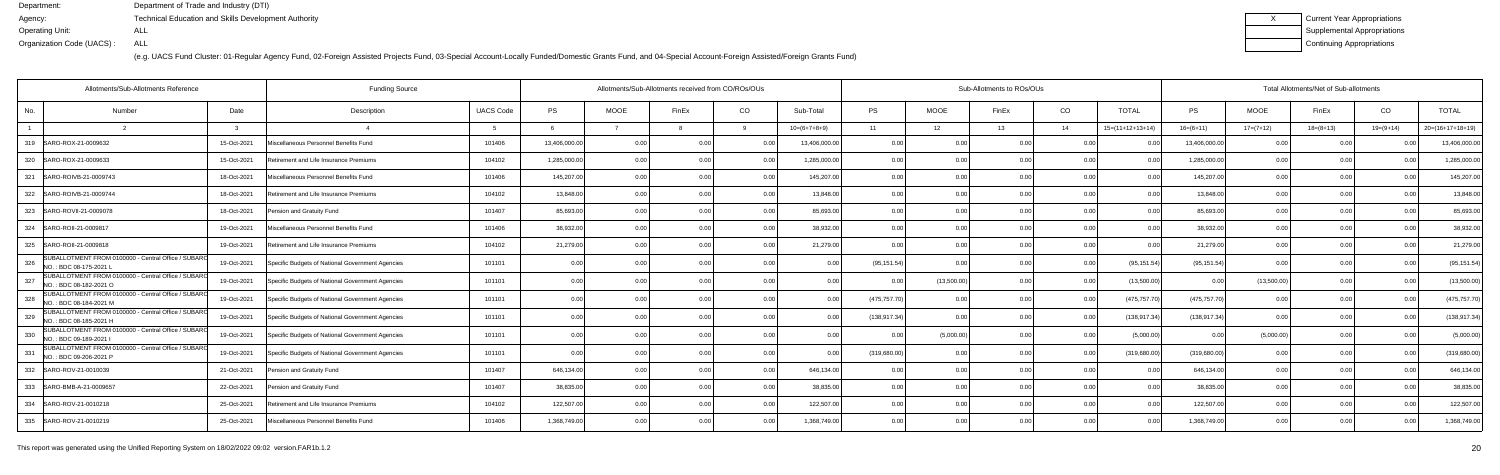Department: Department of Trade and Industry (DTI)
Agency: Technical Education and Skills Development Authority
Operating Unit: ALL
Organization Code (UACS) : ALL

| X | Current Year Appropriations |
|---|---|
| | Supplemental Appropriations |
| | Continuing Appropriations |

(e.g. UACS Fund Cluster: 01-Regular Agency Fund, 02-Foreign Assisted Projects Fund, 03-Special Account-Locally Funded/Domestic Grants Fund, and 04-Special Account-Foreign Assisted/Foreign Grants Fund)

| Allotments/Sub-Allotments Reference | | | Funding Source | | Allotments/Sub-Allotments received from CO/ROs/OUs | | | | | Sub-Allotments to ROs/OUs | | | | | Total Allotments/Net of Sub-allotments | | | | |
|---|---|---|---|---|---|---|---|---|---|---|---|---|---|---|---|---|---|---|---|
| No. | Number | Date | Description | UACS Code | PS | MOOE | FinEx | CO | Sub-Total | PS | MOOE | FinEx | CO | TOTAL | PS | MOOE | FinEx | CO | TOTAL |
| 1 | 2 | 3 | 4 | 5 | 6 | 7 | 8 | 9 | 10=(6+7+8+9) | 11 | 12 | 13 | 14 | 15=(11+12+13+14) | 16=(6+11) | 17=(7+12) | 18=(8+13) | 19=(9+14) | 20=(16+17+18+19) |
| 319 | SARO-ROX-21-0009632 | 15-Oct-2021 | Miscellaneous Personnel Benefits Fund | 101406 | 13,406,000.00 | 0.00 | 0.00 | 0.00 | 13,406,000.00 | 0.00 | 0.00 | 0.00 | 0.00 | 0.00 | 13,406,000.00 | 0.00 | 0.00 | 0.00 | 13,406,000.00 |
| 320 | SARO-ROX-21-0009633 | 15-Oct-2021 | Retirement and Life Insurance Premiums | 104102 | 1,285,000.00 | 0.00 | 0.00 | 0.00 | 1,285,000.00 | 0.00 | 0.00 | 0.00 | 0.00 | 0.00 | 1,285,000.00 | 0.00 | 0.00 | 0.00 | 1,285,000.00 |
| 321 | SARO-ROIVB-21-0009743 | 18-Oct-2021 | Miscellaneous Personnel Benefits Fund | 101406 | 145,207.00 | 0.00 | 0.00 | 0.00 | 145,207.00 | 0.00 | 0.00 | 0.00 | 0.00 | 0.00 | 145,207.00 | 0.00 | 0.00 | 0.00 | 145,207.00 |
| 322 | SARO-ROIVB-21-0009744 | 18-Oct-2021 | Retirement and Life Insurance Premiums | 104102 | 13,848.00 | 0.00 | 0.00 | 0.00 | 13,848.00 | 0.00 | 0.00 | 0.00 | 0.00 | 0.00 | 13,848.00 | 0.00 | 0.00 | 0.00 | 13,848.00 |
| 323 | SARO-ROVII-21-0009078 | 18-Oct-2021 | Pension and Gratuity Fund | 101407 | 85,693.00 | 0.00 | 0.00 | 0.00 | 85,693.00 | 0.00 | 0.00 | 0.00 | 0.00 | 0.00 | 85,693.00 | 0.00 | 0.00 | 0.00 | 85,693.00 |
| 324 | SARO-ROII-21-0009817 | 19-Oct-2021 | Miscellaneous Personnel Benefits Fund | 101406 | 38,932.00 | 0.00 | 0.00 | 0.00 | 38,932.00 | 0.00 | 0.00 | 0.00 | 0.00 | 0.00 | 38,932.00 | 0.00 | 0.00 | 0.00 | 38,932.00 |
| 325 | SARO-ROII-21-0009818 | 19-Oct-2021 | Retirement and Life Insurance Premiums | 104102 | 21,279.00 | 0.00 | 0.00 | 0.00 | 21,279.00 | 0.00 | 0.00 | 0.00 | 0.00 | 0.00 | 21,279.00 | 0.00 | 0.00 | 0.00 | 21,279.00 |
| 326 | SUBALLOTMENT FROM 0100000 - Central Office / SUBARO NO. : BDC 08-179-2021 L | 19-Oct-2021 | Specific Budgets of National Government Agencies | 101101 | 0.00 | 0.00 | 0.00 | 0.00 | 0.00 | (95,151.54) | 0.00 | 0.00 | 0.00 | (95,151.54) | (95,151.54) | 0.00 | 0.00 | 0.00 | (95,151.54) |
| 327 | SUBALLOTMENT FROM 0100000 - Central Office / SUBARO NO. : BDC 08-182-2021 O | 19-Oct-2021 | Specific Budgets of National Government Agencies | 101101 | 0.00 | 0.00 | 0.00 | 0.00 | 0.00 | 0.00 | (13,500.00) | 0.00 | 0.00 | (13,500.00) | 0.00 | (13,500.00) | 0.00 | 0.00 | (13,500.00) |
| 328 | SUBALLOTMENT FROM 0100000 - Central Office / SUBARO NO. : BDC 08-184-2021 M | 19-Oct-2021 | Specific Budgets of National Government Agencies | 101101 | 0.00 | 0.00 | 0.00 | 0.00 | 0.00 | (475,757.70) | 0.00 | 0.00 | 0.00 | (475,757.70) | (475,757.70) | 0.00 | 0.00 | 0.00 | (475,757.70) |
| 329 | SUBALLOTMENT FROM 0100000 - Central Office / SUBARO NO. : BDC 08-185-2021 H | 19-Oct-2021 | Specific Budgets of National Government Agencies | 101101 | 0.00 | 0.00 | 0.00 | 0.00 | 0.00 | (138,917.34) | 0.00 | 0.00 | 0.00 | (138,917.34) | (138,917.34) | 0.00 | 0.00 | 0.00 | (138,917.34) |
| 330 | SUBALLOTMENT FROM 0100000 - Central Office / SUBARO NO. : BDC 09-189-2021 I | 19-Oct-2021 | Specific Budgets of National Government Agencies | 101101 | 0.00 | 0.00 | 0.00 | 0.00 | 0.00 | 0.00 | (5,000.00) | 0.00 | 0.00 | (5,000.00) | 0.00 | (5,000.00) | 0.00 | 0.00 | (5,000.00) |
| 331 | SUBALLOTMENT FROM 0100000 - Central Office / SUBARO NO. : BDC 09-206-2021 P | 19-Oct-2021 | Specific Budgets of National Government Agencies | 101101 | 0.00 | 0.00 | 0.00 | 0.00 | 0.00 | (319,680.00) | 0.00 | 0.00 | 0.00 | (319,680.00) | (319,680.00) | 0.00 | 0.00 | 0.00 | (319,680.00) |
| 332 | SARO-ROV-21-0010039 | 21-Oct-2021 | Pension and Gratuity Fund | 101407 | 646,134.00 | 0.00 | 0.00 | 0.00 | 646,134.00 | 0.00 | 0.00 | 0.00 | 0.00 | 0.00 | 646,134.00 | 0.00 | 0.00 | 0.00 | 646,134.00 |
| 333 | SARO-BMB-A-21-0009657 | 22-Oct-2021 | Pension and Gratuity Fund | 101407 | 38,835.00 | 0.00 | 0.00 | 0.00 | 38,835.00 | 0.00 | 0.00 | 0.00 | 0.00 | 0.00 | 38,835.00 | 0.00 | 0.00 | 0.00 | 38,835.00 |
| 334 | SARO-ROV-21-0010218 | 25-Oct-2021 | Retirement and Life Insurance Premiums | 104102 | 122,507.00 | 0.00 | 0.00 | 0.00 | 122,507.00 | 0.00 | 0.00 | 0.00 | 0.00 | 0.00 | 122,507.00 | 0.00 | 0.00 | 0.00 | 122,507.00 |
| 335 | SARO-ROV-21-0010219 | 25-Oct-2021 | Miscellaneous Personnel Benefits Fund | 101406 | 1,368,749.00 | 0.00 | 0.00 | 0.00 | 1,368,749.00 | 0.00 | 0.00 | 0.00 | 0.00 | 0.00 | 1,368,749.00 | 0.00 | 0.00 | 0.00 | 1,368,749.00 |

This report was generated using the Unified Reporting System on 18/02/2022 09:02 version.FAR1b.1.2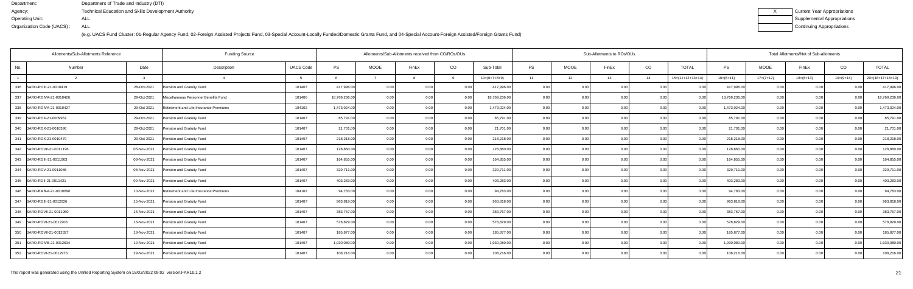Department: Department of Trade and Industry (DTI)
Agency: Technical Education and Skills Development Authority
Operating Unit: ALL
Organization Code (UACS) : ALL

(e.g. UACS Fund Cluster: 01-Regular Agency Fund, 02-Foreign Assisted Projects Fund, 03-Special Account-Locally Funded/Domestic Grants Fund, and 04-Special Account-Foreign Assisted/Foreign Grants Fund)

| X | Current Year Appropriations |
|---|---|
| | Supplemental Appropriations |
| | Continuing Appropriations |

| Allotments/Sub-Allotments Reference | | | Funding Source | | Allotments/Sub-Allotments received from CO/ROs/OUs | | | | | Sub-Allotments to ROs/OUs | | | | | Total Allotments/Net of Sub-allotments | | | | |
|---|---|---|---|---|---|---|---|---|---|---|---|---|---|---|---|---|---|---|---|
| No. | Number | Date | Description | UACS Code | PS | MOOE | FinEx | CO | Sub-Total | PS | MOOE | FinEx | CO | TOTAL | PS | MOOE | FinEx | CO | TOTAL |
| 1 | 2 | 3 | 4 | 5 | 6 | 7 | 8 | 9 | 10=(6+7+8+9) | 11 | 12 | 13 | 14 | 15=(11+12+13+14) | 16=(6+11) | 17=(7+12) | 18=(8+13) | 19=(9+14) | 20=(16+17+18+19) |
| 336 | SARO-ROIII-21-0010419 | 28-Oct-2021 | Pension and Gratuity Fund | 101407 | 417,996.00 | 0.00 | 0.00 | 0.00 | 417,996.00 | 0.00 | 0.00 | 0.00 | 0.00 | 0.00 | 417,996.00 | 0.00 | 0.00 | 0.00 | 417,996.00 |
| 337 | SARO-ROIVA-21-0010426 | 29-Oct-2021 | Miscellaneous Personnel Benefits Fund | 101406 | 18,769,236.00 | 0.00 | 0.00 | 0.00 | 18,769,236.00 | 0.00 | 0.00 | 0.00 | 0.00 | 0.00 | 18,769,236.00 | 0.00 | 0.00 | 0.00 | 18,769,236.00 |
| 338 | SARO-ROIVA-21-0010427 | 29-Oct-2021 | Retirement and Life Insurance Premiums | 104102 | 1,473,024.00 | 0.00 | 0.00 | 0.00 | 1,473,024.00 | 0.00 | 0.00 | 0.00 | 0.00 | 0.00 | 1,473,024.00 | 0.00 | 0.00 | 0.00 | 1,473,024.00 |
| 339 | SARO-ROX-21-0009967 | 29-Oct-2021 | Pension and Gratuity Fund | 101407 | 85,791.00 | 0.00 | 0.00 | 0.00 | 85,791.00 | 0.00 | 0.00 | 0.00 | 0.00 | 0.00 | 85,791.00 | 0.00 | 0.00 | 0.00 | 85,791.00 |
| 340 | SARO-ROX-21-0010396 | 29-Oct-2021 | Pension and Gratuity Fund | 101407 | 21,701.00 | 0.00 | 0.00 | 0.00 | 21,701.00 | 0.00 | 0.00 | 0.00 | 0.00 | 0.00 | 21,701.00 | 0.00 | 0.00 | 0.00 | 21,701.00 |
| 341 | SARO-ROX-21-0010470 | 29-Oct-2021 | Pension and Gratuity Fund | 101407 | 218,218.00 | 0.00 | 0.00 | 0.00 | 218,218.00 | 0.00 | 0.00 | 0.00 | 0.00 | 0.00 | 218,218.00 | 0.00 | 0.00 | 0.00 | 218,218.00 |
| 342 | SARO-ROVII-21-0011196 | 05-Nov-2021 | Pension and Gratuity Fund | 101407 | 128,860.00 | 0.00 | 0.00 | 0.00 | 128,860.00 | 0.00 | 0.00 | 0.00 | 0.00 | 0.00 | 128,860.00 | 0.00 | 0.00 | 0.00 | 128,860.00 |
| 343 | SARO-ROIII-21-0011063 | 08-Nov-2021 | Pension and Gratuity Fund | 101407 | 164,855.00 | 0.00 | 0.00 | 0.00 | 164,855.00 | 0.00 | 0.00 | 0.00 | 0.00 | 0.00 | 164,855.00 | 0.00 | 0.00 | 0.00 | 164,855.00 |
| 344 | SARO-ROV-21-0011086 | 08-Nov-2021 | Pension and Gratuity Fund | 101407 | 329,711.00 | 0.00 | 0.00 | 0.00 | 329,711.00 | 0.00 | 0.00 | 0.00 | 0.00 | 0.00 | 329,711.00 | 0.00 | 0.00 | 0.00 | 329,711.00 |
| 345 | SARO-ROII-21-0011421 | 09-Nov-2021 | Pension and Gratuity Fund | 101407 | 403,283.00 | 0.00 | 0.00 | 0.00 | 403,283.00 | 0.00 | 0.00 | 0.00 | 0.00 | 0.00 | 403,283.00 | 0.00 | 0.00 | 0.00 | 403,283.00 |
| 346 | SARO-BMB-A-21-0010690 | 10-Nov-2021 | Retirement and Life Insurance Premiums | 104102 | 94,783.00 | 0.00 | 0.00 | 0.00 | 94,783.00 | 0.00 | 0.00 | 0.00 | 0.00 | 0.00 | 94,783.00 | 0.00 | 0.00 | 0.00 | 94,783.00 |
| 347 | SARO-ROIII-21-0012026 | 15-Nov-2021 | Pension and Gratuity Fund | 101407 | 963,818.00 | 0.00 | 0.00 | 0.00 | 963,818.00 | 0.00 | 0.00 | 0.00 | 0.00 | 0.00 | 963,818.00 | 0.00 | 0.00 | 0.00 | 963,818.00 |
| 348 | SARO-ROVII-21-0011950 | 15-Nov-2021 | Pension and Gratuity Fund | 101407 | 383,767.00 | 0.00 | 0.00 | 0.00 | 383,767.00 | 0.00 | 0.00 | 0.00 | 0.00 | 0.00 | 383,767.00 | 0.00 | 0.00 | 0.00 | 383,767.00 |
| 349 | SARO-ROVI-21-0012206 | 16-Nov-2021 | Pension and Gratuity Fund | 101407 | 578,829.00 | 0.00 | 0.00 | 0.00 | 578,829.00 | 0.00 | 0.00 | 0.00 | 0.00 | 0.00 | 578,829.00 | 0.00 | 0.00 | 0.00 | 578,829.00 |
| 350 | SARO-ROVII-21-0012327 | 18-Nov-2021 | Pension and Gratuity Fund | 101407 | 185,877.00 | 0.00 | 0.00 | 0.00 | 185,877.00 | 0.00 | 0.00 | 0.00 | 0.00 | 0.00 | 185,877.00 | 0.00 | 0.00 | 0.00 | 185,877.00 |
| 351 | SARO-ROIVB-21-0012634 | 19-Nov-2021 | Pension and Gratuity Fund | 101407 | 1,930,080.00 | 0.00 | 0.00 | 0.00 | 1,930,080.00 | 0.00 | 0.00 | 0.00 | 0.00 | 0.00 | 1,930,080.00 | 0.00 | 0.00 | 0.00 | 1,930,080.00 |
| 352 | SARO-ROVI-21-0012976 | 29-Nov-2021 | Pension and Gratuity Fund | 101407 | 108,216.00 | 0.00 | 0.00 | 0.00 | 108,216.00 | 0.00 | 0.00 | 0.00 | 0.00 | 0.00 | 108,216.00 | 0.00 | 0.00 | 0.00 | 108,216.00 |

This report was generated using the Unified Reporting System on 18/02/2022 09:02 version.FAR1b.1.2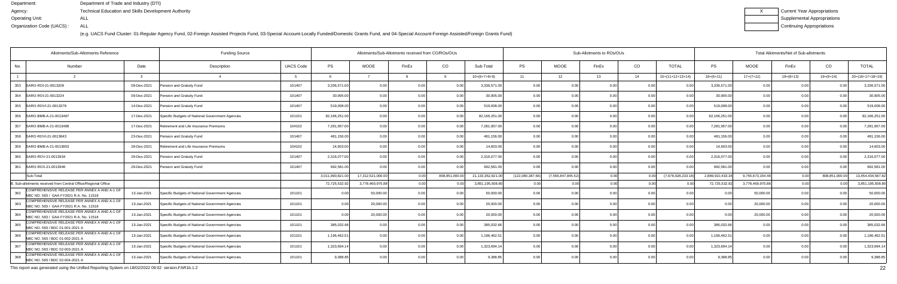Department: Department of Trade and Industry (DTI)
Agency: Technical Education and Skills Development Authority
Operating Unit: ALL
Organization Code (UACS) : ALL

| X | Current Year Appropriations |
|---|---|
| | Supplemental Appropriations |
| | Continuing Appropriations |

(e.g. UACS Fund Cluster: 01-Regular Agency Fund, 02-Foreign Assisted Projects Fund, 03-Special Account-Locally Funded/Domestic Grants Fund, and 04-Special Account-Foreign Assisted/Foreign Grants Fund)

| Allotments/Sub-Allotments Reference | | | Funding Source | | Allotments/Sub-Allotments received from CO/ROs/OUs | | | | | Sub-Allotments to ROs/OUs | | | | | Total Allotments/Net of Sub-allotments | | | | |
|---|---|---|---|---|---|---|---|---|---|---|---|---|---|---|---|---|---|---|---|
| No. | Number | Date | Description | UACS Code | PS | MOOE | FinEx | CO | Sub-Total | PS | MOOE | FinEx | CO | TOTAL | PS | MOOE | FinEx | CO | TOTAL |
| 1 | 2 | 3 | 4 | 5 | 6 | 7 | 8 | 9 | 10=(6+7+8+9) | 11 | 12 | 13 | 14 | 15=(11+12+13+14) | 16=(6+11) | 17=(7+12) | 18=(8+13) | 19=(9+14) | 20=(16+17+18+19) |
| 353 | SARO-ROI-21-0013209 | 09-Dec-2021 | Pension and Gratuity Fund | 101407 | 3,336,571.00 | 0.00 | 0.00 | 0.00 | 3,336,571.00 | 0.00 | 0.00 | 0.00 | 0.00 | 0.00 | 3,336,571.00 | 0.00 | 0.00 | 0.00 | 3,336,571.00 |
| 354 | SARO-ROI-21-0013224 | 09-Dec-2021 | Pension and Gratuity Fund | 101407 | 30,905.00 | 0.00 | 0.00 | 0.00 | 30,905.00 | 0.00 | 0.00 | 0.00 | 0.00 | 0.00 | 30,905.00 | 0.00 | 0.00 | 0.00 | 30,905.00 |
| 355 | SARO-ROVI-21-0013278 | 14-Dec-2021 | Pension and Gratuity Fund | 101407 | 519,008.00 | 0.00 | 0.00 | 0.00 | 519,008.00 | 0.00 | 0.00 | 0.00 | 0.00 | 0.00 | 519,008.00 | 0.00 | 0.00 | 0.00 | 519,008.00 |
| 356 | SARO-BMB-A-21-0013487 | 17-Dec-2021 | Specific Budgets of National Government Agencies | 101101 | 82,166,251.00 | 0.00 | 0.00 | 0.00 | 82,166,251.00 | 0.00 | 0.00 | 0.00 | 0.00 | 0.00 | 82,166,251.00 | 0.00 | 0.00 | 0.00 | 82,166,251.00 |
| 357 | SARO-BMB-A-21-0013488 | 17-Dec-2021 | Retirement and Life Insurance Premiums | 104102 | 7,281,957.00 | 0.00 | 0.00 | 0.00 | 7,281,957.00 | 0.00 | 0.00 | 0.00 | 0.00 | 0.00 | 7,281,957.00 | 0.00 | 0.00 | 0.00 | 7,281,957.00 |
| 358 | SARO-ROVI-21-0013643 | 23-Dec-2021 | Pension and Gratuity Fund | 101407 | 481,156.00 | 0.00 | 0.00 | 0.00 | 481,156.00 | 0.00 | 0.00 | 0.00 | 0.00 | 0.00 | 481,156.00 | 0.00 | 0.00 | 0.00 | 481,156.00 |
| 359 | SARO-BMB-A-21-0013803 | 28-Dec-2021 | Retirement and Life Insurance Premiums | 104102 | 14,603.00 | 0.00 | 0.00 | 0.00 | 14,603.00 | 0.00 | 0.00 | 0.00 | 0.00 | 0.00 | 14,603.00 | 0.00 | 0.00 | 0.00 | 14,603.00 |
| 360 | SARO-ROV-21-0013934 | 29-Dec-2021 | Pension and Gratuity Fund | 101407 | 2,316,077.00 | 0.00 | 0.00 | 0.00 | 2,316,077.00 | 0.00 | 0.00 | 0.00 | 0.00 | 0.00 | 2,316,077.00 | 0.00 | 0.00 | 0.00 | 2,316,077.00 |
| 361 | SARO-ROX-21-0013946 | 29-Dec-2021 | Pension and Gratuity Fund | 101407 | 992,581.00 | 0.00 | 0.00 | 0.00 | 992,581.00 | 0.00 | 0.00 | 0.00 | 0.00 | 0.00 | 992,581.00 | 0.00 | 0.00 | 0.00 | 992,581.00 |
| | Sub-Total | | | | 3,011,990,821.00 | 17,312,521,000.00 | 0.00 | 808,851,000.00 | 21,133,362,821.00 | (122,080,387.66) | (7,556,847,845.52) | 0.00 | 0.00 | (7,678,928,233.18) | 2,889,910,433.34 | 9,755,673,154.48 | 0.00 | 808,851,000.00 | 13,454,434,587.82 |
| | B. Sub-allotments received from Central Office/Regional Office | | | | 72,725,532.92 | 3,778,469,975.88 | 0.00 | 0.00 | 3,851,195,508.80 | 0.00 | 0.00 | 0.00 | 0.00 | 0.00 | 72,725,532.92 | 3,778,469,975.88 | 0.00 | 0.00 | 3,851,195,508.80 |
| 362 | COMPREHENSIVE RELEASE PER ANNEX A AND A-1 OF NBC NO. 583 / GAA FY2021 R.A. No. 11518 | 13-Jan-2021 | Specific Budgets of National Government Agencies | 101101 | 0.00 | 50,000.00 | 0.00 | 0.00 | 50,000.00 | 0.00 | 0.00 | 0.00 | 0.00 | 0.00 | 0.00 | 50,000.00 | 0.00 | 0.00 | 50,000.00 |
| 363 | COMPREHENSIVE RELEASE PER ANNEX A AND A-1 OF NBC NO. 583 / GAA FY2021 R.A. No. 11518 | 13-Jan-2021 | Specific Budgets of National Government Agencies | 101101 | 0.00 | 20,000.00 | 0.00 | 0.00 | 20,000.00 | 0.00 | 0.00 | 0.00 | 0.00 | 0.00 | 0.00 | 20,000.00 | 0.00 | 0.00 | 20,000.00 |
| 364 | COMPREHENSIVE RELEASE PER ANNEX A AND A-1 OF NBC NO. 583 / GAA FY2021 R.A. No. 11518 | 13-Jan-2021 | Specific Budgets of National Government Agencies | 101101 | 0.00 | 20,000.00 | 0.00 | 0.00 | 20,000.00 | 0.00 | 0.00 | 0.00 | 0.00 | 0.00 | 0.00 | 20,000.00 | 0.00 | 0.00 | 20,000.00 |
| 365 | COMPREHENSIVE RELEASE PER ANNEX A AND A-1 OF NBC NO. 583 / BDC 01-001-2021 A | 13-Jan-2021 | Specific Budgets of National Government Agencies | 101101 | 385,032.66 | 0.00 | 0.00 | 0.00 | 385,032.66 | 0.00 | 0.00 | 0.00 | 0.00 | 0.00 | 385,032.66 | 0.00 | 0.00 | 0.00 | 385,032.66 |
| 366 | COMPREHENSIVE RELEASE PER ANNEX A AND A-1 OF NBC NO. 583 / BDC 01-002-2021 A | 13-Jan-2021 | Specific Budgets of National Government Agencies | 101101 | 1,196,462.51 | 0.00 | 0.00 | 0.00 | 1,196,462.51 | 0.00 | 0.00 | 0.00 | 0.00 | 0.00 | 1,196,462.51 | 0.00 | 0.00 | 0.00 | 1,196,462.51 |
| 367 | COMPREHENSIVE RELEASE PER ANNEX A AND A-1 OF NBC NO. 583 / BDC 02-003-2021 A | 13-Jan-2021 | Specific Budgets of National Government Agencies | 101101 | 1,323,694.14 | 0.00 | 0.00 | 0.00 | 1,323,694.14 | 0.00 | 0.00 | 0.00 | 0.00 | 0.00 | 1,323,694.14 | 0.00 | 0.00 | 0.00 | 1,323,694.14 |
| 368 | COMPREHENSIVE RELEASE PER ANNEX A AND A-1 OF NBC NO. 583 / BDC 02-004-2021 A | 13-Jan-2021 | Specific Budgets of National Government Agencies | 101101 | 9,388.85 | 0.00 | 0.00 | 0.00 | 9,388.85 | 0.00 | 0.00 | 0.00 | 0.00 | 0.00 | 9,388.85 | 0.00 | 0.00 | 0.00 | 9,388.85 |

This report was generated using the Unified Reporting System on 18/02/2022 09:02 version.FAR1b.1.2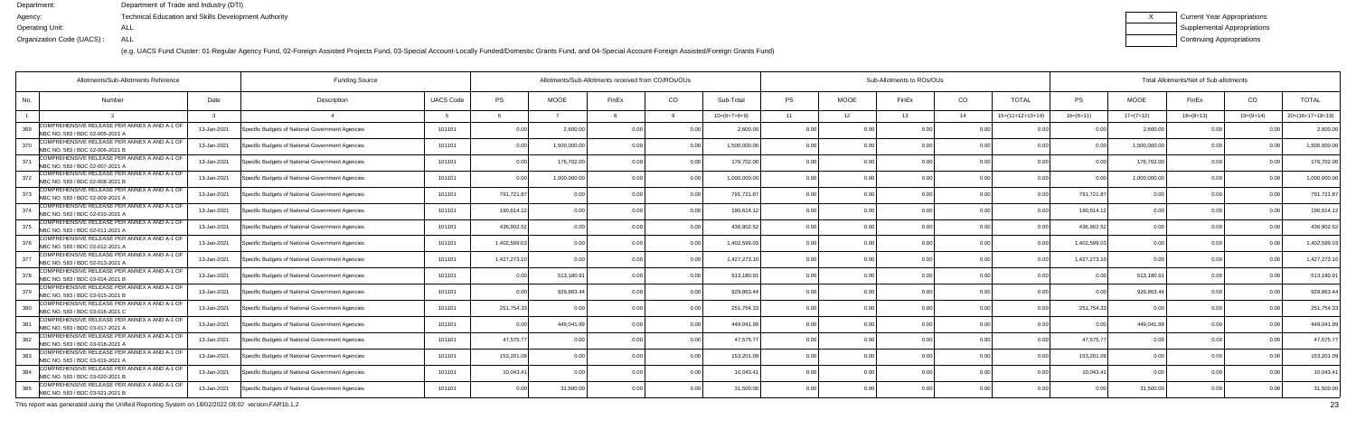Department: Department of Trade and Industry (DTI)
Agency: Technical Education and Skills Development Authority
Operating Unit: ALL
Organization Code (UACS) : ALL

| X | Current Year Appropriations |
|---|---|
| | Supplemental Appropriations |
| | Continuing Appropriations |

(e.g. UACS Fund Cluster: 01-Regular Agency Fund, 02-Foreign Assisted Projects Fund, 03-Special Account-Locally Funded/Domestic Grants Fund, and 04-Special Account-Foreign Assisted/Foreign Grants Fund)

| Allotments/Sub-Allotments Reference | | | Funding Source | | Allotments/Sub-Allotments received from CO/ROs/OUs | | | | | Sub-Allotments to ROs/OUs | | | | | Total Allotments/Net of Sub-allotments | | | | |
|---|---|---|---|---|---|---|---|---|---|---|---|---|---|---|---|---|---|---|---|
| No. | Number | Date | Description | UACS Code | PS | MOOE | FinEx | CO | Sub-Total | PS | MOOE | FinEx | CO | TOTAL | PS | MOOE | FinEx | CO | TOTAL |
| 1 | 2 | 3 | 4 | 5 | 6 | 7 | 8 | 9 | 10=(6+7+8+9) | 11 | 12 | 13 | 14 | 15=(11+12+13+14) | 16=(6+11) | 17=(7+12) | 18=(8+13) | 19=(9+14) | 20=(16+17+18+19) |
| 369 | COMPREHENSIVE RELEASE PER ANNEX A AND A-1 OF NBC NO. 583 / BDC 02-005-2021 A | 13-Jan-2021 | Specific Budgets of National Government Agencies | 101101 | 0.00 | 2,600.00 | 0.00 | 0.00 | 2,600.00 | 0.00 | 0.00 | 0.00 | 0.00 | 0.00 | 0.00 | 2,600.00 | 0.00 | 0.00 | 2,600.00 |
| 370 | COMPREHENSIVE RELEASE PER ANNEX A AND A-1 OF NBC NO. 583 / BDC 02-006-2021 B | 13-Jan-2021 | Specific Budgets of National Government Agencies | 101101 | 0.00 | 1,500,000.00 | 0.00 | 0.00 | 1,500,000.00 | 0.00 | 0.00 | 0.00 | 0.00 | 0.00 | 0.00 | 1,500,000.00 | 0.00 | 0.00 | 1,500,000.00 |
| 371 | COMPREHENSIVE RELEASE PER ANNEX A AND A-1 OF NBC NO. 583 / BDC 02-007-2021 A | 13-Jan-2021 | Specific Budgets of National Government Agencies | 101101 | 0.00 | 176,702.00 | 0.00 | 0.00 | 176,702.00 | 0.00 | 0.00 | 0.00 | 0.00 | 0.00 | 0.00 | 176,702.00 | 0.00 | 0.00 | 176,702.00 |
| 372 | COMPREHENSIVE RELEASE PER ANNEX A AND A-1 OF NBC NO. 583 / BDC 02-008-2021 B | 13-Jan-2021 | Specific Budgets of National Government Agencies | 101101 | 0.00 | 1,000,000.00 | 0.00 | 0.00 | 1,000,000.00 | 0.00 | 0.00 | 0.00 | 0.00 | 0.00 | 0.00 | 1,000,000.00 | 0.00 | 0.00 | 1,000,000.00 |
| 373 | COMPREHENSIVE RELEASE PER ANNEX A AND A-1 OF NBC NO. 583 / BDC 02-009-2021 A | 13-Jan-2021 | Specific Budgets of National Government Agencies | 101101 | 791,721.87 | 0.00 | 0.00 | 0.00 | 791,721.87 | 0.00 | 0.00 | 0.00 | 0.00 | 0.00 | 791,721.87 | 0.00 | 0.00 | 0.00 | 791,721.87 |
| 374 | COMPREHENSIVE RELEASE PER ANNEX A AND A-1 OF NBC NO. 583 / BDC 02-010-2021 A | 13-Jan-2021 | Specific Budgets of National Government Agencies | 101101 | 190,614.12 | 0.00 | 0.00 | 0.00 | 190,614.12 | 0.00 | 0.00 | 0.00 | 0.00 | 0.00 | 190,614.12 | 0.00 | 0.00 | 0.00 | 190,614.12 |
| 375 | COMPREHENSIVE RELEASE PER ANNEX A AND A-1 OF NBC NO. 583 / BDC 02-011-2021 A | 13-Jan-2021 | Specific Budgets of National Government Agencies | 101101 | 436,902.52 | 0.00 | 0.00 | 0.00 | 436,902.52 | 0.00 | 0.00 | 0.00 | 0.00 | 0.00 | 436,902.52 | 0.00 | 0.00 | 0.00 | 436,902.52 |
| 376 | COMPREHENSIVE RELEASE PER ANNEX A AND A-1 OF NBC NO. 583 / BDC 02-012-2021 A | 13-Jan-2021 | Specific Budgets of National Government Agencies | 101101 | 1,402,599.03 | 0.00 | 0.00 | 0.00 | 1,402,599.03 | 0.00 | 0.00 | 0.00 | 0.00 | 0.00 | 1,402,599.03 | 0.00 | 0.00 | 0.00 | 1,402,599.03 |
| 377 | COMPREHENSIVE RELEASE PER ANNEX A AND A-1 OF NBC NO. 583 / BDC 02-013-2021 A | 13-Jan-2021 | Specific Budgets of National Government Agencies | 101101 | 1,427,273.10 | 0.00 | 0.00 | 0.00 | 1,427,273.10 | 0.00 | 0.00 | 0.00 | 0.00 | 0.00 | 1,427,273.10 | 0.00 | 0.00 | 0.00 | 1,427,273.10 |
| 378 | COMPREHENSIVE RELEASE PER ANNEX A AND A-1 OF NBC NO. 583 / BDC 03-014-2021 B | 13-Jan-2021 | Specific Budgets of National Government Agencies | 101101 | 0.00 | 513,180.91 | 0.00 | 0.00 | 513,180.91 | 0.00 | 0.00 | 0.00 | 0.00 | 0.00 | 0.00 | 513,180.91 | 0.00 | 0.00 | 513,180.91 |
| 379 | COMPREHENSIVE RELEASE PER ANNEX A AND A-1 OF NBC NO. 583 / BDC 03-015-2021 B | 13-Jan-2021 | Specific Budgets of National Government Agencies | 101101 | 0.00 | 929,863.44 | 0.00 | 0.00 | 929,863.44 | 0.00 | 0.00 | 0.00 | 0.00 | 0.00 | 0.00 | 929,863.44 | 0.00 | 0.00 | 929,863.44 |
| 380 | COMPREHENSIVE RELEASE PER ANNEX A AND A-1 OF NBC NO. 583 / BDC 03-016-2021 C | 13-Jan-2021 | Specific Budgets of National Government Agencies | 101101 | 251,754.33 | 0.00 | 0.00 | 0.00 | 251,754.33 | 0.00 | 0.00 | 0.00 | 0.00 | 0.00 | 251,754.33 | 0.00 | 0.00 | 0.00 | 251,754.33 |
| 381 | COMPREHENSIVE RELEASE PER ANNEX A AND A-1 OF NBC NO. 583 / BDC 03-017-2021 A | 13-Jan-2021 | Specific Budgets of National Government Agencies | 101101 | 0.00 | 449,041.99 | 0.00 | 0.00 | 449,041.99 | 0.00 | 0.00 | 0.00 | 0.00 | 0.00 | 0.00 | 449,041.99 | 0.00 | 0.00 | 449,041.99 |
| 382 | COMPREHENSIVE RELEASE PER ANNEX A AND A-1 OF NBC NO. 583 / BDC 03-018-2021 A | 13-Jan-2021 | Specific Budgets of National Government Agencies | 101101 | 47,575.77 | 0.00 | 0.00 | 0.00 | 47,575.77 | 0.00 | 0.00 | 0.00 | 0.00 | 0.00 | 47,575.77 | 0.00 | 0.00 | 0.00 | 47,575.77 |
| 383 | COMPREHENSIVE RELEASE PER ANNEX A AND A-1 OF NBC NO. 583 / BDC 03-019-2021 A | 13-Jan-2021 | Specific Budgets of National Government Agencies | 101101 | 153,201.09 | 0.00 | 0.00 | 0.00 | 153,201.09 | 0.00 | 0.00 | 0.00 | 0.00 | 0.00 | 153,201.09 | 0.00 | 0.00 | 0.00 | 153,201.09 |
| 384 | COMPREHENSIVE RELEASE PER ANNEX A AND A-1 OF NBC NO. 583 / BDC 03-020-2021 B | 13-Jan-2021 | Specific Budgets of National Government Agencies | 101101 | 10,043.41 | 0.00 | 0.00 | 0.00 | 10,043.41 | 0.00 | 0.00 | 0.00 | 0.00 | 0.00 | 10,043.41 | 0.00 | 0.00 | 0.00 | 10,043.41 |
| 385 | COMPREHENSIVE RELEASE PER ANNEX A AND A-1 OF NBC NO. 583 / BDC 03-021-2021 B | 13-Jan-2021 | Specific Budgets of National Government Agencies | 101101 | 0.00 | 31,500.00 | 0.00 | 0.00 | 31,500.00 | 0.00 | 0.00 | 0.00 | 0.00 | 0.00 | 0.00 | 31,500.00 | 0.00 | 0.00 | 31,500.00 |

This report was generated using the Unified Reporting System on 18/02/2022 09:02 version.FAR1b.1.2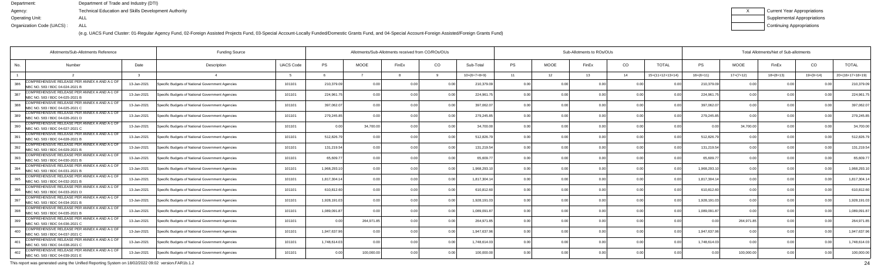Department: Department of Trade and Industry (DTI)
Agency: Technical Education and Skills Development Authority
Operating Unit: ALL
Organization Code (UACS) : ALL

| X | Current Year Appropriations |
|---|---|
| | Supplemental Appropriations |
| | Continuing Appropriations |

(e.g. UACS Fund Cluster: 01-Regular Agency Fund, 02-Foreign Assisted Projects Fund, 03-Special Account-Locally Funded/Domestic Grants Fund, and 04-Special Account-Foreign Assisted/Foreign Grants Fund)

| Allotments/Sub-Allotments Reference | | | Funding Source | | Allotments/Sub-Allotments received from CO/ROs/OUs | | | | | Sub-Allotments to ROs/OUs | | | | | Total Allotments/Net of Sub-allotments | | | | |
|---|---|---|---|---|---|---|---|---|---|---|---|---|---|---|---|---|---|---|---|
| No. | Number | Date | Description | UACS Code | PS | MOOE | FinEx | CO | Sub-Total | PS | MOOE | FinEx | CO | TOTAL | PS | MOOE | FinEx | CO | TOTAL |
| 1 | 2 | 3 | 4 | 5 | 6 | 7 | 8 | 9 | 10=(6+7+8+9) | 11 | 12 | 13 | 14 | 15=(11+12+13+14) | 16=(6+11) | 17=(7+12) | 18=(8+13) | 19=(9+14) | 20=(16+17+18+19) |
| 386 | COMPREHENSIVE RELEASE PER ANNEX A AND A-1 OF NBC NO. 583 / BDC 04-024-2021 B | 13-Jan-2021 | Specific Budgets of National Government Agencies | 101101 | 210,379.09 | 0.00 | 0.00 | 0.00 | 210,379.09 | 0.00 | 0.00 | 0.00 | 0.00 | 0.00 | 210,379.09 | 0.00 | 0.00 | 0.00 | 210,379.09 |
| 387 | COMPREHENSIVE RELEASE PER ANNEX A AND A-1 OF NBC NO. 583 / BDC 04-025-2021 B | 13-Jan-2021 | Specific Budgets of National Government Agencies | 101101 | 224,961.75 | 0.00 | 0.00 | 0.00 | 224,961.75 | 0.00 | 0.00 | 0.00 | 0.00 | 0.00 | 224,961.75 | 0.00 | 0.00 | 0.00 | 224,961.75 |
| 388 | COMPREHENSIVE RELEASE PER ANNEX A AND A-1 OF NBC NO. 583 / BDC 04-025-2021 C | 13-Jan-2021 | Specific Budgets of National Government Agencies | 101101 | 397,062.07 | 0.00 | 0.00 | 0.00 | 397,062.07 | 0.00 | 0.00 | 0.00 | 0.00 | 0.00 | 397,062.07 | 0.00 | 0.00 | 0.00 | 397,062.07 |
| 389 | COMPREHENSIVE RELEASE PER ANNEX A AND A-1 OF NBC NO. 583 / BDC 04-026-2021 C | 13-Jan-2021 | Specific Budgets of National Government Agencies | 101101 | 279,245.85 | 0.00 | 0.00 | 0.00 | 279,245.85 | 0.00 | 0.00 | 0.00 | 0.00 | 0.00 | 279,245.85 | 0.00 | 0.00 | 0.00 | 279,245.85 |
| 390 | COMPREHENSIVE RELEASE PER ANNEX A AND A-1 OF NBC NO. 583 / BDC 04-027-2021 C | 13-Jan-2021 | Specific Budgets of National Government Agencies | 101101 | 0.00 | 34,700.00 | 0.00 | 0.00 | 34,700.00 | 0.00 | 0.00 | 0.00 | 0.00 | 0.00 | 0.00 | 34,700.00 | 0.00 | 0.00 | 34,700.00 |
| 391 | COMPREHENSIVE RELEASE PER ANNEX A AND A-1 OF NBC NO. 583 / BDC 04-028-2021 B | 13-Jan-2021 | Specific Budgets of National Government Agencies | 101101 | 512,826.79 | 0.00 | 0.00 | 0.00 | 512,826.79 | 0.00 | 0.00 | 0.00 | 0.00 | 0.00 | 512,826.79 | 0.00 | 0.00 | 0.00 | 512,826.79 |
| 392 | COMPREHENSIVE RELEASE PER ANNEX A AND A-1 OF NBC NO. 583 / BDC 04-029-2021 B | 13-Jan-2021 | Specific Budgets of National Government Agencies | 101101 | 131,219.54 | 0.00 | 0.00 | 0.00 | 131,219.54 | 0.00 | 0.00 | 0.00 | 0.00 | 0.00 | 131,219.54 | 0.00 | 0.00 | 0.00 | 131,219.54 |
| 393 | COMPREHENSIVE RELEASE PER ANNEX A AND A-1 OF NBC NO. 583 / BDC 04-030-2021 B | 13-Jan-2021 | Specific Budgets of National Government Agencies | 101101 | 65,609.77 | 0.00 | 0.00 | 0.00 | 65,609.77 | 0.00 | 0.00 | 0.00 | 0.00 | 0.00 | 65,609.77 | 0.00 | 0.00 | 0.00 | 65,609.77 |
| 394 | COMPREHENSIVE RELEASE PER ANNEX A AND A-1 OF NBC NO. 583 / BDC 04-031-2021 B | 13-Jan-2021 | Specific Budgets of National Government Agencies | 101101 | 1,968,293.10 | 0.00 | 0.00 | 0.00 | 1,968,293.10 | 0.00 | 0.00 | 0.00 | 0.00 | 0.00 | 1,968,293.10 | 0.00 | 0.00 | 0.00 | 1,968,293.10 |
| 395 | COMPREHENSIVE RELEASE PER ANNEX A AND A-1 OF NBC NO. 583 / BDC 04-032-2021 B | 13-Jan-2021 | Specific Budgets of National Government Agencies | 101101 | 1,817,304.14 | 0.00 | 0.00 | 0.00 | 1,817,304.14 | 0.00 | 0.00 | 0.00 | 0.00 | 0.00 | 1,817,304.14 | 0.00 | 0.00 | 0.00 | 1,817,304.14 |
| 396 | COMPREHENSIVE RELEASE PER ANNEX A AND A-1 OF NBC NO. 583 / BDC 04-033-2021 D | 13-Jan-2021 | Specific Budgets of National Government Agencies | 101101 | 610,812.60 | 0.00 | 0.00 | 0.00 | 610,812.60 | 0.00 | 0.00 | 0.00 | 0.00 | 0.00 | 610,812.60 | 0.00 | 0.00 | 0.00 | 610,812.60 |
| 397 | COMPREHENSIVE RELEASE PER ANNEX A AND A-1 OF NBC NO. 583 / BDC 04-034-2021 B | 13-Jan-2021 | Specific Budgets of National Government Agencies | 101101 | 1,928,191.03 | 0.00 | 0.00 | 0.00 | 1,928,191.03 | 0.00 | 0.00 | 0.00 | 0.00 | 0.00 | 1,928,191.03 | 0.00 | 0.00 | 0.00 | 1,928,191.03 |
| 398 | COMPREHENSIVE RELEASE PER ANNEX A AND A-1 OF NBC NO. 583 / BDC 04-035-2021 B | 13-Jan-2021 | Specific Budgets of National Government Agencies | 101101 | 1,089,091.87 | 0.00 | 0.00 | 0.00 | 1,089,091.87 | 0.00 | 0.00 | 0.00 | 0.00 | 0.00 | 1,089,091.87 | 0.00 | 0.00 | 0.00 | 1,089,091.87 |
| 399 | COMPREHENSIVE RELEASE PER ANNEX A AND A-1 OF NBC NO. 583 / BDC 04-036-2021 C | 13-Jan-2021 | Specific Budgets of National Government Agencies | 101101 | 0.00 | 264,971.85 | 0.00 | 0.00 | 264,971.85 | 0.00 | 0.00 | 0.00 | 0.00 | 0.00 | 0.00 | 264,971.85 | 0.00 | 0.00 | 264,971.85 |
| 400 | COMPREHENSIVE RELEASE PER ANNEX A AND A-1 OF NBC NO. 583 / BDC 04-037-2021 C | 13-Jan-2021 | Specific Budgets of National Government Agencies | 101101 | 1,947,637.96 | 0.00 | 0.00 | 0.00 | 1,947,637.96 | 0.00 | 0.00 | 0.00 | 0.00 | 0.00 | 1,947,637.96 | 0.00 | 0.00 | 0.00 | 1,947,637.96 |
| 401 | COMPREHENSIVE RELEASE PER ANNEX A AND A-1 OF NBC NO. 583 / BDC 04-038-2021 C | 13-Jan-2021 | Specific Budgets of National Government Agencies | 101101 | 1,748,614.03 | 0.00 | 0.00 | 0.00 | 1,748,614.03 | 0.00 | 0.00 | 0.00 | 0.00 | 0.00 | 1,748,614.03 | 0.00 | 0.00 | 0.00 | 1,748,614.03 |
| 402 | COMPREHENSIVE RELEASE PER ANNEX A AND A-1 OF NBC NO. 583 / BDC 04-039-2021 E | 13-Jan-2021 | Specific Budgets of National Government Agencies | 101101 | 0.00 | 100,000.00 | 0.00 | 0.00 | 100,000.00 | 0.00 | 0.00 | 0.00 | 0.00 | 0.00 | 0.00 | 100,000.00 | 0.00 | 0.00 | 100,000.00 |

This report was generated using the Unified Reporting System on 18/02/2022 09:02 version.FAR1b.1.2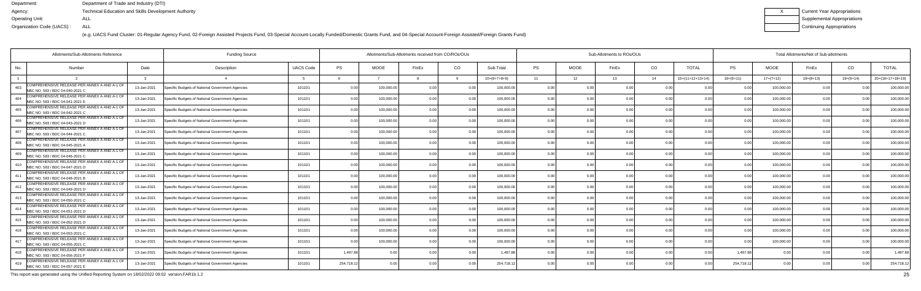Department: Department of Trade and Industry (DTI)
Agency: Technical Education and Skills Development Authority
Operating Unit: ALL
Organization Code (UACS) : ALL

(e.g. UACS Fund Cluster: 01-Regular Agency Fund, 02-Foreign Assisted Projects Fund, 03-Special Account-Locally Funded/Domestic Grants Fund, and 04-Special Account-Foreign Assisted/Foreign Grants Fund)

| X | Current Year Appropriations |
|---|---|
| | Supplemental Appropriations |
| | Continuing Appropriations |

| Allotments/Sub-Allotments Reference | | | Funding Source | | Allotments/Sub-Allotments received from CO/ROs/OUs | | | | | Sub-Allotments to ROs/OUs | | | | | Total Allotments/Net of Sub-allotments | | | | |
|---|---|---|---|---|---|---|---|---|---|---|---|---|---|---|---|---|---|---|---|
| No. | Number | Date | Description | UACS Code | PS | MOOE | FinEx | CO | Sub-Total | PS | MOOE | FinEx | CO | TOTAL | PS | MOOE | FinEx | CO | TOTAL |
| 1 | 2 | 3 | 4 | 5 | 6 | 7 | 8 | 9 | 10=(6+7+8+9) | 11 | 12 | 13 | 14 | 15=(11+12+13+14) | 16=(6+11) | 17=(7+12) | 18=(8+13) | 19=(9+14) | 20=(16+17+18+19) |
| 403 | COMPREHENSIVE RELEASE PER ANNEX A AND A-1 OF NBC NO. 583 / BDC 04-040-2021 C | 13-Jan-2021 | Specific Budgets of National Government Agencies | 101101 | 0.00 | 100,000.00 | 0.00 | 0.00 | 100,000.00 | 0.00 | 0.00 | 0.00 | 0.00 | 0.00 | 0.00 | 100,000.00 | 0.00 | 0.00 | 100,000.00 |
| 404 | COMPREHENSIVE RELEASE PER ANNEX A AND A-1 OF NBC NO. 583 / BDC 04-041-2021 E | 13-Jan-2021 | Specific Budgets of National Government Agencies | 101101 | 0.00 | 100,000.00 | 0.00 | 0.00 | 100,000.00 | 0.00 | 0.00 | 0.00 | 0.00 | 0.00 | 0.00 | 100,000.00 | 0.00 | 0.00 | 100,000.00 |
| 405 | COMPREHENSIVE RELEASE PER ANNEX A AND A-1 OF NBC NO. 583 / BDC 04-042-2021 C | 13-Jan-2021 | Specific Budgets of National Government Agencies | 101101 | 0.00 | 100,000.00 | 0.00 | 0.00 | 100,000.00 | 0.00 | 0.00 | 0.00 | 0.00 | 0.00 | 0.00 | 100,000.00 | 0.00 | 0.00 | 100,000.00 |
| 406 | COMPREHENSIVE RELEASE PER ANNEX A AND A-1 OF NBC NO. 583 / BDC 04-043-2021 D | 13-Jan-2021 | Specific Budgets of National Government Agencies | 101101 | 0.00 | 100,000.00 | 0.00 | 0.00 | 100,000.00 | 0.00 | 0.00 | 0.00 | 0.00 | 0.00 | 0.00 | 100,000.00 | 0.00 | 0.00 | 100,000.00 |
| 407 | COMPREHENSIVE RELEASE PER ANNEX A AND A-1 OF NBC NO. 583 / BDC 04-044-2021 C | 13-Jan-2021 | Specific Budgets of National Government Agencies | 101101 | 0.00 | 100,000.00 | 0.00 | 0.00 | 100,000.00 | 0.00 | 0.00 | 0.00 | 0.00 | 0.00 | 0.00 | 100,000.00 | 0.00 | 0.00 | 100,000.00 |
| 408 | COMPREHENSIVE RELEASE PER ANNEX A AND A-1 OF NBC NO. 583 / BDC 04-045-2021 A | 13-Jan-2021 | Specific Budgets of National Government Agencies | 101101 | 0.00 | 100,000.00 | 0.00 | 0.00 | 100,000.00 | 0.00 | 0.00 | 0.00 | 0.00 | 0.00 | 0.00 | 100,000.00 | 0.00 | 0.00 | 100,000.00 |
| 409 | COMPREHENSIVE RELEASE PER ANNEX A AND A-1 OF NBC NO. 583 / BDC 04-046-2021 C | 13-Jan-2021 | Specific Budgets of National Government Agencies | 101101 | 0.00 | 100,000.00 | 0.00 | 0.00 | 100,000.00 | 0.00 | 0.00 | 0.00 | 0.00 | 0.00 | 0.00 | 100,000.00 | 0.00 | 0.00 | 100,000.00 |
| 410 | COMPREHENSIVE RELEASE PER ANNEX A AND A-1 OF NBC NO. 583 / BDC 04-047-2021 D | 13-Jan-2021 | Specific Budgets of National Government Agencies | 101101 | 0.00 | 100,000.00 | 0.00 | 0.00 | 100,000.00 | 0.00 | 0.00 | 0.00 | 0.00 | 0.00 | 0.00 | 100,000.00 | 0.00 | 0.00 | 100,000.00 |
| 411 | COMPREHENSIVE RELEASE PER ANNEX A AND A-1 OF NBC NO. 583 / BDC 04-048-2021 B | 13-Jan-2021 | Specific Budgets of National Government Agencies | 101101 | 0.00 | 100,000.00 | 0.00 | 0.00 | 100,000.00 | 0.00 | 0.00 | 0.00 | 0.00 | 0.00 | 0.00 | 100,000.00 | 0.00 | 0.00 | 100,000.00 |
| 412 | COMPREHENSIVE RELEASE PER ANNEX A AND A-1 OF NBC NO. 583 / BDC 04-049-2021 D | 13-Jan-2021 | Specific Budgets of National Government Agencies | 101101 | 0.00 | 100,000.00 | 0.00 | 0.00 | 100,000.00 | 0.00 | 0.00 | 0.00 | 0.00 | 0.00 | 0.00 | 100,000.00 | 0.00 | 0.00 | 100,000.00 |
| 413 | COMPREHENSIVE RELEASE PER ANNEX A AND A-1 OF NBC NO. 583 / BDC 04-050-2021 C | 13-Jan-2021 | Specific Budgets of National Government Agencies | 101101 | 0.00 | 100,000.00 | 0.00 | 0.00 | 100,000.00 | 0.00 | 0.00 | 0.00 | 0.00 | 0.00 | 0.00 | 100,000.00 | 0.00 | 0.00 | 100,000.00 |
| 414 | COMPREHENSIVE RELEASE PER ANNEX A AND A-1 OF NBC NO. 583 / BDC 04-051-2021 D | 13-Jan-2021 | Specific Budgets of National Government Agencies | 101101 | 0.00 | 100,000.00 | 0.00 | 0.00 | 100,000.00 | 0.00 | 0.00 | 0.00 | 0.00 | 0.00 | 0.00 | 100,000.00 | 0.00 | 0.00 | 100,000.00 |
| 415 | COMPREHENSIVE RELEASE PER ANNEX A AND A-1 OF NBC NO. 583 / BDC 04-052-2021 D | 13-Jan-2021 | Specific Budgets of National Government Agencies | 101101 | 0.00 | 100,000.00 | 0.00 | 0.00 | 100,000.00 | 0.00 | 0.00 | 0.00 | 0.00 | 0.00 | 0.00 | 100,000.00 | 0.00 | 0.00 | 100,000.00 |
| 416 | COMPREHENSIVE RELEASE PER ANNEX A AND A-1 OF NBC NO. 583 / BDC 04-053-2021 C | 13-Jan-2021 | Specific Budgets of National Government Agencies | 101101 | 0.00 | 100,000.00 | 0.00 | 0.00 | 100,000.00 | 0.00 | 0.00 | 0.00 | 0.00 | 0.00 | 0.00 | 100,000.00 | 0.00 | 0.00 | 100,000.00 |
| 417 | COMPREHENSIVE RELEASE PER ANNEX A AND A-1 OF NBC NO. 583 / BDC 04-055-2021 C | 13-Jan-2021 | Specific Budgets of National Government Agencies | 101101 | 0.00 | 100,000.00 | 0.00 | 0.00 | 100,000.00 | 0.00 | 0.00 | 0.00 | 0.00 | 0.00 | 0.00 | 100,000.00 | 0.00 | 0.00 | 100,000.00 |
| 418 | COMPREHENSIVE RELEASE PER ANNEX A AND A-1 OF NBC NO. 583 / BDC 04-056-2021 F | 13-Jan-2021 | Specific Budgets of National Government Agencies | 101101 | 1,497.88 | 0.00 | 0.00 | 0.00 | 1,497.88 | 0.00 | 0.00 | 0.00 | 0.00 | 0.00 | 1,497.88 | 0.00 | 0.00 | 0.00 | 1,497.88 |
| 419 | COMPREHENSIVE RELEASE PER ANNEX A AND A-1 OF NBC NO. 583 / BDC 04-057-2021 E | 13-Jan-2021 | Specific Budgets of National Government Agencies | 101101 | 254,718.12 | 0.00 | 0.00 | 0.00 | 254,718.12 | 0.00 | 0.00 | 0.00 | 0.00 | 0.00 | 254,718.12 | 0.00 | 0.00 | 0.00 | 254,718.12 |

This report was generated using the Unified Reporting System on 18/02/2022 09:02 version.FAR1b.1.2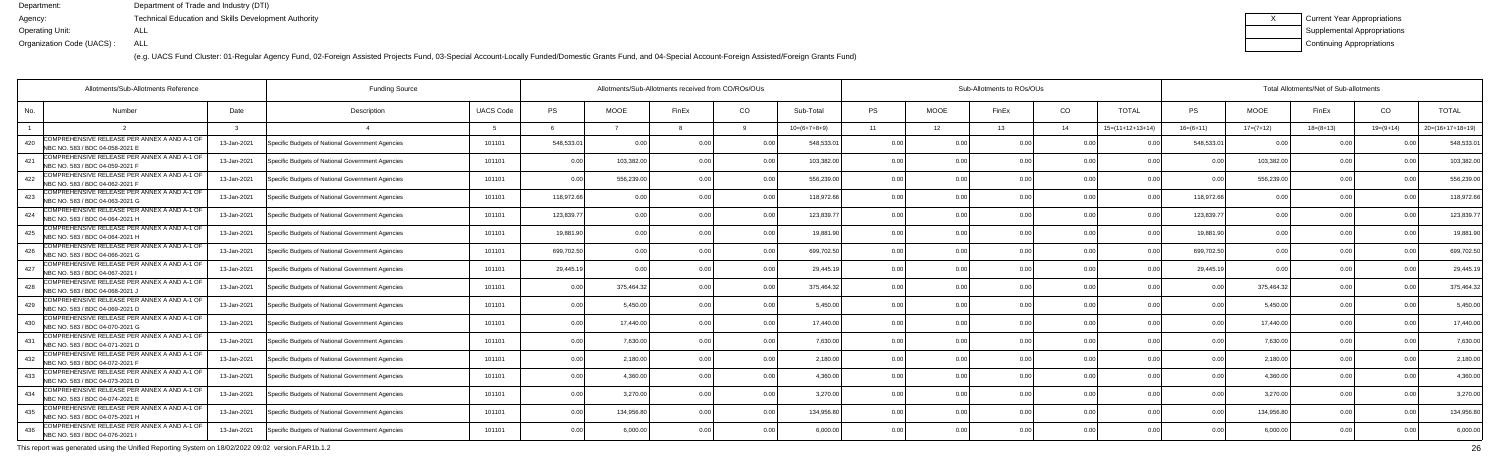Department: Department of Trade and Industry (DTI)
Agency: Technical Education and Skills Development Authority
Operating Unit: ALL
Organization Code (UACS) : ALL

| X | Current Year Appropriations |
| --- | --- |
| | Supplemental Appropriations |
| | Continuing Appropriations |

(e.g. UACS Fund Cluster: 01-Regular Agency Fund, 02-Foreign Assisted Projects Fund, 03-Special Account-Locally Funded/Domestic Grants Fund, and 04-Special Account-Foreign Assisted/Foreign Grants Fund)

| Allotments/Sub-Allotments Reference | | | Funding Source | | Allotments/Sub-Allotments received from CO/ROs/OUs | | | | | Sub-Allotments to ROs/OUs | | | | | Total Allotments/Net of Sub-allotments | | | | |
|---|---|---|---|---|---|---|---|---|---|---|---|---|---|---|---|---|---|---|---|
| No. | Number | Date | Description | UACS Code | PS | MOOE | FinEx | CO | Sub-Total | PS | MOOE | FinEx | CO | TOTAL | PS | MOOE | FinEx | CO | TOTAL |
| 1 | 2 | 3 | 4 | 5 | 6 | 7 | 8 | 9 | 10=(6+7+8+9) | 11 | 12 | 13 | 14 | 15=(11+12+13+14) | 16=(6+11) | 17=(7+12) | 18=(8+13) | 19=(9+14) | 20=(16+17+18+19) |
| 420 | COMPREHENSIVE RELEASE PER ANNEX A AND A-1 OF NBC NO. 583 / BDC 04-058-2021 E | 13-Jan-2021 | Specific Budgets of National Government Agencies | 101101 | 548,533.01 | 0.00 | 0.00 | 0.00 | 548,533.01 | 0.00 | 0.00 | 0.00 | 0.00 | 0.00 | 548,533.01 | 0.00 | 0.00 | 0.00 | 548,533.01 |
| 421 | COMPREHENSIVE RELEASE PER ANNEX A AND A-1 OF NBC NO. 583 / BDC 04-059-2021 F | 13-Jan-2021 | Specific Budgets of National Government Agencies | 101101 | 0.00 | 103,382.00 | 0.00 | 0.00 | 103,382.00 | 0.00 | 0.00 | 0.00 | 0.00 | 0.00 | 0.00 | 103,382.00 | 0.00 | 0.00 | 103,382.00 |
| 422 | COMPREHENSIVE RELEASE PER ANNEX A AND A-1 OF NBC NO. 583 / BDC 04-062-2021 F | 13-Jan-2021 | Specific Budgets of National Government Agencies | 101101 | 0.00 | 556,239.00 | 0.00 | 0.00 | 556,239.00 | 0.00 | 0.00 | 0.00 | 0.00 | 0.00 | 0.00 | 556,239.00 | 0.00 | 0.00 | 556,239.00 |
| 423 | COMPREHENSIVE RELEASE PER ANNEX A AND A-1 OF NBC NO. 583 / BDC 04-063-2021 G | 13-Jan-2021 | Specific Budgets of National Government Agencies | 101101 | 118,972.66 | 0.00 | 0.00 | 0.00 | 118,972.66 | 0.00 | 0.00 | 0.00 | 0.00 | 0.00 | 118,972.66 | 0.00 | 0.00 | 0.00 | 118,972.66 |
| 424 | COMPREHENSIVE RELEASE PER ANNEX A AND A-1 OF NBC NO. 583 / BDC 04-064-2021 H | 13-Jan-2021 | Specific Budgets of National Government Agencies | 101101 | 123,839.77 | 0.00 | 0.00 | 0.00 | 123,839.77 | 0.00 | 0.00 | 0.00 | 0.00 | 0.00 | 123,839.77 | 0.00 | 0.00 | 0.00 | 123,839.77 |
| 425 | COMPREHENSIVE RELEASE PER ANNEX A AND A-1 OF NBC NO. 583 / BDC 04-064-2021 H | 13-Jan-2021 | Specific Budgets of National Government Agencies | 101101 | 19,881.90 | 0.00 | 0.00 | 0.00 | 19,881.90 | 0.00 | 0.00 | 0.00 | 0.00 | 0.00 | 19,881.90 | 0.00 | 0.00 | 0.00 | 19,881.90 |
| 426 | COMPREHENSIVE RELEASE PER ANNEX A AND A-1 OF NBC NO. 583 / BDC 04-066-2021 G | 13-Jan-2021 | Specific Budgets of National Government Agencies | 101101 | 699,702.50 | 0.00 | 0.00 | 0.00 | 699,702.50 | 0.00 | 0.00 | 0.00 | 0.00 | 0.00 | 699,702.50 | 0.00 | 0.00 | 0.00 | 699,702.50 |
| 427 | COMPREHENSIVE RELEASE PER ANNEX A AND A-1 OF NBC NO. 583 / BDC 04-067-2021 I | 13-Jan-2021 | Specific Budgets of National Government Agencies | 101101 | 29,445.19 | 0.00 | 0.00 | 0.00 | 29,445.19 | 0.00 | 0.00 | 0.00 | 0.00 | 0.00 | 29,445.19 | 0.00 | 0.00 | 0.00 | 29,445.19 |
| 428 | COMPREHENSIVE RELEASE PER ANNEX A AND A-1 OF NBC NO. 583 / BDC 04-068-2021 J | 13-Jan-2021 | Specific Budgets of National Government Agencies | 101101 | 0.00 | 375,464.32 | 0.00 | 0.00 | 375,464.32 | 0.00 | 0.00 | 0.00 | 0.00 | 0.00 | 0.00 | 375,464.32 | 0.00 | 0.00 | 375,464.32 |
| 429 | COMPREHENSIVE RELEASE PER ANNEX A AND A-1 OF NBC NO. 583 / BDC 04-069-2021 D | 13-Jan-2021 | Specific Budgets of National Government Agencies | 101101 | 0.00 | 5,450.00 | 0.00 | 0.00 | 5,450.00 | 0.00 | 0.00 | 0.00 | 0.00 | 0.00 | 0.00 | 5,450.00 | 0.00 | 0.00 | 5,450.00 |
| 430 | COMPREHENSIVE RELEASE PER ANNEX A AND A-1 OF NBC NO. 583 / BDC 04-070-2021 G | 13-Jan-2021 | Specific Budgets of National Government Agencies | 101101 | 0.00 | 17,440.00 | 0.00 | 0.00 | 17,440.00 | 0.00 | 0.00 | 0.00 | 0.00 | 0.00 | 0.00 | 17,440.00 | 0.00 | 0.00 | 17,440.00 |
| 431 | COMPREHENSIVE RELEASE PER ANNEX A AND A-1 OF NBC NO. 583 / BDC 04-071-2021 O | 13-Jan-2021 | Specific Budgets of National Government Agencies | 101101 | 0.00 | 7,630.00 | 0.00 | 0.00 | 7,630.00 | 0.00 | 0.00 | 0.00 | 0.00 | 0.00 | 0.00 | 7,630.00 | 0.00 | 0.00 | 7,630.00 |
| 432 | COMPREHENSIVE RELEASE PER ANNEX A AND A-1 OF NBC NO. 583 / BDC 04-072-2021 F | 13-Jan-2021 | Specific Budgets of National Government Agencies | 101101 | 0.00 | 2,180.00 | 0.00 | 0.00 | 2,180.00 | 0.00 | 0.00 | 0.00 | 0.00 | 0.00 | 0.00 | 2,180.00 | 0.00 | 0.00 | 2,180.00 |
| 433 | COMPREHENSIVE RELEASE PER ANNEX A AND A-1 OF NBC NO. 583 / BDC 04-073-2021 D | 13-Jan-2021 | Specific Budgets of National Government Agencies | 101101 | 0.00 | 4,360.00 | 0.00 | 0.00 | 4,360.00 | 0.00 | 0.00 | 0.00 | 0.00 | 0.00 | 0.00 | 4,360.00 | 0.00 | 0.00 | 4,360.00 |
| 434 | COMPREHENSIVE RELEASE PER ANNEX A AND A-1 OF NBC NO. 583 / BDC 04-074-2021 E | 13-Jan-2021 | Specific Budgets of National Government Agencies | 101101 | 0.00 | 3,270.00 | 0.00 | 0.00 | 3,270.00 | 0.00 | 0.00 | 0.00 | 0.00 | 0.00 | 0.00 | 3,270.00 | 0.00 | 0.00 | 3,270.00 |
| 435 | COMPREHENSIVE RELEASE PER ANNEX A AND A-1 OF NBC NO. 583 / BDC 04-075-2021 H | 13-Jan-2021 | Specific Budgets of National Government Agencies | 101101 | 0.00 | 134,956.80 | 0.00 | 0.00 | 134,956.80 | 0.00 | 0.00 | 0.00 | 0.00 | 0.00 | 0.00 | 134,956.80 | 0.00 | 0.00 | 134,956.80 |
| 436 | COMPREHENSIVE RELEASE PER ANNEX A AND A-1 OF NBC NO. 583 / BDC 04-076-2021 I | 13-Jan-2021 | Specific Budgets of National Government Agencies | 101101 | 0.00 | 6,000.00 | 0.00 | 0.00 | 6,000.00 | 0.00 | 0.00 | 0.00 | 0.00 | 0.00 | 0.00 | 6,000.00 | 0.00 | 0.00 | 6,000.00 |

This report was generated using the Unified Reporting System on 18/02/2022 09:02 version.FAR1b.1.2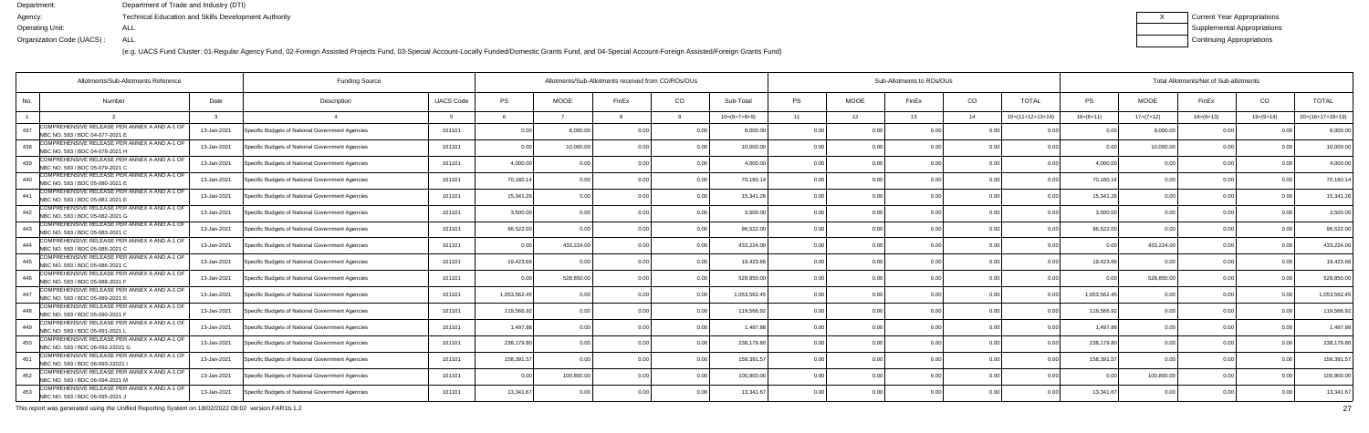Department: Department of Trade and Industry (DTI)
Agency: Technical Education and Skills Development Authority
Operating Unit: ALL
Organization Code (UACS) : ALL

X Current Year Appropriations
Supplemental Appropriations
Continuing Appropriations

(e.g. UACS Fund Cluster: 01-Regular Agency Fund, 02-Foreign Assisted Projects Fund, 03-Special Account-Locally Funded/Domestic Grants Fund, and 04-Special Account-Foreign Assisted/Foreign Grants Fund)

| Allotments/Sub-Allotments Reference | | | Funding Source | | Allotments/Sub-Allotments received from CO/ROs/OUs | | | | | Sub-Allotments to ROs/OUs | | | | | Total Allotments/Net of Sub-allotments | | | | |
|---|---|---|---|---|---|---|---|---|---|---|---|---|---|---|---|---|---|---|---|
| No. | Number | Date | Description | UACS Code | PS | MOOE | FinEx | CO | Sub-Total | PS | MOOE | FinEx | CO | TOTAL | PS | MOOE | FinEx | CO | TOTAL |
| 1 | 2 | 3 | 4 | 5 | 6 | 7 | 8 | 9 | 10=(6+7+8+9) | 11 | 12 | 13 | 14 | 15=(11+12+13+14) | 16=(6+11) | 17=(7+12) | 18=(8+13) | 19=(9+14) | 20=(16+17+18+19) |
| 437 | COMPREHENSIVE RELEASE PER ANNEX A AND A-1 OF NBC NO. 583 / BDC 04-077-2021 E | 13-Jan-2021 | Specific Budgets of National Government Agencies | 101101 | 0.00 | 8,000.00 | 0.00 | 0.00 | 8,000.00 | 0.00 | 0.00 | 0.00 | 0.00 | 0.00 | 0.00 | 8,000.00 | 0.00 | 0.00 | 8,000.00 |
| 438 | COMPREHENSIVE RELEASE PER ANNEX A AND A-1 OF NBC NO. 583 / BDC 04-078-2021 H | 13-Jan-2021 | Specific Budgets of National Government Agencies | 101101 | 0.00 | 10,000.00 | 0.00 | 0.00 | 10,000.00 | 0.00 | 0.00 | 0.00 | 0.00 | 0.00 | 0.00 | 10,000.00 | 0.00 | 0.00 | 10,000.00 |
| 439 | COMPREHENSIVE RELEASE PER ANNEX A AND A-1 OF NBC NO. 583 / BDC 05-079-2021 C | 13-Jan-2021 | Specific Budgets of National Government Agencies | 101101 | 4,000.00 | 0.00 | 0.00 | 0.00 | 4,000.00 | 0.00 | 0.00 | 0.00 | 0.00 | 0.00 | 4,000.00 | 0.00 | 0.00 | 0.00 | 4,000.00 |
| 440 | COMPREHENSIVE RELEASE PER ANNEX A AND A-1 OF NBC NO. 583 / BDC 05-080-2021 E | 13-Jan-2021 | Specific Budgets of National Government Agencies | 101101 | 70,160.14 | 0.00 | 0.00 | 0.00 | 70,160.14 | 0.00 | 0.00 | 0.00 | 0.00 | 0.00 | 70,160.14 | 0.00 | 0.00 | 0.00 | 70,160.14 |
| 441 | COMPREHENSIVE RELEASE PER ANNEX A AND A-1 OF NBC NO. 583 / BDC 05-081-2021 E | 13-Jan-2021 | Specific Budgets of National Government Agencies | 101101 | 15,341.26 | 0.00 | 0.00 | 0.00 | 15,341.26 | 0.00 | 0.00 | 0.00 | 0.00 | 0.00 | 15,341.26 | 0.00 | 0.00 | 0.00 | 15,341.26 |
| 442 | COMPREHENSIVE RELEASE PER ANNEX A AND A-1 OF NBC NO. 583 / BDC 05-082-2021 G | 13-Jan-2021 | Specific Budgets of National Government Agencies | 101101 | 3,500.00 | 0.00 | 0.00 | 0.00 | 3,500.00 | 0.00 | 0.00 | 0.00 | 0.00 | 0.00 | 3,500.00 | 0.00 | 0.00 | 0.00 | 3,500.00 |
| 443 | COMPREHENSIVE RELEASE PER ANNEX A AND A-1 OF NBC NO. 583 / BDC 05-083-2021 C | 13-Jan-2021 | Specific Budgets of National Government Agencies | 101101 | 96,522.00 | 0.00 | 0.00 | 0.00 | 96,522.00 | 0.00 | 0.00 | 0.00 | 0.00 | 0.00 | 96,522.00 | 0.00 | 0.00 | 0.00 | 96,522.00 |
| 444 | COMPREHENSIVE RELEASE PER ANNEX A AND A-1 OF NBC NO. 583 / BDC 05-085-2021 C | 13-Jan-2021 | Specific Budgets of National Government Agencies | 101101 | 0.00 | 433,224.00 | 0.00 | 0.00 | 433,224.00 | 0.00 | 0.00 | 0.00 | 0.00 | 0.00 | 0.00 | 433,224.00 | 0.00 | 0.00 | 433,224.00 |
| 445 | COMPREHENSIVE RELEASE PER ANNEX A AND A-1 OF NBC NO. 583 / BDC 05-086-2021 C | 13-Jan-2021 | Specific Budgets of National Government Agencies | 101101 | 19,423.66 | 0.00 | 0.00 | 0.00 | 19,423.66 | 0.00 | 0.00 | 0.00 | 0.00 | 0.00 | 19,423.66 | 0.00 | 0.00 | 0.00 | 19,423.66 |
| 446 | COMPREHENSIVE RELEASE PER ANNEX A AND A-1 OF NBC NO. 583 / BDC 05-088-2021 F | 13-Jan-2021 | Specific Budgets of National Government Agencies | 101101 | 0.00 | 528,850.00 | 0.00 | 0.00 | 528,850.00 | 0.00 | 0.00 | 0.00 | 0.00 | 0.00 | 0.00 | 528,850.00 | 0.00 | 0.00 | 528,850.00 |
| 447 | COMPREHENSIVE RELEASE PER ANNEX A AND A-1 OF NBC NO. 583 / BDC 05-089-2021 E | 13-Jan-2021 | Specific Budgets of National Government Agencies | 101101 | 1,053,562.45 | 0.00 | 0.00 | 0.00 | 1,053,562.45 | 0.00 | 0.00 | 0.00 | 0.00 | 0.00 | 1,053,562.45 | 0.00 | 0.00 | 0.00 | 1,053,562.45 |
| 448 | COMPREHENSIVE RELEASE PER ANNEX A AND A-1 OF NBC NO. 583 / BDC 05-090-2021 F | 13-Jan-2021 | Specific Budgets of National Government Agencies | 101101 | 119,566.92 | 0.00 | 0.00 | 0.00 | 119,566.92 | 0.00 | 0.00 | 0.00 | 0.00 | 0.00 | 119,566.92 | 0.00 | 0.00 | 0.00 | 119,566.92 |
| 449 | COMPREHENSIVE RELEASE PER ANNEX A AND A-1 OF NBC NO. 583 / BDC 05-091-2021 L | 13-Jan-2021 | Specific Budgets of National Government Agencies | 101101 | 1,497.88 | 0.00 | 0.00 | 0.00 | 1,497.88 | 0.00 | 0.00 | 0.00 | 0.00 | 0.00 | 1,497.88 | 0.00 | 0.00 | 0.00 | 1,497.88 |
| 450 | COMPREHENSIVE RELEASE PER ANNEX A AND A-1 OF NBC NO. 583 / BDC 06-092-22021 G | 13-Jan-2021 | Specific Budgets of National Government Agencies | 101101 | 238,179.80 | 0.00 | 0.00 | 0.00 | 238,179.80 | 0.00 | 0.00 | 0.00 | 0.00 | 0.00 | 238,179.80 | 0.00 | 0.00 | 0.00 | 238,179.80 |
| 451 | COMPREHENSIVE RELEASE PER ANNEX A AND A-1 OF NBC NO. 583 / BDC 06-093-22021 I | 13-Jan-2021 | Specific Budgets of National Government Agencies | 101101 | 158,391.57 | 0.00 | 0.00 | 0.00 | 158,391.57 | 0.00 | 0.00 | 0.00 | 0.00 | 0.00 | 158,391.57 | 0.00 | 0.00 | 0.00 | 158,391.57 |
| 452 | COMPREHENSIVE RELEASE PER ANNEX A AND A-1 OF NBC NO. 583 / BDC 06-094-2021 M | 13-Jan-2021 | Specific Budgets of National Government Agencies | 101101 | 0.00 | 100,800.00 | 0.00 | 0.00 | 100,800.00 | 0.00 | 0.00 | 0.00 | 0.00 | 0.00 | 0.00 | 100,800.00 | 0.00 | 0.00 | 100,800.00 |
| 453 | COMPREHENSIVE RELEASE PER ANNEX A AND A-1 OF NBC NO. 583 / BDC 06-095-2021 J | 13-Jan-2021 | Specific Budgets of National Government Agencies | 101101 | 13,341.67 | 0.00 | 0.00 | 0.00 | 13,341.67 | 0.00 | 0.00 | 0.00 | 0.00 | 0.00 | 13,341.67 | 0.00 | 0.00 | 0.00 | 13,341.67 |

This report was generated using the Unified Reporting System on 18/02/2022 09:02 version.FAR1b.1.2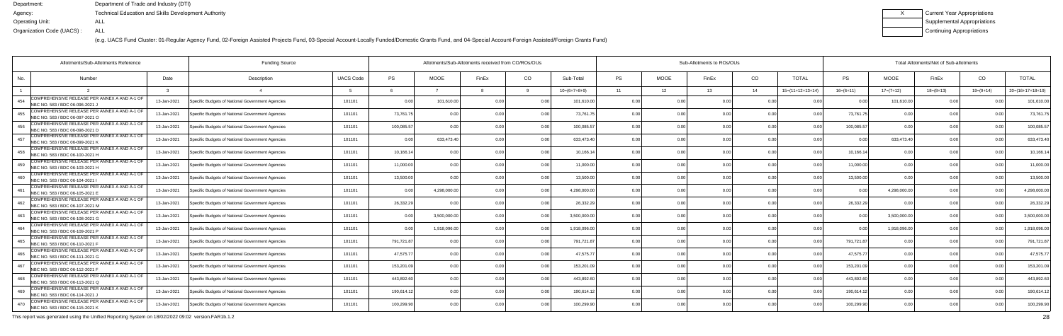Department: Department of Trade and Industry (DTI)
Agency: Technical Education and Skills Development Authority
Operating Unit: ALL
Organization Code (UACS) : ALL

| X | Current Year Appropriations |
|---|---|
| | Supplemental Appropriations |
| | Continuing Appropriations |

(e.g. UACS Fund Cluster: 01-Regular Agency Fund, 02-Foreign Assisted Projects Fund, 03-Special Account-Locally Funded/Domestic Grants Fund, and 04-Special Account-Foreign Assisted/Foreign Grants Fund)

| Allotments/Sub-Allotments Reference | | | Funding Source | | Allotments/Sub-Allotments received from CO/ROs/OUs | | | | | Sub-Allotments to ROs/OUs | | | | | Total Allotments/Net of Sub-allotments | | | | |
|---|---|---|---|---|---|---|---|---|---|---|---|---|---|---|---|---|---|---|---|
| No. | Number | Date | Description | UACS Code | PS | MOOE | FinEx | CO | Sub-Total | PS | MOOE | FinEx | CO | TOTAL | PS | MOOE | FinEx | CO | TOTAL |
| 1 | 2 | 3 | 4 | 5 | 6 | 7 | 8 | 9 | 10=(6+7+8+9) | 11 | 12 | 13 | 14 | 15=(11+12+13+14) | 16=(6+11) | 17=(7+12) | 18=(8+13) | 19=(9+14) | 20=(16+17+18+19) |
| 454 | COMPREHENSIVE RELEASE PER ANNEX A AND A-1 OF NBC NO. 583 / BDC 06-096-2021 J | 13-Jan-2021 | Specific Budgets of National Government Agencies | 101101 | 0.00 | 101,610.00 | 0.00 | 0.00 | 101,610.00 | 0.00 | 0.00 | 0.00 | 0.00 | 0.00 | 0.00 | 101,610.00 | 0.00 | 0.00 | 101,610.00 |
| 455 | COMPREHENSIVE RELEASE PER ANNEX A AND A-1 OF NBC NO. 583 / BDC 06-097-2021 O | 13-Jan-2021 | Specific Budgets of National Government Agencies | 101101 | 73,761.75 | 0.00 | 0.00 | 0.00 | 73,761.75 | 0.00 | 0.00 | 0.00 | 0.00 | 0.00 | 73,761.75 | 0.00 | 0.00 | 0.00 | 73,761.75 |
| 456 | COMPREHENSIVE RELEASE PER ANNEX A AND A-1 OF NBC NO. 583 / BDC 06-098-2021 D | 13-Jan-2021 | Specific Budgets of National Government Agencies | 101101 | 100,085.57 | 0.00 | 0.00 | 0.00 | 100,085.57 | 0.00 | 0.00 | 0.00 | 0.00 | 0.00 | 100,085.57 | 0.00 | 0.00 | 0.00 | 100,085.57 |
| 457 | COMPREHENSIVE RELEASE PER ANNEX A AND A-1 OF NBC NO. 583 / BDC 06-099-2021 K | 13-Jan-2021 | Specific Budgets of National Government Agencies | 101101 | 0.00 | 633,473.40 | 0.00 | 0.00 | 633,473.40 | 0.00 | 0.00 | 0.00 | 0.00 | 0.00 | 0.00 | 633,473.40 | 0.00 | 0.00 | 633,473.40 |
| 458 | COMPREHENSIVE RELEASE PER ANNEX A AND A-1 OF NBC NO. 583 / BDC 06-100-2021 H | 13-Jan-2021 | Specific Budgets of National Government Agencies | 101101 | 10,166.14 | 0.00 | 0.00 | 0.00 | 10,166.14 | 0.00 | 0.00 | 0.00 | 0.00 | 0.00 | 10,166.14 | 0.00 | 0.00 | 0.00 | 10,166.14 |
| 459 | COMPREHENSIVE RELEASE PER ANNEX A AND A-1 OF NBC NO. 583 / BDC 06-103-2021 H | 13-Jan-2021 | Specific Budgets of National Government Agencies | 101101 | 11,000.00 | 0.00 | 0.00 | 0.00 | 11,000.00 | 0.00 | 0.00 | 0.00 | 0.00 | 0.00 | 11,000.00 | 0.00 | 0.00 | 0.00 | 11,000.00 |
| 460 | COMPREHENSIVE RELEASE PER ANNEX A AND A-1 OF NBC NO. 583 / BDC 06-104-2021 I | 13-Jan-2021 | Specific Budgets of National Government Agencies | 101101 | 13,500.00 | 0.00 | 0.00 | 0.00 | 13,500.00 | 0.00 | 0.00 | 0.00 | 0.00 | 0.00 | 13,500.00 | 0.00 | 0.00 | 0.00 | 13,500.00 |
| 461 | COMPREHENSIVE RELEASE PER ANNEX A AND A-1 OF NBC NO. 583 / BDC 06-105-2021 E | 13-Jan-2021 | Specific Budgets of National Government Agencies | 101101 | 0.00 | 4,298,000.00 | 0.00 | 0.00 | 4,298,000.00 | 0.00 | 0.00 | 0.00 | 0.00 | 0.00 | 0.00 | 4,298,000.00 | 0.00 | 0.00 | 4,298,000.00 |
| 462 | COMPREHENSIVE RELEASE PER ANNEX A AND A-1 OF NBC NO. 583 / BDC 06-107-2021 M | 13-Jan-2021 | Specific Budgets of National Government Agencies | 101101 | 26,332.29 | 0.00 | 0.00 | 0.00 | 26,332.29 | 0.00 | 0.00 | 0.00 | 0.00 | 0.00 | 26,332.29 | 0.00 | 0.00 | 0.00 | 26,332.29 |
| 463 | COMPREHENSIVE RELEASE PER ANNEX A AND A-1 OF NBC NO. 583 / BDC 06-108-2021 G | 13-Jan-2021 | Specific Budgets of National Government Agencies | 101101 | 0.00 | 3,500,000.00 | 0.00 | 0.00 | 3,500,000.00 | 0.00 | 0.00 | 0.00 | 0.00 | 0.00 | 0.00 | 3,500,000.00 | 0.00 | 0.00 | 3,500,000.00 |
| 464 | COMPREHENSIVE RELEASE PER ANNEX A AND A-1 OF NBC NO. 583 / BDC 06-109-2021 P | 13-Jan-2021 | Specific Budgets of National Government Agencies | 101101 | 0.00 | 1,918,096.00 | 0.00 | 0.00 | 1,918,096.00 | 0.00 | 0.00 | 0.00 | 0.00 | 0.00 | 0.00 | 1,918,096.00 | 0.00 | 0.00 | 1,918,096.00 |
| 465 | COMPREHENSIVE RELEASE PER ANNEX A AND A-1 OF NBC NO. 583 / BDC 06-110-2021 F | 13-Jan-2021 | Specific Budgets of National Government Agencies | 101101 | 791,721.87 | 0.00 | 0.00 | 0.00 | 791,721.87 | 0.00 | 0.00 | 0.00 | 0.00 | 0.00 | 791,721.87 | 0.00 | 0.00 | 0.00 | 791,721.87 |
| 466 | COMPREHENSIVE RELEASE PER ANNEX A AND A-1 OF NBC NO. 583 / BDC 06-111-2021 G | 13-Jan-2021 | Specific Budgets of National Government Agencies | 101101 | 47,575.77 | 0.00 | 0.00 | 0.00 | 47,575.77 | 0.00 | 0.00 | 0.00 | 0.00 | 0.00 | 47,575.77 | 0.00 | 0.00 | 0.00 | 47,575.77 |
| 467 | COMPREHENSIVE RELEASE PER ANNEX A AND A-1 OF NBC NO. 583 / BDC 06-112-2021 F | 13-Jan-2021 | Specific Budgets of National Government Agencies | 101101 | 153,201.09 | 0.00 | 0.00 | 0.00 | 153,201.09 | 0.00 | 0.00 | 0.00 | 0.00 | 0.00 | 153,201.09 | 0.00 | 0.00 | 0.00 | 153,201.09 |
| 468 | COMPREHENSIVE RELEASE PER ANNEX A AND A-1 OF NBC NO. 583 / BDC 06-113-2021 Q | 13-Jan-2021 | Specific Budgets of National Government Agencies | 101101 | 443,892.60 | 0.00 | 0.00 | 0.00 | 443,892.60 | 0.00 | 0.00 | 0.00 | 0.00 | 0.00 | 443,892.60 | 0.00 | 0.00 | 0.00 | 443,892.60 |
| 469 | COMPREHENSIVE RELEASE PER ANNEX A AND A-1 OF NBC NO. 583 / BDC 06-114-2021 J | 13-Jan-2021 | Specific Budgets of National Government Agencies | 101101 | 190,614.12 | 0.00 | 0.00 | 0.00 | 190,614.12 | 0.00 | 0.00 | 0.00 | 0.00 | 0.00 | 190,614.12 | 0.00 | 0.00 | 0.00 | 190,614.12 |
| 470 | COMPREHENSIVE RELEASE PER ANNEX A AND A-1 OF NBC NO. 583 / BDC 06-115-2021 K | 13-Jan-2021 | Specific Budgets of National Government Agencies | 101101 | 100,299.90 | 0.00 | 0.00 | 0.00 | 100,299.90 | 0.00 | 0.00 | 0.00 | 0.00 | 0.00 | 100,299.90 | 0.00 | 0.00 | 0.00 | 100,299.90 |

This report was generated using the Unified Reporting System on 18/02/2022 09:02 version.FAR1b.1.2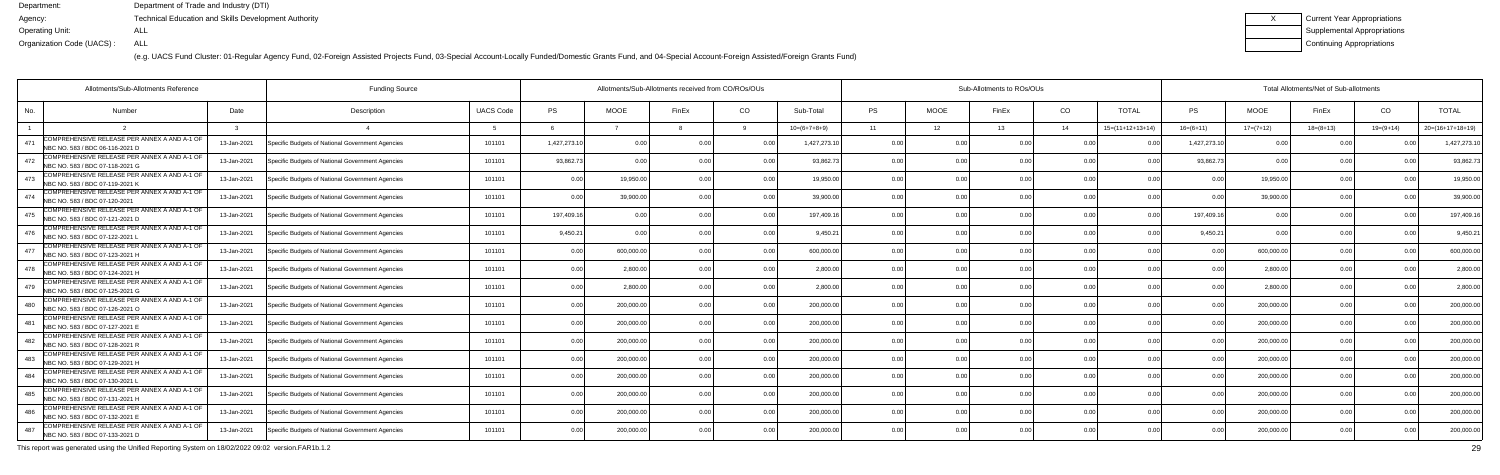Department: Department of Trade and Industry (DTI)
Agency: Technical Education and Skills Development Authority
Operating Unit: ALL
Organization Code (UACS) : ALL

| X | Current Year Appropriations |
|---|---|
| | Supplemental Appropriations |
| | Continuing Appropriations |

(e.g. UACS Fund Cluster: 01-Regular Agency Fund, 02-Foreign Assisted Projects Fund, 03-Special Account-Locally Funded/Domestic Grants Fund, and 04-Special Account-Foreign Assisted/Foreign Grants Fund)

| Allotments/Sub-Allotments Reference | | | Funding Source | | Allotments/Sub-Allotments received from CO/ROs/OUs | | | | | Sub-Allotments to ROs/OUs | | | | | Total Allotments/Net of Sub-allotments | | | | |
|---|---|---|---|---|---|---|---|---|---|---|---|---|---|---|---|---|---|---|---|
| No. | Number | Date | Description | UACS Code | PS | MOOE | FinEx | CO | Sub-Total | PS | MOOE | FinEx | CO | TOTAL | PS | MOOE | FinEx | CO | TOTAL |
| 1 | 2 | 3 | 4 | 5 | 6 | 7 | 8 | 9 | 10=(6+7+8+9) | 11 | 12 | 13 | 14 | 15=(11+12+13+14) | 16=(6+11) | 17=(7+12) | 18=(8+13) | 19=(9+14) | 20=(16+17+18+19) |
| 471 | COMPREHENSIVE RELEASE PER ANNEX A AND A-1 OF NBC NO. 583 / BDC 06-116-2021 D | 13-Jan-2021 | Specific Budgets of National Government Agencies | 101101 | 1,427,273.10 | 0.00 | 0.00 | 0.00 | 1,427,273.10 | 0.00 | 0.00 | 0.00 | 0.00 | 0.00 | 1,427,273.10 | 0.00 | 0.00 | 0.00 | 1,427,273.10 |
| 472 | COMPREHENSIVE RELEASE PER ANNEX A AND A-1 OF NBC NO. 583 / BDC 07-118-2021 G | 13-Jan-2021 | Specific Budgets of National Government Agencies | 101101 | 93,862.73 | 0.00 | 0.00 | 0.00 | 93,862.73 | 0.00 | 0.00 | 0.00 | 0.00 | 0.00 | 93,862.73 | 0.00 | 0.00 | 0.00 | 93,862.73 |
| 473 | COMPREHENSIVE RELEASE PER ANNEX A AND A-1 OF NBC NO. 583 / BDC 07-119-2021 K | 13-Jan-2021 | Specific Budgets of National Government Agencies | 101101 | 0.00 | 19,950.00 | 0.00 | 0.00 | 19,950.00 | 0.00 | 0.00 | 0.00 | 0.00 | 0.00 | 0.00 | 19,950.00 | 0.00 | 0.00 | 19,950.00 |
| 474 | COMPREHENSIVE RELEASE PER ANNEX A AND A-1 OF NBC NO. 583 / BDC 07-120-2021 | 13-Jan-2021 | Specific Budgets of National Government Agencies | 101101 | 0.00 | 39,900.00 | 0.00 | 0.00 | 39,900.00 | 0.00 | 0.00 | 0.00 | 0.00 | 0.00 | 0.00 | 39,900.00 | 0.00 | 0.00 | 39,900.00 |
| 475 | COMPREHENSIVE RELEASE PER ANNEX A AND A-1 OF NBC NO. 583 / BDC 07-121-2021 D | 13-Jan-2021 | Specific Budgets of National Government Agencies | 101101 | 197,409.16 | 0.00 | 0.00 | 0.00 | 197,409.16 | 0.00 | 0.00 | 0.00 | 0.00 | 0.00 | 197,409.16 | 0.00 | 0.00 | 0.00 | 197,409.16 |
| 476 | COMPREHENSIVE RELEASE PER ANNEX A AND A-1 OF NBC NO. 583 / BDC 07-122-2021 L | 13-Jan-2021 | Specific Budgets of National Government Agencies | 101101 | 9,450.21 | 0.00 | 0.00 | 0.00 | 9,450.21 | 0.00 | 0.00 | 0.00 | 0.00 | 0.00 | 9,450.21 | 0.00 | 0.00 | 0.00 | 9,450.21 |
| 477 | COMPREHENSIVE RELEASE PER ANNEX A AND A-1 OF NBC NO. 583 / BDC 07-123-2021 H | 13-Jan-2021 | Specific Budgets of National Government Agencies | 101101 | 0.00 | 600,000.00 | 0.00 | 0.00 | 600,000.00 | 0.00 | 0.00 | 0.00 | 0.00 | 0.00 | 0.00 | 600,000.00 | 0.00 | 0.00 | 600,000.00 |
| 478 | COMPREHENSIVE RELEASE PER ANNEX A AND A-1 OF NBC NO. 583 / BDC 07-124-2021 H | 13-Jan-2021 | Specific Budgets of National Government Agencies | 101101 | 0.00 | 2,800.00 | 0.00 | 0.00 | 2,800.00 | 0.00 | 0.00 | 0.00 | 0.00 | 0.00 | 0.00 | 2,800.00 | 0.00 | 0.00 | 2,800.00 |
| 479 | COMPREHENSIVE RELEASE PER ANNEX A AND A-1 OF NBC NO. 583 / BDC 07-125-2021 G | 13-Jan-2021 | Specific Budgets of National Government Agencies | 101101 | 0.00 | 2,800.00 | 0.00 | 0.00 | 2,800.00 | 0.00 | 0.00 | 0.00 | 0.00 | 0.00 | 0.00 | 2,800.00 | 0.00 | 0.00 | 2,800.00 |
| 480 | COMPREHENSIVE RELEASE PER ANNEX A AND A-1 OF NBC NO. 583 / BDC 07-126-2021 O | 13-Jan-2021 | Specific Budgets of National Government Agencies | 101101 | 0.00 | 200,000.00 | 0.00 | 0.00 | 200,000.00 | 0.00 | 0.00 | 0.00 | 0.00 | 0.00 | 0.00 | 200,000.00 | 0.00 | 0.00 | 200,000.00 |
| 481 | COMPREHENSIVE RELEASE PER ANNEX A AND A-1 OF NBC NO. 583 / BDC 07-127-2021 E | 13-Jan-2021 | Specific Budgets of National Government Agencies | 101101 | 0.00 | 200,000.00 | 0.00 | 0.00 | 200,000.00 | 0.00 | 0.00 | 0.00 | 0.00 | 0.00 | 0.00 | 200,000.00 | 0.00 | 0.00 | 200,000.00 |
| 482 | COMPREHENSIVE RELEASE PER ANNEX A AND A-1 OF NBC NO. 583 / BDC 07-128-2021 R | 13-Jan-2021 | Specific Budgets of National Government Agencies | 101101 | 0.00 | 200,000.00 | 0.00 | 0.00 | 200,000.00 | 0.00 | 0.00 | 0.00 | 0.00 | 0.00 | 0.00 | 200,000.00 | 0.00 | 0.00 | 200,000.00 |
| 483 | COMPREHENSIVE RELEASE PER ANNEX A AND A-1 OF NBC NO. 583 / BDC 07-129-2021 H | 13-Jan-2021 | Specific Budgets of National Government Agencies | 101101 | 0.00 | 200,000.00 | 0.00 | 0.00 | 200,000.00 | 0.00 | 0.00 | 0.00 | 0.00 | 0.00 | 0.00 | 200,000.00 | 0.00 | 0.00 | 200,000.00 |
| 484 | COMPREHENSIVE RELEASE PER ANNEX A AND A-1 OF NBC NO. 583 / BDC 07-130-2021 L | 13-Jan-2021 | Specific Budgets of National Government Agencies | 101101 | 0.00 | 200,000.00 | 0.00 | 0.00 | 200,000.00 | 0.00 | 0.00 | 0.00 | 0.00 | 0.00 | 0.00 | 200,000.00 | 0.00 | 0.00 | 200,000.00 |
| 485 | COMPREHENSIVE RELEASE PER ANNEX A AND A-1 OF NBC NO. 583 / BDC 07-131-2021 H | 13-Jan-2021 | Specific Budgets of National Government Agencies | 101101 | 0.00 | 200,000.00 | 0.00 | 0.00 | 200,000.00 | 0.00 | 0.00 | 0.00 | 0.00 | 0.00 | 0.00 | 200,000.00 | 0.00 | 0.00 | 200,000.00 |
| 486 | COMPREHENSIVE RELEASE PER ANNEX A AND A-1 OF NBC NO. 583 / BDC 07-132-2021 E | 13-Jan-2021 | Specific Budgets of National Government Agencies | 101101 | 0.00 | 200,000.00 | 0.00 | 0.00 | 200,000.00 | 0.00 | 0.00 | 0.00 | 0.00 | 0.00 | 0.00 | 200,000.00 | 0.00 | 0.00 | 200,000.00 |
| 487 | COMPREHENSIVE RELEASE PER ANNEX A AND A-1 OF NBC NO. 583 / BDC 07-133-2021 D | 13-Jan-2021 | Specific Budgets of National Government Agencies | 101101 | 0.00 | 200,000.00 | 0.00 | 0.00 | 200,000.00 | 0.00 | 0.00 | 0.00 | 0.00 | 0.00 | 0.00 | 200,000.00 | 0.00 | 0.00 | 200,000.00 |

This report was generated using the Unified Reporting System on 18/02/2022 09:02 version.FAR1b.1.2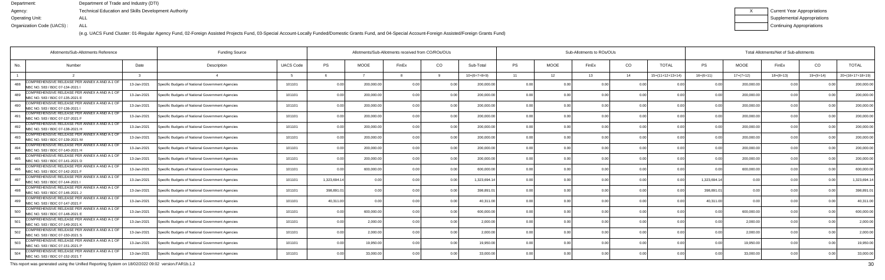Department: Department of Trade and Industry (DTI)
Agency: Technical Education and Skills Development Authority
Operating Unit: ALL
Organization Code (UACS) : ALL

| X | Current Year Appropriations |
|---|---|
| | Supplemental Appropriations |
| | Continuing Appropriations |

(e.g. UACS Fund Cluster: 01-Regular Agency Fund, 02-Foreign Assisted Projects Fund, 03-Special Account-Locally Funded/Domestic Grants Fund, and 04-Special Account-Foreign Assisted/Foreign Grants Fund)

| Allotments/Sub-Allotments Reference | | | Funding Source | | Allotments/Sub-Allotments received from CO/ROs/OUs | | | | | Sub-Allotments to ROs/OUs | | | | | Total Allotments/Net of Sub-allotments | | | | |
|---|---|---|---|---|---|---|---|---|---|---|---|---|---|---|---|---|---|---|---|
| No. | Number | Date | Description | UACS Code | PS | MOOE | FinEx | CO | Sub-Total | PS | MOOE | FinEx | CO | TOTAL | PS | MOOE | FinEx | CO | TOTAL |
| 1 | 2 | 3 | 4 | 5 | 6 | 7 | 8 | 9 | 10=(6+7+8+9) | 11 | 12 | 13 | 14 | 15=(11+12+13+14) | 16=(6+11) | 17=(7+12) | 18=(8+13) | 19=(9+14) | 20=(16+17+18+19) |
| 488 | COMPREHENSIVE RELEASE PER ANNEX A AND A-1 OF NBC NO. 583 / BDC 07-134-2021 I | 13-Jan-2021 | Specific Budgets of National Government Agencies | 101101 | 0.00 | 200,000.00 | 0.00 | 0.00 | 200,000.00 | 0.00 | 0.00 | 0.00 | 0.00 | 0.00 | 0.00 | 200,000.00 | 0.00 | 0.00 | 200,000.00 |
| 489 | COMPREHENSIVE RELEASE PER ANNEX A AND A-1 OF NBC NO. 583 / BDC 07-135-2021 E | 13-Jan-2021 | Specific Budgets of National Government Agencies | 101101 | 0.00 | 200,000.00 | 0.00 | 0.00 | 200,000.00 | 0.00 | 0.00 | 0.00 | 0.00 | 0.00 | 0.00 | 200,000.00 | 0.00 | 0.00 | 200,000.00 |
| 490 | COMPREHENSIVE RELEASE PER ANNEX A AND A-1 OF NBC NO. 583 / BDC 07-136-2021 I | 13-Jan-2021 | Specific Budgets of National Government Agencies | 101101 | 0.00 | 200,000.00 | 0.00 | 0.00 | 200,000.00 | 0.00 | 0.00 | 0.00 | 0.00 | 0.00 | 0.00 | 200,000.00 | 0.00 | 0.00 | 200,000.00 |
| 491 | COMPREHENSIVE RELEASE PER ANNEX A AND A-1 OF NBC NO. 583 / BDC 07-137-2021 F | 13-Jan-2021 | Specific Budgets of National Government Agencies | 101101 | 0.00 | 200,000.00 | 0.00 | 0.00 | 200,000.00 | 0.00 | 0.00 | 0.00 | 0.00 | 0.00 | 0.00 | 200,000.00 | 0.00 | 0.00 | 200,000.00 |
| 492 | COMPREHENSIVE RELEASE PER ANNEX A AND A-1 OF NBC NO. 583 / BDC 07-138-2021 H | 13-Jan-2021 | Specific Budgets of National Government Agencies | 101101 | 0.00 | 200,000.00 | 0.00 | 0.00 | 200,000.00 | 0.00 | 0.00 | 0.00 | 0.00 | 0.00 | 0.00 | 200,000.00 | 0.00 | 0.00 | 200,000.00 |
| 493 | COMPREHENSIVE RELEASE PER ANNEX A AND A-1 OF NBC NO. 583 / BDC 07-139-2021 M | 13-Jan-2021 | Specific Budgets of National Government Agencies | 101101 | 0.00 | 200,000.00 | 0.00 | 0.00 | 200,000.00 | 0.00 | 0.00 | 0.00 | 0.00 | 0.00 | 0.00 | 200,000.00 | 0.00 | 0.00 | 200,000.00 |
| 494 | COMPREHENSIVE RELEASE PER ANNEX A AND A-1 OF NBC NO. 583 / BDC 07-140-2021 H | 13-Jan-2021 | Specific Budgets of National Government Agencies | 101101 | 0.00 | 200,000.00 | 0.00 | 0.00 | 200,000.00 | 0.00 | 0.00 | 0.00 | 0.00 | 0.00 | 0.00 | 200,000.00 | 0.00 | 0.00 | 200,000.00 |
| 495 | COMPREHENSIVE RELEASE PER ANNEX A AND A-1 OF NBC NO. 583 / BDC 07-141-2021 D | 13-Jan-2021 | Specific Budgets of National Government Agencies | 101101 | 0.00 | 200,000.00 | 0.00 | 0.00 | 200,000.00 | 0.00 | 0.00 | 0.00 | 0.00 | 0.00 | 0.00 | 200,000.00 | 0.00 | 0.00 | 200,000.00 |
| 496 | COMPREHENSIVE RELEASE PER ANNEX A AND A-1 OF NBC NO. 583 / BDC 07-142-2021 F | 13-Jan-2021 | Specific Budgets of National Government Agencies | 101101 | 0.00 | 600,000.00 | 0.00 | 0.00 | 600,000.00 | 0.00 | 0.00 | 0.00 | 0.00 | 0.00 | 0.00 | 600,000.00 | 0.00 | 0.00 | 600,000.00 |
| 497 | COMPREHENSIVE RELEASE PER ANNEX A AND A-1 OF NBC NO. 583 / BDC 07-144-2021 I | 13-Jan-2021 | Specific Budgets of National Government Agencies | 101101 | 1,323,694.14 | 0.00 | 0.00 | 0.00 | 1,323,694.14 | 0.00 | 0.00 | 0.00 | 0.00 | 0.00 | 1,323,694.14 | 0.00 | 0.00 | 0.00 | 1,323,694.14 |
| 498 | COMPREHENSIVE RELEASE PER ANNEX A AND A-1 OF NBC NO. 583 / BDC 07-146-2021 J | 13-Jan-2021 | Specific Budgets of National Government Agencies | 101101 | 398,891.01 | 0.00 | 0.00 | 0.00 | 398,891.01 | 0.00 | 0.00 | 0.00 | 0.00 | 0.00 | 398,891.01 | 0.00 | 0.00 | 0.00 | 398,891.01 |
| 499 | COMPREHENSIVE RELEASE PER ANNEX A AND A-1 OF NBC NO. 583 / BDC 07-147-2021 F | 13-Jan-2021 | Specific Budgets of National Government Agencies | 101101 | 40,311.00 | 0.00 | 0.00 | 0.00 | 40,311.00 | 0.00 | 0.00 | 0.00 | 0.00 | 0.00 | 40,311.00 | 0.00 | 0.00 | 0.00 | 40,311.00 |
| 500 | COMPREHENSIVE RELEASE PER ANNEX A AND A-1 OF NBC NO. 583 / BDC 07-148-2021 E | 13-Jan-2021 | Specific Budgets of National Government Agencies | 101101 | 0.00 | 600,000.00 | 0.00 | 0.00 | 600,000.00 | 0.00 | 0.00 | 0.00 | 0.00 | 0.00 | 0.00 | 600,000.00 | 0.00 | 0.00 | 600,000.00 |
| 501 | COMPREHENSIVE RELEASE PER ANNEX A AND A-1 OF NBC NO. 583 / BDC 07-149-2021 K | 13-Jan-2021 | Specific Budgets of National Government Agencies | 101101 | 0.00 | 2,000.00 | 0.00 | 0.00 | 2,000.00 | 0.00 | 0.00 | 0.00 | 0.00 | 0.00 | 0.00 | 2,000.00 | 0.00 | 0.00 | 2,000.00 |
| 502 | COMPREHENSIVE RELEASE PER ANNEX A AND A-1 OF NBC NO. 583 / BDC 07-150-2021 S | 13-Jan-2021 | Specific Budgets of National Government Agencies | 101101 | 0.00 | 2,000.00 | 0.00 | 0.00 | 2,000.00 | 0.00 | 0.00 | 0.00 | 0.00 | 0.00 | 0.00 | 2,000.00 | 0.00 | 0.00 | 2,000.00 |
| 503 | COMPREHENSIVE RELEASE PER ANNEX A AND A-1 OF NBC NO. 583 / BDC 07-151-2021 P | 13-Jan-2021 | Specific Budgets of National Government Agencies | 101101 | 0.00 | 19,950.00 | 0.00 | 0.00 | 19,950.00 | 0.00 | 0.00 | 0.00 | 0.00 | 0.00 | 0.00 | 19,950.00 | 0.00 | 0.00 | 19,950.00 |
| 504 | COMPREHENSIVE RELEASE PER ANNEX A AND A-1 OF NBC NO. 583 / BDC 07-152-2021 T | 13-Jan-2021 | Specific Budgets of National Government Agencies | 101101 | 0.00 | 33,000.00 | 0.00 | 0.00 | 33,000.00 | 0.00 | 0.00 | 0.00 | 0.00 | 0.00 | 0.00 | 33,000.00 | 0.00 | 0.00 | 33,000.00 |

This report was generated using the Unified Reporting System on 18/02/2022 09:02 version.FAR1b.1.2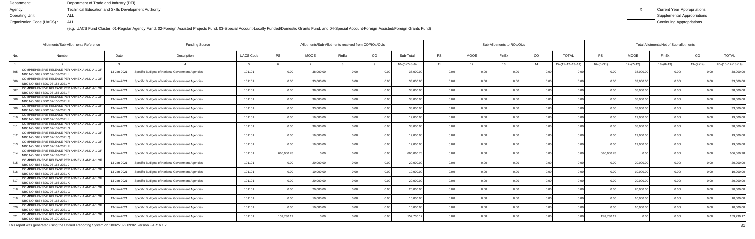Department: Department of Trade and Industry (DTI)
Agency: Technical Education and Skills Development Authority
Operating Unit: ALL
Organization Code (UACS) : ALL

| X | Current Year Appropriations |
|---|---|
| | Supplemental Appropriations |
| | Continuing Appropriations |

(e.g. UACS Fund Cluster: 01-Regular Agency Fund, 02-Foreign Assisted Projects Fund, 03-Special Account-Locally Funded/Domestic Grants Fund, and 04-Special Account-Foreign Assisted/Foreign Grants Fund)

| Allotments/Sub-Allotments Reference | | | Funding Source | | Allotments/Sub-Allotments received from CO/ROs/OUs | | | | | Sub-Allotments to ROs/OUs | | | | | Total Allotments/Net of Sub-allotments | | | | |
|---|---|---|---|---|---|---|---|---|---|---|---|---|---|---|---|---|---|---|---|
| No. | Number | Date | Description | UACS Code | PS | MOOE | FinEx | CO | Sub-Total | PS | MOOE | FinEx | CO | TOTAL | PS | MOOE | FinEx | CO | TOTAL |
| 1 | 2 | 3 | 4 | 5 | 6 | 7 | 8 | 9 | 10=(6+7+8+9) | 11 | 12 | 13 | 14 | 15=(11+12+13+14) | 16=(6+11) | 17=(7+12) | 18=(8+13) | 19=(9+14) | 20=(16+17+18+19) |
| 505 | COMPREHENSIVE RELEASE PER ANNEX A AND A-1 OF NBC NO. 583 / BDC 07-153-2021 L | 13-Jan-2021 | Specific Budgets of National Government Agencies | 101101 | 0.00 | 38,000.00 | 0.00 | 0.00 | 38,000.00 | 0.00 | 0.00 | 0.00 | 0.00 | 0.00 | 0.00 | 38,000.00 | 0.00 | 0.00 | 38,000.00 |
| 506 | COMPREHENSIVE RELEASE PER ANNEX A AND A-1 OF NBC NO. 583 / BDC 07-154-2021 M | 13-Jan-2021 | Specific Budgets of National Government Agencies | 101101 | 0.00 | 33,000.00 | 0.00 | 0.00 | 33,000.00 | 0.00 | 0.00 | 0.00 | 0.00 | 0.00 | 0.00 | 33,000.00 | 0.00 | 0.00 | 33,000.00 |
| 507 | COMPREHENSIVE RELEASE PER ANNEX A AND A-1 OF NBC NO. 583 / BDC 07-155-2021 F | 13-Jan-2021 | Specific Budgets of National Government Agencies | 101101 | 0.00 | 38,000.00 | 0.00 | 0.00 | 38,000.00 | 0.00 | 0.00 | 0.00 | 0.00 | 0.00 | 0.00 | 38,000.00 | 0.00 | 0.00 | 38,000.00 |
| 508 | COMPREHENSIVE RELEASE PER ANNEX A AND A-1 OF NBC NO. 583 / BDC 07-156-2021 F | 13-Jan-2021 | Specific Budgets of National Government Agencies | 101101 | 0.00 | 38,000.00 | 0.00 | 0.00 | 38,000.00 | 0.00 | 0.00 | 0.00 | 0.00 | 0.00 | 0.00 | 38,000.00 | 0.00 | 0.00 | 38,000.00 |
| 509 | COMPREHENSIVE RELEASE PER ANNEX A AND A-1 OF NBC NO. 583 / BDC 07-157-2021 G | 13-Jan-2021 | Specific Budgets of National Government Agencies | 101101 | 0.00 | 33,000.00 | 0.00 | 0.00 | 33,000.00 | 0.00 | 0.00 | 0.00 | 0.00 | 0.00 | 0.00 | 33,000.00 | 0.00 | 0.00 | 33,000.00 |
| 510 | COMPREHENSIVE RELEASE PER ANNEX A AND A-1 OF NBC NO. 583 / BDC 07-158-2021 I | 13-Jan-2021 | Specific Budgets of National Government Agencies | 101101 | 0.00 | 19,000.00 | 0.00 | 0.00 | 19,000.00 | 0.00 | 0.00 | 0.00 | 0.00 | 0.00 | 0.00 | 19,000.00 | 0.00 | 0.00 | 19,000.00 |
| 511 | COMPREHENSIVE RELEASE PER ANNEX A AND A-1 OF NBC NO. 583 / BDC 07-159-2021 N | 13-Jan-2021 | Specific Budgets of National Government Agencies | 101101 | 0.00 | 38,000.00 | 0.00 | 0.00 | 38,000.00 | 0.00 | 0.00 | 0.00 | 0.00 | 0.00 | 0.00 | 38,000.00 | 0.00 | 0.00 | 38,000.00 |
| 512 | COMPREHENSIVE RELEASE PER ANNEX A AND A-1 OF NBC NO. 583 / BDC 07-160-2021 Q | 13-Jan-2021 | Specific Budgets of National Government Agencies | 101101 | 0.00 | 19,000.00 | 0.00 | 0.00 | 19,000.00 | 0.00 | 0.00 | 0.00 | 0.00 | 0.00 | 0.00 | 19,000.00 | 0.00 | 0.00 | 19,000.00 |
| 513 | COMPREHENSIVE RELEASE PER ANNEX A AND A-1 OF NBC NO. 583 / BDC 07-161-2021 F | 13-Jan-2021 | Specific Budgets of National Government Agencies | 101101 | 0.00 | 19,000.00 | 0.00 | 0.00 | 19,000.00 | 0.00 | 0.00 | 0.00 | 0.00 | 0.00 | 0.00 | 19,000.00 | 0.00 | 0.00 | 19,000.00 |
| 514 | COMPREHENSIVE RELEASE PER ANNEX A AND A-1 OF NBC NO. 583 / BDC 07-163-2021 J | 13-Jan-2021 | Specific Budgets of National Government Agencies | 101101 | 666,060.78 | 0.00 | 0.00 | 0.00 | 666,060.78 | 0.00 | 0.00 | 0.00 | 0.00 | 0.00 | 666,060.78 | 0.00 | 0.00 | 0.00 | 666,060.78 |
| 515 | COMPREHENSIVE RELEASE PER ANNEX A AND A-1 OF NBC NO. 583 / BDC 07-164-2021 J | 13-Jan-2021 | Specific Budgets of National Government Agencies | 101101 | 0.00 | 20,000.00 | 0.00 | 0.00 | 20,000.00 | 0.00 | 0.00 | 0.00 | 0.00 | 0.00 | 0.00 | 20,000.00 | 0.00 | 0.00 | 20,000.00 |
| 516 | COMPREHENSIVE RELEASE PER ANNEX A AND A-1 OF NBC NO. 583 / BDC 07-165-2021 K | 13-Jan-2021 | Specific Budgets of National Government Agencies | 101101 | 0.00 | 10,000.00 | 0.00 | 0.00 | 10,000.00 | 0.00 | 0.00 | 0.00 | 0.00 | 0.00 | 0.00 | 10,000.00 | 0.00 | 0.00 | 10,000.00 |
| 517 | COMPREHENSIVE RELEASE PER ANNEX A AND A-1 OF NBC NO. 583 / BDC 07-166-2021 K | 13-Jan-2021 | Specific Budgets of National Government Agencies | 101101 | 0.00 | 20,000.00 | 0.00 | 0.00 | 20,000.00 | 0.00 | 0.00 | 0.00 | 0.00 | 0.00 | 0.00 | 20,000.00 | 0.00 | 0.00 | 20,000.00 |
| 518 | COMPREHENSIVE RELEASE PER ANNEX A AND A-1 OF NBC NO. 583 / BDC 07-167-2021 G | 13-Jan-2021 | Specific Budgets of National Government Agencies | 101101 | 0.00 | 20,000.00 | 0.00 | 0.00 | 20,000.00 | 0.00 | 0.00 | 0.00 | 0.00 | 0.00 | 0.00 | 20,000.00 | 0.00 | 0.00 | 20,000.00 |
| 519 | COMPREHENSIVE RELEASE PER ANNEX A AND A-1 OF NBC NO. 583 / BDC 07-168-2021 I | 13-Jan-2021 | Specific Budgets of National Government Agencies | 101101 | 0.00 | 10,000.00 | 0.00 | 0.00 | 10,000.00 | 0.00 | 0.00 | 0.00 | 0.00 | 0.00 | 0.00 | 10,000.00 | 0.00 | 0.00 | 10,000.00 |
| 520 | COMPREHENSIVE RELEASE PER ANNEX A AND A-1 OF NBC NO. 583 / BDC 07-169-2021 G | 13-Jan-2021 | Specific Budgets of National Government Agencies | 101101 | 0.00 | 10,000.00 | 0.00 | 0.00 | 10,000.00 | 0.00 | 0.00 | 0.00 | 0.00 | 0.00 | 0.00 | 10,000.00 | 0.00 | 0.00 | 10,000.00 |
| 521 | COMPREHENSIVE RELEASE PER ANNEX A AND A-1 OF NBC NO. 583 / BDC 08-170-2021 G | 13-Jan-2021 | Specific Budgets of National Government Agencies | 101101 | 159,730.17 | 0.00 | 0.00 | 0.00 | 159,730.17 | 0.00 | 0.00 | 0.00 | 0.00 | 0.00 | 159,730.17 | 0.00 | 0.00 | 0.00 | 159,730.17 |

This report was generated using the Unified Reporting System on 18/02/2022 09:02 version.FAR1b.1.2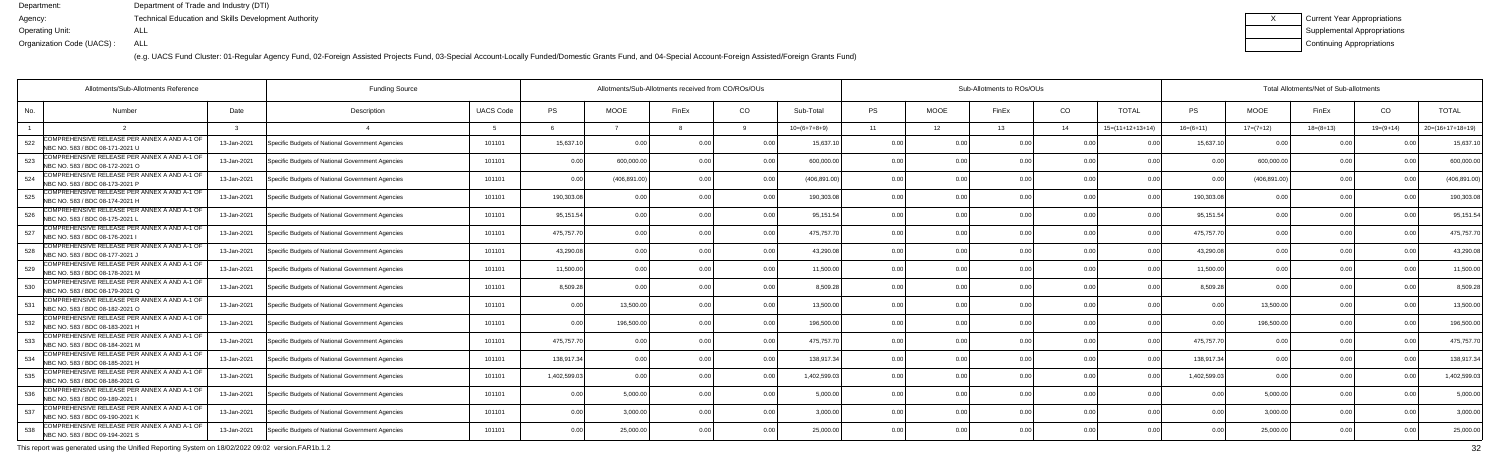Department: Department of Trade and Industry (DTI)
Agency: Technical Education and Skills Development Authority
Operating Unit: ALL
Organization Code (UACS) : ALL

| X | Current Year Appropriations |
|---|---|
| | Supplemental Appropriations |
| | Continuing Appropriations |

(e.g. UACS Fund Cluster: 01-Regular Agency Fund, 02-Foreign Assisted Projects Fund, 03-Special Account-Locally Funded/Domestic Grants Fund, and 04-Special Account-Foreign Assisted/Foreign Grants Fund)

| Allotments/Sub-Allotments Reference | | | Funding Source | | Allotments/Sub-Allotments received from CO/ROs/OUs | | | | | Sub-Allotments to ROs/OUs | | | | | Total Allotments/Net of Sub-allotments | | | | |
|---|---|---|---|---|---|---|---|---|---|---|---|---|---|---|---|---|---|---|---|
| No. | Number | Date | Description | UACS Code | PS | MOOE | FinEx | CO | Sub-Total | PS | MOOE | FinEx | CO | TOTAL | PS | MOOE | FinEx | CO | TOTAL |
| 1 | 2 | 3 | 4 | 5 | 6 | 7 | 8 | 9 | 10=(6+7+8+9) | 11 | 12 | 13 | 14 | 15=(11+12+13+14) | 16=(6+11) | 17=(7+12) | 18=(8+13) | 19=(9+14) | 20=(16+17+18+19) |
| 522 | COMPREHENSIVE RELEASE PER ANNEX A AND A-1 OF NBC NO. 583 / BDC 08-171-2021 U | 13-Jan-2021 | Specific Budgets of National Government Agencies | 101101 | 15,637.10 | 0.00 | 0.00 | 0.00 | 15,637.10 | 0.00 | 0.00 | 0.00 | 0.00 | 0.00 | 15,637.10 | 0.00 | 0.00 | 0.00 | 15,637.10 |
| 523 | COMPREHENSIVE RELEASE PER ANNEX A AND A-1 OF NBC NO. 583 / BDC 08-172-2021 O | 13-Jan-2021 | Specific Budgets of National Government Agencies | 101101 | 0.00 | 600,000.00 | 0.00 | 0.00 | 600,000.00 | 0.00 | 0.00 | 0.00 | 0.00 | 0.00 | 0.00 | 600,000.00 | 0.00 | 0.00 | 600,000.00 |
| 524 | COMPREHENSIVE RELEASE PER ANNEX A AND A-1 OF NBC NO. 583 / BDC 08-173-2021 P | 13-Jan-2021 | Specific Budgets of National Government Agencies | 101101 | 0.00 | (406,891.00) | 0.00 | 0.00 | (406,891.00) | 0.00 | 0.00 | 0.00 | 0.00 | 0.00 | 0.00 | (406,891.00) | 0.00 | 0.00 | (406,891.00) |
| 525 | COMPREHENSIVE RELEASE PER ANNEX A AND A-1 OF NBC NO. 583 / BDC 08-174-2021 H | 13-Jan-2021 | Specific Budgets of National Government Agencies | 101101 | 190,303.08 | 0.00 | 0.00 | 0.00 | 190,303.08 | 0.00 | 0.00 | 0.00 | 0.00 | 0.00 | 190,303.08 | 0.00 | 0.00 | 0.00 | 190,303.08 |
| 526 | COMPREHENSIVE RELEASE PER ANNEX A AND A-1 OF NBC NO. 583 / BDC 08-175-2021 L | 13-Jan-2021 | Specific Budgets of National Government Agencies | 101101 | 95,151.54 | 0.00 | 0.00 | 0.00 | 95,151.54 | 0.00 | 0.00 | 0.00 | 0.00 | 0.00 | 95,151.54 | 0.00 | 0.00 | 0.00 | 95,151.54 |
| 527 | COMPREHENSIVE RELEASE PER ANNEX A AND A-1 OF NBC NO. 583 / BDC 08-176-2021 I | 13-Jan-2021 | Specific Budgets of National Government Agencies | 101101 | 475,757.70 | 0.00 | 0.00 | 0.00 | 475,757.70 | 0.00 | 0.00 | 0.00 | 0.00 | 0.00 | 475,757.70 | 0.00 | 0.00 | 0.00 | 475,757.70 |
| 528 | COMPREHENSIVE RELEASE PER ANNEX A AND A-1 OF NBC NO. 583 / BDC 08-177-2021 J | 13-Jan-2021 | Specific Budgets of National Government Agencies | 101101 | 43,290.08 | 0.00 | 0.00 | 0.00 | 43,290.08 | 0.00 | 0.00 | 0.00 | 0.00 | 0.00 | 43,290.08 | 0.00 | 0.00 | 0.00 | 43,290.08 |
| 529 | COMPREHENSIVE RELEASE PER ANNEX A AND A-1 OF NBC NO. 583 / BDC 08-178-2021 M | 13-Jan-2021 | Specific Budgets of National Government Agencies | 101101 | 11,500.00 | 0.00 | 0.00 | 0.00 | 11,500.00 | 0.00 | 0.00 | 0.00 | 0.00 | 0.00 | 11,500.00 | 0.00 | 0.00 | 0.00 | 11,500.00 |
| 530 | COMPREHENSIVE RELEASE PER ANNEX A AND A-1 OF NBC NO. 583 / BDC 08-179-2021 Q | 13-Jan-2021 | Specific Budgets of National Government Agencies | 101101 | 8,509.28 | 0.00 | 0.00 | 0.00 | 8,509.28 | 0.00 | 0.00 | 0.00 | 0.00 | 0.00 | 8,509.28 | 0.00 | 0.00 | 0.00 | 8,509.28 |
| 531 | COMPREHENSIVE RELEASE PER ANNEX A AND A-1 OF NBC NO. 583 / BDC 08-182-2021 O | 13-Jan-2021 | Specific Budgets of National Government Agencies | 101101 | 0.00 | 13,500.00 | 0.00 | 0.00 | 13,500.00 | 0.00 | 0.00 | 0.00 | 0.00 | 0.00 | 0.00 | 13,500.00 | 0.00 | 0.00 | 13,500.00 |
| 532 | COMPREHENSIVE RELEASE PER ANNEX A AND A-1 OF NBC NO. 583 / BDC 08-183-2021 H | 13-Jan-2021 | Specific Budgets of National Government Agencies | 101101 | 0.00 | 196,500.00 | 0.00 | 0.00 | 196,500.00 | 0.00 | 0.00 | 0.00 | 0.00 | 0.00 | 0.00 | 196,500.00 | 0.00 | 0.00 | 196,500.00 |
| 533 | COMPREHENSIVE RELEASE PER ANNEX A AND A-1 OF NBC NO. 583 / BDC 08-184-2021 M | 13-Jan-2021 | Specific Budgets of National Government Agencies | 101101 | 475,757.70 | 0.00 | 0.00 | 0.00 | 475,757.70 | 0.00 | 0.00 | 0.00 | 0.00 | 0.00 | 475,757.70 | 0.00 | 0.00 | 0.00 | 475,757.70 |
| 534 | COMPREHENSIVE RELEASE PER ANNEX A AND A-1 OF NBC NO. 583 / BDC 08-185-2021 H | 13-Jan-2021 | Specific Budgets of National Government Agencies | 101101 | 138,917.34 | 0.00 | 0.00 | 0.00 | 138,917.34 | 0.00 | 0.00 | 0.00 | 0.00 | 0.00 | 138,917.34 | 0.00 | 0.00 | 0.00 | 138,917.34 |
| 535 | COMPREHENSIVE RELEASE PER ANNEX A AND A-1 OF NBC NO. 583 / BDC 08-186-2021 G | 13-Jan-2021 | Specific Budgets of National Government Agencies | 101101 | 1,402,599.03 | 0.00 | 0.00 | 0.00 | 1,402,599.03 | 0.00 | 0.00 | 0.00 | 0.00 | 0.00 | 1,402,599.03 | 0.00 | 0.00 | 0.00 | 1,402,599.03 |
| 536 | COMPREHENSIVE RELEASE PER ANNEX A AND A-1 OF NBC NO. 583 / BDC 09-189-2021 I | 13-Jan-2021 | Specific Budgets of National Government Agencies | 101101 | 0.00 | 5,000.00 | 0.00 | 0.00 | 5,000.00 | 0.00 | 0.00 | 0.00 | 0.00 | 0.00 | 0.00 | 5,000.00 | 0.00 | 0.00 | 5,000.00 |
| 537 | COMPREHENSIVE RELEASE PER ANNEX A AND A-1 OF NBC NO. 583 / BDC 09-190-2021 K | 13-Jan-2021 | Specific Budgets of National Government Agencies | 101101 | 0.00 | 3,000.00 | 0.00 | 0.00 | 3,000.00 | 0.00 | 0.00 | 0.00 | 0.00 | 0.00 | 0.00 | 3,000.00 | 0.00 | 0.00 | 3,000.00 |
| 538 | COMPREHENSIVE RELEASE PER ANNEX A AND A-1 OF NBC NO. 583 / BDC 09-194-2021 S | 13-Jan-2021 | Specific Budgets of National Government Agencies | 101101 | 0.00 | 25,000.00 | 0.00 | 0.00 | 25,000.00 | 0.00 | 0.00 | 0.00 | 0.00 | 0.00 | 0.00 | 25,000.00 | 0.00 | 0.00 | 25,000.00 |

This report was generated using the Unified Reporting System on 18/02/2022 09:02 version.FAR1b.1.2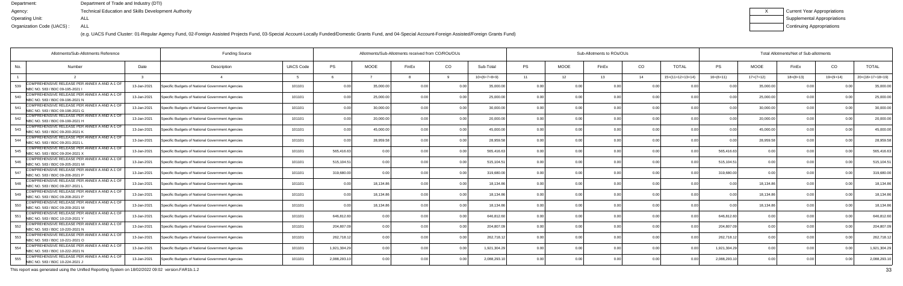Department: Department of Trade and Industry (DTI)
Agency: Technical Education and Skills Development Authority
Operating Unit: ALL
Organization Code (UACS) : ALL

X Current Year Appropriations
Supplemental Appropriations
Continuing Appropriations

(e.g. UACS Fund Cluster: 01-Regular Agency Fund, 02-Foreign Assisted Projects Fund, 03-Special Account-Locally Funded/Domestic Grants Fund, and 04-Special Account-Foreign Assisted/Foreign Grants Fund)

| Allotments/Sub-Allotments Reference | | | Funding Source | | Allotments/Sub-Allotments received from CO/ROs/OUs | | | | | Sub-Allotments to ROs/OUs | | | | | Total Allotments/Net of Sub-allotments | | | | |
|---|---|---|---|---|---|---|---|---|---|---|---|---|---|---|---|---|---|---|---|
| No. | Number | Date | Description | UACS Code | PS | MOOE | FinEx | CO | Sub-Total | PS | MOOE | FinEx | CO | TOTAL | PS | MOOE | FinEx | CO | TOTAL |
| 1 | 2 | 3 | 4 | 5 | 6 | 7 | 8 | 9 | 10=(6+7+8+9) | 11 | 12 | 13 | 14 | 15=(11+12+13+14) | 16=(6+11) | 17=(7+12) | 18=(8+13) | 19=(9+14) | 20=(16+17+18+19) |
| 539 | COMPREHENSIVE RELEASE PER ANNEX A AND A-1 OF NBC NO. 583 / BDC 09-195-2021 I | 13-Jan-2021 | Specific Budgets of National Government Agencies | 101101 | 0.00 | 35,000.00 | 0.00 | 0.00 | 35,000.00 | 0.00 | 0.00 | 0.00 | 0.00 | 0.00 | 0.00 | 35,000.00 | 0.00 | 0.00 | 35,000.00 |
| 540 | COMPREHENSIVE RELEASE PER ANNEX A AND A-1 OF NBC NO. 583 / BDC 09-196-2021 N | 13-Jan-2021 | Specific Budgets of National Government Agencies | 101101 | 0.00 | 25,000.00 | 0.00 | 0.00 | 25,000.00 | 0.00 | 0.00 | 0.00 | 0.00 | 0.00 | 0.00 | 25,000.00 | 0.00 | 0.00 | 25,000.00 |
| 541 | COMPREHENSIVE RELEASE PER ANNEX A AND A-1 OF NBC NO. 583 / BDC 09-198-2021 G | 13-Jan-2021 | Specific Budgets of National Government Agencies | 101101 | 0.00 | 30,000.00 | 0.00 | 0.00 | 30,000.00 | 0.00 | 0.00 | 0.00 | 0.00 | 0.00 | 0.00 | 30,000.00 | 0.00 | 0.00 | 30,000.00 |
| 542 | COMPREHENSIVE RELEASE PER ANNEX A AND A-1 OF NBC NO. 583 / BDC 09-199-2021 H | 13-Jan-2021 | Specific Budgets of National Government Agencies | 101101 | 0.00 | 20,000.00 | 0.00 | 0.00 | 20,000.00 | 0.00 | 0.00 | 0.00 | 0.00 | 0.00 | 0.00 | 20,000.00 | 0.00 | 0.00 | 20,000.00 |
| 543 | COMPREHENSIVE RELEASE PER ANNEX A AND A-1 OF NBC NO. 583 / BDC 09-200-2021 K | 13-Jan-2021 | Specific Budgets of National Government Agencies | 101101 | 0.00 | 45,000.00 | 0.00 | 0.00 | 45,000.00 | 0.00 | 0.00 | 0.00 | 0.00 | 0.00 | 0.00 | 45,000.00 | 0.00 | 0.00 | 45,000.00 |
| 544 | COMPREHENSIVE RELEASE PER ANNEX A AND A-1 OF NBC NO. 583 / BDC 09-201-2021 L | 13-Jan-2021 | Specific Budgets of National Government Agencies | 101101 | 0.00 | 28,959.58 | 0.00 | 0.00 | 28,959.58 | 0.00 | 0.00 | 0.00 | 0.00 | 0.00 | 0.00 | 28,959.58 | 0.00 | 0.00 | 28,959.58 |
| 545 | COMPREHENSIVE RELEASE PER ANNEX A AND A-1 OF NBC NO. 583 / BDC 09-204-2021 X | 13-Jan-2021 | Specific Budgets of National Government Agencies | 101101 | 565,416.63 | 0.00 | 0.00 | 0.00 | 565,416.63 | 0.00 | 0.00 | 0.00 | 0.00 | 0.00 | 565,416.63 | 0.00 | 0.00 | 0.00 | 565,416.63 |
| 546 | COMPREHENSIVE RELEASE PER ANNEX A AND A-1 OF NBC NO. 583 / BDC 09-205-2021 M | 13-Jan-2021 | Specific Budgets of National Government Agencies | 101101 | 515,104.51 | 0.00 | 0.00 | 0.00 | 515,104.51 | 0.00 | 0.00 | 0.00 | 0.00 | 0.00 | 515,104.51 | 0.00 | 0.00 | 0.00 | 515,104.51 |
| 547 | COMPREHENSIVE RELEASE PER ANNEX A AND A-1 OF NBC NO. 583 / BDC 09-206-2021 P | 13-Jan-2021 | Specific Budgets of National Government Agencies | 101101 | 319,680.00 | 0.00 | 0.00 | 0.00 | 319,680.00 | 0.00 | 0.00 | 0.00 | 0.00 | 0.00 | 319,680.00 | 0.00 | 0.00 | 0.00 | 319,680.00 |
| 548 | COMPREHENSIVE RELEASE PER ANNEX A AND A-1 OF NBC NO. 583 / BDC 09-207-2021 L | 13-Jan-2021 | Specific Budgets of National Government Agencies | 101101 | 0.00 | 18,134.86 | 0.00 | 0.00 | 18,134.86 | 0.00 | 0.00 | 0.00 | 0.00 | 0.00 | 0.00 | 18,134.86 | 0.00 | 0.00 | 18,134.86 |
| 549 | COMPREHENSIVE RELEASE PER ANNEX A AND A-1 OF NBC NO. 583 / BDC 09-208-2021 P | 13-Jan-2021 | Specific Budgets of National Government Agencies | 101101 | 0.00 | 18,134.86 | 0.00 | 0.00 | 18,134.86 | 0.00 | 0.00 | 0.00 | 0.00 | 0.00 | 0.00 | 18,134.86 | 0.00 | 0.00 | 18,134.86 |
| 550 | COMPREHENSIVE RELEASE PER ANNEX A AND A-1 OF NBC NO. 583 / BDC 09-209-2021 M | 13-Jan-2021 | Specific Budgets of National Government Agencies | 101101 | 0.00 | 18,134.86 | 0.00 | 0.00 | 18,134.86 | 0.00 | 0.00 | 0.00 | 0.00 | 0.00 | 0.00 | 18,134.86 | 0.00 | 0.00 | 18,134.86 |
| 551 | COMPREHENSIVE RELEASE PER ANNEX A AND A-1 OF NBC NO. 583 / BDC 10-219-2021 Y | 13-Jan-2021 | Specific Budgets of National Government Agencies | 101101 | 646,812.60 | 0.00 | 0.00 | 0.00 | 646,812.60 | 0.00 | 0.00 | 0.00 | 0.00 | 0.00 | 646,812.60 | 0.00 | 0.00 | 0.00 | 646,812.60 |
| 552 | COMPREHENSIVE RELEASE PER ANNEX A AND A-1 OF NBC NO. 583 / BDC 10-220-2021 N | 13-Jan-2021 | Specific Budgets of National Government Agencies | 101101 | 204,807.09 | 0.00 | 0.00 | 0.00 | 204,807.09 | 0.00 | 0.00 | 0.00 | 0.00 | 0.00 | 204,807.09 | 0.00 | 0.00 | 0.00 | 204,807.09 |
| 553 | COMPREHENSIVE RELEASE PER ANNEX A AND A-1 OF NBC NO. 583 / BDC 10-221-2021 O | 13-Jan-2021 | Specific Budgets of National Government Agencies | 101101 | 262,718.12 | 0.00 | 0.00 | 0.00 | 262,718.12 | 0.00 | 0.00 | 0.00 | 0.00 | 0.00 | 262,718.12 | 0.00 | 0.00 | 0.00 | 262,718.12 |
| 554 | COMPREHENSIVE RELEASE PER ANNEX A AND A-1 OF NBC NO. 583 / BDC 10-222-2021 N | 13-Jan-2021 | Specific Budgets of National Government Agencies | 101101 | 1,921,304.29 | 0.00 | 0.00 | 0.00 | 1,921,304.29 | 0.00 | 0.00 | 0.00 | 0.00 | 0.00 | 1,921,304.29 | 0.00 | 0.00 | 0.00 | 1,921,304.29 |
| 555 | COMPREHENSIVE RELEASE PER ANNEX A AND A-1 OF NBC NO. 583 / BDC 10-224-2021 J | 13-Jan-2021 | Specific Budgets of National Government Agencies | 101101 | 2,088,293.10 | 0.00 | 0.00 | 0.00 | 2,088,293.10 | 0.00 | 0.00 | 0.00 | 0.00 | 0.00 | 2,088,293.10 | 0.00 | 0.00 | 0.00 | 2,088,293.10 |

This report was generated using the Unified Reporting System on 18/02/2022 09:02 version.FAR1b.1.2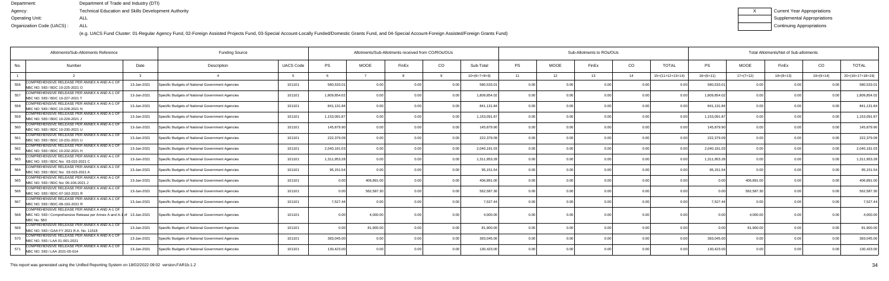Department: Department of Trade and Industry (DTI)
Agency: Technical Education and Skills Development Authority
Operating Unit: ALL
Organization Code (UACS) : ALL

| X | Current Year Appropriations |
|---|---|
| | Supplemental Appropriations |
| | Continuing Appropriations |

(e.g. UACS Fund Cluster: 01-Regular Agency Fund, 02-Foreign Assisted Projects Fund, 03-Special Account-Locally Funded/Domestic Grants Fund, and 04-Special Account-Foreign Assisted/Foreign Grants Fund)

| Allotments/Sub-Allotments Reference | | | Funding Source | | Allotments/Sub-Allotments received from CO/ROs/OUs | | | | | Sub-Allotments to ROs/OUs | | | | | Total Allotments/Net of Sub-allotments | | | | |
|---|---|---|---|---|---|---|---|---|---|---|---|---|---|---|---|---|---|---|---|
| No. | Number | Date | Description | UACS Code | PS | MOOE | FinEx | CO | Sub-Total | PS | MOOE | FinEx | CO | TOTAL | PS | MOOE | FinEx | CO | TOTAL |
| 1 | 2 | 3 | 4 | 5 | 6 | 7 | 8 | 9 | 10=(6+7+8+9) | 11 | 12 | 13 | 14 | 15=(11+12+13+14) | 16=(6+11) | 17=(7+12) | 18=(8+13) | 19=(9+14) | 20=(16+17+18+19) |
| 556 | COMPREHENSIVE RELEASE PER ANNEX A AND A-1 OF NBC NO. 583 / BDC 10-225-2021 O | 13-Jan-2021 | Specific Budgets of National Government Agencies | 101101 | 580,533.01 | 0.00 | 0.00 | 0.00 | 580,533.01 | 0.00 | 0.00 | 0.00 | 0.00 | 0.00 | 580,533.01 | 0.00 | 0.00 | 0.00 | 580,533.01 |
| 557 | COMPREHENSIVE RELEASE PER ANNEX A AND A-1 OF NBC NO. 583 / BDC 10-227-2021 T | 13-Jan-2021 | Specific Budgets of National Government Agencies | 101101 | 1,809,854.02 | 0.00 | 0.00 | 0.00 | 1,809,854.02 | 0.00 | 0.00 | 0.00 | 0.00 | 0.00 | 1,809,854.02 | 0.00 | 0.00 | 0.00 | 1,809,854.02 |
| 558 | COMPREHENSIVE RELEASE PER ANNEX A AND A-1 OF NBC NO. 583 / BDC 10-228-2021 N | 13-Jan-2021 | Specific Budgets of National Government Agencies | 101101 | 841,131.84 | 0.00 | 0.00 | 0.00 | 841,131.84 | 0.00 | 0.00 | 0.00 | 0.00 | 0.00 | 841,131.84 | 0.00 | 0.00 | 0.00 | 841,131.84 |
| 559 | COMPREHENSIVE RELEASE PER ANNEX A AND A-1 OF NBC NO. 583 / BDC 10-229-2021 J | 13-Jan-2021 | Specific Budgets of National Government Agencies | 101101 | 1,153,091.87 | 0.00 | 0.00 | 0.00 | 1,153,091.87 | 0.00 | 0.00 | 0.00 | 0.00 | 0.00 | 1,153,091.87 | 0.00 | 0.00 | 0.00 | 1,153,091.87 |
| 560 | COMPREHENSIVE RELEASE PER ANNEX A AND A-1 OF NBC NO. 583 / BDC 10-230-2021 U | 13-Jan-2021 | Specific Budgets of National Government Agencies | 101101 | 145,879.90 | 0.00 | 0.00 | 0.00 | 145,879.90 | 0.00 | 0.00 | 0.00 | 0.00 | 0.00 | 145,879.90 | 0.00 | 0.00 | 0.00 | 145,879.90 |
| 561 | COMPREHENSIVE RELEASE PER ANNEX A AND A-1 OF NBC NO. 583 / BDC 10-231-2021 U | 13-Jan-2021 | Specific Budgets of National Government Agencies | 101101 | 222,379.09 | 0.00 | 0.00 | 0.00 | 222,379.09 | 0.00 | 0.00 | 0.00 | 0.00 | 0.00 | 222,379.09 | 0.00 | 0.00 | 0.00 | 222,379.09 |
| 562 | COMPREHENSIVE RELEASE PER ANNEX A AND A-1 OF NBC NO. 583 / BDC 10-232-2021 H | 13-Jan-2021 | Specific Budgets of National Government Agencies | 101101 | 2,040,191.03 | 0.00 | 0.00 | 0.00 | 2,040,191.03 | 0.00 | 0.00 | 0.00 | 0.00 | 0.00 | 2,040,191.03 | 0.00 | 0.00 | 0.00 | 2,040,191.03 |
| 563 | COMPREHENSIVE RELEASE PER ANNEX A AND A-1 OF NBC NO. 583 / BDC No: 03-022-2021 C | 13-Jan-2021 | Specific Budgets of National Government Agencies | 101101 | 1,311,953.28 | 0.00 | 0.00 | 0.00 | 1,311,953.28 | 0.00 | 0.00 | 0.00 | 0.00 | 0.00 | 1,311,953.28 | 0.00 | 0.00 | 0.00 | 1,311,953.28 |
| 564 | COMPREHENSIVE RELEASE PER ANNEX A AND A-1 OF NBC NO. 583 / BDC No: 03-023-2021 A | 13-Jan-2021 | Specific Budgets of National Government Agencies | 101101 | 95,151.54 | 0.00 | 0.00 | 0.00 | 95,151.54 | 0.00 | 0.00 | 0.00 | 0.00 | 0.00 | 95,151.54 | 0.00 | 0.00 | 0.00 | 95,151.54 |
| 565 | COMPREHENSIVE RELEASE PER ANNEX A AND A-1 OF NBC NO. 583 / BDC No: 06-106-2021 J | 13-Jan-2021 | Specific Budgets of National Government Agencies | 101101 | 0.00 | 406,891.00 | 0.00 | 0.00 | 406,891.00 | 0.00 | 0.00 | 0.00 | 0.00 | 0.00 | 0.00 | 406,891.00 | 0.00 | 0.00 | 406,891.00 |
| 566 | COMPREHENSIVE RELEASE PER ANNEX A AND A-1 OF NBC NO. 583 / BDC-07-162-2021 R | 13-Jan-2021 | Specific Budgets of National Government Agencies | 101101 | 0.00 | 562,587.30 | 0.00 | 0.00 | 562,587.30 | 0.00 | 0.00 | 0.00 | 0.00 | 0.00 | 0.00 | 562,587.30 | 0.00 | 0.00 | 562,587.30 |
| 567 | COMPREHENSIVE RELEASE PER ANNEX A AND A-1 OF NBC NO. 583 / BDC-09-192-2021 R | 13-Jan-2021 | Specific Budgets of National Government Agencies | 101101 | 7,527.44 | 0.00 | 0.00 | 0.00 | 7,527.44 | 0.00 | 0.00 | 0.00 | 0.00 | 0.00 | 7,527.44 | 0.00 | 0.00 | 0.00 | 7,527.44 |
| 568 | COMPREHENSIVE RELEASE PER ANNEX A AND A-1 OF NBC NO. 583 / Comprehensive Release per Annex A and A-1 of NBC No. 583 | 13-Jan-2021 | Specific Budgets of National Government Agencies | 101101 | 0.00 | 4,000.00 | 0.00 | 0.00 | 4,000.00 | 0.00 | 0.00 | 0.00 | 0.00 | 0.00 | 0.00 | 4,000.00 | 0.00 | 0.00 | 4,000.00 |
| 569 | COMPREHENSIVE RELEASE PER ANNEX A AND A-1 OF NBC NO. 583 / GAA FY 2021 R.A. No. 11518 | 13-Jan-2021 | Specific Budgets of National Government Agencies | 101101 | 0.00 | 81,900.00 | 0.00 | 0.00 | 81,900.00 | 0.00 | 0.00 | 0.00 | 0.00 | 0.00 | 0.00 | 81,900.00 | 0.00 | 0.00 | 81,900.00 |
| 570 | COMPREHENSIVE RELEASE PER ANNEX A AND A-1 OF NBC NO. 583 / LAA 01-001-2021 | 13-Jan-2021 | Specific Budgets of National Government Agencies | 101101 | 393,045.00 | 0.00 | 0.00 | 0.00 | 393,045.00 | 0.00 | 0.00 | 0.00 | 0.00 | 0.00 | 393,045.00 | 0.00 | 0.00 | 0.00 | 393,045.00 |
| 571 | COMPREHENSIVE RELEASE PER ANNEX A AND A-1 OF NBC NO. 583 / LAA 2021-05-014 | 13-Jan-2021 | Specific Budgets of National Government Agencies | 101101 | 130,423.00 | 0.00 | 0.00 | 0.00 | 130,423.00 | 0.00 | 0.00 | 0.00 | 0.00 | 0.00 | 130,423.00 | 0.00 | 0.00 | 0.00 | 130,423.00 |

This report was generated using the Unified Reporting System on 18/02/2022 09:02 version.FAR1b.1.2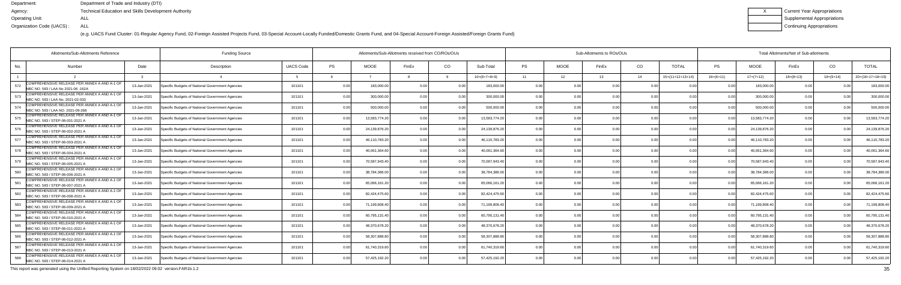Department: Department of Trade and Industry (DTI)
Agency: Technical Education and Skills Development Authority
Operating Unit: ALL
Organization Code (UACS) : ALL

| X | Current Year Appropriations |
|---|---|
| | Supplemental Appropriations |
| | Continuing Appropriations |

(e.g. UACS Fund Cluster: 01-Regular Agency Fund, 02-Foreign Assisted Projects Fund, 03-Special Account-Locally Funded/Domestic Grants Fund, and 04-Special Account-Foreign Assisted/Foreign Grants Fund)

| Allotments/Sub-Allotments Reference | | | Funding Source | | Allotments/Sub-Allotments received from CO/ROs/OUs | | | | | Sub-Allotments to ROs/OUs | | | | | Total Allotments/Net of Sub-allotments | | | | |
|---|---|---|---|---|---|---|---|---|---|---|---|---|---|---|---|---|---|---|---|
| No. | Number | Date | Description | UACS Code | PS | MOOE | FinEx | CO | Sub-Total | PS | MOOE | FinEx | CO | TOTAL | PS | MOOE | FinEx | CO | TOTAL |
| 1 | 2 | 3 | 4 | 5 | 6 | 7 | 8 | 9 | 10=(6+7+8+9) | 11 | 12 | 13 | 14 | 15=(11+12+13+14) | 16=(6+11) | 17=(7+12) | 18=(8+13) | 19=(9+14) | 20=(16+17+18+19) |
| 572 | COMPREHENSIVE RELEASE PER ANNEX A AND A-1 OF NBC NO. 583 / LAA No 2021-06 -162A | 13-Jan-2021 | Specific Budgets of National Government Agencies | 101101 | 0.00 | 183,000.00 | 0.00 | 0.00 | 183,000.00 | 0.00 | 0.00 | 0.00 | 0.00 | 0.00 | 0.00 | 183,000.00 | 0.00 | 0.00 | 183,000.00 |
| 573 | COMPREHENSIVE RELEASE PER ANNEX A AND A-1 OF NBC NO. 583 / LAA No. 2021-02-033 | 13-Jan-2021 | Specific Budgets of National Government Agencies | 101101 | 0.00 | 300,000.00 | 0.00 | 0.00 | 300,000.00 | 0.00 | 0.00 | 0.00 | 0.00 | 0.00 | 0.00 | 300,000.00 | 0.00 | 0.00 | 300,000.00 |
| 574 | COMPREHENSIVE RELEASE PER ANNEX A AND A-1 OF NBC NO. 583 / LAA NO. 2021-09-268 | 13-Jan-2021 | Specific Budgets of National Government Agencies | 101101 | 0.00 | 500,000.00 | 0.00 | 0.00 | 500,000.00 | 0.00 | 0.00 | 0.00 | 0.00 | 0.00 | 0.00 | 500,000.00 | 0.00 | 0.00 | 500,000.00 |
| 575 | COMPREHENSIVE RELEASE PER ANNEX A AND A-1 OF NBC NO. 583 / STEP-06-001-2021 A | 13-Jan-2021 | Specific Budgets of National Government Agencies | 101101 | 0.00 | 13,583,774.20 | 0.00 | 0.00 | 13,583,774.20 | 0.00 | 0.00 | 0.00 | 0.00 | 0.00 | 0.00 | 13,583,774.20 | 0.00 | 0.00 | 13,583,774.20 |
| 576 | COMPREHENSIVE RELEASE PER ANNEX A AND A-1 OF NBC NO. 583 / STEP-06-002-2021 A | 13-Jan-2021 | Specific Budgets of National Government Agencies | 101101 | 0.00 | 24,139,876.20 | 0.00 | 0.00 | 24,139,876.20 | 0.00 | 0.00 | 0.00 | 0.00 | 0.00 | 0.00 | 24,139,876.20 | 0.00 | 0.00 | 24,139,876.20 |
| 577 | COMPREHENSIVE RELEASE PER ANNEX A AND A-1 OF NBC NO. 583 / STEP-06-003-2021 A | 13-Jan-2021 | Specific Budgets of National Government Agencies | 101101 | 0.00 | 46,110,783.20 | 0.00 | 0.00 | 46,110,783.20 | 0.00 | 0.00 | 0.00 | 0.00 | 0.00 | 0.00 | 46,110,783.20 | 0.00 | 0.00 | 46,110,783.20 |
| 578 | COMPREHENSIVE RELEASE PER ANNEX A AND A-1 OF NBC NO. 583 / STEP-06-004-2021 A | 13-Jan-2021 | Specific Budgets of National Government Agencies | 101101 | 0.00 | 40,061,364.60 | 0.00 | 0.00 | 40,061,364.60 | 0.00 | 0.00 | 0.00 | 0.00 | 0.00 | 0.00 | 40,061,364.60 | 0.00 | 0.00 | 40,061,364.60 |
| 579 | COMPREHENSIVE RELEASE PER ANNEX A AND A-1 OF NBC NO. 583 / STEP-06-005-2021 A | 13-Jan-2021 | Specific Budgets of National Government Agencies | 101101 | 0.00 | 70,587,943.40 | 0.00 | 0.00 | 70,587,943.40 | 0.00 | 0.00 | 0.00 | 0.00 | 0.00 | 0.00 | 70,587,943.40 | 0.00 | 0.00 | 70,587,943.40 |
| 580 | COMPREHENSIVE RELEASE PER ANNEX A AND A-1 OF NBC NO. 583 / STEP-06-006-2021 A | 13-Jan-2021 | Specific Budgets of National Government Agencies | 101101 | 0.00 | 38,784,386.00 | 0.00 | 0.00 | 38,784,386.00 | 0.00 | 0.00 | 0.00 | 0.00 | 0.00 | 0.00 | 38,784,386.00 | 0.00 | 0.00 | 38,784,386.00 |
| 581 | COMPREHENSIVE RELEASE PER ANNEX A AND A-1 OF NBC NO. 583 / STEP-06-007-2021 A | 13-Jan-2021 | Specific Budgets of National Government Agencies | 101101 | 0.00 | 65,066,161.20 | 0.00 | 0.00 | 65,066,161.20 | 0.00 | 0.00 | 0.00 | 0.00 | 0.00 | 0.00 | 65,066,161.20 | 0.00 | 0.00 | 65,066,161.20 |
| 582 | COMPREHENSIVE RELEASE PER ANNEX A AND A-1 OF NBC NO. 583 / STEP-06-008-2021 A | 13-Jan-2021 | Specific Budgets of National Government Agencies | 101101 | 0.00 | 82,424,475.60 | 0.00 | 0.00 | 82,424,475.60 | 0.00 | 0.00 | 0.00 | 0.00 | 0.00 | 0.00 | 82,424,475.60 | 0.00 | 0.00 | 82,424,475.60 |
| 583 | COMPREHENSIVE RELEASE PER ANNEX A AND A-1 OF NBC NO. 583 / STEP-06-009-2021 A | 13-Jan-2021 | Specific Budgets of National Government Agencies | 101101 | 0.00 | 71,199,808.40 | 0.00 | 0.00 | 71,199,808.40 | 0.00 | 0.00 | 0.00 | 0.00 | 0.00 | 0.00 | 71,199,808.40 | 0.00 | 0.00 | 71,199,808.40 |
| 584 | COMPREHENSIVE RELEASE PER ANNEX A AND A-1 OF NBC NO. 583 / STEP-06-010-2021 A | 13-Jan-2021 | Specific Budgets of National Government Agencies | 101101 | 0.00 | 60,795,131.40 | 0.00 | 0.00 | 60,795,131.40 | 0.00 | 0.00 | 0.00 | 0.00 | 0.00 | 0.00 | 60,795,131.40 | 0.00 | 0.00 | 60,795,131.40 |
| 585 | COMPREHENSIVE RELEASE PER ANNEX A AND A-1 OF NBC NO. 583 / STEP-06-011-2021 A | 13-Jan-2021 | Specific Budgets of National Government Agencies | 101101 | 0.00 | 48,370,678.20 | 0.00 | 0.00 | 48,370,678.20 | 0.00 | 0.00 | 0.00 | 0.00 | 0.00 | 0.00 | 48,370,678.20 | 0.00 | 0.00 | 48,370,678.20 |
| 586 | COMPREHENSIVE RELEASE PER ANNEX A AND A-1 OF NBC NO. 583 / STEP-06-012-2021 A | 13-Jan-2021 | Specific Budgets of National Government Agencies | 101101 | 0.00 | 58,307,888.80 | 0.00 | 0.00 | 58,307,888.80 | 0.00 | 0.00 | 0.00 | 0.00 | 0.00 | 0.00 | 58,307,888.80 | 0.00 | 0.00 | 58,307,888.80 |
| 587 | COMPREHENSIVE RELEASE PER ANNEX A AND A-1 OF NBC NO. 583 / STEP-06-013-2021 A | 13-Jan-2021 | Specific Budgets of National Government Agencies | 101101 | 0.00 | 61,740,319.60 | 0.00 | 0.00 | 61,740,319.60 | 0.00 | 0.00 | 0.00 | 0.00 | 0.00 | 0.00 | 61,740,319.60 | 0.00 | 0.00 | 61,740,319.60 |
| 588 | COMPREHENSIVE RELEASE PER ANNEX A AND A-1 OF NBC NO. 583 / STEP-06-014-2021 A | 13-Jan-2021 | Specific Budgets of National Government Agencies | 101101 | 0.00 | 57,425,192.20 | 0.00 | 0.00 | 57,425,192.20 | 0.00 | 0.00 | 0.00 | 0.00 | 0.00 | 0.00 | 57,425,192.20 | 0.00 | 0.00 | 57,425,192.20 |

This report was generated using the Unified Reporting System on 18/02/2022 09:02 version.FAR1b.1.2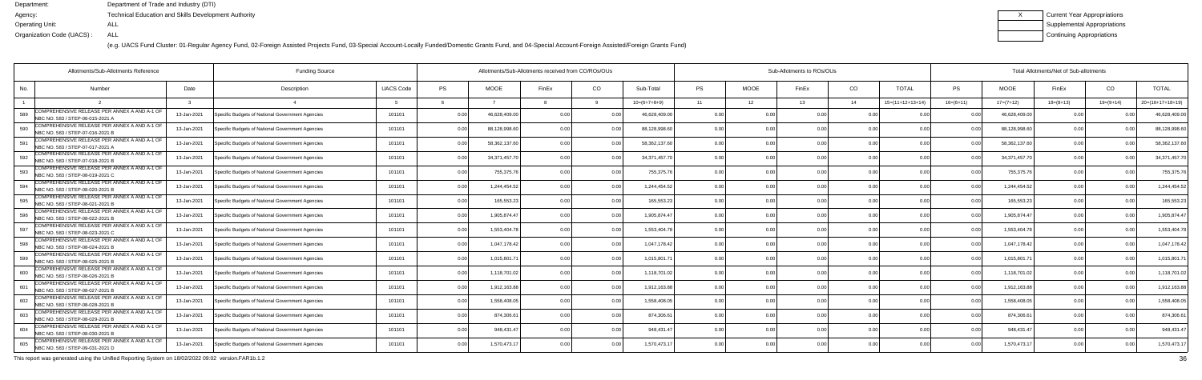Department: Department of Trade and Industry (DTI)
Agency: Technical Education and Skills Development Authority
Operating Unit: ALL
Organization Code (UACS) : ALL

| X | Current Year Appropriations |
|---|---|
| | Supplemental Appropriations |
| | Continuing Appropriations |

(e.g. UACS Fund Cluster: 01-Regular Agency Fund, 02-Foreign Assisted Projects Fund, 03-Special Account-Locally Funded/Domestic Grants Fund, and 04-Special Account-Foreign Assisted/Foreign Grants Fund)

| Allotments/Sub-Allotments Reference | | | Funding Source | | Allotments/Sub-Allotments received from CO/ROs/OUs | | | | | Sub-Allotments to ROs/OUs | | | | | Total Allotments/Net of Sub-allotments | | | | |
|---|---|---|---|---|---|---|---|---|---|---|---|---|---|---|---|---|---|---|---|
| No. | Number | Date | Description | UACS Code | PS | MOOE | FinEx | CO | Sub-Total | PS | MOOE | FinEx | CO | TOTAL | PS | MOOE | FinEx | CO | TOTAL |
| 1 | 2 | 3 | 4 | 5 | 6 | 7 | 8 | 9 | 10=(6+7+8+9) | 11 | 12 | 13 | 14 | 15=(11+12+13+14) | 16=(6+11) | 17=(7+12) | 18=(8+13) | 19=(9+14) | 20=(16+17+18+19) |
| 589 | COMPREHENSIVE RELEASE PER ANNEX A AND A-1 OF NBC NO. 583 / STEP-06-015-2021 A | 13-Jan-2021 | Specific Budgets of National Government Agencies | 101101 | 0.00 | 46,628,409.00 | 0.00 | 0.00 | 46,628,409.00 | 0.00 | 0.00 | 0.00 | 0.00 | 0.00 | 0.00 | 46,628,409.00 | 0.00 | 0.00 | 46,628,409.00 |
| 590 | COMPREHENSIVE RELEASE PER ANNEX A AND A-1 OF NBC NO. 583 / STEP-07-016-2021 B | 13-Jan-2021 | Specific Budgets of National Government Agencies | 101101 | 0.00 | 88,128,998.60 | 0.00 | 0.00 | 88,128,998.60 | 0.00 | 0.00 | 0.00 | 0.00 | 0.00 | 0.00 | 88,128,998.60 | 0.00 | 0.00 | 88,128,998.60 |
| 591 | COMPREHENSIVE RELEASE PER ANNEX A AND A-1 OF NBC NO. 583 / STEP-07-017-2021 A | 13-Jan-2021 | Specific Budgets of National Government Agencies | 101101 | 0.00 | 58,362,137.60 | 0.00 | 0.00 | 58,362,137.60 | 0.00 | 0.00 | 0.00 | 0.00 | 0.00 | 0.00 | 58,362,137.60 | 0.00 | 0.00 | 58,362,137.60 |
| 592 | COMPREHENSIVE RELEASE PER ANNEX A AND A-1 OF NBC NO. 583 / STEP-07-018-2021 B | 13-Jan-2021 | Specific Budgets of National Government Agencies | 101101 | 0.00 | 34,371,457.70 | 0.00 | 0.00 | 34,371,457.70 | 0.00 | 0.00 | 0.00 | 0.00 | 0.00 | 0.00 | 34,371,457.70 | 0.00 | 0.00 | 34,371,457.70 |
| 593 | COMPREHENSIVE RELEASE PER ANNEX A AND A-1 OF NBC NO. 583 / STEP-08-019-2021 C | 13-Jan-2021 | Specific Budgets of National Government Agencies | 101101 | 0.00 | 755,375.76 | 0.00 | 0.00 | 755,375.76 | 0.00 | 0.00 | 0.00 | 0.00 | 0.00 | 0.00 | 755,375.76 | 0.00 | 0.00 | 755,375.76 |
| 594 | COMPREHENSIVE RELEASE PER ANNEX A AND A-1 OF NBC NO. 583 / STEP-08-020-2021 B | 13-Jan-2021 | Specific Budgets of National Government Agencies | 101101 | 0.00 | 1,244,454.52 | 0.00 | 0.00 | 1,244,454.52 | 0.00 | 0.00 | 0.00 | 0.00 | 0.00 | 0.00 | 1,244,454.52 | 0.00 | 0.00 | 1,244,454.52 |
| 595 | COMPREHENSIVE RELEASE PER ANNEX A AND A-1 OF NBC NO. 583 / STEP-08-021-2021 B | 13-Jan-2021 | Specific Budgets of National Government Agencies | 101101 | 0.00 | 165,553.23 | 0.00 | 0.00 | 165,553.23 | 0.00 | 0.00 | 0.00 | 0.00 | 0.00 | 0.00 | 165,553.23 | 0.00 | 0.00 | 165,553.23 |
| 596 | COMPREHENSIVE RELEASE PER ANNEX A AND A-1 OF NBC NO. 583 / STEP-08-022-2021 B | 13-Jan-2021 | Specific Budgets of National Government Agencies | 101101 | 0.00 | 1,905,874.47 | 0.00 | 0.00 | 1,905,874.47 | 0.00 | 0.00 | 0.00 | 0.00 | 0.00 | 0.00 | 1,905,874.47 | 0.00 | 0.00 | 1,905,874.47 |
| 597 | COMPREHENSIVE RELEASE PER ANNEX A AND A-1 OF NBC NO. 583 / STEP-08-023-2021 C | 13-Jan-2021 | Specific Budgets of National Government Agencies | 101101 | 0.00 | 1,553,404.78 | 0.00 | 0.00 | 1,553,404.78 | 0.00 | 0.00 | 0.00 | 0.00 | 0.00 | 0.00 | 1,553,404.78 | 0.00 | 0.00 | 1,553,404.78 |
| 598 | COMPREHENSIVE RELEASE PER ANNEX A AND A-1 OF NBC NO. 583 / STEP-08-024-2021 B | 13-Jan-2021 | Specific Budgets of National Government Agencies | 101101 | 0.00 | 1,047,178.42 | 0.00 | 0.00 | 1,047,178.42 | 0.00 | 0.00 | 0.00 | 0.00 | 0.00 | 0.00 | 1,047,178.42 | 0.00 | 0.00 | 1,047,178.42 |
| 599 | COMPREHENSIVE RELEASE PER ANNEX A AND A-1 OF NBC NO. 583 / STEP-08-025-2021 B | 13-Jan-2021 | Specific Budgets of National Government Agencies | 101101 | 0.00 | 1,015,801.71 | 0.00 | 0.00 | 1,015,801.71 | 0.00 | 0.00 | 0.00 | 0.00 | 0.00 | 0.00 | 1,015,801.71 | 0.00 | 0.00 | 1,015,801.71 |
| 600 | COMPREHENSIVE RELEASE PER ANNEX A AND A-1 OF NBC NO. 583 / STEP-08-026-2021 B | 13-Jan-2021 | Specific Budgets of National Government Agencies | 101101 | 0.00 | 1,118,701.02 | 0.00 | 0.00 | 1,118,701.02 | 0.00 | 0.00 | 0.00 | 0.00 | 0.00 | 0.00 | 1,118,701.02 | 0.00 | 0.00 | 1,118,701.02 |
| 601 | COMPREHENSIVE RELEASE PER ANNEX A AND A-1 OF NBC NO. 583 / STEP-08-027-2021 B | 13-Jan-2021 | Specific Budgets of National Government Agencies | 101101 | 0.00 | 1,912,163.88 | 0.00 | 0.00 | 1,912,163.88 | 0.00 | 0.00 | 0.00 | 0.00 | 0.00 | 0.00 | 1,912,163.88 | 0.00 | 0.00 | 1,912,163.88 |
| 602 | COMPREHENSIVE RELEASE PER ANNEX A AND A-1 OF NBC NO. 583 / STEP-08-028-2021 B | 13-Jan-2021 | Specific Budgets of National Government Agencies | 101101 | 0.00 | 1,558,408.05 | 0.00 | 0.00 | 1,558,408.05 | 0.00 | 0.00 | 0.00 | 0.00 | 0.00 | 0.00 | 1,558,408.05 | 0.00 | 0.00 | 1,558,408.05 |
| 603 | COMPREHENSIVE RELEASE PER ANNEX A AND A-1 OF NBC NO. 583 / STEP-08-029-2021 B | 13-Jan-2021 | Specific Budgets of National Government Agencies | 101101 | 0.00 | 874,306.61 | 0.00 | 0.00 | 874,306.61 | 0.00 | 0.00 | 0.00 | 0.00 | 0.00 | 0.00 | 874,306.61 | 0.00 | 0.00 | 874,306.61 |
| 604 | COMPREHENSIVE RELEASE PER ANNEX A AND A-1 OF NBC NO. 583 / STEP-08-030-2021 B | 13-Jan-2021 | Specific Budgets of National Government Agencies | 101101 | 0.00 | 948,431.47 | 0.00 | 0.00 | 948,431.47 | 0.00 | 0.00 | 0.00 | 0.00 | 0.00 | 0.00 | 948,431.47 | 0.00 | 0.00 | 948,431.47 |
| 605 | COMPREHENSIVE RELEASE PER ANNEX A AND A-1 OF NBC NO. 583 / STEP-09-031-2021 D | 13-Jan-2021 | Specific Budgets of National Government Agencies | 101101 | 0.00 | 1,570,473.17 | 0.00 | 0.00 | 1,570,473.17 | 0.00 | 0.00 | 0.00 | 0.00 | 0.00 | 0.00 | 1,570,473.17 | 0.00 | 0.00 | 1,570,473.17 |

This report was generated using the Unified Reporting System on 18/02/2022 09:02 version.FAR1b.1.2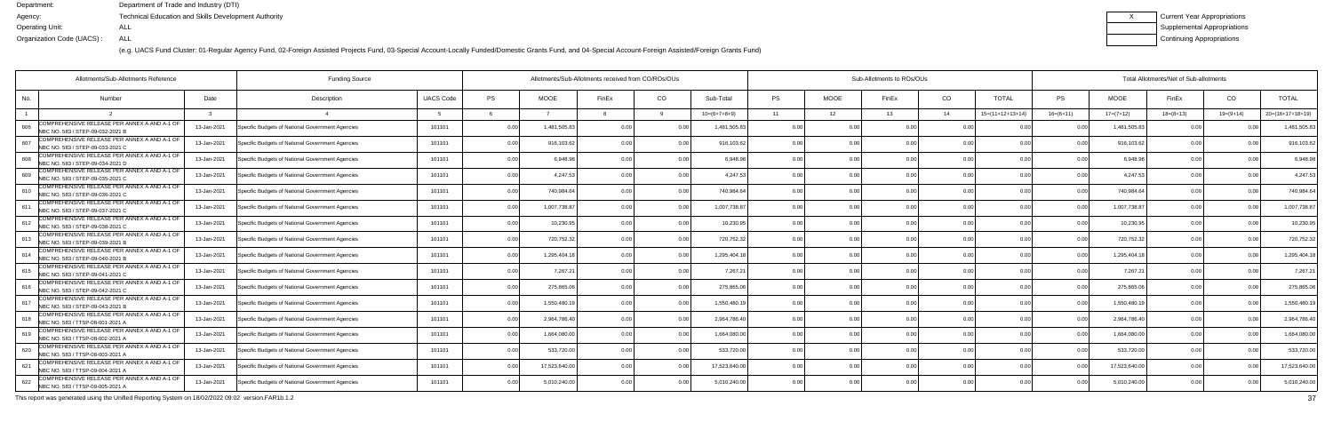Department: Department of Trade and Industry (DTI)
Agency: Technical Education and Skills Development Authority
Operating Unit: ALL
Organization Code (UACS) : ALL

(e.g. UACS Fund Cluster: 01-Regular Agency Fund, 02-Foreign Assisted Projects Fund, 03-Special Account-Locally Funded/Domestic Grants Fund, and 04-Special Account-Foreign Assisted/Foreign Grants Fund)

| X | Current Year Appropriations |
|---|---|
| | Supplemental Appropriations |
| | Continuing Appropriations |

| Allotments/Sub-Allotments Reference | | | Funding Source | | Allotments/Sub-Allotments received from CO/ROs/OUs | | | | | Sub-Allotments to ROs/OUs | | | | | Total Allotments/Net of Sub-allotments | | | | |
|---|---|---|---|---|---|---|---|---|---|---|---|---|---|---|---|---|---|---|---|
| No. | Number | Date | Description | UACS Code | PS | MOOE | FinEx | CO | Sub-Total | PS | MOOE | FinEx | CO | TOTAL | PS | MOOE | FinEx | CO | TOTAL |
| 1 | 2 | 3 | 4 | 5 | 6 | 7 | 8 | 9 | 10=(6+7+8+9) | 11 | 12 | 13 | 14 | 15=(11+12+13+14) | 16=(6+11) | 17=(7+12) | 18=(8+13) | 19=(9+14) | 20=(16+17+18+19) |
| 606 | COMPREHENSIVE RELEASE PER ANNEX A AND A-1 OF NBC NO. 583 / STEP-09-032-2021 B | 13-Jan-2021 | Specific Budgets of National Government Agencies | 101101 | 0.00 | 1,481,505.83 | 0.00 | 0.00 | 1,481,505.83 | 0.00 | 0.00 | 0.00 | 0.00 | 0.00 | 0.00 | 1,481,505.83 | 0.00 | 0.00 | 1,481,505.83 |
| 607 | COMPREHENSIVE RELEASE PER ANNEX A AND A-1 OF NBC NO. 583 / STEP-09-033-2021 C | 13-Jan-2021 | Specific Budgets of National Government Agencies | 101101 | 0.00 | 916,103.62 | 0.00 | 0.00 | 916,103.62 | 0.00 | 0.00 | 0.00 | 0.00 | 0.00 | 0.00 | 916,103.62 | 0.00 | 0.00 | 916,103.62 |
| 608 | COMPREHENSIVE RELEASE PER ANNEX A AND A-1 OF NBC NO. 583 / STEP-09-034-2021 D | 13-Jan-2021 | Specific Budgets of National Government Agencies | 101101 | 0.00 | 6,948.98 | 0.00 | 0.00 | 6,948.98 | 0.00 | 0.00 | 0.00 | 0.00 | 0.00 | 0.00 | 6,948.98 | 0.00 | 0.00 | 6,948.98 |
| 609 | COMPREHENSIVE RELEASE PER ANNEX A AND A-1 OF NBC NO. 583 / STEP-09-035-2021 C | 13-Jan-2021 | Specific Budgets of National Government Agencies | 101101 | 0.00 | 4,247.53 | 0.00 | 0.00 | 4,247.53 | 0.00 | 0.00 | 0.00 | 0.00 | 0.00 | 0.00 | 4,247.53 | 0.00 | 0.00 | 4,247.53 |
| 610 | COMPREHENSIVE RELEASE PER ANNEX A AND A-1 OF NBC NO. 583 / STEP-09-036-2021 C | 13-Jan-2021 | Specific Budgets of National Government Agencies | 101101 | 0.00 | 740,984.64 | 0.00 | 0.00 | 740,984.64 | 0.00 | 0.00 | 0.00 | 0.00 | 0.00 | 0.00 | 740,984.64 | 0.00 | 0.00 | 740,984.64 |
| 611 | COMPREHENSIVE RELEASE PER ANNEX A AND A-1 OF NBC NO. 583 / STEP-09-037-2021 C | 13-Jan-2021 | Specific Budgets of National Government Agencies | 101101 | 0.00 | 1,007,738.87 | 0.00 | 0.00 | 1,007,738.87 | 0.00 | 0.00 | 0.00 | 0.00 | 0.00 | 0.00 | 1,007,738.87 | 0.00 | 0.00 | 1,007,738.87 |
| 612 | COMPREHENSIVE RELEASE PER ANNEX A AND A-1 OF NBC NO. 583 / STEP-09-038-2021 C | 13-Jan-2021 | Specific Budgets of National Government Agencies | 101101 | 0.00 | 10,230.95 | 0.00 | 0.00 | 10,230.95 | 0.00 | 0.00 | 0.00 | 0.00 | 0.00 | 0.00 | 10,230.95 | 0.00 | 0.00 | 10,230.95 |
| 613 | COMPREHENSIVE RELEASE PER ANNEX A AND A-1 OF NBC NO. 583 / STEP-09-039-2021 B | 13-Jan-2021 | Specific Budgets of National Government Agencies | 101101 | 0.00 | 720,752.32 | 0.00 | 0.00 | 720,752.32 | 0.00 | 0.00 | 0.00 | 0.00 | 0.00 | 0.00 | 720,752.32 | 0.00 | 0.00 | 720,752.32 |
| 614 | COMPREHENSIVE RELEASE PER ANNEX A AND A-1 OF NBC NO. 583 / STEP-09-040-2021 B | 13-Jan-2021 | Specific Budgets of National Government Agencies | 101101 | 0.00 | 1,295,404.18 | 0.00 | 0.00 | 1,295,404.18 | 0.00 | 0.00 | 0.00 | 0.00 | 0.00 | 0.00 | 1,295,404.18 | 0.00 | 0.00 | 1,295,404.18 |
| 615 | COMPREHENSIVE RELEASE PER ANNEX A AND A-1 OF NBC NO. 583 / STEP-09-041-2021 C | 13-Jan-2021 | Specific Budgets of National Government Agencies | 101101 | 0.00 | 7,267.21 | 0.00 | 0.00 | 7,267.21 | 0.00 | 0.00 | 0.00 | 0.00 | 0.00 | 0.00 | 7,267.21 | 0.00 | 0.00 | 7,267.21 |
| 616 | COMPREHENSIVE RELEASE PER ANNEX A AND A-1 OF NBC NO. 583 / STEP-09-042-2021 C | 13-Jan-2021 | Specific Budgets of National Government Agencies | 101101 | 0.00 | 275,865.06 | 0.00 | 0.00 | 275,865.06 | 0.00 | 0.00 | 0.00 | 0.00 | 0.00 | 0.00 | 275,865.06 | 0.00 | 0.00 | 275,865.06 |
| 617 | COMPREHENSIVE RELEASE PER ANNEX A AND A-1 OF NBC NO. 583 / STEP-09-043-2021 B | 13-Jan-2021 | Specific Budgets of National Government Agencies | 101101 | 0.00 | 1,550,480.19 | 0.00 | 0.00 | 1,550,480.19 | 0.00 | 0.00 | 0.00 | 0.00 | 0.00 | 0.00 | 1,550,480.19 | 0.00 | 0.00 | 1,550,480.19 |
| 618 | COMPREHENSIVE RELEASE PER ANNEX A AND A-1 OF NBC NO. 583 / TTSP-08-001-2021 A | 13-Jan-2021 | Specific Budgets of National Government Agencies | 101101 | 0.00 | 2,964,786.40 | 0.00 | 0.00 | 2,964,786.40 | 0.00 | 0.00 | 0.00 | 0.00 | 0.00 | 0.00 | 2,964,786.40 | 0.00 | 0.00 | 2,964,786.40 |
| 619 | COMPREHENSIVE RELEASE PER ANNEX A AND A-1 OF NBC NO. 583 / TTSP-08-002-2021 A | 13-Jan-2021 | Specific Budgets of National Government Agencies | 101101 | 0.00 | 1,664,080.00 | 0.00 | 0.00 | 1,664,080.00 | 0.00 | 0.00 | 0.00 | 0.00 | 0.00 | 0.00 | 1,664,080.00 | 0.00 | 0.00 | 1,664,080.00 |
| 620 | COMPREHENSIVE RELEASE PER ANNEX A AND A-1 OF NBC NO. 583 / TTSP-08-003-2021 A | 13-Jan-2021 | Specific Budgets of National Government Agencies | 101101 | 0.00 | 533,720.00 | 0.00 | 0.00 | 533,720.00 | 0.00 | 0.00 | 0.00 | 0.00 | 0.00 | 0.00 | 533,720.00 | 0.00 | 0.00 | 533,720.00 |
| 621 | COMPREHENSIVE RELEASE PER ANNEX A AND A-1 OF NBC NO. 583 / TTSP-09-004-2021 A | 13-Jan-2021 | Specific Budgets of National Government Agencies | 101101 | 0.00 | 17,523,640.00 | 0.00 | 0.00 | 17,523,640.00 | 0.00 | 0.00 | 0.00 | 0.00 | 0.00 | 0.00 | 17,523,640.00 | 0.00 | 0.00 | 17,523,640.00 |
| 622 | COMPREHENSIVE RELEASE PER ANNEX A AND A-1 OF NBC NO. 583 / TTSP-09-005-2021 A | 13-Jan-2021 | Specific Budgets of National Government Agencies | 101101 | 0.00 | 5,010,240.00 | 0.00 | 0.00 | 5,010,240.00 | 0.00 | 0.00 | 0.00 | 0.00 | 0.00 | 0.00 | 5,010,240.00 | 0.00 | 0.00 | 5,010,240.00 |

This report was generated using the Unified Reporting System on 18/02/2022 09:02 version.FAR1b.1.2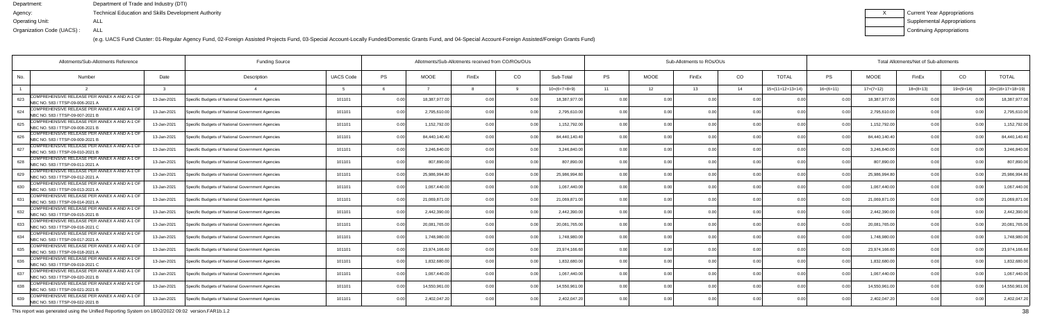Department: Department of Trade and Industry (DTI)
Agency: Technical Education and Skills Development Authority
Operating Unit: ALL
Organization Code (UACS) : ALL

| X | Current Year Appropriations |
|---|---|
| | Supplemental Appropriations |
| | Continuing Appropriations |

(e.g. UACS Fund Cluster: 01-Regular Agency Fund, 02-Foreign Assisted Projects Fund, 03-Special Account-Locally Funded/Domestic Grants Fund, and 04-Special Account-Foreign Assisted/Foreign Grants Fund)

| Allotments/Sub-Allotments Reference | | | Funding Source | | Allotments/Sub-Allotments received from CO/ROs/OUs | | | | | Sub-Allotments to ROs/OUs | | | | | Total Allotments/Net of Sub-allotments | | | | |
|---|---|---|---|---|---|---|---|---|---|---|---|---|---|---|---|---|---|---|---|
| No. | Number | Date | Description | UACS Code | PS | MOOE | FinEx | CO | Sub-Total | PS | MOOE | FinEx | CO | TOTAL | PS | MOOE | FinEx | CO | TOTAL |
| 1 | 2 | 3 | 4 | 5 | 6 | 7 | 8 | 9 | 10=(6+7+8+9) | 11 | 12 | 13 | 14 | 15=(11+12+13+14) | 16=(6+11) | 17=(7+12) | 18=(8+13) | 19=(9+14) | 20=(16+17+18+19) |
| 623 | COMPREHENSIVE RELEASE PER ANNEX A AND A-1 OF NBC NO. 583 / TTSP-09-006-2021 A | 13-Jan-2021 | Specific Budgets of National Government Agencies | 101101 | 0.00 | 18,387,977.00 | 0.00 | 0.00 | 18,387,977.00 | 0.00 | 0.00 | 0.00 | 0.00 | 0.00 | 0.00 | 18,387,977.00 | 0.00 | 0.00 | 18,387,977.00 |
| 624 | COMPREHENSIVE RELEASE PER ANNEX A AND A-1 OF NBC NO. 583 / TTSP-09-007-2021 B | 13-Jan-2021 | Specific Budgets of National Government Agencies | 101101 | 0.00 | 2,795,610.00 | 0.00 | 0.00 | 2,795,610.00 | 0.00 | 0.00 | 0.00 | 0.00 | 0.00 | 0.00 | 2,795,610.00 | 0.00 | 0.00 | 2,795,610.00 |
| 625 | COMPREHENSIVE RELEASE PER ANNEX A AND A-1 OF NBC NO. 583 / TTSP-09-008-2021 B | 13-Jan-2021 | Specific Budgets of National Government Agencies | 101101 | 0.00 | 1,152,792.00 | 0.00 | 0.00 | 1,152,792.00 | 0.00 | 0.00 | 0.00 | 0.00 | 0.00 | 0.00 | 1,152,792.00 | 0.00 | 0.00 | 1,152,792.00 |
| 626 | COMPREHENSIVE RELEASE PER ANNEX A AND A-1 OF NBC NO. 583 / TTSP-09-009-2021 B | 13-Jan-2021 | Specific Budgets of National Government Agencies | 101101 | 0.00 | 84,440,140.40 | 0.00 | 0.00 | 84,440,140.40 | 0.00 | 0.00 | 0.00 | 0.00 | 0.00 | 0.00 | 84,440,140.40 | 0.00 | 0.00 | 84,440,140.40 |
| 627 | COMPREHENSIVE RELEASE PER ANNEX A AND A-1 OF NBC NO. 583 / TTSP-09-010-2021 B | 13-Jan-2021 | Specific Budgets of National Government Agencies | 101101 | 0.00 | 3,246,840.00 | 0.00 | 0.00 | 3,246,840.00 | 0.00 | 0.00 | 0.00 | 0.00 | 0.00 | 0.00 | 3,246,840.00 | 0.00 | 0.00 | 3,246,840.00 |
| 628 | COMPREHENSIVE RELEASE PER ANNEX A AND A-1 OF NBC NO. 583 / TTSP-09-011-2021 A | 13-Jan-2021 | Specific Budgets of National Government Agencies | 101101 | 0.00 | 807,890.00 | 0.00 | 0.00 | 807,890.00 | 0.00 | 0.00 | 0.00 | 0.00 | 0.00 | 0.00 | 807,890.00 | 0.00 | 0.00 | 807,890.00 |
| 629 | COMPREHENSIVE RELEASE PER ANNEX A AND A-1 OF NBC NO. 583 / TTSP-09-012-2021 A | 13-Jan-2021 | Specific Budgets of National Government Agencies | 101101 | 0.00 | 25,986,994.80 | 0.00 | 0.00 | 25,986,994.80 | 0.00 | 0.00 | 0.00 | 0.00 | 0.00 | 0.00 | 25,986,994.80 | 0.00 | 0.00 | 25,986,994.80 |
| 630 | COMPREHENSIVE RELEASE PER ANNEX A AND A-1 OF NBC NO. 583 / TTSP-09-013-2021 A | 13-Jan-2021 | Specific Budgets of National Government Agencies | 101101 | 0.00 | 1,067,440.00 | 0.00 | 0.00 | 1,067,440.00 | 0.00 | 0.00 | 0.00 | 0.00 | 0.00 | 0.00 | 1,067,440.00 | 0.00 | 0.00 | 1,067,440.00 |
| 631 | COMPREHENSIVE RELEASE PER ANNEX A AND A-1 OF NBC NO. 583 / TTSP-09-014-2021 A | 13-Jan-2021 | Specific Budgets of National Government Agencies | 101101 | 0.00 | 21,069,871.00 | 0.00 | 0.00 | 21,069,871.00 | 0.00 | 0.00 | 0.00 | 0.00 | 0.00 | 0.00 | 21,069,871.00 | 0.00 | 0.00 | 21,069,871.00 |
| 632 | COMPREHENSIVE RELEASE PER ANNEX A AND A-1 OF NBC NO. 583 / TTSP-09-015-2021 B | 13-Jan-2021 | Specific Budgets of National Government Agencies | 101101 | 0.00 | 2,442,390.00 | 0.00 | 0.00 | 2,442,390.00 | 0.00 | 0.00 | 0.00 | 0.00 | 0.00 | 0.00 | 2,442,390.00 | 0.00 | 0.00 | 2,442,390.00 |
| 633 | COMPREHENSIVE RELEASE PER ANNEX A AND A-1 OF NBC NO. 583 / TTSP-09-016-2021 C | 13-Jan-2021 | Specific Budgets of National Government Agencies | 101101 | 0.00 | 20,081,765.00 | 0.00 | 0.00 | 20,081,765.00 | 0.00 | 0.00 | 0.00 | 0.00 | 0.00 | 0.00 | 20,081,765.00 | 0.00 | 0.00 | 20,081,765.00 |
| 634 | COMPREHENSIVE RELEASE PER ANNEX A AND A-1 OF NBC NO. 583 / TTSP-09-017-2021 A | 13-Jan-2021 | Specific Budgets of National Government Agencies | 101101 | 0.00 | 1,748,980.00 | 0.00 | 0.00 | 1,748,980.00 | 0.00 | 0.00 | 0.00 | 0.00 | 0.00 | 0.00 | 1,748,980.00 | 0.00 | 0.00 | 1,748,980.00 |
| 635 | COMPREHENSIVE RELEASE PER ANNEX A AND A-1 OF NBC NO. 583 / TTSP-09-018-2021 A | 13-Jan-2021 | Specific Budgets of National Government Agencies | 101101 | 0.00 | 23,974,166.60 | 0.00 | 0.00 | 23,974,166.60 | 0.00 | 0.00 | 0.00 | 0.00 | 0.00 | 0.00 | 23,974,166.60 | 0.00 | 0.00 | 23,974,166.60 |
| 636 | COMPREHENSIVE RELEASE PER ANNEX A AND A-1 OF NBC NO. 583 / TTSP-09-019-2021 C | 13-Jan-2021 | Specific Budgets of National Government Agencies | 101101 | 0.00 | 1,832,680.00 | 0.00 | 0.00 | 1,832,680.00 | 0.00 | 0.00 | 0.00 | 0.00 | 0.00 | 0.00 | 1,832,680.00 | 0.00 | 0.00 | 1,832,680.00 |
| 637 | COMPREHENSIVE RELEASE PER ANNEX A AND A-1 OF NBC NO. 583 / TTSP-09-020-2021 B | 13-Jan-2021 | Specific Budgets of National Government Agencies | 101101 | 0.00 | 1,067,440.00 | 0.00 | 0.00 | 1,067,440.00 | 0.00 | 0.00 | 0.00 | 0.00 | 0.00 | 0.00 | 1,067,440.00 | 0.00 | 0.00 | 1,067,440.00 |
| 638 | COMPREHENSIVE RELEASE PER ANNEX A AND A-1 OF NBC NO. 583 / TTSP-09-021-2021 B | 13-Jan-2021 | Specific Budgets of National Government Agencies | 101101 | 0.00 | 14,550,961.00 | 0.00 | 0.00 | 14,550,961.00 | 0.00 | 0.00 | 0.00 | 0.00 | 0.00 | 0.00 | 14,550,961.00 | 0.00 | 0.00 | 14,550,961.00 |
| 639 | COMPREHENSIVE RELEASE PER ANNEX A AND A-1 OF NBC NO. 583 / TTSP-09-022-2021 B | 13-Jan-2021 | Specific Budgets of National Government Agencies | 101101 | 0.00 | 2,402,047.20 | 0.00 | 0.00 | 2,402,047.20 | 0.00 | 0.00 | 0.00 | 0.00 | 0.00 | 0.00 | 2,402,047.20 | 0.00 | 0.00 | 2,402,047.20 |

This report was generated using the Unified Reporting System on 18/02/2022 09:02 version.FAR1b.1.2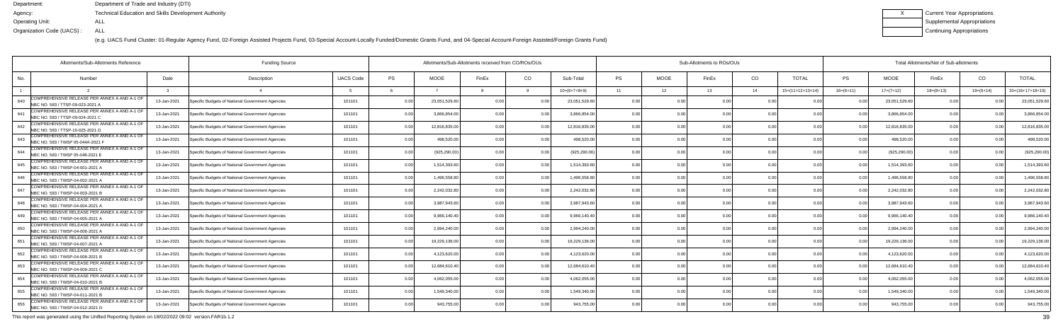Department: Department of Trade and Industry (DTI)
Agency: Technical Education and Skills Development Authority
Operating Unit: ALL
Organization Code (UACS) : ALL

| X | Current Year Appropriations |
|---|---|
| | Supplemental Appropriations |
| | Continuing Appropriations |

(e.g. UACS Fund Cluster: 01-Regular Agency Fund, 02-Foreign Assisted Projects Fund, 03-Special Account-Locally Funded/Domestic Grants Fund, and 04-Special Account-Foreign Assisted/Foreign Grants Fund)

| Allotments/Sub-Allotments Reference | | | Funding Source | | Allotments/Sub-Allotments received from CO/ROs/OUs | | | | | Sub-Allotments to ROs/OUs | | | | | Total Allotments/Net of Sub-allotments | | | | |
|---|---|---|---|---|---|---|---|---|---|---|---|---|---|---|---|---|---|---|---|
| No. | Number | Date | Description | UACS Code | PS | MOOE | FinEx | CO | Sub-Total | PS | MOOE | FinEx | CO | TOTAL | PS | MOOE | FinEx | CO | TOTAL |
| 1 | 2 | 3 | 4 | 5 | 6 | 7 | 8 | 9 | 10=(6+7+8+9) | 11 | 12 | 13 | 14 | 15=(11+12+13+14) | 16=(6+11) | 17=(7+12) | 18=(8+13) | 19=(9+14) | 20=(16+17+18+19) |
| 640 | COMPREHENSIVE RELEASE PER ANNEX A AND A-1 OF NBC NO. 583 / TTSP-09-023-2021 A | 13-Jan-2021 | Specific Budgets of National Government Agencies | 101101 | 0.00 | 23,051,529.60 | 0.00 | 0.00 | 23,051,529.60 | 0.00 | 0.00 | 0.00 | 0.00 | 0.00 | 0.00 | 23,051,529.60 | 0.00 | 0.00 | 23,051,529.60 |
| 641 | COMPREHENSIVE RELEASE PER ANNEX A AND A-1 OF NBC NO. 583 / TTSP-09-024-2021 C | 13-Jan-2021 | Specific Budgets of National Government Agencies | 101101 | 0.00 | 3,866,854.00 | 0.00 | 0.00 | 3,866,854.00 | 0.00 | 0.00 | 0.00 | 0.00 | 0.00 | 0.00 | 3,866,854.00 | 0.00 | 0.00 | 3,866,854.00 |
| 642 | COMPREHENSIVE RELEASE PER ANNEX A AND A-1 OF NBC NO. 583 / TTSP-10-025-2021 D | 13-Jan-2021 | Specific Budgets of National Government Agencies | 101101 | 0.00 | 12,816,835.00 | 0.00 | 0.00 | 12,816,835.00 | 0.00 | 0.00 | 0.00 | 0.00 | 0.00 | 0.00 | 12,816,835.00 | 0.00 | 0.00 | 12,816,835.00 |
| 643 | COMPREHENSIVE RELEASE PER ANNEX A AND A-1 OF NBC NO. 583 / TWSP 05-044A-2021 F | 13-Jan-2021 | Specific Budgets of National Government Agencies | 101101 | 0.00 | 498,520.00 | 0.00 | 0.00 | 498,520.00 | 0.00 | 0.00 | 0.00 | 0.00 | 0.00 | 0.00 | 498,520.00 | 0.00 | 0.00 | 498,520.00 |
| 644 | COMPREHENSIVE RELEASE PER ANNEX A AND A-1 OF NBC NO. 583 / TWSP 05-046-2021 E | 13-Jan-2021 | Specific Budgets of National Government Agencies | 101101 | 0.00 | (925,290.00) | 0.00 | 0.00 | (925,290.00) | 0.00 | 0.00 | 0.00 | 0.00 | 0.00 | 0.00 | (925,290.00) | 0.00 | 0.00 | (925,290.00) |
| 645 | COMPREHENSIVE RELEASE PER ANNEX A AND A-1 OF NBC NO. 583 / TWSP-04-001-2021 A | 13-Jan-2021 | Specific Budgets of National Government Agencies | 101101 | 0.00 | 1,514,393.60 | 0.00 | 0.00 | 1,514,393.60 | 0.00 | 0.00 | 0.00 | 0.00 | 0.00 | 0.00 | 1,514,393.60 | 0.00 | 0.00 | 1,514,393.60 |
| 646 | COMPREHENSIVE RELEASE PER ANNEX A AND A-1 OF NBC NO. 583 / TWSP-04-002-2021 A | 13-Jan-2021 | Specific Budgets of National Government Agencies | 101101 | 0.00 | 1,496,558.80 | 0.00 | 0.00 | 1,496,558.80 | 0.00 | 0.00 | 0.00 | 0.00 | 0.00 | 0.00 | 1,496,558.80 | 0.00 | 0.00 | 1,496,558.80 |
| 647 | COMPREHENSIVE RELEASE PER ANNEX A AND A-1 OF NBC NO. 583 / TWSP-04-003-2021 B | 13-Jan-2021 | Specific Budgets of National Government Agencies | 101101 | 0.00 | 2,242,032.80 | 0.00 | 0.00 | 2,242,032.80 | 0.00 | 0.00 | 0.00 | 0.00 | 0.00 | 0.00 | 2,242,032.80 | 0.00 | 0.00 | 2,242,032.80 |
| 648 | COMPREHENSIVE RELEASE PER ANNEX A AND A-1 OF NBC NO. 583 / TWSP-04-004-2021 A | 13-Jan-2021 | Specific Budgets of National Government Agencies | 101101 | 0.00 | 3,987,943.60 | 0.00 | 0.00 | 3,987,943.60 | 0.00 | 0.00 | 0.00 | 0.00 | 0.00 | 0.00 | 3,987,943.60 | 0.00 | 0.00 | 3,987,943.60 |
| 649 | COMPREHENSIVE RELEASE PER ANNEX A AND A-1 OF NBC NO. 583 / TWSP-04-005-2021 A | 13-Jan-2021 | Specific Budgets of National Government Agencies | 101101 | 0.00 | 9,966,140.40 | 0.00 | 0.00 | 9,966,140.40 | 0.00 | 0.00 | 0.00 | 0.00 | 0.00 | 0.00 | 9,966,140.40 | 0.00 | 0.00 | 9,966,140.40 |
| 650 | COMPREHENSIVE RELEASE PER ANNEX A AND A-1 OF NBC NO. 583 / TWSP-04-006-2021 A | 13-Jan-2021 | Specific Budgets of National Government Agencies | 101101 | 0.00 | 2,994,240.00 | 0.00 | 0.00 | 2,994,240.00 | 0.00 | 0.00 | 0.00 | 0.00 | 0.00 | 0.00 | 2,994,240.00 | 0.00 | 0.00 | 2,994,240.00 |
| 651 | COMPREHENSIVE RELEASE PER ANNEX A AND A-1 OF NBC NO. 583 / TWSP-04-007-2021 A | 13-Jan-2021 | Specific Budgets of National Government Agencies | 101101 | 0.00 | 19,229,136.00 | 0.00 | 0.00 | 19,229,136.00 | 0.00 | 0.00 | 0.00 | 0.00 | 0.00 | 0.00 | 19,229,136.00 | 0.00 | 0.00 | 19,229,136.00 |
| 652 | COMPREHENSIVE RELEASE PER ANNEX A AND A-1 OF NBC NO. 583 / TWSP-04-008-2021 B | 13-Jan-2021 | Specific Budgets of National Government Agencies | 101101 | 0.00 | 4,123,620.00 | 0.00 | 0.00 | 4,123,620.00 | 0.00 | 0.00 | 0.00 | 0.00 | 0.00 | 0.00 | 4,123,620.00 | 0.00 | 0.00 | 4,123,620.00 |
| 653 | COMPREHENSIVE RELEASE PER ANNEX A AND A-1 OF NBC NO. 583 / TWSP-04-009-2021 C | 13-Jan-2021 | Specific Budgets of National Government Agencies | 101101 | 0.00 | 12,684,610.40 | 0.00 | 0.00 | 12,684,610.40 | 0.00 | 0.00 | 0.00 | 0.00 | 0.00 | 0.00 | 12,684,610.40 | 0.00 | 0.00 | 12,684,610.40 |
| 654 | COMPREHENSIVE RELEASE PER ANNEX A AND A-1 OF NBC NO. 583 / TWSP-04-010-2021 B | 13-Jan-2021 | Specific Budgets of National Government Agencies | 101101 | 0.00 | 4,062,055.00 | 0.00 | 0.00 | 4,062,055.00 | 0.00 | 0.00 | 0.00 | 0.00 | 0.00 | 0.00 | 4,062,055.00 | 0.00 | 0.00 | 4,062,055.00 |
| 655 | COMPREHENSIVE RELEASE PER ANNEX A AND A-1 OF NBC NO. 583 / TWSP-04-011-2021 B | 13-Jan-2021 | Specific Budgets of National Government Agencies | 101101 | 0.00 | 1,549,340.00 | 0.00 | 0.00 | 1,549,340.00 | 0.00 | 0.00 | 0.00 | 0.00 | 0.00 | 0.00 | 1,549,340.00 | 0.00 | 0.00 | 1,549,340.00 |
| 656 | COMPREHENSIVE RELEASE PER ANNEX A AND A-1 OF NBC NO. 583 / TWSP-04-012-2021 D | 13-Jan-2021 | Specific Budgets of National Government Agencies | 101101 | 0.00 | 943,755.00 | 0.00 | 0.00 | 943,755.00 | 0.00 | 0.00 | 0.00 | 0.00 | 0.00 | 0.00 | 943,755.00 | 0.00 | 0.00 | 943,755.00 |

This report was generated using the Unified Reporting System on 18/02/2022 09:02 version.FAR1b.1.2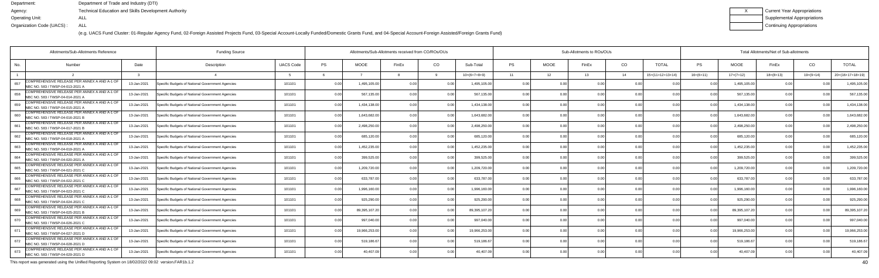Department: Department of Trade and Industry (DTI)
Agency: Technical Education and Skills Development Authority
Operating Unit: ALL
Organization Code (UACS) : ALL

X Current Year Appropriations
Supplemental Appropriations
Continuing Appropriations

(e.g. UACS Fund Cluster: 01-Regular Agency Fund, 02-Foreign Assisted Projects Fund, 03-Special Account-Locally Funded/Domestic Grants Fund, and 04-Special Account-Foreign Assisted/Foreign Grants Fund)

| Allotments/Sub-Allotments Reference | | Funding Source | | Allotments/Sub-Allotments received from CO/ROs/OUs | | | | | Sub-Allotments to ROs/OUs | | | | | Total Allotments/Net of Sub-allotments | | | | |
|---|---|---|---|---|---|---|---|---|---|---|---|---|---|---|---|---|---|---|
| No. | Number | Date | Description | UACS Code | PS | MOOE | FinEx | CO | Sub-Total | PS | MOOE | FinEx | CO | TOTAL | PS | MOOE | FinEx | CO | TOTAL |
| 1 | 2 | 3 | 4 | 5 | 6 | 7 | 8 | 9 | 10=(6+7+8+9) | 11 | 12 | 13 | 14 | 15=(11+12+13+14) | 16=(6+11) | 17=(7+12) | 18=(8+13) | 19=(9+14) | 20=(16+17+18+19) |
| 657 | COMPREHENSIVE RELEASE PER ANNEX A AND A-1 OF NBC NO. 583 / TWSP-04-013-2021 A | 13-Jan-2021 | Specific Budgets of National Government Agencies | 101101 | 0.00 | 1,495,105.00 | 0.00 | 0.00 | 1,495,105.00 | 0.00 | 0.00 | 0.00 | 0.00 | 0.00 | 0.00 | 1,495,105.00 | 0.00 | 0.00 | 1,495,105.00 |
| 658 | COMPREHENSIVE RELEASE PER ANNEX A AND A-1 OF NBC NO. 583 / TWSP-04-014-2021 A | 13-Jan-2021 | Specific Budgets of National Government Agencies | 101101 | 0.00 | 567,135.00 | 0.00 | 0.00 | 567,135.00 | 0.00 | 0.00 | 0.00 | 0.00 | 0.00 | 0.00 | 567,135.00 | 0.00 | 0.00 | 567,135.00 |
| 659 | COMPREHENSIVE RELEASE PER ANNEX A AND A-1 OF NBC NO. 583 / TWSP-04-015-2021 A | 13-Jan-2021 | Specific Budgets of National Government Agencies | 101101 | 0.00 | 1,434,138.00 | 0.00 | 0.00 | 1,434,138.00 | 0.00 | 0.00 | 0.00 | 0.00 | 0.00 | 0.00 | 1,434,138.00 | 0.00 | 0.00 | 1,434,138.00 |
| 660 | COMPREHENSIVE RELEASE PER ANNEX A AND A-1 OF NBC NO. 583 / TWSP-04-016-2021 B | 13-Jan-2021 | Specific Budgets of National Government Agencies | 101101 | 0.00 | 1,643,682.00 | 0.00 | 0.00 | 1,643,682.00 | 0.00 | 0.00 | 0.00 | 0.00 | 0.00 | 0.00 | 1,643,682.00 | 0.00 | 0.00 | 1,643,682.00 |
| 661 | COMPREHENSIVE RELEASE PER ANNEX A AND A-1 OF NBC NO. 583 / TWSP-04-017-2021 B | 13-Jan-2021 | Specific Budgets of National Government Agencies | 101101 | 0.00 | 2,498,250.00 | 0.00 | 0.00 | 2,498,250.00 | 0.00 | 0.00 | 0.00 | 0.00 | 0.00 | 0.00 | 2,498,250.00 | 0.00 | 0.00 | 2,498,250.00 |
| 662 | COMPREHENSIVE RELEASE PER ANNEX A AND A-1 OF NBC NO. 583 / TWSP-04-018-2021 A | 13-Jan-2021 | Specific Budgets of National Government Agencies | 101101 | 0.00 | 685,120.00 | 0.00 | 0.00 | 685,120.00 | 0.00 | 0.00 | 0.00 | 0.00 | 0.00 | 0.00 | 685,120.00 | 0.00 | 0.00 | 685,120.00 |
| 663 | COMPREHENSIVE RELEASE PER ANNEX A AND A-1 OF NBC NO. 583 / TWSP-04-019-2021 A | 13-Jan-2021 | Specific Budgets of National Government Agencies | 101101 | 0.00 | 1,452,235.00 | 0.00 | 0.00 | 1,452,235.00 | 0.00 | 0.00 | 0.00 | 0.00 | 0.00 | 0.00 | 1,452,235.00 | 0.00 | 0.00 | 1,452,235.00 |
| 664 | COMPREHENSIVE RELEASE PER ANNEX A AND A-1 OF NBC NO. 583 / TWSP-04-020-2021 A | 13-Jan-2021 | Specific Budgets of National Government Agencies | 101101 | 0.00 | 399,525.00 | 0.00 | 0.00 | 399,525.00 | 0.00 | 0.00 | 0.00 | 0.00 | 0.00 | 0.00 | 399,525.00 | 0.00 | 0.00 | 399,525.00 |
| 665 | COMPREHENSIVE RELEASE PER ANNEX A AND A-1 OF NBC NO. 583 / TWSP-04-021-2021 C | 13-Jan-2021 | Specific Budgets of National Government Agencies | 101101 | 0.00 | 1,209,720.00 | 0.00 | 0.00 | 1,209,720.00 | 0.00 | 0.00 | 0.00 | 0.00 | 0.00 | 0.00 | 1,209,720.00 | 0.00 | 0.00 | 1,209,720.00 |
| 666 | COMPREHENSIVE RELEASE PER ANNEX A AND A-1 OF NBC NO. 583 / TWSP-04-022-2021 C | 13-Jan-2021 | Specific Budgets of National Government Agencies | 101101 | 0.00 | 633,787.00 | 0.00 | 0.00 | 633,787.00 | 0.00 | 0.00 | 0.00 | 0.00 | 0.00 | 0.00 | 633,787.00 | 0.00 | 0.00 | 633,787.00 |
| 667 | COMPREHENSIVE RELEASE PER ANNEX A AND A-1 OF NBC NO. 583 / TWSP-04-023-2021 C | 13-Jan-2021 | Specific Budgets of National Government Agencies | 101101 | 0.00 | 1,996,160.00 | 0.00 | 0.00 | 1,996,160.00 | 0.00 | 0.00 | 0.00 | 0.00 | 0.00 | 0.00 | 1,996,160.00 | 0.00 | 0.00 | 1,996,160.00 |
| 668 | COMPREHENSIVE RELEASE PER ANNEX A AND A-1 OF NBC NO. 583 / TWSP-04-024-2021 C | 13-Jan-2021 | Specific Budgets of National Government Agencies | 101101 | 0.00 | 925,290.00 | 0.00 | 0.00 | 925,290.00 | 0.00 | 0.00 | 0.00 | 0.00 | 0.00 | 0.00 | 925,290.00 | 0.00 | 0.00 | 925,290.00 |
| 669 | COMPREHENSIVE RELEASE PER ANNEX A AND A-1 OF NBC NO. 583 / TWSP-04-025-2021 B | 13-Jan-2021 | Specific Budgets of National Government Agencies | 101101 | 0.00 | 89,395,107.20 | 0.00 | 0.00 | 89,395,107.20 | 0.00 | 0.00 | 0.00 | 0.00 | 0.00 | 0.00 | 89,395,107.20 | 0.00 | 0.00 | 89,395,107.20 |
| 670 | COMPREHENSIVE RELEASE PER ANNEX A AND A-1 OF NBC NO. 583 / TWSP-04-026-2021 C | 13-Jan-2021 | Specific Budgets of National Government Agencies | 101101 | 0.00 | 997,040.00 | 0.00 | 0.00 | 997,040.00 | 0.00 | 0.00 | 0.00 | 0.00 | 0.00 | 0.00 | 997,040.00 | 0.00 | 0.00 | 997,040.00 |
| 671 | COMPREHENSIVE RELEASE PER ANNEX A AND A-1 OF NBC NO. 583 / TWSP-04-027-2021 D | 13-Jan-2021 | Specific Budgets of National Government Agencies | 101101 | 0.00 | 19,966,253.00 | 0.00 | 0.00 | 19,966,253.00 | 0.00 | 0.00 | 0.00 | 0.00 | 0.00 | 0.00 | 19,966,253.00 | 0.00 | 0.00 | 19,966,253.00 |
| 672 | COMPREHENSIVE RELEASE PER ANNEX A AND A-1 OF NBC NO. 583 / TWSP-04-028-2021 D | 13-Jan-2021 | Specific Budgets of National Government Agencies | 101101 | 0.00 | 519,186.67 | 0.00 | 0.00 | 519,186.67 | 0.00 | 0.00 | 0.00 | 0.00 | 0.00 | 0.00 | 519,186.67 | 0.00 | 0.00 | 519,186.67 |
| 673 | COMPREHENSIVE RELEASE PER ANNEX A AND A-1 OF NBC NO. 583 / TWSP-04-029-2021 D | 13-Jan-2021 | Specific Budgets of National Government Agencies | 101101 | 0.00 | 40,407.09 | 0.00 | 0.00 | 40,407.09 | 0.00 | 0.00 | 0.00 | 0.00 | 0.00 | 0.00 | 40,407.09 | 0.00 | 0.00 | 40,407.09 |

This report was generated using the Unified Reporting System on 18/02/2022 09:02 version.FAR1b.1.2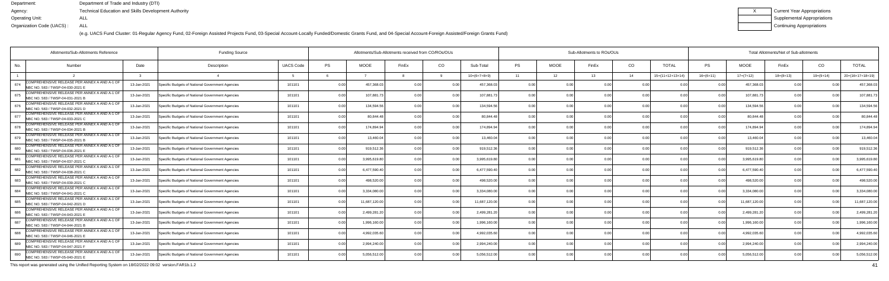Department: Department of Trade and Industry (DTI)
Agency: Technical Education and Skills Development Authority
Operating Unit: ALL
Organization Code (UACS) : ALL

| X | Current Year Appropriations |
|---|---|
| | Supplemental Appropriations |
| | Continuing Appropriations |

(e.g. UACS Fund Cluster: 01-Regular Agency Fund, 02-Foreign Assisted Projects Fund, 03-Special Account-Locally Funded/Domestic Grants Fund, and 04-Special Account-Foreign Assisted/Foreign Grants Fund)

| Allotments/Sub-Allotments Reference | | | Funding Source | | Allotments/Sub-Allotments received from CO/ROs/OUs | | | | | Sub-Allotments to ROs/OUs | | | | | Total Allotments/Net of Sub-allotments | | | | |
|---|---|---|---|---|---|---|---|---|---|---|---|---|---|---|---|---|---|---|---|
| No. | Number | Date | Description | UACS Code | PS | MOOE | FinEx | CO | Sub-Total | PS | MOOE | FinEx | CO | TOTAL | PS | MOOE | FinEx | CO | TOTAL |
| 1 | 2 | 3 | 4 | 5 | 6 | 7 | 8 | 9 | 10=(6+7+8+9) | 11 | 12 | 13 | 14 | 15=(11+12+13+14) | 16=(6+11) | 17=(7+12) | 18=(8+13) | 19=(9+14) | 20=(16+17+18+19) |
| 674 | COMPREHENSIVE RELEASE PER ANNEX A AND A-1 OF NBC NO. 583 / TWSP-04-030-2021 E | 13-Jan-2021 | Specific Budgets of National Government Agencies | 101101 | 0.00 | 457,368.03 | 0.00 | 0.00 | 457,368.03 | 0.00 | 0.00 | 0.00 | 0.00 | 0.00 | 0.00 | 457,368.03 | 0.00 | 0.00 | 457,368.03 |
| 675 | COMPREHENSIVE RELEASE PER ANNEX A AND A-1 OF NBC NO. 583 / TWSP-04-031-2021 B | 13-Jan-2021 | Specific Budgets of National Government Agencies | 101101 | 0.00 | 107,881.73 | 0.00 | 0.00 | 107,881.73 | 0.00 | 0.00 | 0.00 | 0.00 | 0.00 | 0.00 | 107,881.73 | 0.00 | 0.00 | 107,881.73 |
| 676 | COMPREHENSIVE RELEASE PER ANNEX A AND A-1 OF NBC NO. 583 / TWSP-04-032-2021 D | 13-Jan-2021 | Specific Budgets of National Government Agencies | 101101 | 0.00 | 134,594.56 | 0.00 | 0.00 | 134,594.56 | 0.00 | 0.00 | 0.00 | 0.00 | 0.00 | 0.00 | 134,594.56 | 0.00 | 0.00 | 134,594.56 |
| 677 | COMPREHENSIVE RELEASE PER ANNEX A AND A-1 OF NBC NO. 583 / TWSP-04-033-2021 C | 13-Jan-2021 | Specific Budgets of National Government Agencies | 101101 | 0.00 | 80,844.48 | 0.00 | 0.00 | 80,844.48 | 0.00 | 0.00 | 0.00 | 0.00 | 0.00 | 0.00 | 80,844.48 | 0.00 | 0.00 | 80,844.48 |
| 678 | COMPREHENSIVE RELEASE PER ANNEX A AND A-1 OF NBC NO. 583 / TWSP-04-034-2021 B | 13-Jan-2021 | Specific Budgets of National Government Agencies | 101101 | 0.00 | 174,894.94 | 0.00 | 0.00 | 174,894.94 | 0.00 | 0.00 | 0.00 | 0.00 | 0.00 | 0.00 | 174,894.94 | 0.00 | 0.00 | 174,894.94 |
| 679 | COMPREHENSIVE RELEASE PER ANNEX A AND A-1 OF NBC NO. 583 / TWSP-04-035-2021 B | 13-Jan-2021 | Specific Budgets of National Government Agencies | 101101 | 0.00 | 13,460.04 | 0.00 | 0.00 | 13,460.04 | 0.00 | 0.00 | 0.00 | 0.00 | 0.00 | 0.00 | 13,460.04 | 0.00 | 0.00 | 13,460.04 |
| 680 | COMPREHENSIVE RELEASE PER ANNEX A AND A-1 OF NBC NO. 583 / TWSP-04-036-2021 E | 13-Jan-2021 | Specific Budgets of National Government Agencies | 101101 | 0.00 | 919,512.36 | 0.00 | 0.00 | 919,512.36 | 0.00 | 0.00 | 0.00 | 0.00 | 0.00 | 0.00 | 919,512.36 | 0.00 | 0.00 | 919,512.36 |
| 681 | COMPREHENSIVE RELEASE PER ANNEX A AND A-1 OF NBC NO. 583 / TWSP-04-037-2021 C | 13-Jan-2021 | Specific Budgets of National Government Agencies | 101101 | 0.00 | 3,995,619.80 | 0.00 | 0.00 | 3,995,619.80 | 0.00 | 0.00 | 0.00 | 0.00 | 0.00 | 0.00 | 3,995,619.80 | 0.00 | 0.00 | 3,995,619.80 |
| 682 | COMPREHENSIVE RELEASE PER ANNEX A AND A-1 OF NBC NO. 583 / TWSP-04-038-2021 C | 13-Jan-2021 | Specific Budgets of National Government Agencies | 101101 | 0.00 | 6,477,590.40 | 0.00 | 0.00 | 6,477,590.40 | 0.00 | 0.00 | 0.00 | 0.00 | 0.00 | 0.00 | 6,477,590.40 | 0.00 | 0.00 | 6,477,590.40 |
| 683 | COMPREHENSIVE RELEASE PER ANNEX A AND A-1 OF NBC NO. 583 / TWSP-04-039-2021 C | 13-Jan-2021 | Specific Budgets of National Government Agencies | 101101 | 0.00 | 498,520.00 | 0.00 | 0.00 | 498,520.00 | 0.00 | 0.00 | 0.00 | 0.00 | 0.00 | 0.00 | 498,520.00 | 0.00 | 0.00 | 498,520.00 |
| 684 | COMPREHENSIVE RELEASE PER ANNEX A AND A-1 OF NBC NO. 583 / TWSP-04-041-2021 C | 13-Jan-2021 | Specific Budgets of National Government Agencies | 101101 | 0.00 | 3,334,080.00 | 0.00 | 0.00 | 3,334,080.00 | 0.00 | 0.00 | 0.00 | 0.00 | 0.00 | 0.00 | 3,334,080.00 | 0.00 | 0.00 | 3,334,080.00 |
| 685 | COMPREHENSIVE RELEASE PER ANNEX A AND A-1 OF NBC NO. 583 / TWSP-04-042-2021 D | 13-Jan-2021 | Specific Budgets of National Government Agencies | 101101 | 0.00 | 11,687,120.00 | 0.00 | 0.00 | 11,687,120.00 | 0.00 | 0.00 | 0.00 | 0.00 | 0.00 | 0.00 | 11,687,120.00 | 0.00 | 0.00 | 11,687,120.00 |
| 686 | COMPREHENSIVE RELEASE PER ANNEX A AND A-1 OF NBC NO. 583 / TWSP-04-043-2021 E | 13-Jan-2021 | Specific Budgets of National Government Agencies | 101101 | 0.00 | 2,499,281.20 | 0.00 | 0.00 | 2,499,281.20 | 0.00 | 0.00 | 0.00 | 0.00 | 0.00 | 0.00 | 2,499,281.20 | 0.00 | 0.00 | 2,499,281.20 |
| 687 | COMPREHENSIVE RELEASE PER ANNEX A AND A-1 OF NBC NO. 583 / TWSP-04-044-2021 B | 13-Jan-2021 | Specific Budgets of National Government Agencies | 101101 | 0.00 | 1,996,160.00 | 0.00 | 0.00 | 1,996,160.00 | 0.00 | 0.00 | 0.00 | 0.00 | 0.00 | 0.00 | 1,996,160.00 | 0.00 | 0.00 | 1,996,160.00 |
| 688 | COMPREHENSIVE RELEASE PER ANNEX A AND A-1 OF NBC NO. 583 / TWSP-04-046-2021 E | 13-Jan-2021 | Specific Budgets of National Government Agencies | 101101 | 0.00 | 4,992,035.60 | 0.00 | 0.00 | 4,992,035.60 | 0.00 | 0.00 | 0.00 | 0.00 | 0.00 | 0.00 | 4,992,035.60 | 0.00 | 0.00 | 4,992,035.60 |
| 689 | COMPREHENSIVE RELEASE PER ANNEX A AND A-1 OF NBC NO. 583 / TWSP-04-047-2021 F | 13-Jan-2021 | Specific Budgets of National Government Agencies | 101101 | 0.00 | 2,994,240.00 | 0.00 | 0.00 | 2,994,240.00 | 0.00 | 0.00 | 0.00 | 0.00 | 0.00 | 0.00 | 2,994,240.00 | 0.00 | 0.00 | 2,994,240.00 |
| 690 | COMPREHENSIVE RELEASE PER ANNEX A AND A-1 OF NBC NO. 583 / TWSP-05-040-2021 E | 13-Jan-2021 | Specific Budgets of National Government Agencies | 101101 | 0.00 | 5,056,512.00 | 0.00 | 0.00 | 5,056,512.00 | 0.00 | 0.00 | 0.00 | 0.00 | 0.00 | 0.00 | 5,056,512.00 | 0.00 | 0.00 | 5,056,512.00 |

This report was generated using the Unified Reporting System on 18/02/2022 09:02 version.FAR1b.1.2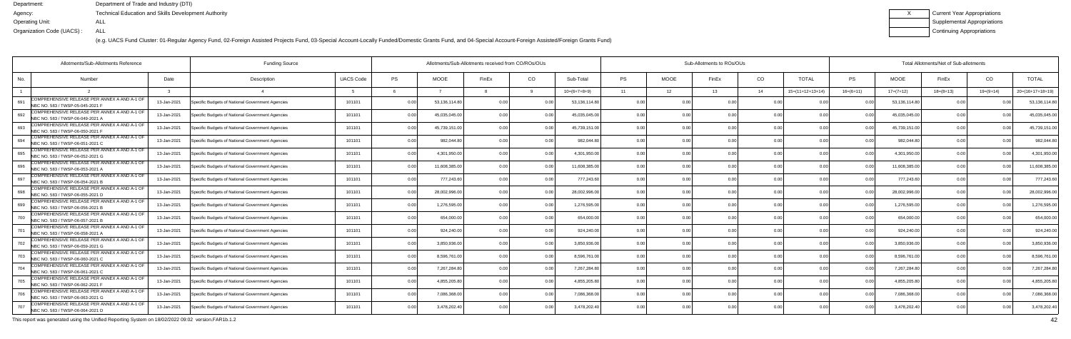Department: Department of Trade and Industry (DTI)
Agency: Technical Education and Skills Development Authority
Operating Unit: ALL
Organization Code (UACS) : ALL

| X | Current Year Appropriations |
|---|---|
| | Supplemental Appropriations |
| | Continuing Appropriations |

(e.g. UACS Fund Cluster: 01-Regular Agency Fund, 02-Foreign Assisted Projects Fund, 03-Special Account-Locally Funded/Domestic Grants Fund, and 04-Special Account-Foreign Assisted/Foreign Grants Fund)

| Allotments/Sub-Allotments Reference | | | Funding Source | | Allotments/Sub-Allotments received from CO/ROs/OUs | | | | | Sub-Allotments to ROs/OUs | | | | | Total Allotments/Net of Sub-allotments | | | | |
|---|---|---|---|---|---|---|---|---|---|---|---|---|---|---|---|---|---|---|---|
| No. | Number | Date | Description | UACS Code | PS | MOOE | FinEx | CO | Sub-Total | PS | MOOE | FinEx | CO | TOTAL | PS | MOOE | FinEx | CO | TOTAL |
| 1 | 2 | 3 | 4 | 5 | 6 | 7 | 8 | 9 | 10=(6+7+8+9) | 11 | 12 | 13 | 14 | 15=(11+12+13+14) | 16=(6+11) | 17=(7+12) | 18=(8+13) | 19=(9+14) | 20=(16+17+18+19) |
| 691 | COMPREHENSIVE RELEASE PER ANNEX A AND A-1 OF NBC NO. 583 / TWSP-05-045-2021 F | 13-Jan-2021 | Specific Budgets of National Government Agencies | 101101 | 0.00 | 53,136,114.80 | 0.00 | 0.00 | 53,136,114.80 | 0.00 | 0.00 | 0.00 | 0.00 | 0.00 | 0.00 | 53,136,114.80 | 0.00 | 0.00 | 53,136,114.80 |
| 692 | COMPREHENSIVE RELEASE PER ANNEX A AND A-1 OF NBC NO. 583 / TWSP-06-049-2021 A | 13-Jan-2021 | Specific Budgets of National Government Agencies | 101101 | 0.00 | 45,035,045.00 | 0.00 | 0.00 | 45,035,045.00 | 0.00 | 0.00 | 0.00 | 0.00 | 0.00 | 0.00 | 45,035,045.00 | 0.00 | 0.00 | 45,035,045.00 |
| 693 | COMPREHENSIVE RELEASE PER ANNEX A AND A-1 OF NBC NO. 583 / TWSP-06-050-2021 F | 13-Jan-2021 | Specific Budgets of National Government Agencies | 101101 | 0.00 | 45,739,151.00 | 0.00 | 0.00 | 45,739,151.00 | 0.00 | 0.00 | 0.00 | 0.00 | 0.00 | 0.00 | 45,739,151.00 | 0.00 | 0.00 | 45,739,151.00 |
| 694 | COMPREHENSIVE RELEASE PER ANNEX A AND A-1 OF NBC NO. 583 / TWSP-06-051-2021 C | 13-Jan-2021 | Specific Budgets of National Government Agencies | 101101 | 0.00 | 982,044.80 | 0.00 | 0.00 | 982,044.80 | 0.00 | 0.00 | 0.00 | 0.00 | 0.00 | 0.00 | 982,044.80 | 0.00 | 0.00 | 982,044.80 |
| 695 | COMPREHENSIVE RELEASE PER ANNEX A AND A-1 OF NBC NO. 583 / TWSP-06-052-2021 G | 13-Jan-2021 | Specific Budgets of National Government Agencies | 101101 | 0.00 | 4,301,950.00 | 0.00 | 0.00 | 4,301,950.00 | 0.00 | 0.00 | 0.00 | 0.00 | 0.00 | 0.00 | 4,301,950.00 | 0.00 | 0.00 | 4,301,950.00 |
| 696 | COMPREHENSIVE RELEASE PER ANNEX A AND A-1 OF NBC NO. 583 / TWSP-06-053-2021 A | 13-Jan-2021 | Specific Budgets of National Government Agencies | 101101 | 0.00 | 11,608,385.00 | 0.00 | 0.00 | 11,608,385.00 | 0.00 | 0.00 | 0.00 | 0.00 | 0.00 | 0.00 | 11,608,385.00 | 0.00 | 0.00 | 11,608,385.00 |
| 697 | COMPREHENSIVE RELEASE PER ANNEX A AND A-1 OF NBC NO. 583 / TWSP-06-054-2021 B | 13-Jan-2021 | Specific Budgets of National Government Agencies | 101101 | 0.00 | 777,243.60 | 0.00 | 0.00 | 777,243.60 | 0.00 | 0.00 | 0.00 | 0.00 | 0.00 | 0.00 | 777,243.60 | 0.00 | 0.00 | 777,243.60 |
| 698 | COMPREHENSIVE RELEASE PER ANNEX A AND A-1 OF NBC NO. 583 / TWSP-06-055-2021 D | 13-Jan-2021 | Specific Budgets of National Government Agencies | 101101 | 0.00 | 28,002,996.00 | 0.00 | 0.00 | 28,002,996.00 | 0.00 | 0.00 | 0.00 | 0.00 | 0.00 | 0.00 | 28,002,996.00 | 0.00 | 0.00 | 28,002,996.00 |
| 699 | COMPREHENSIVE RELEASE PER ANNEX A AND A-1 OF NBC NO. 583 / TWSP-06-056-2021 B | 13-Jan-2021 | Specific Budgets of National Government Agencies | 101101 | 0.00 | 1,276,595.00 | 0.00 | 0.00 | 1,276,595.00 | 0.00 | 0.00 | 0.00 | 0.00 | 0.00 | 0.00 | 1,276,595.00 | 0.00 | 0.00 | 1,276,595.00 |
| 700 | COMPREHENSIVE RELEASE PER ANNEX A AND A-1 OF NBC NO. 583 / TWSP-06-057-2021 B | 13-Jan-2021 | Specific Budgets of National Government Agencies | 101101 | 0.00 | 654,000.00 | 0.00 | 0.00 | 654,000.00 | 0.00 | 0.00 | 0.00 | 0.00 | 0.00 | 0.00 | 654,000.00 | 0.00 | 0.00 | 654,000.00 |
| 701 | COMPREHENSIVE RELEASE PER ANNEX A AND A-1 OF NBC NO. 583 / TWSP-06-058-2021 A | 13-Jan-2021 | Specific Budgets of National Government Agencies | 101101 | 0.00 | 924,240.00 | 0.00 | 0.00 | 924,240.00 | 0.00 | 0.00 | 0.00 | 0.00 | 0.00 | 0.00 | 924,240.00 | 0.00 | 0.00 | 924,240.00 |
| 702 | COMPREHENSIVE RELEASE PER ANNEX A AND A-1 OF NBC NO. 583 / TWSP-06-059-2021 G | 13-Jan-2021 | Specific Budgets of National Government Agencies | 101101 | 0.00 | 3,850,936.00 | 0.00 | 0.00 | 3,850,936.00 | 0.00 | 0.00 | 0.00 | 0.00 | 0.00 | 0.00 | 3,850,936.00 | 0.00 | 0.00 | 3,850,936.00 |
| 703 | COMPREHENSIVE RELEASE PER ANNEX A AND A-1 OF NBC NO. 583 / TWSP-06-060-2021 C | 13-Jan-2021 | Specific Budgets of National Government Agencies | 101101 | 0.00 | 8,596,761.00 | 0.00 | 0.00 | 8,596,761.00 | 0.00 | 0.00 | 0.00 | 0.00 | 0.00 | 0.00 | 8,596,761.00 | 0.00 | 0.00 | 8,596,761.00 |
| 704 | COMPREHENSIVE RELEASE PER ANNEX A AND A-1 OF NBC NO. 583 / TWSP-06-061-2021 C | 13-Jan-2021 | Specific Budgets of National Government Agencies | 101101 | 0.00 | 7,267,284.80 | 0.00 | 0.00 | 7,267,284.80 | 0.00 | 0.00 | 0.00 | 0.00 | 0.00 | 0.00 | 7,267,284.80 | 0.00 | 0.00 | 7,267,284.80 |
| 705 | COMPREHENSIVE RELEASE PER ANNEX A AND A-1 OF NBC NO. 583 / TWSP-06-062-2021 F | 13-Jan-2021 | Specific Budgets of National Government Agencies | 101101 | 0.00 | 4,855,205.80 | 0.00 | 0.00 | 4,855,205.80 | 0.00 | 0.00 | 0.00 | 0.00 | 0.00 | 0.00 | 4,855,205.80 | 0.00 | 0.00 | 4,855,205.80 |
| 706 | COMPREHENSIVE RELEASE PER ANNEX A AND A-1 OF NBC NO. 583 / TWSP-06-063-2021 G | 13-Jan-2021 | Specific Budgets of National Government Agencies | 101101 | 0.00 | 7,086,368.00 | 0.00 | 0.00 | 7,086,368.00 | 0.00 | 0.00 | 0.00 | 0.00 | 0.00 | 0.00 | 7,086,368.00 | 0.00 | 0.00 | 7,086,368.00 |
| 707 | COMPREHENSIVE RELEASE PER ANNEX A AND A-1 OF NBC NO. 583 / TWSP-06-064-2021 D | 13-Jan-2021 | Specific Budgets of National Government Agencies | 101101 | 0.00 | 3,478,202.40 | 0.00 | 0.00 | 3,478,202.40 | 0.00 | 0.00 | 0.00 | 0.00 | 0.00 | 0.00 | 3,478,202.40 | 0.00 | 0.00 | 3,478,202.40 |

This report was generated using the Unified Reporting System on 18/02/2022 09:02 version.FAR1b.1.2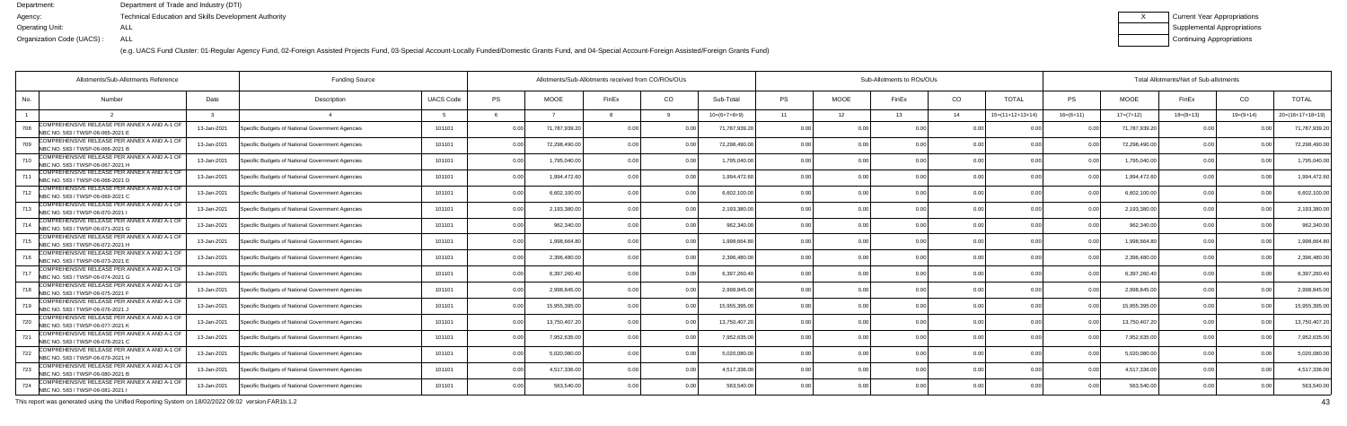Department: Department of Trade and Industry (DTI)
Agency: Technical Education and Skills Development Authority
Operating Unit: ALL
Organization Code (UACS) : ALL

(e.g. UACS Fund Cluster: 01-Regular Agency Fund, 02-Foreign Assisted Projects Fund, 03-Special Account-Locally Funded/Domestic Grants Fund, and 04-Special Account-Foreign Assisted/Foreign Grants Fund)

| X | Current Year Appropriations |
|---|---|
| | Supplemental Appropriations |
| | Continuing Appropriations |

| Allotments/Sub-Allotments Reference | | | Funding Source | | Allotments/Sub-Allotments received from CO/ROs/OUs | | | | | Sub-Allotments to ROs/OUs | | | | | Total Allotments/Net of Sub-allotments | | | | |
|---|---|---|---|---|---|---|---|---|---|---|---|---|---|---|---|---|---|---|---|
| No. | Number | Date | Description | UACS Code | PS | MOOE | FinEx | CO | Sub-Total | PS | MOOE | FinEx | CO | TOTAL | PS | MOOE | FinEx | CO | TOTAL |
| 1 | 2 | 3 | 4 | 5 | 6 | 7 | 8 | 9 | 10=(6+7+8+9) | 11 | 12 | 13 | 14 | 15=(11+12+13+14) | 16=(6+11) | 17=(7+12) | 18=(8+13) | 19=(9+14) | 20=(16+17+18+19) |
| 708 | COMPREHENSIVE RELEASE PER ANNEX A AND A-1 OF NBC NO. 583 / TWSP-06-065-2021 E | 13-Jan-2021 | Specific Budgets of National Government Agencies | 101101 | 0.00 | 71,787,939.20 | 0.00 | 0.00 | 71,787,939.20 | 0.00 | 0.00 | 0.00 | 0.00 | 0.00 | 0.00 | 71,787,939.20 | 0.00 | 0.00 | 71,787,939.20 |
| 709 | COMPREHENSIVE RELEASE PER ANNEX A AND A-1 OF NBC NO. 583 / TWSP-06-066-2021 B | 13-Jan-2021 | Specific Budgets of National Government Agencies | 101101 | 0.00 | 72,298,490.00 | 0.00 | 0.00 | 72,298,490.00 | 0.00 | 0.00 | 0.00 | 0.00 | 0.00 | 0.00 | 72,298,490.00 | 0.00 | 0.00 | 72,298,490.00 |
| 710 | COMPREHENSIVE RELEASE PER ANNEX A AND A-1 OF NBC NO. 583 / TWSP-06-067-2021 H | 13-Jan-2021 | Specific Budgets of National Government Agencies | 101101 | 0.00 | 1,795,040.00 | 0.00 | 0.00 | 1,795,040.00 | 0.00 | 0.00 | 0.00 | 0.00 | 0.00 | 0.00 | 1,795,040.00 | 0.00 | 0.00 | 1,795,040.00 |
| 711 | COMPREHENSIVE RELEASE PER ANNEX A AND A-1 OF NBC NO. 583 / TWSP-06-068-2021 D | 13-Jan-2021 | Specific Budgets of National Government Agencies | 101101 | 0.00 | 1,994,472.60 | 0.00 | 0.00 | 1,994,472.60 | 0.00 | 0.00 | 0.00 | 0.00 | 0.00 | 0.00 | 1,994,472.60 | 0.00 | 0.00 | 1,994,472.60 |
| 712 | COMPREHENSIVE RELEASE PER ANNEX A AND A-1 OF NBC NO. 583 / TWSP-06-069-2021 C | 13-Jan-2021 | Specific Budgets of National Government Agencies | 101101 | 0.00 | 6,602,100.00 | 0.00 | 0.00 | 6,602,100.00 | 0.00 | 0.00 | 0.00 | 0.00 | 0.00 | 0.00 | 6,602,100.00 | 0.00 | 0.00 | 6,602,100.00 |
| 713 | COMPREHENSIVE RELEASE PER ANNEX A AND A-1 OF NBC NO. 583 / TWSP-06-070-2021 I | 13-Jan-2021 | Specific Budgets of National Government Agencies | 101101 | 0.00 | 2,193,380.00 | 0.00 | 0.00 | 2,193,380.00 | 0.00 | 0.00 | 0.00 | 0.00 | 0.00 | 0.00 | 2,193,380.00 | 0.00 | 0.00 | 2,193,380.00 |
| 714 | COMPREHENSIVE RELEASE PER ANNEX A AND A-1 OF NBC NO. 583 / TWSP-06-071-2021 G | 13-Jan-2021 | Specific Budgets of National Government Agencies | 101101 | 0.00 | 962,340.00 | 0.00 | 0.00 | 962,340.00 | 0.00 | 0.00 | 0.00 | 0.00 | 0.00 | 0.00 | 962,340.00 | 0.00 | 0.00 | 962,340.00 |
| 715 | COMPREHENSIVE RELEASE PER ANNEX A AND A-1 OF NBC NO. 583 / TWSP-06-072-2021 H | 13-Jan-2021 | Specific Budgets of National Government Agencies | 101101 | 0.00 | 1,998,664.80 | 0.00 | 0.00 | 1,998,664.80 | 0.00 | 0.00 | 0.00 | 0.00 | 0.00 | 0.00 | 1,998,664.80 | 0.00 | 0.00 | 1,998,664.80 |
| 716 | COMPREHENSIVE RELEASE PER ANNEX A AND A-1 OF NBC NO. 583 / TWSP-06-073-2021 E | 13-Jan-2021 | Specific Budgets of National Government Agencies | 101101 | 0.00 | 2,396,480.00 | 0.00 | 0.00 | 2,396,480.00 | 0.00 | 0.00 | 0.00 | 0.00 | 0.00 | 0.00 | 2,396,480.00 | 0.00 | 0.00 | 2,396,480.00 |
| 717 | COMPREHENSIVE RELEASE PER ANNEX A AND A-1 OF NBC NO. 583 / TWSP-06-074-2021 G | 13-Jan-2021 | Specific Budgets of National Government Agencies | 101101 | 0.00 | 6,397,260.40 | 0.00 | 0.00 | 6,397,260.40 | 0.00 | 0.00 | 0.00 | 0.00 | 0.00 | 0.00 | 6,397,260.40 | 0.00 | 0.00 | 6,397,260.40 |
| 718 | COMPREHENSIVE RELEASE PER ANNEX A AND A-1 OF NBC NO. 583 / TWSP-06-075-2021 F | 13-Jan-2021 | Specific Budgets of National Government Agencies | 101101 | 0.00 | 2,998,845.00 | 0.00 | 0.00 | 2,998,845.00 | 0.00 | 0.00 | 0.00 | 0.00 | 0.00 | 0.00 | 2,998,845.00 | 0.00 | 0.00 | 2,998,845.00 |
| 719 | COMPREHENSIVE RELEASE PER ANNEX A AND A-1 OF NBC NO. 583 / TWSP-06-076-2021 J | 13-Jan-2021 | Specific Budgets of National Government Agencies | 101101 | 0.00 | 15,955,395.00 | 0.00 | 0.00 | 15,955,395.00 | 0.00 | 0.00 | 0.00 | 0.00 | 0.00 | 0.00 | 15,955,395.00 | 0.00 | 0.00 | 15,955,395.00 |
| 720 | COMPREHENSIVE RELEASE PER ANNEX A AND A-1 OF NBC NO. 583 / TWSP-06-077-2021 K | 13-Jan-2021 | Specific Budgets of National Government Agencies | 101101 | 0.00 | 13,750,407.20 | 0.00 | 0.00 | 13,750,407.20 | 0.00 | 0.00 | 0.00 | 0.00 | 0.00 | 0.00 | 13,750,407.20 | 0.00 | 0.00 | 13,750,407.20 |
| 721 | COMPREHENSIVE RELEASE PER ANNEX A AND A-1 OF NBC NO. 583 / TWSP-06-078-2021 C | 13-Jan-2021 | Specific Budgets of National Government Agencies | 101101 | 0.00 | 7,952,635.00 | 0.00 | 0.00 | 7,952,635.00 | 0.00 | 0.00 | 0.00 | 0.00 | 0.00 | 0.00 | 7,952,635.00 | 0.00 | 0.00 | 7,952,635.00 |
| 722 | COMPREHENSIVE RELEASE PER ANNEX A AND A-1 OF NBC NO. 583 / TWSP-06-079-2021 H | 13-Jan-2021 | Specific Budgets of National Government Agencies | 101101 | 0.00 | 5,020,080.00 | 0.00 | 0.00 | 5,020,080.00 | 0.00 | 0.00 | 0.00 | 0.00 | 0.00 | 0.00 | 5,020,080.00 | 0.00 | 0.00 | 5,020,080.00 |
| 723 | COMPREHENSIVE RELEASE PER ANNEX A AND A-1 OF NBC NO. 583 / TWSP-06-080-2021 B | 13-Jan-2021 | Specific Budgets of National Government Agencies | 101101 | 0.00 | 4,517,336.00 | 0.00 | 0.00 | 4,517,336.00 | 0.00 | 0.00 | 0.00 | 0.00 | 0.00 | 0.00 | 4,517,336.00 | 0.00 | 0.00 | 4,517,336.00 |
| 724 | COMPREHENSIVE RELEASE PER ANNEX A AND A-1 OF NBC NO. 583 / TWSP-06-081-2021 I | 13-Jan-2021 | Specific Budgets of National Government Agencies | 101101 | 0.00 | 563,540.00 | 0.00 | 0.00 | 563,540.00 | 0.00 | 0.00 | 0.00 | 0.00 | 0.00 | 0.00 | 563,540.00 | 0.00 | 0.00 | 563,540.00 |

This report was generated using the Unified Reporting System on 18/02/2022 09:02 version.FAR1b.1.2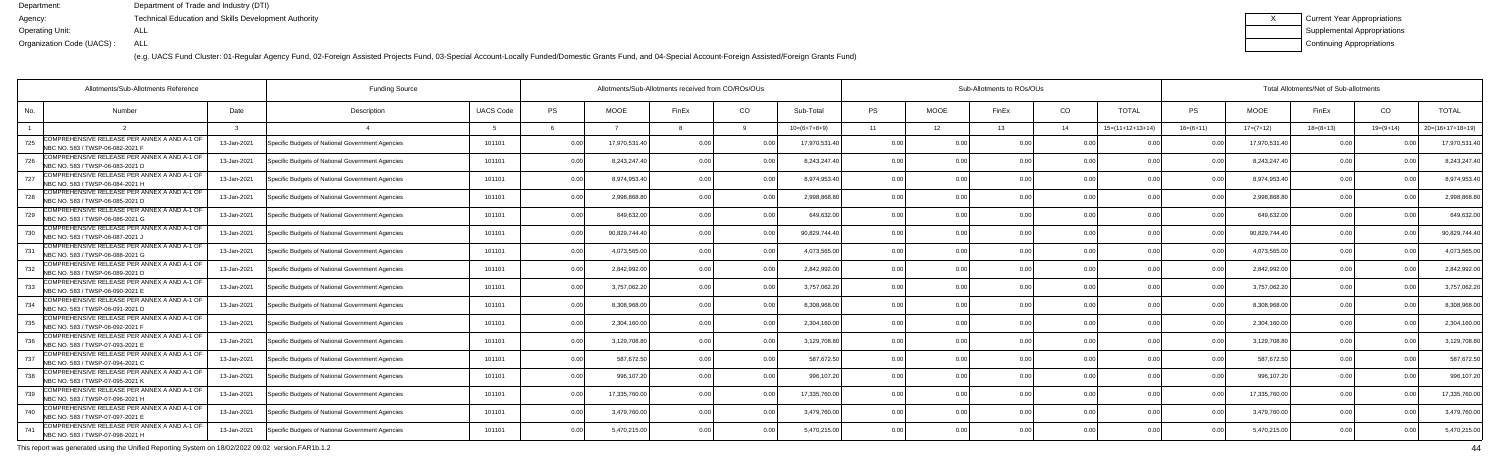Department: Department of Trade and Industry (DTI)
Agency: Technical Education and Skills Development Authority
Operating Unit: ALL
Organization Code (UACS) : ALL

(e.g. UACS Fund Cluster: 01-Regular Agency Fund, 02-Foreign Assisted Projects Fund, 03-Special Account-Locally Funded/Domestic Grants Fund, and 04-Special Account-Foreign Assisted/Foreign Grants Fund)

| X | Current Year Appropriations |
|---|---|
| | Supplemental Appropriations |
| | Continuing Appropriations |

| Allotments/Sub-Allotments Reference | | | Funding Source | | Allotments/Sub-Allotments received from CO/ROs/OUs | | | | | Sub-Allotments to ROs/OUs | | | | | Total Allotments/Net of Sub-allotments | | | | |
|---|---|---|---|---|---|---|---|---|---|---|---|---|---|---|---|---|---|---|---|
| No. | Number | Date | Description | UACS Code | PS | MOOE | FinEx | CO | Sub-Total | PS | MOOE | FinEx | CO | TOTAL | PS | MOOE | FinEx | CO | TOTAL |
| 1 | 2 | 3 | 4 | 5 | 6 | 7 | 8 | 9 | 10=(6+7+8+9) | 11 | 12 | 13 | 14 | 15=(11+12+13+14) | 16=(6+11) | 17=(7+12) | 18=(8+13) | 19=(9+14) | 20=(16+17+18+19) |
| 725 | COMPREHENSIVE RELEASE PER ANNEX A AND A-1 OF NBC NO. 583 / TWSP-06-082-2021 F | 13-Jan-2021 | Specific Budgets of National Government Agencies | 101101 | 0.00 | 17,970,531.40 | 0.00 | 0.00 | 17,970,531.40 | 0.00 | 0.00 | 0.00 | 0.00 | 0.00 | 0.00 | 17,970,531.40 | 0.00 | 0.00 | 17,970,531.40 |
| 726 | COMPREHENSIVE RELEASE PER ANNEX A AND A-1 OF NBC NO. 583 / TWSP-06-083-2021 D | 13-Jan-2021 | Specific Budgets of National Government Agencies | 101101 | 0.00 | 8,243,247.40 | 0.00 | 0.00 | 8,243,247.40 | 0.00 | 0.00 | 0.00 | 0.00 | 0.00 | 0.00 | 8,243,247.40 | 0.00 | 0.00 | 8,243,247.40 |
| 727 | COMPREHENSIVE RELEASE PER ANNEX A AND A-1 OF NBC NO. 583 / TWSP-06-084-2021 H | 13-Jan-2021 | Specific Budgets of National Government Agencies | 101101 | 0.00 | 8,974,953.40 | 0.00 | 0.00 | 8,974,953.40 | 0.00 | 0.00 | 0.00 | 0.00 | 0.00 | 0.00 | 8,974,953.40 | 0.00 | 0.00 | 8,974,953.40 |
| 728 | COMPREHENSIVE RELEASE PER ANNEX A AND A-1 OF NBC NO. 583 / TWSP-06-085-2021 D | 13-Jan-2021 | Specific Budgets of National Government Agencies | 101101 | 0.00 | 2,998,868.80 | 0.00 | 0.00 | 2,998,868.80 | 0.00 | 0.00 | 0.00 | 0.00 | 0.00 | 0.00 | 2,998,868.80 | 0.00 | 0.00 | 2,998,868.80 |
| 729 | COMPREHENSIVE RELEASE PER ANNEX A AND A-1 OF NBC NO. 583 / TWSP-06-086-2021 G | 13-Jan-2021 | Specific Budgets of National Government Agencies | 101101 | 0.00 | 649,632.00 | 0.00 | 0.00 | 649,632.00 | 0.00 | 0.00 | 0.00 | 0.00 | 0.00 | 0.00 | 649,632.00 | 0.00 | 0.00 | 649,632.00 |
| 730 | COMPREHENSIVE RELEASE PER ANNEX A AND A-1 OF NBC NO. 583 / TWSP-06-087-2021 J | 13-Jan-2021 | Specific Budgets of National Government Agencies | 101101 | 0.00 | 90,829,744.40 | 0.00 | 0.00 | 90,829,744.40 | 0.00 | 0.00 | 0.00 | 0.00 | 0.00 | 0.00 | 90,829,744.40 | 0.00 | 0.00 | 90,829,744.40 |
| 731 | COMPREHENSIVE RELEASE PER ANNEX A AND A-1 OF NBC NO. 583 / TWSP-06-088-2021 G | 13-Jan-2021 | Specific Budgets of National Government Agencies | 101101 | 0.00 | 4,073,565.00 | 0.00 | 0.00 | 4,073,565.00 | 0.00 | 0.00 | 0.00 | 0.00 | 0.00 | 0.00 | 4,073,565.00 | 0.00 | 0.00 | 4,073,565.00 |
| 732 | COMPREHENSIVE RELEASE PER ANNEX A AND A-1 OF NBC NO. 583 / TWSP-06-089-2021 D | 13-Jan-2021 | Specific Budgets of National Government Agencies | 101101 | 0.00 | 2,842,992.00 | 0.00 | 0.00 | 2,842,992.00 | 0.00 | 0.00 | 0.00 | 0.00 | 0.00 | 0.00 | 2,842,992.00 | 0.00 | 0.00 | 2,842,992.00 |
| 733 | COMPREHENSIVE RELEASE PER ANNEX A AND A-1 OF NBC NO. 583 / TWSP-06-090-2021 E | 13-Jan-2021 | Specific Budgets of National Government Agencies | 101101 | 0.00 | 3,757,062.20 | 0.00 | 0.00 | 3,757,062.20 | 0.00 | 0.00 | 0.00 | 0.00 | 0.00 | 0.00 | 3,757,062.20 | 0.00 | 0.00 | 3,757,062.20 |
| 734 | COMPREHENSIVE RELEASE PER ANNEX A AND A-1 OF NBC NO. 583 / TWSP-06-091-2021 D | 13-Jan-2021 | Specific Budgets of National Government Agencies | 101101 | 0.00 | 8,308,968.00 | 0.00 | 0.00 | 8,308,968.00 | 0.00 | 0.00 | 0.00 | 0.00 | 0.00 | 0.00 | 8,308,968.00 | 0.00 | 0.00 | 8,308,968.00 |
| 735 | COMPREHENSIVE RELEASE PER ANNEX A AND A-1 OF NBC NO. 583 / TWSP-06-092-2021 F | 13-Jan-2021 | Specific Budgets of National Government Agencies | 101101 | 0.00 | 2,304,160.00 | 0.00 | 0.00 | 2,304,160.00 | 0.00 | 0.00 | 0.00 | 0.00 | 0.00 | 0.00 | 2,304,160.00 | 0.00 | 0.00 | 2,304,160.00 |
| 736 | COMPREHENSIVE RELEASE PER ANNEX A AND A-1 OF NBC NO. 583 / TWSP-07-093-2021 E | 13-Jan-2021 | Specific Budgets of National Government Agencies | 101101 | 0.00 | 3,129,708.80 | 0.00 | 0.00 | 3,129,708.80 | 0.00 | 0.00 | 0.00 | 0.00 | 0.00 | 0.00 | 3,129,708.80 | 0.00 | 0.00 | 3,129,708.80 |
| 737 | COMPREHENSIVE RELEASE PER ANNEX A AND A-1 OF NBC NO. 583 / TWSP-07-094-2021 C | 13-Jan-2021 | Specific Budgets of National Government Agencies | 101101 | 0.00 | 587,672.50 | 0.00 | 0.00 | 587,672.50 | 0.00 | 0.00 | 0.00 | 0.00 | 0.00 | 0.00 | 587,672.50 | 0.00 | 0.00 | 587,672.50 |
| 738 | COMPREHENSIVE RELEASE PER ANNEX A AND A-1 OF NBC NO. 583 / TWSP-07-095-2021 K | 13-Jan-2021 | Specific Budgets of National Government Agencies | 101101 | 0.00 | 996,107.20 | 0.00 | 0.00 | 996,107.20 | 0.00 | 0.00 | 0.00 | 0.00 | 0.00 | 0.00 | 996,107.20 | 0.00 | 0.00 | 996,107.20 |
| 739 | COMPREHENSIVE RELEASE PER ANNEX A AND A-1 OF NBC NO. 583 / TWSP-07-096-2021 H | 13-Jan-2021 | Specific Budgets of National Government Agencies | 101101 | 0.00 | 17,335,760.00 | 0.00 | 0.00 | 17,335,760.00 | 0.00 | 0.00 | 0.00 | 0.00 | 0.00 | 0.00 | 17,335,760.00 | 0.00 | 0.00 | 17,335,760.00 |
| 740 | COMPREHENSIVE RELEASE PER ANNEX A AND A-1 OF NBC NO. 583 / TWSP-07-097-2021 E | 13-Jan-2021 | Specific Budgets of National Government Agencies | 101101 | 0.00 | 3,479,760.00 | 0.00 | 0.00 | 3,479,760.00 | 0.00 | 0.00 | 0.00 | 0.00 | 0.00 | 0.00 | 3,479,760.00 | 0.00 | 0.00 | 3,479,760.00 |
| 741 | COMPREHENSIVE RELEASE PER ANNEX A AND A-1 OF NBC NO. 583 / TWSP-07-098-2021 H | 13-Jan-2021 | Specific Budgets of National Government Agencies | 101101 | 0.00 | 5,470,215.00 | 0.00 | 0.00 | 5,470,215.00 | 0.00 | 0.00 | 0.00 | 0.00 | 0.00 | 0.00 | 5,470,215.00 | 0.00 | 0.00 | 5,470,215.00 |

This report was generated using the Unified Reporting System on 18/02/2022 09:02 version.FAR1b.1.2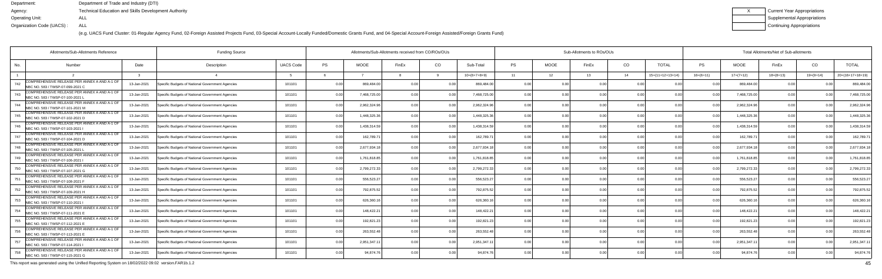Department: Department of Trade and Industry (DTI)
Agency: Technical Education and Skills Development Authority
Operating Unit: ALL
Organization Code (UACS) : ALL

| X | Current Year Appropriations |
|---|---|
| | Supplemental Appropriations |
| | Continuing Appropriations |

(e.g. UACS Fund Cluster: 01-Regular Agency Fund, 02-Foreign Assisted Projects Fund, 03-Special Account-Locally Funded/Domestic Grants Fund, and 04-Special Account-Foreign Assisted/Foreign Grants Fund)

| Allotments/Sub-Allotments Reference | | | Funding Source | | Allotments/Sub-Allotments received from CO/ROs/OUs | | | | | Sub-Allotments to ROs/OUs | | | | | Total Allotments/Net of Sub-allotments | | | | |
|---|---|---|---|---|---|---|---|---|---|---|---|---|---|---|---|---|---|---|---|
| No. | Number | Date | Description | UACS Code | PS | MOOE | FinEx | CO | Sub-Total | PS | MOOE | FinEx | CO | TOTAL | PS | MOOE | FinEx | CO | TOTAL |
| 1 | 2 | 3 | 4 | 5 | 6 | 7 | 8 | 9 | 10=(6+7+8+9) | 11 | 12 | 13 | 14 | 15=(11+12+13+14) | 16=(6+11) | 17=(7+12) | 18=(8+13) | 19=(9+14) | 20=(16+17+18+19) |
| 742 | COMPREHENSIVE RELEASE PER ANNEX A AND A-1 OF NBC NO. 583 / TWSP-07-099-2021 C | 13-Jan-2021 | Specific Budgets of National Government Agencies | 101101 | 0.00 | 869,484.00 | 0.00 | 0.00 | 869,484.00 | 0.00 | 0.00 | 0.00 | 0.00 | 0.00 | 0.00 | 869,484.00 | 0.00 | 0.00 | 869,484.00 |
| 743 | COMPREHENSIVE RELEASE PER ANNEX A AND A-1 OF NBC NO. 583 / TWSP-07-100-2021 L | 13-Jan-2021 | Specific Budgets of National Government Agencies | 101101 | 0.00 | 7,468,725.00 | 0.00 | 0.00 | 7,468,725.00 | 0.00 | 0.00 | 0.00 | 0.00 | 0.00 | 0.00 | 7,468,725.00 | 0.00 | 0.00 | 7,468,725.00 |
| 744 | COMPREHENSIVE RELEASE PER ANNEX A AND A-1 OF NBC NO. 583 / TWSP-07-101-2021 M | 13-Jan-2021 | Specific Budgets of National Government Agencies | 101101 | 0.00 | 2,962,324.96 | 0.00 | 0.00 | 2,962,324.96 | 0.00 | 0.00 | 0.00 | 0.00 | 0.00 | 0.00 | 2,962,324.96 | 0.00 | 0.00 | 2,962,324.96 |
| 745 | COMPREHENSIVE RELEASE PER ANNEX A AND A-1 OF NBC NO. 583 / TWSP-07-102-2021 D | 13-Jan-2021 | Specific Budgets of National Government Agencies | 101101 | 0.00 | 1,448,325.36 | 0.00 | 0.00 | 1,448,325.36 | 0.00 | 0.00 | 0.00 | 0.00 | 0.00 | 0.00 | 1,448,325.36 | 0.00 | 0.00 | 1,448,325.36 |
| 746 | COMPREHENSIVE RELEASE PER ANNEX A AND A-1 OF NBC NO. 583 / TWSP-07-103-2021 I | 13-Jan-2021 | Specific Budgets of National Government Agencies | 101101 | 0.00 | 1,438,314.59 | 0.00 | 0.00 | 1,438,314.59 | 0.00 | 0.00 | 0.00 | 0.00 | 0.00 | 0.00 | 1,438,314.59 | 0.00 | 0.00 | 1,438,314.59 |
| 747 | COMPREHENSIVE RELEASE PER ANNEX A AND A-1 OF NBC NO. 583 / TWSP-07-104-2021 D | 13-Jan-2021 | Specific Budgets of National Government Agencies | 101101 | 0.00 | 162,789.71 | 0.00 | 0.00 | 162,789.71 | 0.00 | 0.00 | 0.00 | 0.00 | 0.00 | 0.00 | 162,789.71 | 0.00 | 0.00 | 162,789.71 |
| 748 | COMPREHENSIVE RELEASE PER ANNEX A AND A-1 OF NBC NO. 583 / TWSP-07-105-2021 L | 13-Jan-2021 | Specific Budgets of National Government Agencies | 101101 | 0.00 | 2,677,934.18 | 0.00 | 0.00 | 2,677,934.18 | 0.00 | 0.00 | 0.00 | 0.00 | 0.00 | 0.00 | 2,677,934.18 | 0.00 | 0.00 | 2,677,934.18 |
| 749 | COMPREHENSIVE RELEASE PER ANNEX A AND A-1 OF NBC NO. 583 / TWSP-07-106-2021 I | 13-Jan-2021 | Specific Budgets of National Government Agencies | 101101 | 0.00 | 1,761,818.85 | 0.00 | 0.00 | 1,761,818.85 | 0.00 | 0.00 | 0.00 | 0.00 | 0.00 | 0.00 | 1,761,818.85 | 0.00 | 0.00 | 1,761,818.85 |
| 750 | COMPREHENSIVE RELEASE PER ANNEX A AND A-1 OF NBC NO. 583 / TWSP-07-107-2021 G | 13-Jan-2021 | Specific Budgets of National Government Agencies | 101101 | 0.00 | 2,799,272.33 | 0.00 | 0.00 | 2,799,272.33 | 0.00 | 0.00 | 0.00 | 0.00 | 0.00 | 0.00 | 2,799,272.33 | 0.00 | 0.00 | 2,799,272.33 |
| 751 | COMPREHENSIVE RELEASE PER ANNEX A AND A-1 OF NBC NO. 583 / TWSP-07-108-2021 F | 13-Jan-2021 | Specific Budgets of National Government Agencies | 101101 | 0.00 | 556,523.27 | 0.00 | 0.00 | 556,523.27 | 0.00 | 0.00 | 0.00 | 0.00 | 0.00 | 0.00 | 556,523.27 | 0.00 | 0.00 | 556,523.27 |
| 752 | COMPREHENSIVE RELEASE PER ANNEX A AND A-1 OF NBC NO. 583 / TWSP-07-109-2021 H | 13-Jan-2021 | Specific Budgets of National Government Agencies | 101101 | 0.00 | 792,875.52 | 0.00 | 0.00 | 792,875.52 | 0.00 | 0.00 | 0.00 | 0.00 | 0.00 | 0.00 | 792,875.52 | 0.00 | 0.00 | 792,875.52 |
| 753 | COMPREHENSIVE RELEASE PER ANNEX A AND A-1 OF NBC NO. 583 / TWSP-07-110-2021 I | 13-Jan-2021 | Specific Budgets of National Government Agencies | 101101 | 0.00 | 626,360.16 | 0.00 | 0.00 | 626,360.16 | 0.00 | 0.00 | 0.00 | 0.00 | 0.00 | 0.00 | 626,360.16 | 0.00 | 0.00 | 626,360.16 |
| 754 | COMPREHENSIVE RELEASE PER ANNEX A AND A-1 OF NBC NO. 583 / TWSP-07-111-2021 E | 13-Jan-2021 | Specific Budgets of National Government Agencies | 101101 | 0.00 | 148,422.21 | 0.00 | 0.00 | 148,422.21 | 0.00 | 0.00 | 0.00 | 0.00 | 0.00 | 0.00 | 148,422.21 | 0.00 | 0.00 | 148,422.21 |
| 755 | COMPREHENSIVE RELEASE PER ANNEX A AND A-1 OF NBC NO. 583 / TWSP-07-112-2021 E | 13-Jan-2021 | Specific Budgets of National Government Agencies | 101101 | 0.00 | 192,821.23 | 0.00 | 0.00 | 192,821.23 | 0.00 | 0.00 | 0.00 | 0.00 | 0.00 | 0.00 | 192,821.23 | 0.00 | 0.00 | 192,821.23 |
| 756 | COMPREHENSIVE RELEASE PER ANNEX A AND A-1 OF NBC NO. 583 / TWSP-07-113-2021 E | 13-Jan-2021 | Specific Budgets of National Government Agencies | 101101 | 0.00 | 263,552.48 | 0.00 | 0.00 | 263,552.48 | 0.00 | 0.00 | 0.00 | 0.00 | 0.00 | 0.00 | 263,552.48 | 0.00 | 0.00 | 263,552.48 |
| 757 | COMPREHENSIVE RELEASE PER ANNEX A AND A-1 OF NBC NO. 583 / TWSP-07-114-2021 I | 13-Jan-2021 | Specific Budgets of National Government Agencies | 101101 | 0.00 | 2,951,347.11 | 0.00 | 0.00 | 2,951,347.11 | 0.00 | 0.00 | 0.00 | 0.00 | 0.00 | 0.00 | 2,951,347.11 | 0.00 | 0.00 | 2,951,347.11 |
| 758 | COMPREHENSIVE RELEASE PER ANNEX A AND A-1 OF NBC NO. 583 / TWSP-07-115-2021 G | 13-Jan-2021 | Specific Budgets of National Government Agencies | 101101 | 0.00 | 94,874.76 | 0.00 | 0.00 | 94,874.76 | 0.00 | 0.00 | 0.00 | 0.00 | 0.00 | 0.00 | 94,874.76 | 0.00 | 0.00 | 94,874.76 |

This report was generated using the Unified Reporting System on 18/02/2022 09:02 version.FAR1b.1.2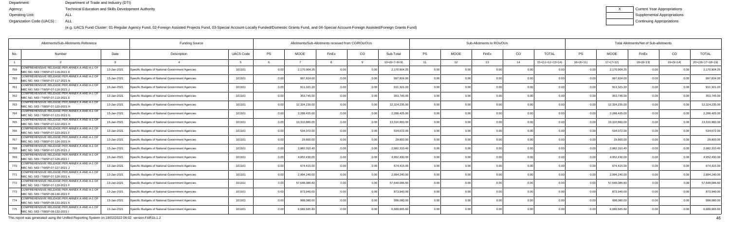Department: Department of Trade and Industry (DTI)
Agency: Technical Education and Skills Development Authority
Operating Unit: ALL
Organization Code (UACS) : ALL

| X | Current Year Appropriations |
|---|---|
| | Supplemental Appropriations |
| | Continuing Appropriations |

(e.g. UACS Fund Cluster: 01-Regular Agency Fund, 02-Foreign Assisted Projects Fund, 03-Special Account-Locally Funded/Domestic Grants Fund, and 04-Special Account-Foreign Assisted/Foreign Grants Fund)

| Allotments/Sub-Allotments Reference | | | Funding Source | | Allotments/Sub-Allotments received from CO/ROs/OUs | | | | | Sub-Allotments to ROs/OUs | | | | | Total Allotments/Net of Sub-allotments | | | | |
|---|---|---|---|---|---|---|---|---|---|---|---|---|---|---|---|---|---|---|---|
| No. | Number | Date | Description | UACS Code | PS | MOOE | FinEx | CO | Sub-Total | PS | MOOE | FinEx | CO | TOTAL | PS | MOOE | FinEx | CO | TOTAL |
| 1 | 2 | 3 | 4 | 5 | 6 | 7 | 8 | 9 | 10=(6+7+8+9) | 11 | 12 | 13 | 14 | 15=(11+12+13+14) | 16=(6+11) | 17=(7+12) | 18=(8+13) | 19=(9+14) | 20=(16+17+18+19) |
| 759 | COMPREHENSIVE RELEASE PER ANNEX A AND A-1 OF NBC NO. 583 / TWSP-07-116-2021 E | 13-Jan-2021 | Specific Budgets of National Government Agencies | 101101 | 0.00 | 2,170,904.25 | 0.00 | 0.00 | 2,170,904.25 | 0.00 | 0.00 | 0.00 | 0.00 | 0.00 | 0.00 | 2,170,904.25 | 0.00 | 0.00 | 2,170,904.25 |
| 760 | COMPREHENSIVE RELEASE PER ANNEX A AND A-1 OF NBC NO. 583 / TWSP-07-117-2021 N | 13-Jan-2021 | Specific Budgets of National Government Agencies | 101101 | 0.00 | 997,824.00 | 0.00 | 0.00 | 997,824.00 | 0.00 | 0.00 | 0.00 | 0.00 | 0.00 | 0.00 | 997,824.00 | 0.00 | 0.00 | 997,824.00 |
| 761 | COMPREHENSIVE RELEASE PER ANNEX A AND A-1 OF NBC NO. 583 / TWSP-07-118-2021 J | 13-Jan-2021 | Specific Budgets of National Government Agencies | 101101 | 0.00 | 911,321.20 | 0.00 | 0.00 | 911,321.20 | 0.00 | 0.00 | 0.00 | 0.00 | 0.00 | 0.00 | 911,321.20 | 0.00 | 0.00 | 911,321.20 |
| 762 | COMPREHENSIVE RELEASE PER ANNEX A AND A-1 OF NBC NO. 583 / TWSP-07-119-2021 E | 13-Jan-2021 | Specific Budgets of National Government Agencies | 101101 | 0.00 | 353,745.00 | 0.00 | 0.00 | 353,745.00 | 0.00 | 0.00 | 0.00 | 0.00 | 0.00 | 0.00 | 353,745.00 | 0.00 | 0.00 | 353,745.00 |
| 763 | COMPREHENSIVE RELEASE PER ANNEX A AND A-1 OF NBC NO. 583 / TWSP-07-120-2021 H | 13-Jan-2021 | Specific Budgets of National Government Agencies | 101101 | 0.00 | 12,324,235.00 | 0.00 | 0.00 | 12,324,235.00 | 0.00 | 0.00 | 0.00 | 0.00 | 0.00 | 0.00 | 12,324,235.00 | 0.00 | 0.00 | 12,324,235.00 |
| 764 | COMPREHENSIVE RELEASE PER ANNEX A AND A-1 OF NBC NO. 583 / TWSP-07-121-2021 G | 13-Jan-2021 | Specific Budgets of National Government Agencies | 101101 | 0.00 | 2,288,425.00 | 0.00 | 0.00 | 2,288,425.00 | 0.00 | 0.00 | 0.00 | 0.00 | 0.00 | 0.00 | 2,288,425.00 | 0.00 | 0.00 | 2,288,425.00 |
| 765 | COMPREHENSIVE RELEASE PER ANNEX A AND A-1 OF NBC NO. 583 / TWSP-07-122-2021 H | 13-Jan-2021 | Specific Budgets of National Government Agencies | 101101 | 0.00 | 13,310,860.00 | 0.00 | 0.00 | 13,310,860.00 | 0.00 | 0.00 | 0.00 | 0.00 | 0.00 | 0.00 | 13,310,860.00 | 0.00 | 0.00 | 13,310,860.00 |
| 766 | COMPREHENSIVE RELEASE PER ANNEX A AND A-1 OF NBC NO. 583 / TWSP-07-123-2021 F | 13-Jan-2021 | Specific Budgets of National Government Agencies | 101101 | 0.00 | 534,072.00 | 0.00 | 0.00 | 534,072.00 | 0.00 | 0.00 | 0.00 | 0.00 | 0.00 | 0.00 | 534,072.00 | 0.00 | 0.00 | 534,072.00 |
| 767 | COMPREHENSIVE RELEASE PER ANNEX A AND A-1 OF NBC NO. 583 / TWSP-07-124-2021 H | 13-Jan-2021 | Specific Budgets of National Government Agencies | 101101 | 0.00 | 29,800.00 | 0.00 | 0.00 | 29,800.00 | 0.00 | 0.00 | 0.00 | 0.00 | 0.00 | 0.00 | 29,800.00 | 0.00 | 0.00 | 29,800.00 |
| 768 | COMPREHENSIVE RELEASE PER ANNEX A AND A-1 OF NBC NO. 583 / TWSP-07-125-2021 J | 13-Jan-2021 | Specific Budgets of National Government Agencies | 101101 | 0.00 | 2,982,310.40 | 0.00 | 0.00 | 2,982,310.40 | 0.00 | 0.00 | 0.00 | 0.00 | 0.00 | 0.00 | 2,982,310.40 | 0.00 | 0.00 | 2,982,310.40 |
| 769 | COMPREHENSIVE RELEASE PER ANNEX A AND A-1 OF NBC NO. 583 / TWSP-07-126-2021 I | 13-Jan-2021 | Specific Budgets of National Government Agencies | 101101 | 0.00 | 4,952,430.00 | 0.00 | 0.00 | 4,952,430.00 | 0.00 | 0.00 | 0.00 | 0.00 | 0.00 | 0.00 | 4,952,430.00 | 0.00 | 0.00 | 4,952,430.00 |
| 770 | COMPREHENSIVE RELEASE PER ANNEX A AND A-1 OF NBC NO. 583 / TWSP-07-127-2021 J | 13-Jan-2021 | Specific Budgets of National Government Agencies | 101101 | 0.00 | 674,415.00 | 0.00 | 0.00 | 674,415.00 | 0.00 | 0.00 | 0.00 | 0.00 | 0.00 | 0.00 | 674,415.00 | 0.00 | 0.00 | 674,415.00 |
| 771 | COMPREHENSIVE RELEASE PER ANNEX A AND A-1 OF NBC NO. 583 / TWSP-07-128-2021 K | 13-Jan-2021 | Specific Budgets of National Government Agencies | 101101 | 0.00 | 2,994,240.00 | 0.00 | 0.00 | 2,994,240.00 | 0.00 | 0.00 | 0.00 | 0.00 | 0.00 | 0.00 | 2,994,240.00 | 0.00 | 0.00 | 2,994,240.00 |
| 772 | COMPREHENSIVE RELEASE PER ANNEX A AND A-1 OF NBC NO. 583 / TWSP-07-129-2021 F | 13-Jan-2021 | Specific Budgets of National Government Agencies | 101101 | 0.00 | 57,648,086.60 | 0.00 | 0.00 | 57,648,086.60 | 0.00 | 0.00 | 0.00 | 0.00 | 0.00 | 0.00 | 57,648,086.60 | 0.00 | 0.00 | 57,648,086.60 |
| 773 | COMPREHENSIVE RELEASE PER ANNEX A AND A-1 OF NBC NO. 583 / TWSP-08-130-2021 F | 13-Jan-2021 | Specific Budgets of National Government Agencies | 101101 | 0.00 | 873,940.00 | 0.00 | 0.00 | 873,940.00 | 0.00 | 0.00 | 0.00 | 0.00 | 0.00 | 0.00 | 873,940.00 | 0.00 | 0.00 | 873,940.00 |
| 774 | COMPREHENSIVE RELEASE PER ANNEX A AND A-1 OF NBC NO. 583 / TWSP-08-131-2021 K | 13-Jan-2021 | Specific Budgets of National Government Agencies | 101101 | 0.00 | 998,080.00 | 0.00 | 0.00 | 998,080.00 | 0.00 | 0.00 | 0.00 | 0.00 | 0.00 | 0.00 | 998,080.00 | 0.00 | 0.00 | 998,080.00 |
| 775 | COMPREHENSIVE RELEASE PER ANNEX A AND A-1 OF NBC NO. 583 / TWSP-08-132-2021 I | 13-Jan-2021 | Specific Budgets of National Government Agencies | 101101 | 0.00 | 6,689,665.60 | 0.00 | 0.00 | 6,689,665.60 | 0.00 | 0.00 | 0.00 | 0.00 | 0.00 | 0.00 | 6,689,665.60 | 0.00 | 0.00 | 6,689,665.60 |

This report was generated using the Unified Reporting System on 18/02/2022 09:02 version.FAR1b.1.2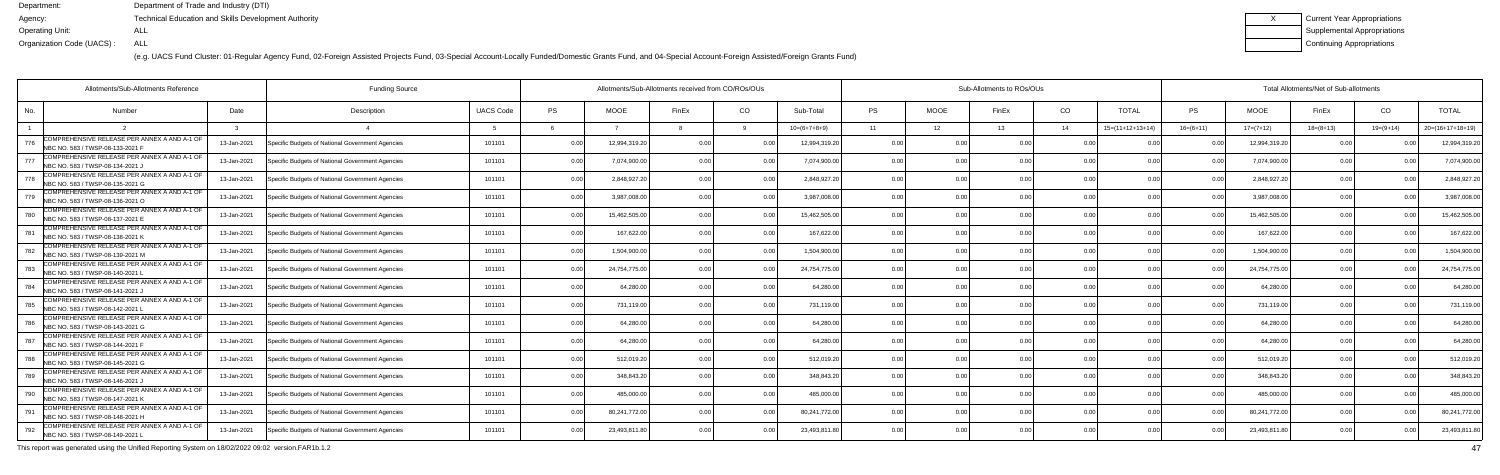Department: Department of Trade and Industry (DTI)
Agency: Technical Education and Skills Development Authority
Operating Unit: ALL
Organization Code (UACS) : ALL

(e.g. UACS Fund Cluster: 01-Regular Agency Fund, 02-Foreign Assisted Projects Fund, 03-Special Account-Locally Funded/Domestic Grants Fund, and 04-Special Account-Foreign Assisted/Foreign Grants Fund)

X Current Year Appropriations
Supplemental Appropriations
Continuing Appropriations

| Allotments/Sub-Allotments Reference | | | Funding Source | | Allotments/Sub-Allotments received from CO/ROs/OUs | | | | | Sub-Allotments to ROs/OUs | | | | | Total Allotments/Net of Sub-allotments | | | | |
|---|---|---|---|---|---|---|---|---|---|---|---|---|---|---|---|---|---|---|---|
| No. | Number | Date | Description | UACS Code | PS | MOOE | FinEx | CO | Sub-Total | PS | MOOE | FinEx | CO | TOTAL | PS | MOOE | FinEx | CO | TOTAL |
| 1 | 2 | 3 | 4 | 5 | 6 | 7 | 8 | 9 | 10=(6+7+8+9) | 11 | 12 | 13 | 14 | 15=(11+12+13+14) | 16=(6+11) | 17=(7+12) | 18=(8+13) | 19=(9+14) | 20=(16+17+18+19) |
| 776 | COMPREHENSIVE RELEASE PER ANNEX A AND A-1 OF NBC NO. 583 / TWSP-08-133-2021 F | 13-Jan-2021 | Specific Budgets of National Government Agencies | 101101 | 0.00 | 12,994,319.20 | 0.00 | 0.00 | 12,994,319.20 | 0.00 | 0.00 | 0.00 | 0.00 | 0.00 | 0.00 | 12,994,319.20 | 0.00 | 0.00 | 12,994,319.20 |
| 777 | COMPREHENSIVE RELEASE PER ANNEX A AND A-1 OF NBC NO. 583 / TWSP-08-134-2021 J | 13-Jan-2021 | Specific Budgets of National Government Agencies | 101101 | 0.00 | 7,074,900.00 | 0.00 | 0.00 | 7,074,900.00 | 0.00 | 0.00 | 0.00 | 0.00 | 0.00 | 0.00 | 7,074,900.00 | 0.00 | 0.00 | 7,074,900.00 |
| 778 | COMPREHENSIVE RELEASE PER ANNEX A AND A-1 OF NBC NO. 583 / TWSP-08-135-2021 G | 13-Jan-2021 | Specific Budgets of National Government Agencies | 101101 | 0.00 | 2,848,927.20 | 0.00 | 0.00 | 2,848,927.20 | 0.00 | 0.00 | 0.00 | 0.00 | 0.00 | 0.00 | 2,848,927.20 | 0.00 | 0.00 | 2,848,927.20 |
| 779 | COMPREHENSIVE RELEASE PER ANNEX A AND A-1 OF NBC NO. 583 / TWSP-08-136-2021 O | 13-Jan-2021 | Specific Budgets of National Government Agencies | 101101 | 0.00 | 3,987,008.00 | 0.00 | 0.00 | 3,987,008.00 | 0.00 | 0.00 | 0.00 | 0.00 | 0.00 | 0.00 | 3,987,008.00 | 0.00 | 0.00 | 3,987,008.00 |
| 780 | COMPREHENSIVE RELEASE PER ANNEX A AND A-1 OF NBC NO. 583 / TWSP-08-137-2021 E | 13-Jan-2021 | Specific Budgets of National Government Agencies | 101101 | 0.00 | 15,462,505.00 | 0.00 | 0.00 | 15,462,505.00 | 0.00 | 0.00 | 0.00 | 0.00 | 0.00 | 0.00 | 15,462,505.00 | 0.00 | 0.00 | 15,462,505.00 |
| 781 | COMPREHENSIVE RELEASE PER ANNEX A AND A-1 OF NBC NO. 583 / TWSP-08-138-2021 K | 13-Jan-2021 | Specific Budgets of National Government Agencies | 101101 | 0.00 | 167,622.00 | 0.00 | 0.00 | 167,622.00 | 0.00 | 0.00 | 0.00 | 0.00 | 0.00 | 0.00 | 167,622.00 | 0.00 | 0.00 | 167,622.00 |
| 782 | COMPREHENSIVE RELEASE PER ANNEX A AND A-1 OF NBC NO. 583 / TWSP-08-139-2021 M | 13-Jan-2021 | Specific Budgets of National Government Agencies | 101101 | 0.00 | 1,504,900.00 | 0.00 | 0.00 | 1,504,900.00 | 0.00 | 0.00 | 0.00 | 0.00 | 0.00 | 0.00 | 1,504,900.00 | 0.00 | 0.00 | 1,504,900.00 |
| 783 | COMPREHENSIVE RELEASE PER ANNEX A AND A-1 OF NBC NO. 583 / TWSP-08-140-2021 L | 13-Jan-2021 | Specific Budgets of National Government Agencies | 101101 | 0.00 | 24,754,775.00 | 0.00 | 0.00 | 24,754,775.00 | 0.00 | 0.00 | 0.00 | 0.00 | 0.00 | 0.00 | 24,754,775.00 | 0.00 | 0.00 | 24,754,775.00 |
| 784 | COMPREHENSIVE RELEASE PER ANNEX A AND A-1 OF NBC NO. 583 / TWSP-08-141-2021 J | 13-Jan-2021 | Specific Budgets of National Government Agencies | 101101 | 0.00 | 64,280.00 | 0.00 | 0.00 | 64,280.00 | 0.00 | 0.00 | 0.00 | 0.00 | 0.00 | 0.00 | 64,280.00 | 0.00 | 0.00 | 64,280.00 |
| 785 | COMPREHENSIVE RELEASE PER ANNEX A AND A-1 OF NBC NO. 583 / TWSP-08-142-2021 L | 13-Jan-2021 | Specific Budgets of National Government Agencies | 101101 | 0.00 | 731,119.00 | 0.00 | 0.00 | 731,119.00 | 0.00 | 0.00 | 0.00 | 0.00 | 0.00 | 0.00 | 731,119.00 | 0.00 | 0.00 | 731,119.00 |
| 786 | COMPREHENSIVE RELEASE PER ANNEX A AND A-1 OF NBC NO. 583 / TWSP-08-143-2021 G | 13-Jan-2021 | Specific Budgets of National Government Agencies | 101101 | 0.00 | 64,280.00 | 0.00 | 0.00 | 64,280.00 | 0.00 | 0.00 | 0.00 | 0.00 | 0.00 | 0.00 | 64,280.00 | 0.00 | 0.00 | 64,280.00 |
| 787 | COMPREHENSIVE RELEASE PER ANNEX A AND A-1 OF NBC NO. 583 / TWSP-08-144-2021 F | 13-Jan-2021 | Specific Budgets of National Government Agencies | 101101 | 0.00 | 64,280.00 | 0.00 | 0.00 | 64,280.00 | 0.00 | 0.00 | 0.00 | 0.00 | 0.00 | 0.00 | 64,280.00 | 0.00 | 0.00 | 64,280.00 |
| 788 | COMPREHENSIVE RELEASE PER ANNEX A AND A-1 OF NBC NO. 583 / TWSP-08-145-2021 G | 13-Jan-2021 | Specific Budgets of National Government Agencies | 101101 | 0.00 | 512,019.20 | 0.00 | 0.00 | 512,019.20 | 0.00 | 0.00 | 0.00 | 0.00 | 0.00 | 0.00 | 512,019.20 | 0.00 | 0.00 | 512,019.20 |
| 789 | COMPREHENSIVE RELEASE PER ANNEX A AND A-1 OF NBC NO. 583 / TWSP-08-146-2021 J | 13-Jan-2021 | Specific Budgets of National Government Agencies | 101101 | 0.00 | 348,843.20 | 0.00 | 0.00 | 348,843.20 | 0.00 | 0.00 | 0.00 | 0.00 | 0.00 | 0.00 | 348,843.20 | 0.00 | 0.00 | 348,843.20 |
| 790 | COMPREHENSIVE RELEASE PER ANNEX A AND A-1 OF NBC NO. 583 / TWSP-08-147-2021 K | 13-Jan-2021 | Specific Budgets of National Government Agencies | 101101 | 0.00 | 485,000.00 | 0.00 | 0.00 | 485,000.00 | 0.00 | 0.00 | 0.00 | 0.00 | 0.00 | 0.00 | 485,000.00 | 0.00 | 0.00 | 485,000.00 |
| 791 | COMPREHENSIVE RELEASE PER ANNEX A AND A-1 OF NBC NO. 583 / TWSP-08-148-2021 H | 13-Jan-2021 | Specific Budgets of National Government Agencies | 101101 | 0.00 | 80,241,772.00 | 0.00 | 0.00 | 80,241,772.00 | 0.00 | 0.00 | 0.00 | 0.00 | 0.00 | 0.00 | 80,241,772.00 | 0.00 | 0.00 | 80,241,772.00 |
| 792 | COMPREHENSIVE RELEASE PER ANNEX A AND A-1 OF NBC NO. 583 / TWSP-08-149-2021 L | 13-Jan-2021 | Specific Budgets of National Government Agencies | 101101 | 0.00 | 23,493,811.80 | 0.00 | 0.00 | 23,493,811.80 | 0.00 | 0.00 | 0.00 | 0.00 | 0.00 | 0.00 | 23,493,811.80 | 0.00 | 0.00 | 23,493,811.80 |

This report was generated using the Unified Reporting System on 18/02/2022 09:02 version.FAR1b.1.2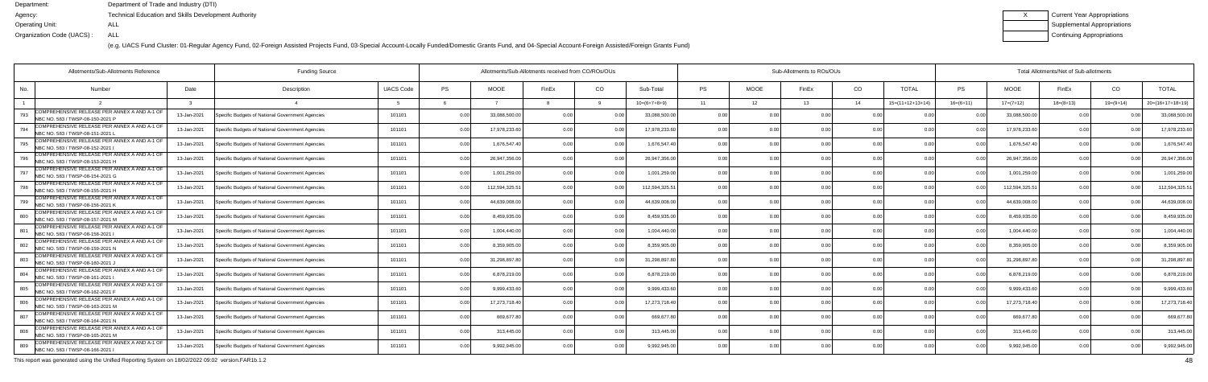Department: Department of Trade and Industry (DTI)
Agency: Technical Education and Skills Development Authority
Operating Unit: ALL
Organization Code (UACS) : ALL

| X | Current Year Appropriations |
|---|---|
| | Supplemental Appropriations |
| | Continuing Appropriations |

(e.g. UACS Fund Cluster: 01-Regular Agency Fund, 02-Foreign Assisted Projects Fund, 03-Special Account-Locally Funded/Domestic Grants Fund, and 04-Special Account-Foreign Assisted/Foreign Grants Fund)

| Allotments/Sub-Allotments Reference | | | Funding Source | | Allotments/Sub-Allotments received from CO/ROs/OUs | | | | | Sub-Allotments to ROs/OUs | | | | | Total Allotments/Net of Sub-allotments | | | | |
|---|---|---|---|---|---|---|---|---|---|---|---|---|---|---|---|---|---|---|---|
| No. | Number | Date | Description | UACS Code | PS | MOOE | FinEx | CO | Sub-Total | PS | MOOE | FinEx | CO | TOTAL | PS | MOOE | FinEx | CO | TOTAL |
| 1 | 2 | 3 | 4 | 5 | 6 | 7 | 8 | 9 | 10=(6+7+8+9) | 11 | 12 | 13 | 14 | 15=(11+12+13+14) | 16=(6+11) | 17=(7+12) | 18=(8+13) | 19=(9+14) | 20=(16+17+18+19) |
| 793 | COMPREHENSIVE RELEASE PER ANNEX A AND A-1 OF NBC NO. 583 / TWSP-08-150-2021 P | 13-Jan-2021 | Specific Budgets of National Government Agencies | 101101 | 0.00 | 33,088,500.00 | 0.00 | 0.00 | 33,088,500.00 | 0.00 | 0.00 | 0.00 | 0.00 | 0.00 | 0.00 | 33,088,500.00 | 0.00 | 0.00 | 33,088,500.00 |
| 794 | COMPREHENSIVE RELEASE PER ANNEX A AND A-1 OF NBC NO. 583 / TWSP-08-151-2021 L | 13-Jan-2021 | Specific Budgets of National Government Agencies | 101101 | 0.00 | 17,978,233.60 | 0.00 | 0.00 | 17,978,233.60 | 0.00 | 0.00 | 0.00 | 0.00 | 0.00 | 0.00 | 17,978,233.60 | 0.00 | 0.00 | 17,978,233.60 |
| 795 | COMPREHENSIVE RELEASE PER ANNEX A AND A-1 OF NBC NO. 583 / TWSP-08-152-2021 I | 13-Jan-2021 | Specific Budgets of National Government Agencies | 101101 | 0.00 | 1,676,547.40 | 0.00 | 0.00 | 1,676,547.40 | 0.00 | 0.00 | 0.00 | 0.00 | 0.00 | 0.00 | 1,676,547.40 | 0.00 | 0.00 | 1,676,547.40 |
| 796 | COMPREHENSIVE RELEASE PER ANNEX A AND A-1 OF NBC NO. 583 / TWSP-08-153-2021 H | 13-Jan-2021 | Specific Budgets of National Government Agencies | 101101 | 0.00 | 26,947,356.00 | 0.00 | 0.00 | 26,947,356.00 | 0.00 | 0.00 | 0.00 | 0.00 | 0.00 | 0.00 | 26,947,356.00 | 0.00 | 0.00 | 26,947,356.00 |
| 797 | COMPREHENSIVE RELEASE PER ANNEX A AND A-1 OF NBC NO. 583 / TWSP-08-154-2021 G | 13-Jan-2021 | Specific Budgets of National Government Agencies | 101101 | 0.00 | 1,001,259.00 | 0.00 | 0.00 | 1,001,259.00 | 0.00 | 0.00 | 0.00 | 0.00 | 0.00 | 0.00 | 1,001,259.00 | 0.00 | 0.00 | 1,001,259.00 |
| 798 | COMPREHENSIVE RELEASE PER ANNEX A AND A-1 OF NBC NO. 583 / TWSP-08-155-2021 H | 13-Jan-2021 | Specific Budgets of National Government Agencies | 101101 | 0.00 | 112,594,325.51 | 0.00 | 0.00 | 112,594,325.51 | 0.00 | 0.00 | 0.00 | 0.00 | 0.00 | 0.00 | 112,594,325.51 | 0.00 | 0.00 | 112,594,325.51 |
| 799 | COMPREHENSIVE RELEASE PER ANNEX A AND A-1 OF NBC NO. 583 / TWSP-08-156-2021 K | 13-Jan-2021 | Specific Budgets of National Government Agencies | 101101 | 0.00 | 44,639,008.00 | 0.00 | 0.00 | 44,639,008.00 | 0.00 | 0.00 | 0.00 | 0.00 | 0.00 | 0.00 | 44,639,008.00 | 0.00 | 0.00 | 44,639,008.00 |
| 800 | COMPREHENSIVE RELEASE PER ANNEX A AND A-1 OF NBC NO. 583 / TWSP-08-157-2021 M | 13-Jan-2021 | Specific Budgets of National Government Agencies | 101101 | 0.00 | 8,459,935.00 | 0.00 | 0.00 | 8,459,935.00 | 0.00 | 0.00 | 0.00 | 0.00 | 0.00 | 0.00 | 8,459,935.00 | 0.00 | 0.00 | 8,459,935.00 |
| 801 | COMPREHENSIVE RELEASE PER ANNEX A AND A-1 OF NBC NO. 583 / TWSP-08-158-2021 I | 13-Jan-2021 | Specific Budgets of National Government Agencies | 101101 | 0.00 | 1,004,440.00 | 0.00 | 0.00 | 1,004,440.00 | 0.00 | 0.00 | 0.00 | 0.00 | 0.00 | 0.00 | 1,004,440.00 | 0.00 | 0.00 | 1,004,440.00 |
| 802 | COMPREHENSIVE RELEASE PER ANNEX A AND A-1 OF NBC NO. 583 / TWSP-08-159-2021 N | 13-Jan-2021 | Specific Budgets of National Government Agencies | 101101 | 0.00 | 8,359,905.00 | 0.00 | 0.00 | 8,359,905.00 | 0.00 | 0.00 | 0.00 | 0.00 | 0.00 | 0.00 | 8,359,905.00 | 0.00 | 0.00 | 8,359,905.00 |
| 803 | COMPREHENSIVE RELEASE PER ANNEX A AND A-1 OF NBC NO. 583 / TWSP-08-160-2021 J | 13-Jan-2021 | Specific Budgets of National Government Agencies | 101101 | 0.00 | 31,298,897.80 | 0.00 | 0.00 | 31,298,897.80 | 0.00 | 0.00 | 0.00 | 0.00 | 0.00 | 0.00 | 31,298,897.80 | 0.00 | 0.00 | 31,298,897.80 |
| 804 | COMPREHENSIVE RELEASE PER ANNEX A AND A-1 OF NBC NO. 583 / TWSP-08-161-2021 I | 13-Jan-2021 | Specific Budgets of National Government Agencies | 101101 | 0.00 | 6,878,219.00 | 0.00 | 0.00 | 6,878,219.00 | 0.00 | 0.00 | 0.00 | 0.00 | 0.00 | 0.00 | 6,878,219.00 | 0.00 | 0.00 | 6,878,219.00 |
| 805 | COMPREHENSIVE RELEASE PER ANNEX A AND A-1 OF NBC NO. 583 / TWSP-08-162-2021 F | 13-Jan-2021 | Specific Budgets of National Government Agencies | 101101 | 0.00 | 9,999,433.60 | 0.00 | 0.00 | 9,999,433.60 | 0.00 | 0.00 | 0.00 | 0.00 | 0.00 | 0.00 | 9,999,433.60 | 0.00 | 0.00 | 9,999,433.60 |
| 806 | COMPREHENSIVE RELEASE PER ANNEX A AND A-1 OF NBC NO. 583 / TWSP-08-163-2021 M | 13-Jan-2021 | Specific Budgets of National Government Agencies | 101101 | 0.00 | 17,273,718.40 | 0.00 | 0.00 | 17,273,718.40 | 0.00 | 0.00 | 0.00 | 0.00 | 0.00 | 0.00 | 17,273,718.40 | 0.00 | 0.00 | 17,273,718.40 |
| 807 | COMPREHENSIVE RELEASE PER ANNEX A AND A-1 OF NBC NO. 583 / TWSP-08-164-2021 N | 13-Jan-2021 | Specific Budgets of National Government Agencies | 101101 | 0.00 | 669,677.80 | 0.00 | 0.00 | 669,677.80 | 0.00 | 0.00 | 0.00 | 0.00 | 0.00 | 0.00 | 669,677.80 | 0.00 | 0.00 | 669,677.80 |
| 808 | COMPREHENSIVE RELEASE PER ANNEX A AND A-1 OF NBC NO. 583 / TWSP-08-165-2021 M | 13-Jan-2021 | Specific Budgets of National Government Agencies | 101101 | 0.00 | 313,445.00 | 0.00 | 0.00 | 313,445.00 | 0.00 | 0.00 | 0.00 | 0.00 | 0.00 | 0.00 | 313,445.00 | 0.00 | 0.00 | 313,445.00 |
| 809 | COMPREHENSIVE RELEASE PER ANNEX A AND A-1 OF NBC NO. 583 / TWSP-08-166-2021 I | 13-Jan-2021 | Specific Budgets of National Government Agencies | 101101 | 0.00 | 9,992,945.00 | 0.00 | 0.00 | 9,992,945.00 | 0.00 | 0.00 | 0.00 | 0.00 | 0.00 | 0.00 | 9,992,945.00 | 0.00 | 0.00 | 9,992,945.00 |

This report was generated using the Unified Reporting System on 18/02/2022 09:02 version.FAR1b.1.2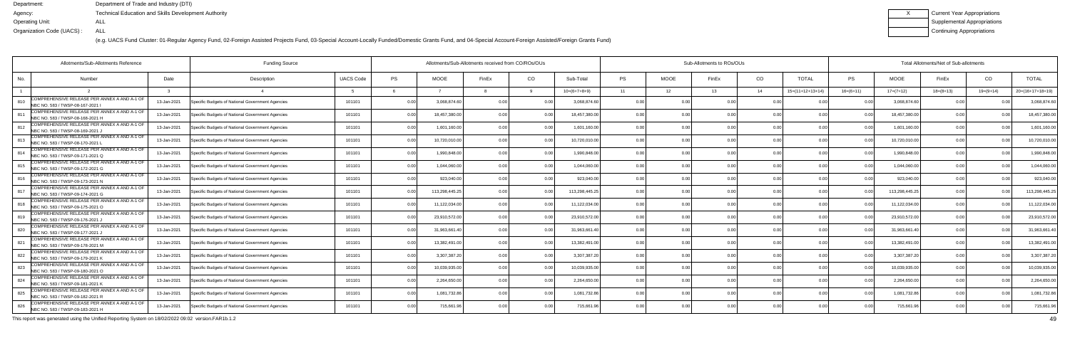Department: Department of Trade and Industry (DTI)
Agency: Technical Education and Skills Development Authority
Operating Unit: ALL
Organization Code (UACS) : ALL

(e.g. UACS Fund Cluster: 01-Regular Agency Fund, 02-Foreign Assisted Projects Fund, 03-Special Account-Locally Funded/Domestic Grants Fund, and 04-Special Account-Foreign Assisted/Foreign Grants Fund)

X Current Year Appropriations
Supplemental Appropriations
Continuing Appropriations

| Allotments/Sub-Allotments Reference | | | Funding Source | | Allotments/Sub-Allotments received from CO/ROs/OUs | | | | | Sub-Allotments to ROs/OUs | | | | | Total Allotments/Net of Sub-allotments | | | | |
|---|---|---|---|---|---|---|---|---|---|---|---|---|---|---|---|---|---|---|---|
| No. | Number | Date | Description | UACS Code | PS | MOOE | FinEx | CO | Sub-Total | PS | MOOE | FinEx | CO | TOTAL | PS | MOOE | FinEx | CO | TOTAL |
| 1 | 2 | 3 | 4 | 5 | 6 | 7 | 8 | 9 | 10=(6+7+8+9) | 11 | 12 | 13 | 14 | 15=(11+12+13+14) | 16=(6+11) | 17=(7+12) | 18=(8+13) | 19=(9+14) | 20=(16+17+18+19) |
| 810 | COMPREHENSIVE RELEASE PER ANNEX A AND A-1 OF NBC NO. 583 / TWSP-08-167-2021 I | 13-Jan-2021 | Specific Budgets of National Government Agencies | 101101 | 0.00 | 3,068,874.60 | 0.00 | 0.00 | 3,068,874.60 | 0.00 | 0.00 | 0.00 | 0.00 | 0.00 | 0.00 | 3,068,874.60 | 0.00 | 0.00 | 3,068,874.60 |
| 811 | COMPREHENSIVE RELEASE PER ANNEX A AND A-1 OF NBC NO. 583 / TWSP-08-168-2021 H | 13-Jan-2021 | Specific Budgets of National Government Agencies | 101101 | 0.00 | 18,457,380.00 | 0.00 | 0.00 | 18,457,380.00 | 0.00 | 0.00 | 0.00 | 0.00 | 0.00 | 0.00 | 18,457,380.00 | 0.00 | 0.00 | 18,457,380.00 |
| 812 | COMPREHENSIVE RELEASE PER ANNEX A AND A-1 OF NBC NO. 583 / TWSP-08-169-2021 J | 13-Jan-2021 | Specific Budgets of National Government Agencies | 101101 | 0.00 | 1,601,160.00 | 0.00 | 0.00 | 1,601,160.00 | 0.00 | 0.00 | 0.00 | 0.00 | 0.00 | 0.00 | 1,601,160.00 | 0.00 | 0.00 | 1,601,160.00 |
| 813 | COMPREHENSIVE RELEASE PER ANNEX A AND A-1 OF NBC NO. 583 / TWSP-08-170-2021 L | 13-Jan-2021 | Specific Budgets of National Government Agencies | 101101 | 0.00 | 10,720,010.00 | 0.00 | 0.00 | 10,720,010.00 | 0.00 | 0.00 | 0.00 | 0.00 | 0.00 | 0.00 | 10,720,010.00 | 0.00 | 0.00 | 10,720,010.00 |
| 814 | COMPREHENSIVE RELEASE PER ANNEX A AND A-1 OF NBC NO. 583 / TWSP-09-171-2021 Q | 13-Jan-2021 | Specific Budgets of National Government Agencies | 101101 | 0.00 | 1,990,848.00 | 0.00 | 0.00 | 1,990,848.00 | 0.00 | 0.00 | 0.00 | 0.00 | 0.00 | 0.00 | 1,990,848.00 | 0.00 | 0.00 | 1,990,848.00 |
| 815 | COMPREHENSIVE RELEASE PER ANNEX A AND A-1 OF NBC NO. 583 / TWSP-09-172-2021 G | 13-Jan-2021 | Specific Budgets of National Government Agencies | 101101 | 0.00 | 1,044,060.00 | 0.00 | 0.00 | 1,044,060.00 | 0.00 | 0.00 | 0.00 | 0.00 | 0.00 | 0.00 | 1,044,060.00 | 0.00 | 0.00 | 1,044,060.00 |
| 816 | COMPREHENSIVE RELEASE PER ANNEX A AND A-1 OF NBC NO. 583 / TWSP-09-173-2021 N | 13-Jan-2021 | Specific Budgets of National Government Agencies | 101101 | 0.00 | 923,040.00 | 0.00 | 0.00 | 923,040.00 | 0.00 | 0.00 | 0.00 | 0.00 | 0.00 | 0.00 | 923,040.00 | 0.00 | 0.00 | 923,040.00 |
| 817 | COMPREHENSIVE RELEASE PER ANNEX A AND A-1 OF NBC NO. 583 / TWSP-09-174-2021 G | 13-Jan-2021 | Specific Budgets of National Government Agencies | 101101 | 0.00 | 113,298,445.25 | 0.00 | 0.00 | 113,298,445.25 | 0.00 | 0.00 | 0.00 | 0.00 | 0.00 | 0.00 | 113,298,445.25 | 0.00 | 0.00 | 113,298,445.25 |
| 818 | COMPREHENSIVE RELEASE PER ANNEX A AND A-1 OF NBC NO. 583 / TWSP-09-175-2021 O | 13-Jan-2021 | Specific Budgets of National Government Agencies | 101101 | 0.00 | 11,122,034.00 | 0.00 | 0.00 | 11,122,034.00 | 0.00 | 0.00 | 0.00 | 0.00 | 0.00 | 0.00 | 11,122,034.00 | 0.00 | 0.00 | 11,122,034.00 |
| 819 | COMPREHENSIVE RELEASE PER ANNEX A AND A-1 OF NBC NO. 583 / TWSP-09-176-2021 J | 13-Jan-2021 | Specific Budgets of National Government Agencies | 101101 | 0.00 | 23,910,572.00 | 0.00 | 0.00 | 23,910,572.00 | 0.00 | 0.00 | 0.00 | 0.00 | 0.00 | 0.00 | 23,910,572.00 | 0.00 | 0.00 | 23,910,572.00 |
| 820 | COMPREHENSIVE RELEASE PER ANNEX A AND A-1 OF NBC NO. 583 / TWSP-09-177-2021 J | 13-Jan-2021 | Specific Budgets of National Government Agencies | 101101 | 0.00 | 31,963,661.40 | 0.00 | 0.00 | 31,963,661.40 | 0.00 | 0.00 | 0.00 | 0.00 | 0.00 | 0.00 | 31,963,661.40 | 0.00 | 0.00 | 31,963,661.40 |
| 821 | COMPREHENSIVE RELEASE PER ANNEX A AND A-1 OF NBC NO. 583 / TWSP-09-178-2021 M | 13-Jan-2021 | Specific Budgets of National Government Agencies | 101101 | 0.00 | 13,382,491.00 | 0.00 | 0.00 | 13,382,491.00 | 0.00 | 0.00 | 0.00 | 0.00 | 0.00 | 0.00 | 13,382,491.00 | 0.00 | 0.00 | 13,382,491.00 |
| 822 | COMPREHENSIVE RELEASE PER ANNEX A AND A-1 OF NBC NO. 583 / TWSP-09-179-2021 K | 13-Jan-2021 | Specific Budgets of National Government Agencies | 101101 | 0.00 | 3,307,387.20 | 0.00 | 0.00 | 3,307,387.20 | 0.00 | 0.00 | 0.00 | 0.00 | 0.00 | 0.00 | 3,307,387.20 | 0.00 | 0.00 | 3,307,387.20 |
| 823 | COMPREHENSIVE RELEASE PER ANNEX A AND A-1 OF NBC NO. 583 / TWSP-09-180-2021 O | 13-Jan-2021 | Specific Budgets of National Government Agencies | 101101 | 0.00 | 10,039,935.00 | 0.00 | 0.00 | 10,039,935.00 | 0.00 | 0.00 | 0.00 | 0.00 | 0.00 | 0.00 | 10,039,935.00 | 0.00 | 0.00 | 10,039,935.00 |
| 824 | COMPREHENSIVE RELEASE PER ANNEX A AND A-1 OF NBC NO. 583 / TWSP-09-181-2021 K | 13-Jan-2021 | Specific Budgets of National Government Agencies | 101101 | 0.00 | 2,264,650.00 | 0.00 | 0.00 | 2,264,650.00 | 0.00 | 0.00 | 0.00 | 0.00 | 0.00 | 0.00 | 2,264,650.00 | 0.00 | 0.00 | 2,264,650.00 |
| 825 | COMPREHENSIVE RELEASE PER ANNEX A AND A-1 OF NBC NO. 583 / TWSP-09-182-2021 R | 13-Jan-2021 | Specific Budgets of National Government Agencies | 101101 | 0.00 | 1,081,732.86 | 0.00 | 0.00 | 1,081,732.86 | 0.00 | 0.00 | 0.00 | 0.00 | 0.00 | 0.00 | 1,081,732.86 | 0.00 | 0.00 | 1,081,732.86 |
| 826 | COMPREHENSIVE RELEASE PER ANNEX A AND A-1 OF NBC NO. 583 / TWSP-09-183-2021 H | 13-Jan-2021 | Specific Budgets of National Government Agencies | 101101 | 0.00 | 715,661.96 | 0.00 | 0.00 | 715,661.96 | 0.00 | 0.00 | 0.00 | 0.00 | 0.00 | 0.00 | 715,661.96 | 0.00 | 0.00 | 715,661.96 |

This report was generated using the Unified Reporting System on 18/02/2022 09:02 version.FAR1b.1.2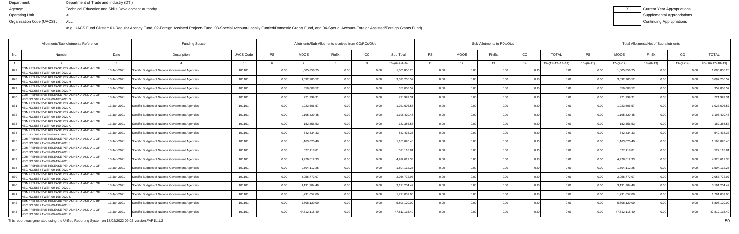Department: Department of Trade and Industry (DTI)
Agency: Technical Education and Skills Development Authority
Operating Unit: ALL
Organization Code (UACS) : ALL

X Current Year Appropriations
Supplemental Appropriations
Continuing Appropriations

(e.g. UACS Fund Cluster: 01-Regular Agency Fund, 02-Foreign Assisted Projects Fund, 03-Special Account-Locally Funded/Domestic Grants Fund, and 04-Special Account-Foreign Assisted/Foreign Grants Fund)

| Allotments/Sub-Allotments Reference | | | Funding Source | | Allotments/Sub-Allotments received from CO/ROs/OUs | | | | | Sub-Allotments to ROs/OUs | | | | | Total Allotments/Net of Sub-allotments | | | | |
|---|---|---|---|---|---|---|---|---|---|---|---|---|---|---|---|---|---|---|---|
| No. | Number | Date | Description | UACS Code | PS | MOOE | FinEx | CO | Sub-Total | PS | MOOE | FinEx | CO | TOTAL | PS | MOOE | FinEx | CO | TOTAL |
| 1 | 2 | 3 | 4 | 5 | 6 | 7 | 8 | 9 | 10=(6+7+8+9) | 11 | 12 | 13 | 14 | 15=(11+12+13+14) | 16=(6+11) | 17=(7+12) | 18=(8+13) | 19=(9+14) | 20=(16+17+18+19) |
| 827 | COMPREHENSIVE RELEASE PER ANNEX A AND A-1 OF NBC NO. 583 / TWSP-09-184-2021 O | 13-Jan-2021 | Specific Budgets of National Government Agencies | 101101 | 0.00 | 1,005,856.25 | 0.00 | 0.00 | 1,005,856.25 | 0.00 | 0.00 | 0.00 | 0.00 | 0.00 | 0.00 | 1,005,856.25 | 0.00 | 0.00 | 1,005,856.25 |
| 828 | COMPREHENSIVE RELEASE PER ANNEX A AND A-1 OF NBC NO. 583 / TWSP-09-185-2021 H | 13-Jan-2021 | Specific Budgets of National Government Agencies | 101101 | 0.00 | 3,092,205.52 | 0.00 | 0.00 | 3,092,205.52 | 0.00 | 0.00 | 0.00 | 0.00 | 0.00 | 0.00 | 3,092,205.52 | 0.00 | 0.00 | 3,092,205.52 |
| 829 | COMPREHENSIVE RELEASE PER ANNEX A AND A-1 OF NBC NO. 583 / TWSP-09-186-2021 P | 13-Jan-2021 | Specific Budgets of National Government Agencies | 101101 | 0.00 | 359,008.52 | 0.00 | 0.00 | 359,008.52 | 0.00 | 0.00 | 0.00 | 0.00 | 0.00 | 0.00 | 359,008.52 | 0.00 | 0.00 | 359,008.52 |
| 830 | COMPREHENSIVE RELEASE PER ANNEX A AND A-1 OF NBC NO. 583 / TWSP-09-187-2021 N | 13-Jan-2021 | Specific Budgets of National Government Agencies | 101101 | 0.00 | 721,999.31 | 0.00 | 0.00 | 721,999.31 | 0.00 | 0.00 | 0.00 | 0.00 | 0.00 | 0.00 | 721,999.31 | 0.00 | 0.00 | 721,999.31 |
| 831 | COMPREHENSIVE RELEASE PER ANNEX A AND A-1 OF NBC NO. 583 / TWSP-09-188-2021 K | 13-Jan-2021 | Specific Budgets of National Government Agencies | 101101 | 0.00 | 1,023,606.57 | 0.00 | 0.00 | 1,023,606.57 | 0.00 | 0.00 | 0.00 | 0.00 | 0.00 | 0.00 | 1,023,606.57 | 0.00 | 0.00 | 1,023,606.57 |
| 832 | COMPREHENSIVE RELEASE PER ANNEX A AND A-1 OF NBC NO. 583 / TWSP-09-189-2021 K | 13-Jan-2021 | Specific Budgets of National Government Agencies | 101101 | 0.00 | 1,195,420.45 | 0.00 | 0.00 | 1,195,420.45 | 0.00 | 0.00 | 0.00 | 0.00 | 0.00 | 0.00 | 1,195,420.45 | 0.00 | 0.00 | 1,195,420.45 |
| 833 | COMPREHENSIVE RELEASE PER ANNEX A AND A-1 OF NBC NO. 583 / TWSP-09-190-2021 K | 13-Jan-2021 | Specific Budgets of National Government Agencies | 101101 | 0.00 | 182,356.53 | 0.00 | 0.00 | 182,356.53 | 0.00 | 0.00 | 0.00 | 0.00 | 0.00 | 0.00 | 182,356.53 | 0.00 | 0.00 | 182,356.53 |
| 834 | COMPREHENSIVE RELEASE PER ANNEX A AND A-1 OF NBC NO. 583 / TWSP-09-191-2021 N | 13-Jan-2021 | Specific Budgets of National Government Agencies | 101101 | 0.00 | 542,434.33 | 0.00 | 0.00 | 542,434.33 | 0.00 | 0.00 | 0.00 | 0.00 | 0.00 | 0.00 | 542,434.33 | 0.00 | 0.00 | 542,434.33 |
| 835 | COMPREHENSIVE RELEASE PER ANNEX A AND A-1 OF NBC NO. 583 / TWSP-09-192-2021 J | 13-Jan-2021 | Specific Budgets of National Government Agencies | 101101 | 0.00 | 1,163,020.40 | 0.00 | 0.00 | 1,163,020.40 | 0.00 | 0.00 | 0.00 | 0.00 | 0.00 | 0.00 | 1,163,020.40 | 0.00 | 0.00 | 1,163,020.40 |
| 836 | COMPREHENSIVE RELEASE PER ANNEX A AND A-1 OF NBC NO. 583 / TWSP-09-193-2021 I | 13-Jan-2021 | Specific Budgets of National Government Agencies | 101101 | 0.00 | 527,118.81 | 0.00 | 0.00 | 527,118.81 | 0.00 | 0.00 | 0.00 | 0.00 | 0.00 | 0.00 | 527,118.81 | 0.00 | 0.00 | 527,118.81 |
| 837 | COMPREHENSIVE RELEASE PER ANNEX A AND A-1 OF NBC NO. 583 / TWSP-09-194-2021 L | 13-Jan-2021 | Specific Budgets of National Government Agencies | 101101 | 0.00 | 4,928,612.33 | 0.00 | 0.00 | 4,928,612.33 | 0.00 | 0.00 | 0.00 | 0.00 | 0.00 | 0.00 | 4,928,612.33 | 0.00 | 0.00 | 4,928,612.33 |
| 838 | COMPREHENSIVE RELEASE PER ANNEX A AND A-1 OF NBC NO. 583 / TWSP-09-195-2021 M | 13-Jan-2021 | Specific Budgets of National Government Agencies | 101101 | 0.00 | 1,504,112.25 | 0.00 | 0.00 | 1,504,112.25 | 0.00 | 0.00 | 0.00 | 0.00 | 0.00 | 0.00 | 1,504,112.25 | 0.00 | 0.00 | 1,504,112.25 |
| 839 | COMPREHENSIVE RELEASE PER ANNEX A AND A-1 OF NBC NO. 583 / TWSP-09-196-2021 P | 13-Jan-2021 | Specific Budgets of National Government Agencies | 101101 | 0.00 | 2,056,772.97 | 0.00 | 0.00 | 2,056,772.97 | 0.00 | 0.00 | 0.00 | 0.00 | 0.00 | 0.00 | 2,056,772.97 | 0.00 | 0.00 | 2,056,772.97 |
| 840 | COMPREHENSIVE RELEASE PER ANNEX A AND A-1 OF NBC NO. 583 / TWSP-09-197-2021 L | 13-Jan-2021 | Specific Budgets of National Government Agencies | 101101 | 0.00 | 3,191,204.49 | 0.00 | 0.00 | 3,191,204.49 | 0.00 | 0.00 | 0.00 | 0.00 | 0.00 | 0.00 | 3,191,204.49 | 0.00 | 0.00 | 3,191,204.49 |
| 841 | COMPREHENSIVE RELEASE PER ANNEX A AND A-1 OF NBC NO. 583 / TWSP-09-198-2021 S | 13-Jan-2021 | Specific Budgets of National Government Agencies | 101101 | 0.00 | 1,791,057.00 | 0.00 | 0.00 | 1,791,057.00 | 0.00 | 0.00 | 0.00 | 0.00 | 0.00 | 0.00 | 1,791,057.00 | 0.00 | 0.00 | 1,791,057.00 |
| 842 | COMPREHENSIVE RELEASE PER ANNEX A AND A-1 OF NBC NO. 583 / TWSP-09-199-2021 I | 13-Jan-2021 | Specific Budgets of National Government Agencies | 101101 | 0.00 | 5,808,120.00 | 0.00 | 0.00 | 5,808,120.00 | 0.00 | 0.00 | 0.00 | 0.00 | 0.00 | 0.00 | 5,808,120.00 | 0.00 | 0.00 | 5,808,120.00 |
| 843 | COMPREHENSIVE RELEASE PER ANNEX A AND A-1 OF NBC NO. 583 / TWSP-09-200-2021 P | 13-Jan-2021 | Specific Budgets of National Government Agencies | 101101 | 0.00 | 47,812,115.40 | 0.00 | 0.00 | 47,812,115.40 | 0.00 | 0.00 | 0.00 | 0.00 | 0.00 | 0.00 | 47,812,115.40 | 0.00 | 0.00 | 47,812,115.40 |

This report was generated using the Unified Reporting System on 18/02/2022 09:02 version.FAR1b.1.2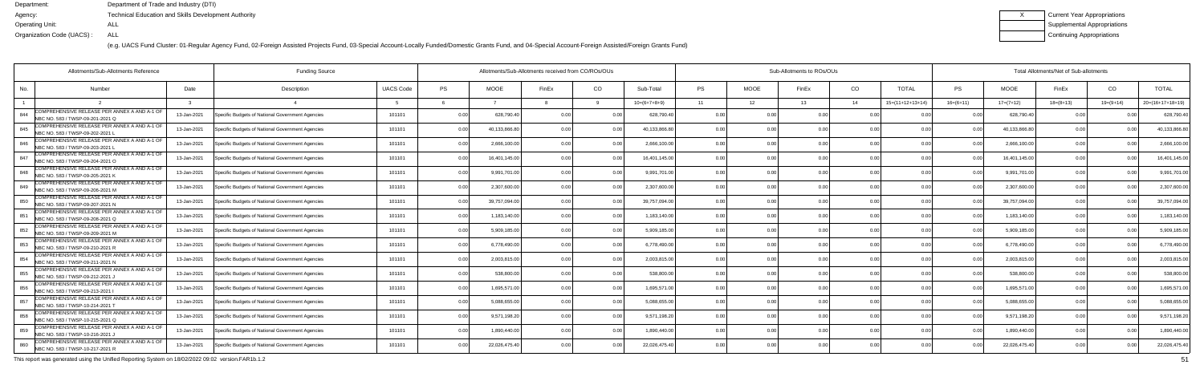Department: Department of Trade and Industry (DTI)
Agency: Technical Education and Skills Development Authority
Operating Unit: ALL
Organization Code (UACS) : ALL

(e.g. UACS Fund Cluster: 01-Regular Agency Fund, 02-Foreign Assisted Projects Fund, 03-Special Account-Locally Funded/Domestic Grants Fund, and 04-Special Account-Foreign Assisted/Foreign Grants Fund)

| X | Current Year Appropriations |
|---|---|
| | Supplemental Appropriations |
| | Continuing Appropriations |

| Allotments/Sub-Allotments Reference | | | Funding Source | | Allotments/Sub-Allotments received from CO/ROs/OUs | | | | | Sub-Allotments to ROs/OUs | | | | | Total Allotments/Net of Sub-allotments | | | | |
|---|---|---|---|---|---|---|---|---|---|---|---|---|---|---|---|---|---|---|---|
| No. | Number | Date | Description | UACS Code | PS | MOOE | FinEx | CO | Sub-Total | PS | MOOE | FinEx | CO | TOTAL | PS | MOOE | FinEx | CO | TOTAL |
| 1 | 2 | 3 | 4 | 5 | 6 | 7 | 8 | 9 | 10=(6+7+8+9) | 11 | 12 | 13 | 14 | 15=(11+12+13+14) | 16=(6+11) | 17=(7+12) | 18=(8+13) | 19=(9+14) | 20=(16+17+18+19) |
| 844 | COMPREHENSIVE RELEASE PER ANNEX A AND A-1 OF NBC NO. 583 / TWSP-09-201-2021 Q | 13-Jan-2021 | Specific Budgets of National Government Agencies | 101101 | 0.00 | 628,790.40 | 0.00 | 0.00 | 628,790.40 | 0.00 | 0.00 | 0.00 | 0.00 | 0.00 | 0.00 | 628,790.40 | 0.00 | 0.00 | 628,790.40 |
| 845 | COMPREHENSIVE RELEASE PER ANNEX A AND A-1 OF NBC NO. 583 / TWSP-09-202-2021 L | 13-Jan-2021 | Specific Budgets of National Government Agencies | 101101 | 0.00 | 40,133,866.80 | 0.00 | 0.00 | 40,133,866.80 | 0.00 | 0.00 | 0.00 | 0.00 | 0.00 | 0.00 | 40,133,866.80 | 0.00 | 0.00 | 40,133,866.80 |
| 846 | COMPREHENSIVE RELEASE PER ANNEX A AND A-1 OF NBC NO. 583 / TWSP-09-203-2021 L | 13-Jan-2021 | Specific Budgets of National Government Agencies | 101101 | 0.00 | 2,666,100.00 | 0.00 | 0.00 | 2,666,100.00 | 0.00 | 0.00 | 0.00 | 0.00 | 0.00 | 0.00 | 2,666,100.00 | 0.00 | 0.00 | 2,666,100.00 |
| 847 | COMPREHENSIVE RELEASE PER ANNEX A AND A-1 OF NBC NO. 583 / TWSP-09-204-2021 O | 13-Jan-2021 | Specific Budgets of National Government Agencies | 101101 | 0.00 | 16,401,145.00 | 0.00 | 0.00 | 16,401,145.00 | 0.00 | 0.00 | 0.00 | 0.00 | 0.00 | 0.00 | 16,401,145.00 | 0.00 | 0.00 | 16,401,145.00 |
| 848 | COMPREHENSIVE RELEASE PER ANNEX A AND A-1 OF NBC NO. 583 / TWSP-09-205-2021 K | 13-Jan-2021 | Specific Budgets of National Government Agencies | 101101 | 0.00 | 9,991,701.00 | 0.00 | 0.00 | 9,991,701.00 | 0.00 | 0.00 | 0.00 | 0.00 | 0.00 | 0.00 | 9,991,701.00 | 0.00 | 0.00 | 9,991,701.00 |
| 849 | COMPREHENSIVE RELEASE PER ANNEX A AND A-1 OF NBC NO. 583 / TWSP-09-206-2021 M | 13-Jan-2021 | Specific Budgets of National Government Agencies | 101101 | 0.00 | 2,307,600.00 | 0.00 | 0.00 | 2,307,600.00 | 0.00 | 0.00 | 0.00 | 0.00 | 0.00 | 0.00 | 2,307,600.00 | 0.00 | 0.00 | 2,307,600.00 |
| 850 | COMPREHENSIVE RELEASE PER ANNEX A AND A-1 OF NBC NO. 583 / TWSP-09-207-2021 N | 13-Jan-2021 | Specific Budgets of National Government Agencies | 101101 | 0.00 | 39,757,094.00 | 0.00 | 0.00 | 39,757,094.00 | 0.00 | 0.00 | 0.00 | 0.00 | 0.00 | 0.00 | 39,757,094.00 | 0.00 | 0.00 | 39,757,094.00 |
| 851 | COMPREHENSIVE RELEASE PER ANNEX A AND A-1 OF NBC NO. 583 / TWSP-09-208-2021 Q | 13-Jan-2021 | Specific Budgets of National Government Agencies | 101101 | 0.00 | 1,183,140.00 | 0.00 | 0.00 | 1,183,140.00 | 0.00 | 0.00 | 0.00 | 0.00 | 0.00 | 0.00 | 1,183,140.00 | 0.00 | 0.00 | 1,183,140.00 |
| 852 | COMPREHENSIVE RELEASE PER ANNEX A AND A-1 OF NBC NO. 583 / TWSP-09-209-2021 M | 13-Jan-2021 | Specific Budgets of National Government Agencies | 101101 | 0.00 | 5,909,185.00 | 0.00 | 0.00 | 5,909,185.00 | 0.00 | 0.00 | 0.00 | 0.00 | 0.00 | 0.00 | 5,909,185.00 | 0.00 | 0.00 | 5,909,185.00 |
| 853 | COMPREHENSIVE RELEASE PER ANNEX A AND A-1 OF NBC NO. 583 / TWSP-09-210-2021 R | 13-Jan-2021 | Specific Budgets of National Government Agencies | 101101 | 0.00 | 6,778,490.00 | 0.00 | 0.00 | 6,778,490.00 | 0.00 | 0.00 | 0.00 | 0.00 | 0.00 | 0.00 | 6,778,490.00 | 0.00 | 0.00 | 6,778,490.00 |
| 854 | COMPREHENSIVE RELEASE PER ANNEX A AND A-1 OF NBC NO. 583 / TWSP-09-211-2021 N | 13-Jan-2021 | Specific Budgets of National Government Agencies | 101101 | 0.00 | 2,003,815.00 | 0.00 | 0.00 | 2,003,815.00 | 0.00 | 0.00 | 0.00 | 0.00 | 0.00 | 0.00 | 2,003,815.00 | 0.00 | 0.00 | 2,003,815.00 |
| 855 | COMPREHENSIVE RELEASE PER ANNEX A AND A-1 OF NBC NO. 583 / TWSP-09-212-2021 J | 13-Jan-2021 | Specific Budgets of National Government Agencies | 101101 | 0.00 | 538,800.00 | 0.00 | 0.00 | 538,800.00 | 0.00 | 0.00 | 0.00 | 0.00 | 0.00 | 0.00 | 538,800.00 | 0.00 | 0.00 | 538,800.00 |
| 856 | COMPREHENSIVE RELEASE PER ANNEX A AND A-1 OF NBC NO. 583 / TWSP-09-213-2021 I | 13-Jan-2021 | Specific Budgets of National Government Agencies | 101101 | 0.00 | 1,695,571.00 | 0.00 | 0.00 | 1,695,571.00 | 0.00 | 0.00 | 0.00 | 0.00 | 0.00 | 0.00 | 1,695,571.00 | 0.00 | 0.00 | 1,695,571.00 |
| 857 | COMPREHENSIVE RELEASE PER ANNEX A AND A-1 OF NBC NO. 583 / TWSP-10-214-2021 T | 13-Jan-2021 | Specific Budgets of National Government Agencies | 101101 | 0.00 | 5,088,655.00 | 0.00 | 0.00 | 5,088,655.00 | 0.00 | 0.00 | 0.00 | 0.00 | 0.00 | 0.00 | 5,088,655.00 | 0.00 | 0.00 | 5,088,655.00 |
| 858 | COMPREHENSIVE RELEASE PER ANNEX A AND A-1 OF NBC NO. 583 / TWSP-10-215-2021 Q | 13-Jan-2021 | Specific Budgets of National Government Agencies | 101101 | 0.00 | 9,571,198.20 | 0.00 | 0.00 | 9,571,198.20 | 0.00 | 0.00 | 0.00 | 0.00 | 0.00 | 0.00 | 9,571,198.20 | 0.00 | 0.00 | 9,571,198.20 |
| 859 | COMPREHENSIVE RELEASE PER ANNEX A AND A-1 OF NBC NO. 583 / TWSP-10-216-2021 J | 13-Jan-2021 | Specific Budgets of National Government Agencies | 101101 | 0.00 | 1,890,440.00 | 0.00 | 0.00 | 1,890,440.00 | 0.00 | 0.00 | 0.00 | 0.00 | 0.00 | 0.00 | 1,890,440.00 | 0.00 | 0.00 | 1,890,440.00 |
| 860 | COMPREHENSIVE RELEASE PER ANNEX A AND A-1 OF NBC NO. 583 / TWSP-10-217-2021 R | 13-Jan-2021 | Specific Budgets of National Government Agencies | 101101 | 0.00 | 22,026,475.40 | 0.00 | 0.00 | 22,026,475.40 | 0.00 | 0.00 | 0.00 | 0.00 | 0.00 | 0.00 | 22,026,475.40 | 0.00 | 0.00 | 22,026,475.40 |

This report was generated using the Unified Reporting System on 18/02/2022 09:02 version.FAR1b.1.2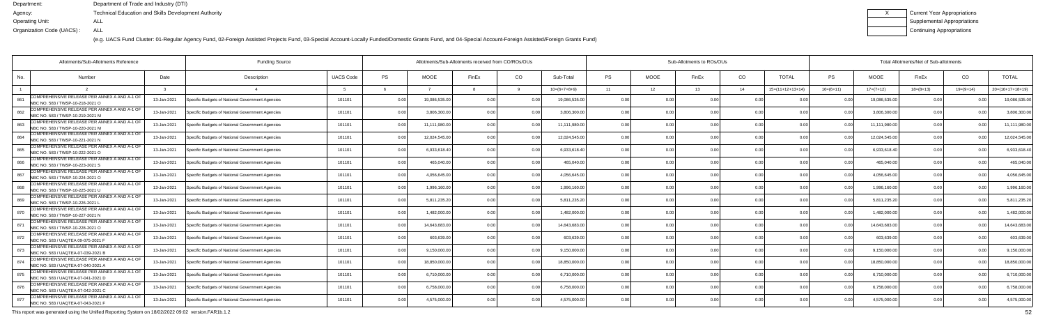Department: Department of Trade and Industry (DTI)
Agency: Technical Education and Skills Development Authority
Operating Unit: ALL
Organization Code (UACS) : ALL

(e.g. UACS Fund Cluster: 01-Regular Agency Fund, 02-Foreign Assisted Projects Fund, 03-Special Account-Locally Funded/Domestic Grants Fund, and 04-Special Account-Foreign Assisted/Foreign Grants Fund)

X Current Year Appropriations
Supplemental Appropriations
Continuing Appropriations

| Allotments/Sub-Allotments Reference | | | Funding Source | | Allotments/Sub-Allotments received from CO/ROs/OUs | | | | | Sub-Allotments to ROs/OUs | | | | | Total Allotments/Net of Sub-allotments | | | | |
|---|---|---|---|---|---|---|---|---|---|---|---|---|---|---|---|---|---|---|---|
| No. | Number | Date | Description | UACS Code | PS | MOOE | FinEx | CO | Sub-Total | PS | MOOE | FinEx | CO | TOTAL | PS | MOOE | FinEx | CO | TOTAL |
| 1 | 2 | 3 | 4 | 5 | 6 | 7 | 8 | 9 | 10=(6+7+8+9) | 11 | 12 | 13 | 14 | 15=(11+12+13+14) | 16=(6+11) | 17=(7+12) | 18=(8+13) | 19=(9+14) | 20=(16+17+18+19) |
| 861 | COMPREHENSIVE RELEASE PER ANNEX A AND A-1 OF NBC NO. 583 / TWSP-10-218-2021 O | 13-Jan-2021 | Specific Budgets of National Government Agencies | 101101 | 0.00 | 19,086,535.00 | 0.00 | 0.00 | 19,086,535.00 | 0.00 | 0.00 | 0.00 | 0.00 | 0.00 | 0.00 | 19,086,535.00 | 0.00 | 0.00 | 19,086,535.00 |
| 862 | COMPREHENSIVE RELEASE PER ANNEX A AND A-1 OF NBC NO. 583 / TWSP-10-219-2021 M | 13-Jan-2021 | Specific Budgets of National Government Agencies | 101101 | 0.00 | 3,806,300.00 | 0.00 | 0.00 | 3,806,300.00 | 0.00 | 0.00 | 0.00 | 0.00 | 0.00 | 0.00 | 3,806,300.00 | 0.00 | 0.00 | 3,806,300.00 |
| 863 | COMPREHENSIVE RELEASE PER ANNEX A AND A-1 OF NBC NO. 583 / TWSP-10-220-2021 M | 13-Jan-2021 | Specific Budgets of National Government Agencies | 101101 | 0.00 | 11,111,980.00 | 0.00 | 0.00 | 11,111,980.00 | 0.00 | 0.00 | 0.00 | 0.00 | 0.00 | 0.00 | 11,111,980.00 | 0.00 | 0.00 | 11,111,980.00 |
| 864 | COMPREHENSIVE RELEASE PER ANNEX A AND A-1 OF NBC NO. 583 / TWSP-10-221-2021 N | 13-Jan-2021 | Specific Budgets of National Government Agencies | 101101 | 0.00 | 12,024,545.00 | 0.00 | 0.00 | 12,024,545.00 | 0.00 | 0.00 | 0.00 | 0.00 | 0.00 | 0.00 | 12,024,545.00 | 0.00 | 0.00 | 12,024,545.00 |
| 865 | COMPREHENSIVE RELEASE PER ANNEX A AND A-1 OF NBC NO. 583 / TWSP-10-222-2021 O | 13-Jan-2021 | Specific Budgets of National Government Agencies | 101101 | 0.00 | 6,933,618.40 | 0.00 | 0.00 | 6,933,618.40 | 0.00 | 0.00 | 0.00 | 0.00 | 0.00 | 0.00 | 6,933,618.40 | 0.00 | 0.00 | 6,933,618.40 |
| 866 | COMPREHENSIVE RELEASE PER ANNEX A AND A-1 OF NBC NO. 583 / TWSP-10-223-2021 S | 13-Jan-2021 | Specific Budgets of National Government Agencies | 101101 | 0.00 | 465,040.00 | 0.00 | 0.00 | 465,040.00 | 0.00 | 0.00 | 0.00 | 0.00 | 0.00 | 0.00 | 465,040.00 | 0.00 | 0.00 | 465,040.00 |
| 867 | COMPREHENSIVE RELEASE PER ANNEX A AND A-1 OF NBC NO. 583 / TWSP-10-224-2021 O | 13-Jan-2021 | Specific Budgets of National Government Agencies | 101101 | 0.00 | 4,056,645.00 | 0.00 | 0.00 | 4,056,645.00 | 0.00 | 0.00 | 0.00 | 0.00 | 0.00 | 0.00 | 4,056,645.00 | 0.00 | 0.00 | 4,056,645.00 |
| 868 | COMPREHENSIVE RELEASE PER ANNEX A AND A-1 OF NBC NO. 583 / TWSP-10-225-2021 U | 13-Jan-2021 | Specific Budgets of National Government Agencies | 101101 | 0.00 | 1,996,160.00 | 0.00 | 0.00 | 1,996,160.00 | 0.00 | 0.00 | 0.00 | 0.00 | 0.00 | 0.00 | 1,996,160.00 | 0.00 | 0.00 | 1,996,160.00 |
| 869 | COMPREHENSIVE RELEASE PER ANNEX A AND A-1 OF NBC NO. 583 / TWSP-10-226-2021 L | 13-Jan-2021 | Specific Budgets of National Government Agencies | 101101 | 0.00 | 5,811,235.20 | 0.00 | 0.00 | 5,811,235.20 | 0.00 | 0.00 | 0.00 | 0.00 | 0.00 | 0.00 | 5,811,235.20 | 0.00 | 0.00 | 5,811,235.20 |
| 870 | COMPREHENSIVE RELEASE PER ANNEX A AND A-1 OF NBC NO. 583 / TWSP-10-227-2021 N | 13-Jan-2021 | Specific Budgets of National Government Agencies | 101101 | 0.00 | 1,482,000.00 | 0.00 | 0.00 | 1,482,000.00 | 0.00 | 0.00 | 0.00 | 0.00 | 0.00 | 0.00 | 1,482,000.00 | 0.00 | 0.00 | 1,482,000.00 |
| 871 | COMPREHENSIVE RELEASE PER ANNEX A AND A-1 OF NBC NO. 583 / TWSP-10-228-2021 O | 13-Jan-2021 | Specific Budgets of National Government Agencies | 101101 | 0.00 | 14,643,683.00 | 0.00 | 0.00 | 14,643,683.00 | 0.00 | 0.00 | 0.00 | 0.00 | 0.00 | 0.00 | 14,643,683.00 | 0.00 | 0.00 | 14,643,683.00 |
| 872 | COMPREHENSIVE RELEASE PER ANNEX A AND A-1 OF NBC NO. 583 / UAQTEA 09-075-2021 F | 13-Jan-2021 | Specific Budgets of National Government Agencies | 101101 | 0.00 | 603,639.00 | 0.00 | 0.00 | 603,639.00 | 0.00 | 0.00 | 0.00 | 0.00 | 0.00 | 0.00 | 603,639.00 | 0.00 | 0.00 | 603,639.00 |
| 873 | COMPREHENSIVE RELEASE PER ANNEX A AND A-1 OF NBC NO. 583 / UAQTEA-07-039-2021 B | 13-Jan-2021 | Specific Budgets of National Government Agencies | 101101 | 0.00 | 9,150,000.00 | 0.00 | 0.00 | 9,150,000.00 | 0.00 | 0.00 | 0.00 | 0.00 | 0.00 | 0.00 | 9,150,000.00 | 0.00 | 0.00 | 9,150,000.00 |
| 874 | COMPREHENSIVE RELEASE PER ANNEX A AND A-1 OF NBC NO. 583 / UAQTEA-07-040-2021 A | 13-Jan-2021 | Specific Budgets of National Government Agencies | 101101 | 0.00 | 18,850,000.00 | 0.00 | 0.00 | 18,850,000.00 | 0.00 | 0.00 | 0.00 | 0.00 | 0.00 | 0.00 | 18,850,000.00 | 0.00 | 0.00 | 18,850,000.00 |
| 875 | COMPREHENSIVE RELEASE PER ANNEX A AND A-1 OF NBC NO. 583 / UAQTEA-07-041-2021 D | 13-Jan-2021 | Specific Budgets of National Government Agencies | 101101 | 0.00 | 6,710,000.00 | 0.00 | 0.00 | 6,710,000.00 | 0.00 | 0.00 | 0.00 | 0.00 | 0.00 | 0.00 | 6,710,000.00 | 0.00 | 0.00 | 6,710,000.00 |
| 876 | COMPREHENSIVE RELEASE PER ANNEX A AND A-1 OF NBC NO. 583 / UAQTEA-07-042-2021 C | 13-Jan-2021 | Specific Budgets of National Government Agencies | 101101 | 0.00 | 6,758,000.00 | 0.00 | 0.00 | 6,758,000.00 | 0.00 | 0.00 | 0.00 | 0.00 | 0.00 | 0.00 | 6,758,000.00 | 0.00 | 0.00 | 6,758,000.00 |
| 877 | COMPREHENSIVE RELEASE PER ANNEX A AND A-1 OF NBC NO. 583 / UAQTEA-07-043-2021 F | 13-Jan-2021 | Specific Budgets of National Government Agencies | 101101 | 0.00 | 4,575,000.00 | 0.00 | 0.00 | 4,575,000.00 | 0.00 | 0.00 | 0.00 | 0.00 | 0.00 | 0.00 | 4,575,000.00 | 0.00 | 0.00 | 4,575,000.00 |

This report was generated using the Unified Reporting System on 18/02/2022 09:02 version.FAR1b.1.2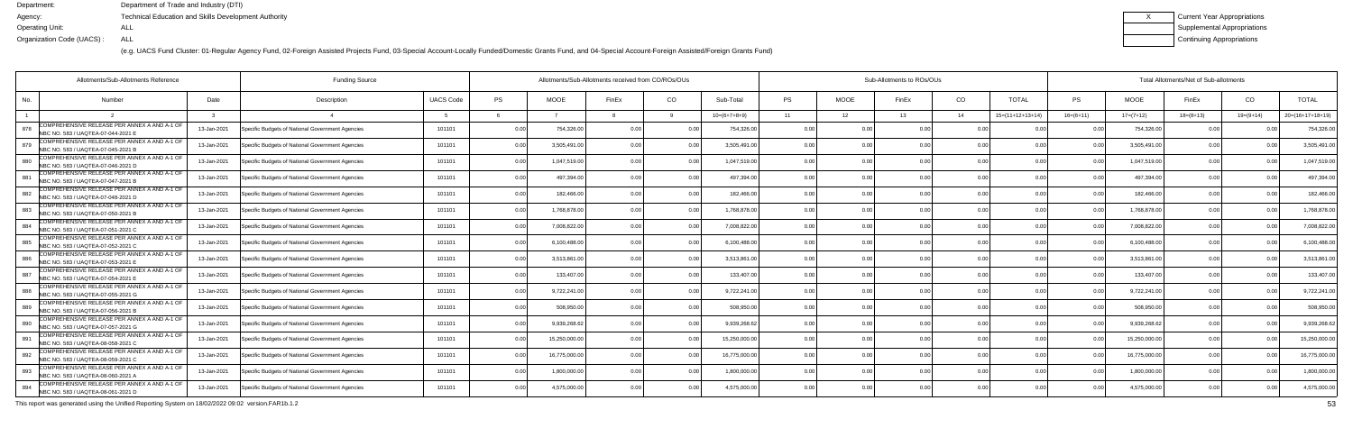Department: Department of Trade and Industry (DTI)
Agency: Technical Education and Skills Development Authority
Operating Unit: ALL
Organization Code (UACS) : ALL

| X | Current Year Appropriations |
|---|---|
| | Supplemental Appropriations |
| | Continuing Appropriations |

(e.g. UACS Fund Cluster: 01-Regular Agency Fund, 02-Foreign Assisted Projects Fund, 03-Special Account-Locally Funded/Domestic Grants Fund, and 04-Special Account-Foreign Assisted/Foreign Grants Fund)

| Allotments/Sub-Allotments Reference | | | Funding Source | | Allotments/Sub-Allotments received from CO/ROs/OUs | | | | | Sub-Allotments to ROs/OUs | | | | | Total Allotments/Net of Sub-allotments | | | | |
|---|---|---|---|---|---|---|---|---|---|---|---|---|---|---|---|---|---|---|---|
| No. | Number | Date | Description | UACS Code | PS | MOOE | FinEx | CO | Sub-Total | PS | MOOE | FinEx | CO | TOTAL | PS | MOOE | FinEx | CO | TOTAL |
| 1 | 2 | 3 | 4 | 5 | 6 | 7 | 8 | 9 | 10=(6+7+8+9) | 11 | 12 | 13 | 14 | 15=(11+12+13+14) | 16=(6+11) | 17=(7+12) | 18=(8+13) | 19=(9+14) | 20=(16+17+18+19) |
| 878 | COMPREHENSIVE RELEASE PER ANNEX A AND A-1 OF NBC NO. 583 / UAQTEA-07-044-2021 E | 13-Jan-2021 | Specific Budgets of National Government Agencies | 101101 | 0.00 | 754,326.00 | 0.00 | 0.00 | 754,326.00 | 0.00 | 0.00 | 0.00 | 0.00 | 0.00 | 0.00 | 754,326.00 | 0.00 | 0.00 | 754,326.00 |
| 879 | COMPREHENSIVE RELEASE PER ANNEX A AND A-1 OF NBC NO. 583 / UAQTEA-07-045-2021 B | 13-Jan-2021 | Specific Budgets of National Government Agencies | 101101 | 0.00 | 3,505,491.00 | 0.00 | 0.00 | 3,505,491.00 | 0.00 | 0.00 | 0.00 | 0.00 | 0.00 | 0.00 | 3,505,491.00 | 0.00 | 0.00 | 3,505,491.00 |
| 880 | COMPREHENSIVE RELEASE PER ANNEX A AND A-1 OF NBC NO. 583 / UAQTEA-07-046-2021 D | 13-Jan-2021 | Specific Budgets of National Government Agencies | 101101 | 0.00 | 1,047,519.00 | 0.00 | 0.00 | 1,047,519.00 | 0.00 | 0.00 | 0.00 | 0.00 | 0.00 | 0.00 | 1,047,519.00 | 0.00 | 0.00 | 1,047,519.00 |
| 881 | COMPREHENSIVE RELEASE PER ANNEX A AND A-1 OF NBC NO. 583 / UAQTEA-07-047-2021 B | 13-Jan-2021 | Specific Budgets of National Government Agencies | 101101 | 0.00 | 497,394.00 | 0.00 | 0.00 | 497,394.00 | 0.00 | 0.00 | 0.00 | 0.00 | 0.00 | 0.00 | 497,394.00 | 0.00 | 0.00 | 497,394.00 |
| 882 | COMPREHENSIVE RELEASE PER ANNEX A AND A-1 OF NBC NO. 583 / UAQTEA-07-048-2021 D | 13-Jan-2021 | Specific Budgets of National Government Agencies | 101101 | 0.00 | 182,466.00 | 0.00 | 0.00 | 182,466.00 | 0.00 | 0.00 | 0.00 | 0.00 | 0.00 | 0.00 | 182,466.00 | 0.00 | 0.00 | 182,466.00 |
| 883 | COMPREHENSIVE RELEASE PER ANNEX A AND A-1 OF NBC NO. 583 / UAQTEA-07-050-2021 B | 13-Jan-2021 | Specific Budgets of National Government Agencies | 101101 | 0.00 | 1,768,878.00 | 0.00 | 0.00 | 1,768,878.00 | 0.00 | 0.00 | 0.00 | 0.00 | 0.00 | 0.00 | 1,768,878.00 | 0.00 | 0.00 | 1,768,878.00 |
| 884 | COMPREHENSIVE RELEASE PER ANNEX A AND A-1 OF NBC NO. 583 / UAQTEA-07-051-2021 C | 13-Jan-2021 | Specific Budgets of National Government Agencies | 101101 | 0.00 | 7,008,822.00 | 0.00 | 0.00 | 7,008,822.00 | 0.00 | 0.00 | 0.00 | 0.00 | 0.00 | 0.00 | 7,008,822.00 | 0.00 | 0.00 | 7,008,822.00 |
| 885 | COMPREHENSIVE RELEASE PER ANNEX A AND A-1 OF NBC NO. 583 / UAQTEA-07-052-2021 C | 13-Jan-2021 | Specific Budgets of National Government Agencies | 101101 | 0.00 | 6,100,488.00 | 0.00 | 0.00 | 6,100,488.00 | 0.00 | 0.00 | 0.00 | 0.00 | 0.00 | 0.00 | 6,100,488.00 | 0.00 | 0.00 | 6,100,488.00 |
| 886 | COMPREHENSIVE RELEASE PER ANNEX A AND A-1 OF NBC NO. 583 / UAQTEA-07-053-2021 E | 13-Jan-2021 | Specific Budgets of National Government Agencies | 101101 | 0.00 | 3,513,861.00 | 0.00 | 0.00 | 3,513,861.00 | 0.00 | 0.00 | 0.00 | 0.00 | 0.00 | 0.00 | 3,513,861.00 | 0.00 | 0.00 | 3,513,861.00 |
| 887 | COMPREHENSIVE RELEASE PER ANNEX A AND A-1 OF NBC NO. 583 / UAQTEA-07-054-2021 E | 13-Jan-2021 | Specific Budgets of National Government Agencies | 101101 | 0.00 | 133,407.00 | 0.00 | 0.00 | 133,407.00 | 0.00 | 0.00 | 0.00 | 0.00 | 0.00 | 0.00 | 133,407.00 | 0.00 | 0.00 | 133,407.00 |
| 888 | COMPREHENSIVE RELEASE PER ANNEX A AND A-1 OF NBC NO. 583 / UAQTEA-07-055-2021 G | 13-Jan-2021 | Specific Budgets of National Government Agencies | 101101 | 0.00 | 9,722,241.00 | 0.00 | 0.00 | 9,722,241.00 | 0.00 | 0.00 | 0.00 | 0.00 | 0.00 | 0.00 | 9,722,241.00 | 0.00 | 0.00 | 9,722,241.00 |
| 889 | COMPREHENSIVE RELEASE PER ANNEX A AND A-1 OF NBC NO. 583 / UAQTEA-07-056-2021 B | 13-Jan-2021 | Specific Budgets of National Government Agencies | 101101 | 0.00 | 508,950.00 | 0.00 | 0.00 | 508,950.00 | 0.00 | 0.00 | 0.00 | 0.00 | 0.00 | 0.00 | 508,950.00 | 0.00 | 0.00 | 508,950.00 |
| 890 | COMPREHENSIVE RELEASE PER ANNEX A AND A-1 OF NBC NO. 583 / UAQTEA-07-057-2021 G | 13-Jan-2021 | Specific Budgets of National Government Agencies | 101101 | 0.00 | 9,939,268.62 | 0.00 | 0.00 | 9,939,268.62 | 0.00 | 0.00 | 0.00 | 0.00 | 0.00 | 0.00 | 9,939,268.62 | 0.00 | 0.00 | 9,939,268.62 |
| 891 | COMPREHENSIVE RELEASE PER ANNEX A AND A-1 OF NBC NO. 583 / UAQTEA-08-058-2021 C | 13-Jan-2021 | Specific Budgets of National Government Agencies | 101101 | 0.00 | 15,250,000.00 | 0.00 | 0.00 | 15,250,000.00 | 0.00 | 0.00 | 0.00 | 0.00 | 0.00 | 0.00 | 15,250,000.00 | 0.00 | 0.00 | 15,250,000.00 |
| 892 | COMPREHENSIVE RELEASE PER ANNEX A AND A-1 OF NBC NO. 583 / UAQTEA-08-059-2021 C | 13-Jan-2021 | Specific Budgets of National Government Agencies | 101101 | 0.00 | 16,775,000.00 | 0.00 | 0.00 | 16,775,000.00 | 0.00 | 0.00 | 0.00 | 0.00 | 0.00 | 0.00 | 16,775,000.00 | 0.00 | 0.00 | 16,775,000.00 |
| 893 | COMPREHENSIVE RELEASE PER ANNEX A AND A-1 OF NBC NO. 583 / UAQTEA-08-060-2021 A | 13-Jan-2021 | Specific Budgets of National Government Agencies | 101101 | 0.00 | 1,800,000.00 | 0.00 | 0.00 | 1,800,000.00 | 0.00 | 0.00 | 0.00 | 0.00 | 0.00 | 0.00 | 1,800,000.00 | 0.00 | 0.00 | 1,800,000.00 |
| 894 | COMPREHENSIVE RELEASE PER ANNEX A AND A-1 OF NBC NO. 583 / UAQTEA-08-061-2021 D | 13-Jan-2021 | Specific Budgets of National Government Agencies | 101101 | 0.00 | 4,575,000.00 | 0.00 | 0.00 | 4,575,000.00 | 0.00 | 0.00 | 0.00 | 0.00 | 0.00 | 0.00 | 4,575,000.00 | 0.00 | 0.00 | 4,575,000.00 |

This report was generated using the Unified Reporting System on 18/02/2022 09:02 version.FAR1b.1.2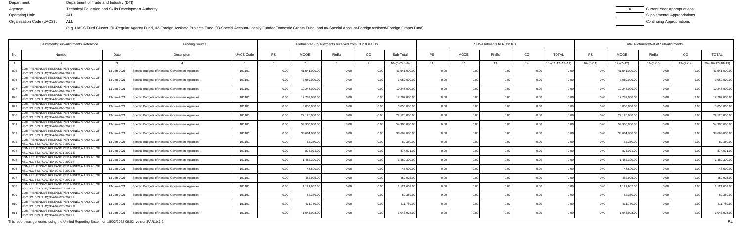Department: Department of Trade and Industry (DTI)
Agency: Technical Education and Skills Development Authority
Operating Unit: ALL
Organization Code (UACS) : ALL

| X | Current Year Appropriations |
|---|---|
| | Supplemental Appropriations |
| | Continuing Appropriations |

(e.g. UACS Fund Cluster: 01-Regular Agency Fund, 02-Foreign Assisted Projects Fund, 03-Special Account-Locally Funded/Domestic Grants Fund, and 04-Special Account-Foreign Assisted/Foreign Grants Fund)

| Allotments/Sub-Allotments Reference | | | Funding Source | | Allotments/Sub-Allotments received from CO/ROs/OUs | | | | | Sub-Allotments to ROs/OUs | | | | | Total Allotments/Net of Sub-allotments | | | | |
|---|---|---|---|---|---|---|---|---|---|---|---|---|---|---|---|---|---|---|---|
| No. | Number | Date | Description | UACS Code | PS | MOOE | FinEx | CO | Sub-Total | PS | MOOE | FinEx | CO | TOTAL | PS | MOOE | FinEx | CO | TOTAL |
| 1 | 2 | 3 | 4 | 5 | 6 | 7 | 8 | 9 | 10=(6+7+8+9) | 11 | 12 | 13 | 14 | 15=(11+12+13+14) | 16=(6+11) | 17=(7+12) | 18=(8+13) | 19=(9+14) | 20=(16+17+18+19) |
| 895 | COMPREHENSIVE RELEASE PER ANNEX A AND A-1 OF NBC NO. 583 / UAQTEA-08-062-2021 F | 13-Jan-2021 | Specific Budgets of National Government Agencies | 101101 | 0.00 | 41,541,000.00 | 0.00 | 0.00 | 41,541,000.00 | 0.00 | 0.00 | 0.00 | 0.00 | 0.00 | 0.00 | 41,541,000.00 | 0.00 | 0.00 | 41,541,000.00 |
| 896 | COMPREHENSIVE RELEASE PER ANNEX A AND A-1 OF NBC NO. 583 / UAQTEA-08-063-2021 H | 13-Jan-2021 | Specific Budgets of National Government Agencies | 101101 | 0.00 | 3,050,000.00 | 0.00 | 0.00 | 3,050,000.00 | 0.00 | 0.00 | 0.00 | 0.00 | 0.00 | 0.00 | 3,050,000.00 | 0.00 | 0.00 | 3,050,000.00 |
| 897 | COMPREHENSIVE RELEASE PER ANNEX A AND A-1 OF NBC NO. 583 / UAQTEA-08-064-2021 C | 13-Jan-2021 | Specific Budgets of National Government Agencies | 101101 | 0.00 | 10,248,000.00 | 0.00 | 0.00 | 10,248,000.00 | 0.00 | 0.00 | 0.00 | 0.00 | 0.00 | 0.00 | 10,248,000.00 | 0.00 | 0.00 | 10,248,000.00 |
| 898 | COMPREHENSIVE RELEASE PER ANNEX A AND A-1 OF NBC NO. 583 / UAQTEA-08-065-2021 E | 13-Jan-2021 | Specific Budgets of National Government Agencies | 101101 | 0.00 | 17,782,000.00 | 0.00 | 0.00 | 17,782,000.00 | 0.00 | 0.00 | 0.00 | 0.00 | 0.00 | 0.00 | 17,782,000.00 | 0.00 | 0.00 | 17,782,000.00 |
| 899 | COMPREHENSIVE RELEASE PER ANNEX A AND A-1 OF NBC NO. 583 / UAQTEA-09-066-2021 F | 13-Jan-2021 | Specific Budgets of National Government Agencies | 101101 | 0.00 | 3,050,000.00 | 0.00 | 0.00 | 3,050,000.00 | 0.00 | 0.00 | 0.00 | 0.00 | 0.00 | 0.00 | 3,050,000.00 | 0.00 | 0.00 | 3,050,000.00 |
| 900 | COMPREHENSIVE RELEASE PER ANNEX A AND A-1 OF NBC NO. 583 / UAQTEA-09-067-2021 D | 13-Jan-2021 | Specific Budgets of National Government Agencies | 101101 | 0.00 | 22,125,000.00 | 0.00 | 0.00 | 22,125,000.00 | 0.00 | 0.00 | 0.00 | 0.00 | 0.00 | 0.00 | 22,125,000.00 | 0.00 | 0.00 | 22,125,000.00 |
| 901 | COMPREHENSIVE RELEASE PER ANNEX A AND A-1 OF NBC NO. 583 / UAQTEA-09-068-2021 E | 13-Jan-2021 | Specific Budgets of National Government Agencies | 101101 | 0.00 | 54,900,000.00 | 0.00 | 0.00 | 54,900,000.00 | 0.00 | 0.00 | 0.00 | 0.00 | 0.00 | 0.00 | 54,900,000.00 | 0.00 | 0.00 | 54,900,000.00 |
| 902 | COMPREHENSIVE RELEASE PER ANNEX A AND A-1 OF NBC NO. 583 / UAQTEA-09-069-2021 H | 13-Jan-2021 | Specific Budgets of National Government Agencies | 101101 | 0.00 | 38,664,000.00 | 0.00 | 0.00 | 38,664,000.00 | 0.00 | 0.00 | 0.00 | 0.00 | 0.00 | 0.00 | 38,664,000.00 | 0.00 | 0.00 | 38,664,000.00 |
| 903 | COMPREHENSIVE RELEASE PER ANNEX A AND A-1 OF NBC NO. 583 / UAQTEA-09-070-2021 G | 13-Jan-2021 | Specific Budgets of National Government Agencies | 101101 | 0.00 | 82,350.00 | 0.00 | 0.00 | 82,350.00 | 0.00 | 0.00 | 0.00 | 0.00 | 0.00 | 0.00 | 82,350.00 | 0.00 | 0.00 | 82,350.00 |
| 904 | COMPREHENSIVE RELEASE PER ANNEX A AND A-1 OF NBC NO. 583 / UAQTEA-09-071-2021 E | 13-Jan-2021 | Specific Budgets of National Government Agencies | 101101 | 0.00 | 874,071.00 | 0.00 | 0.00 | 874,071.00 | 0.00 | 0.00 | 0.00 | 0.00 | 0.00 | 0.00 | 874,071.00 | 0.00 | 0.00 | 874,071.00 |
| 905 | COMPREHENSIVE RELEASE PER ANNEX A AND A-1 OF NBC NO. 583 / UAQTEA-09-072-2021 F | 13-Jan-2021 | Specific Budgets of National Government Agencies | 101101 | 0.00 | 1,482,300.00 | 0.00 | 0.00 | 1,482,300.00 | 0.00 | 0.00 | 0.00 | 0.00 | 0.00 | 0.00 | 1,482,300.00 | 0.00 | 0.00 | 1,482,300.00 |
| 906 | COMPREHENSIVE RELEASE PER ANNEX A AND A-1 OF NBC NO. 583 / UAQTEA-09-073-2021 B | 13-Jan-2021 | Specific Budgets of National Government Agencies | 101101 | 0.00 | 48,600.00 | 0.00 | 0.00 | 48,600.00 | 0.00 | 0.00 | 0.00 | 0.00 | 0.00 | 0.00 | 48,600.00 | 0.00 | 0.00 | 48,600.00 |
| 907 | COMPREHENSIVE RELEASE PER ANNEX A AND A-1 OF NBC NO. 583 / UAQTEA-09-074-2021 D | 13-Jan-2021 | Specific Budgets of National Government Agencies | 101101 | 0.00 | 452,925.00 | 0.00 | 0.00 | 452,925.00 | 0.00 | 0.00 | 0.00 | 0.00 | 0.00 | 0.00 | 452,925.00 | 0.00 | 0.00 | 452,925.00 |
| 908 | COMPREHENSIVE RELEASE PER ANNEX A AND A-1 OF NBC NO. 583 / UAQTEA-09-076-2021 G | 13-Jan-2021 | Specific Budgets of National Government Agencies | 101101 | 0.00 | 1,121,607.00 | 0.00 | 0.00 | 1,121,607.00 | 0.00 | 0.00 | 0.00 | 0.00 | 0.00 | 0.00 | 1,121,607.00 | 0.00 | 0.00 | 1,121,607.00 |
| 909 | COMPREHENSIVE RELEASE PER ANNEX A AND A-1 OF NBC NO. 583 / UAQTEA-09-077-2021 I | 13-Jan-2021 | Specific Budgets of National Government Agencies | 101101 | 0.00 | 82,350.00 | 0.00 | 0.00 | 82,350.00 | 0.00 | 0.00 | 0.00 | 0.00 | 0.00 | 0.00 | 82,350.00 | 0.00 | 0.00 | 82,350.00 |
| 910 | COMPREHENSIVE RELEASE PER ANNEX A AND A-1 OF NBC NO. 583 / UAQTEA-09-078-2021 D | 13-Jan-2021 | Specific Budgets of National Government Agencies | 101101 | 0.00 | 411,750.00 | 0.00 | 0.00 | 411,750.00 | 0.00 | 0.00 | 0.00 | 0.00 | 0.00 | 0.00 | 411,750.00 | 0.00 | 0.00 | 411,750.00 |
| 911 | COMPREHENSIVE RELEASE PER ANNEX A AND A-1 OF NBC NO. 583 / UAQTEA-09-079-2021 I | 13-Jan-2021 | Specific Budgets of National Government Agencies | 101101 | 0.00 | 1,043,928.00 | 0.00 | 0.00 | 1,043,928.00 | 0.00 | 0.00 | 0.00 | 0.00 | 0.00 | 0.00 | 1,043,928.00 | 0.00 | 0.00 | 1,043,928.00 |

This report was generated using the Unified Reporting System on 18/02/2022 09:02 version.FAR1b.1.2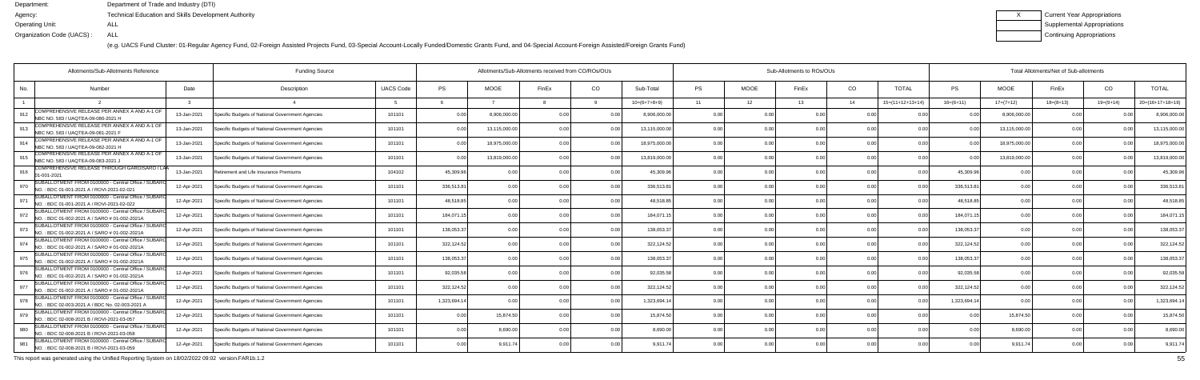Department: Department of Trade and Industry (DTI)
Agency: Technical Education and Skills Development Authority
Operating Unit: ALL
Organization Code (UACS) : ALL

| X | Current Year Appropriations |
|---|---|
| | Supplemental Appropriations |
| | Continuing Appropriations |

(e.g. UACS Fund Cluster: 01-Regular Agency Fund, 02-Foreign Assisted Projects Fund, 03-Special Account-Locally Funded/Domestic Grants Fund, and 04-Special Account-Foreign Assisted/Foreign Grants Fund)

| Allotments/Sub-Allotments Reference | | | Funding Source | | Allotments/Sub-Allotments received from CO/ROs/OUs | | | | | Sub-Allotments to ROs/OUs | | | | | Total Allotments/Net of Sub-allotments | | | | |
|---|---|---|---|---|---|---|---|---|---|---|---|---|---|---|---|---|---|---|---|
| No. | Number | Date | Description | UACS Code | PS | MOOE | FinEx | CO | Sub-Total | PS | MOOE | FinEx | CO | TOTAL | PS | MOOE | FinEx | CO | TOTAL |
| 1 | 2 | 3 | 4 | 5 | 6 | 7 | 8 | 9 | 10=(6+7+8+9) | 11 | 12 | 13 | 14 | 15=(11+12+13+14) | 16=(6+11) | 17=(7+12) | 18=(8+13) | 19=(9+14) | 20=(16+17+18+19) |
| 912 | COMPREHENSIVE RELEASE PER ANNEX A AND A-1 OF NBC NO. 583 / UAQTEA-09-080-2021 H | 13-Jan-2021 | Specific Budgets of National Government Agencies | 101101 | 0.00 | 8,906,000.00 | 0.00 | 0.00 | 8,906,000.00 | 0.00 | 0.00 | 0.00 | 0.00 | 0.00 | 0.00 | 8,906,000.00 | 0.00 | 0.00 | 8,906,000.00 |
| 913 | COMPREHENSIVE RELEASE PER ANNEX A AND A-1 OF NBC NO. 583 / UAQTEA-09-081-2021 F | 13-Jan-2021 | Specific Budgets of National Government Agencies | 101101 | 0.00 | 13,115,000.00 | 0.00 | 0.00 | 13,115,000.00 | 0.00 | 0.00 | 0.00 | 0.00 | 0.00 | 0.00 | 13,115,000.00 | 0.00 | 0.00 | 13,115,000.00 |
| 914 | COMPREHENSIVE RELEASE PER ANNEX A AND A-1 OF NBC NO. 583 / UAQTEA-09-082-2021 H | 13-Jan-2021 | Specific Budgets of National Government Agencies | 101101 | 0.00 | 18,975,000.00 | 0.00 | 0.00 | 18,975,000.00 | 0.00 | 0.00 | 0.00 | 0.00 | 0.00 | 0.00 | 18,975,000.00 | 0.00 | 0.00 | 18,975,000.00 |
| 915 | COMPREHENSIVE RELEASE PER ANNEX A AND A-1 OF NBC NO. 583 / UAQTEA-09-083-2021 J | 13-Jan-2021 | Specific Budgets of National Government Agencies | 101101 | 0.00 | 13,819,000.00 | 0.00 | 0.00 | 13,819,000.00 | 0.00 | 0.00 | 0.00 | 0.00 | 0.00 | 0.00 | 13,819,000.00 | 0.00 | 0.00 | 13,819,000.00 |
| 916 | COMPREHENSIVE RELEASE THROUGH GARO/SARO / LA 01-001-2021 | 13-Jan-2021 | Retirement and Life Insurance Premiums | 104102 | 45,309.96 | 0.00 | 0.00 | 0.00 | 45,309.96 | 0.00 | 0.00 | 0.00 | 0.00 | 0.00 | 45,309.96 | 0.00 | 0.00 | 0.00 | 45,309.96 |
| 970 | SUBALLOTMENT FROM 0100000 - Central Office / SUBARO NO. : BDC 01-001-2021 A / ROVI-2021-02-021 | 12-Apr-2021 | Specific Budgets of National Government Agencies | 101101 | 336,513.81 | 0.00 | 0.00 | 0.00 | 336,513.81 | 0.00 | 0.00 | 0.00 | 0.00 | 0.00 | 336,513.81 | 0.00 | 0.00 | 0.00 | 336,513.81 |
| 971 | SUBALLOTMENT FROM 0100000 - Central Office / SUBARO NO. : BDC 01-001-2021 A / ROVI-2021-02-022 | 12-Apr-2021 | Specific Budgets of National Government Agencies | 101101 | 48,518.85 | 0.00 | 0.00 | 0.00 | 48,518.85 | 0.00 | 0.00 | 0.00 | 0.00 | 0.00 | 48,518.85 | 0.00 | 0.00 | 0.00 | 48,518.85 |
| 972 | SUBALLOTMENT FROM 0100000 - Central Office / SUBARO NO. : BDC 01-002-2021 A / SARO # 01-002-2021A | 12-Apr-2021 | Specific Budgets of National Government Agencies | 101101 | 184,071.15 | 0.00 | 0.00 | 0.00 | 184,071.15 | 0.00 | 0.00 | 0.00 | 0.00 | 0.00 | 184,071.15 | 0.00 | 0.00 | 0.00 | 184,071.15 |
| 973 | SUBALLOTMENT FROM 0100000 - Central Office / SUBARO NO. : BDC 01-002-2021 A / SARO # 01-002-2021A | 12-Apr-2021 | Specific Budgets of National Government Agencies | 101101 | 138,053.37 | 0.00 | 0.00 | 0.00 | 138,053.37 | 0.00 | 0.00 | 0.00 | 0.00 | 0.00 | 138,053.37 | 0.00 | 0.00 | 0.00 | 138,053.37 |
| 974 | SUBALLOTMENT FROM 0100000 - Central Office / SUBARO NO. : BDC 01-002-2021 A / SARO # 01-002-2021A | 12-Apr-2021 | Specific Budgets of National Government Agencies | 101101 | 322,124.52 | 0.00 | 0.00 | 0.00 | 322,124.52 | 0.00 | 0.00 | 0.00 | 0.00 | 0.00 | 322,124.52 | 0.00 | 0.00 | 0.00 | 322,124.52 |
| 975 | SUBALLOTMENT FROM 0100000 - Central Office / SUBARO NO. : BDC 01-002-2021 A / SARO # 01-002-2021A | 12-Apr-2021 | Specific Budgets of National Government Agencies | 101101 | 138,053.37 | 0.00 | 0.00 | 0.00 | 138,053.37 | 0.00 | 0.00 | 0.00 | 0.00 | 0.00 | 138,053.37 | 0.00 | 0.00 | 0.00 | 138,053.37 |
| 976 | SUBALLOTMENT FROM 0100000 - Central Office / SUBARO NO. : BDC 01-002-2021 A / SARO # 01-002-2021A | 12-Apr-2021 | Specific Budgets of National Government Agencies | 101101 | 92,035.58 | 0.00 | 0.00 | 0.00 | 92,035.58 | 0.00 | 0.00 | 0.00 | 0.00 | 0.00 | 92,035.58 | 0.00 | 0.00 | 0.00 | 92,035.58 |
| 977 | SUBALLOTMENT FROM 0100000 - Central Office / SUBARO NO. : BDC 01-002-2021 A / SARO # 01-002-2021A | 12-Apr-2021 | Specific Budgets of National Government Agencies | 101101 | 322,124.52 | 0.00 | 0.00 | 0.00 | 322,124.52 | 0.00 | 0.00 | 0.00 | 0.00 | 0.00 | 322,124.52 | 0.00 | 0.00 | 0.00 | 322,124.52 |
| 978 | SUBALLOTMENT FROM 0100000 - Central Office / SUBARO NO. : BDC 02-003-2021 A / BDC No. 02-003-2021 A | 12-Apr-2021 | Specific Budgets of National Government Agencies | 101101 | 1,323,694.14 | 0.00 | 0.00 | 0.00 | 1,323,694.14 | 0.00 | 0.00 | 0.00 | 0.00 | 0.00 | 1,323,694.14 | 0.00 | 0.00 | 0.00 | 1,323,694.14 |
| 979 | SUBALLOTMENT FROM 0100000 - Central Office / SUBARO NO. : BDC 02-008-2021 B / ROVI-2021-03-057 | 12-Apr-2021 | Specific Budgets of National Government Agencies | 101101 | 0.00 | 15,874.50 | 0.00 | 0.00 | 15,874.50 | 0.00 | 0.00 | 0.00 | 0.00 | 0.00 | 0.00 | 15,874.50 | 0.00 | 0.00 | 15,874.50 |
| 980 | SUBALLOTMENT FROM 0100000 - Central Office / SUBARO NO. : BDC 02-008-2021 B / ROVI-2021-03-058 | 12-Apr-2021 | Specific Budgets of National Government Agencies | 101101 | 0.00 | 8,690.00 | 0.00 | 0.00 | 8,690.00 | 0.00 | 0.00 | 0.00 | 0.00 | 0.00 | 0.00 | 8,690.00 | 0.00 | 0.00 | 8,690.00 |
| 981 | SUBALLOTMENT FROM 0100000 - Central Office / SUBARO NO. : BDC 02-008-2021 B / ROVI-2021-03-059 | 12-Apr-2021 | Specific Budgets of National Government Agencies | 101101 | 0.00 | 9,911.74 | 0.00 | 0.00 | 9,911.74 | 0.00 | 0.00 | 0.00 | 0.00 | 0.00 | 0.00 | 9,911.74 | 0.00 | 0.00 | 9,911.74 |

This report was generated using the Unified Reporting System on 18/02/2022 09:02 version.FAR1b.1.2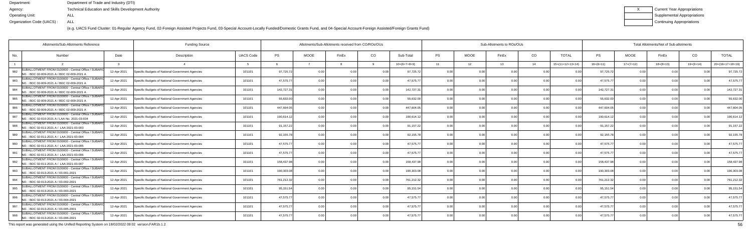Department: Department of Trade and Industry (DTI)
Agency: Technical Education and Skills Development Authority
Operating Unit: ALL
Organization Code (UACS) : ALL

| X | Current Year Appropriations |
|---|---|
| | Supplemental Appropriations |
| | Continuing Appropriations |

(e.g. UACS Fund Cluster: 01-Regular Agency Fund, 02-Foreign Assisted Projects Fund, 03-Special Account-Locally Funded/Domestic Grants Fund, and 04-Special Account-Foreign Assisted/Foreign Grants Fund)

| Allotments/Sub-Allotments Reference | | | Funding Source | | Allotments/Sub-Allotments received from CO/ROs/OUs | | | | | Sub-Allotments to ROs/OUs | | | | | Total Allotments/Net of Sub-allotments | | | | |
|---|---|---|---|---|---|---|---|---|---|---|---|---|---|---|---|---|---|---|---|
| No. | Number | Date | Description | UACS Code | PS | MOOE | FinEx | CO | Sub-Total | PS | MOOE | FinEx | CO | TOTAL | PS | MOOE | FinEx | CO | TOTAL |
| 1 | 2 | 3 | 4 | 5 | 6 | 7 | 8 | 9 | 10=(6+7+8+9) | 11 | 12 | 13 | 14 | 15=(11+12+13+14) | 16=(6+11) | 17=(7+12) | 18=(8+13) | 19=(9+14) | 20=(16+17+18+19) |
| 982 | SUBALLOTMENT FROM 0100000 - Central Office / SUBARO NO. : BDC 02-009-2021 A / BDC 02-009-2021 A | 12-Apr-2021 | Specific Budgets of National Government Agencies | 101101 | 97,725.72 | 0.00 | 0.00 | 0.00 | 97,725.72 | 0.00 | 0.00 | 0.00 | 0.00 | 0.00 | 97,725.72 | 0.00 | 0.00 | 0.00 | 97,725.72 |
| 983 | SUBALLOTMENT FROM 0100000 - Central Office / SUBARO NO. : BDC 02-009-2021 A / BDC 02-009-2021 A | 12-Apr-2021 | Specific Budgets of National Government Agencies | 101101 | 47,575.77 | 0.00 | 0.00 | 0.00 | 47,575.77 | 0.00 | 0.00 | 0.00 | 0.00 | 0.00 | 47,575.77 | 0.00 | 0.00 | 0.00 | 47,575.77 |
| 984 | SUBALLOTMENT FROM 0100000 - Central Office / SUBARO NO. : BDC 02-009-2021 A / BDC 02-009-2021 A | 12-Apr-2021 | Specific Budgets of National Government Agencies | 101101 | 142,727.31 | 0.00 | 0.00 | 0.00 | 142,727.31 | 0.00 | 0.00 | 0.00 | 0.00 | 0.00 | 142,727.31 | 0.00 | 0.00 | 0.00 | 142,727.31 |
| 985 | SUBALLOTMENT FROM 0100000 - Central Office / SUBARO NO. : BDC 02-009-2021 A / BDC 02-009-2021 A | 12-Apr-2021 | Specific Budgets of National Government Agencies | 101101 | 55,632.00 | 0.00 | 0.00 | 0.00 | 55,632.00 | 0.00 | 0.00 | 0.00 | 0.00 | 0.00 | 55,632.00 | 0.00 | 0.00 | 0.00 | 55,632.00 |
| 986 | SUBALLOTMENT FROM 0100000 - Central Office / SUBARO NO. : BDC 02-009-2021 A / BDC 02-009-2021 A | 12-Apr-2021 | Specific Budgets of National Government Agencies | 101101 | 447,604.05 | 0.00 | 0.00 | 0.00 | 447,604.05 | 0.00 | 0.00 | 0.00 | 0.00 | 0.00 | 447,604.05 | 0.00 | 0.00 | 0.00 | 447,604.05 |
| 987 | SUBALLOTMENT FROM 0100000 - Central Office / SUBARO NO. : BDC 02-010-2021 A / LAA No. 2021-03-034 | 12-Apr-2021 | Specific Budgets of National Government Agencies | 101101 | 190,614.12 | 0.00 | 0.00 | 0.00 | 190,614.12 | 0.00 | 0.00 | 0.00 | 0.00 | 0.00 | 190,614.12 | 0.00 | 0.00 | 0.00 | 190,614.12 |
| 988 | SUBALLOTMENT FROM 0100000 - Central Office / SUBARO NO. : BDC 02-011-2021 A / LAA 2021-03-003 | 12-Apr-2021 | Specific Budgets of National Government Agencies | 101101 | 91,157.22 | 0.00 | 0.00 | 0.00 | 91,157.22 | 0.00 | 0.00 | 0.00 | 0.00 | 0.00 | 91,157.22 | 0.00 | 0.00 | 0.00 | 91,157.22 |
| 989 | SUBALLOTMENT FROM 0100000 - Central Office / SUBARO NO. : BDC 02-011-2021 A / LAA 2021-03-004 | 12-Apr-2021 | Specific Budgets of National Government Agencies | 101101 | 92,155.78 | 0.00 | 0.00 | 0.00 | 92,155.78 | 0.00 | 0.00 | 0.00 | 0.00 | 0.00 | 92,155.78 | 0.00 | 0.00 | 0.00 | 92,155.78 |
| 990 | SUBALLOTMENT FROM 0100000 - Central Office / SUBARO NO. : BDC 02-011-2021 A / LAA 2021-03-005 | 12-Apr-2021 | Specific Budgets of National Government Agencies | 101101 | 47,575.77 | 0.00 | 0.00 | 0.00 | 47,575.77 | 0.00 | 0.00 | 0.00 | 0.00 | 0.00 | 47,575.77 | 0.00 | 0.00 | 0.00 | 47,575.77 |
| 991 | SUBALLOTMENT FROM 0100000 - Central Office / SUBARO NO. : BDC 02-011-2021 A / LAA 2021-03-006 | 12-Apr-2021 | Specific Budgets of National Government Agencies | 101101 | 47,575.77 | 0.00 | 0.00 | 0.00 | 47,575.77 | 0.00 | 0.00 | 0.00 | 0.00 | 0.00 | 47,575.77 | 0.00 | 0.00 | 0.00 | 47,575.77 |
| 992 | SUBALLOTMENT FROM 0100000 - Central Office / SUBARO NO. : BDC 02-011-2021 A / LAA 2021-03-007 | 12-Apr-2021 | Specific Budgets of National Government Agencies | 101101 | 158,437.98 | 0.00 | 0.00 | 0.00 | 158,437.98 | 0.00 | 0.00 | 0.00 | 0.00 | 0.00 | 158,437.98 | 0.00 | 0.00 | 0.00 | 158,437.98 |
| 993 | SUBALLOTMENT FROM 0100000 - Central Office / SUBARO NO. : BDC 02-013-2021 A / 03-001-2021 | 12-Apr-2021 | Specific Budgets of National Government Agencies | 101101 | 190,303.08 | 0.00 | 0.00 | 0.00 | 190,303.08 | 0.00 | 0.00 | 0.00 | 0.00 | 0.00 | 190,303.08 | 0.00 | 0.00 | 0.00 | 190,303.08 |
| 994 | SUBALLOTMENT FROM 0100000 - Central Office / SUBARO NO. : BDC 02-013-2021 A / 03-002-2021 | 12-Apr-2021 | Specific Budgets of National Government Agencies | 101101 | 761,212.32 | 0.00 | 0.00 | 0.00 | 761,212.32 | 0.00 | 0.00 | 0.00 | 0.00 | 0.00 | 761,212.32 | 0.00 | 0.00 | 0.00 | 761,212.32 |
| 995 | SUBALLOTMENT FROM 0100000 - Central Office / SUBARO NO. : BDC 02-013-2021 A / 03-003-2021 | 12-Apr-2021 | Specific Budgets of National Government Agencies | 101101 | 95,151.54 | 0.00 | 0.00 | 0.00 | 95,151.54 | 0.00 | 0.00 | 0.00 | 0.00 | 0.00 | 95,151.54 | 0.00 | 0.00 | 0.00 | 95,151.54 |
| 996 | SUBALLOTMENT FROM 0100000 - Central Office / SUBARO NO. : BDC 02-013-2021 A / 03-004-2021 | 12-Apr-2021 | Specific Budgets of National Government Agencies | 101101 | 47,575.77 | 0.00 | 0.00 | 0.00 | 47,575.77 | 0.00 | 0.00 | 0.00 | 0.00 | 0.00 | 47,575.77 | 0.00 | 0.00 | 0.00 | 47,575.77 |
| 997 | SUBALLOTMENT FROM 0100000 - Central Office / SUBARO NO. : BDC 02-013-2021 A / 03-005-2001 | 12-Apr-2021 | Specific Budgets of National Government Agencies | 101101 | 47,575.77 | 0.00 | 0.00 | 0.00 | 47,575.77 | 0.00 | 0.00 | 0.00 | 0.00 | 0.00 | 47,575.77 | 0.00 | 0.00 | 0.00 | 47,575.77 |
| 998 | SUBALLOTMENT FROM 0100000 - Central Office / SUBARO NO. : BDC 02-013-2021 A / 03-006-2021 | 12-Apr-2021 | Specific Budgets of National Government Agencies | 101101 | 47,575.77 | 0.00 | 0.00 | 0.00 | 47,575.77 | 0.00 | 0.00 | 0.00 | 0.00 | 0.00 | 47,575.77 | 0.00 | 0.00 | 0.00 | 47,575.77 |

This report was generated using the Unified Reporting System on 18/02/2022 09:02 version.FAR1b.1.2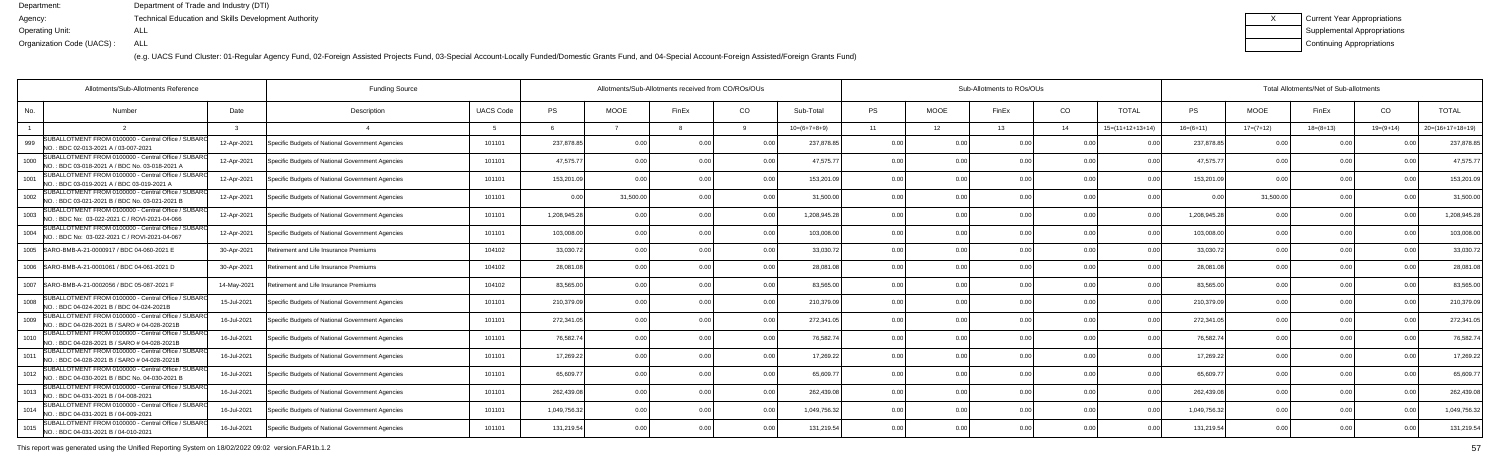Department: Department of Trade and Industry (DTI)
Agency: Technical Education and Skills Development Authority
Operating Unit: ALL
Organization Code (UACS) : ALL

| X | Current Year Appropriations |
|---|---|
| | Supplemental Appropriations |
| | Continuing Appropriations |

(e.g. UACS Fund Cluster: 01-Regular Agency Fund, 02-Foreign Assisted Projects Fund, 03-Special Account-Locally Funded/Domestic Grants Fund, and 04-Special Account-Foreign Assisted/Foreign Grants Fund)

| Allotments/Sub-Allotments Reference | | | Funding Source | | Allotments/Sub-Allotments received from CO/ROs/OUs | | | | | Sub-Allotments to ROs/OUs | | | | | Total Allotments/Net of Sub-allotments | | | | |
|---|---|---|---|---|---|---|---|---|---|---|---|---|---|---|---|---|---|---|---|
| No. | Number | Date | Description | UACS Code | PS | MOOE | FinEx | CO | Sub-Total | PS | MOOE | FinEx | CO | TOTAL | PS | MOOE | FinEx | CO | TOTAL |
| 1 | 2 | 3 | 4 | 5 | 6 | 7 | 8 | 9 | 10=(6+7+8+9) | 11 | 12 | 13 | 14 | 15=(11+12+13+14) | 16=(6+11) | 17=(7+12) | 18=(8+13) | 19=(9+14) | 20=(16+17+18+19) |
| 999 | SUBALLOTMENT FROM 0100000 - Central Office / SUBARO NO. : BDC 02-013-2021 A / 03-007-2021 | 12-Apr-2021 | Specific Budgets of National Government Agencies | 101101 | 237,878.85 | 0.00 | 0.00 | 0.00 | 237,878.85 | 0.00 | 0.00 | 0.00 | 0.00 | 0.00 | 237,878.85 | 0.00 | 0.00 | 0.00 | 237,878.85 |
| 1000 | SUBALLOTMENT FROM 0100000 - Central Office / SUBARO NO. : BDC 03-018-2021 A / BDC No. 03-018-2021 A | 12-Apr-2021 | Specific Budgets of National Government Agencies | 101101 | 47,575.77 | 0.00 | 0.00 | 0.00 | 47,575.77 | 0.00 | 0.00 | 0.00 | 0.00 | 0.00 | 47,575.77 | 0.00 | 0.00 | 0.00 | 47,575.77 |
| 1001 | SUBALLOTMENT FROM 0100000 - Central Office / SUBARO NO. : BDC 03-019-2021 A / BDC 03-019-2021 A | 12-Apr-2021 | Specific Budgets of National Government Agencies | 101101 | 153,201.09 | 0.00 | 0.00 | 0.00 | 153,201.09 | 0.00 | 0.00 | 0.00 | 0.00 | 0.00 | 153,201.09 | 0.00 | 0.00 | 0.00 | 153,201.09 |
| 1002 | SUBALLOTMENT FROM 0100000 - Central Office / SUBARO NO. : BDC 03-021-2021 B BDC No. 03-021-2021 B | 12-Apr-2021 | Specific Budgets of National Government Agencies | 101101 | 0.00 | 31,500.00 | 0.00 | 0.00 | 31,500.00 | 0.00 | 0.00 | 0.00 | 0.00 | 0.00 | 0.00 | 31,500.00 | 0.00 | 0.00 | 31,500.00 |
| 1003 | SUBALLOTMENT FROM 0100000 - Central Office / SUBARO NO. : BDC No: 03-022-2021 C / ROVI-2021-04-066 | 12-Apr-2021 | Specific Budgets of National Government Agencies | 101101 | 1,208,945.28 | 0.00 | 0.00 | 0.00 | 1,208,945.28 | 0.00 | 0.00 | 0.00 | 0.00 | 0.00 | 1,208,945.28 | 0.00 | 0.00 | 0.00 | 1,208,945.28 |
| 1004 | SUBALLOTMENT FROM 0100000 - Central Office / SUBARO NO. : BDC No: 03-022-2021 C / ROVI-2021-04-067 | 12-Apr-2021 | Specific Budgets of National Government Agencies | 101101 | 103,008.00 | 0.00 | 0.00 | 0.00 | 103,008.00 | 0.00 | 0.00 | 0.00 | 0.00 | 0.00 | 103,008.00 | 0.00 | 0.00 | 0.00 | 103,008.00 |
| 1005 | SARO-BMB-A-21-0000917 / BDC 04-060-2021 E | 30-Apr-2021 | Retirement and Life Insurance Premiums | 104102 | 33,030.72 | 0.00 | 0.00 | 0.00 | 33,030.72 | 0.00 | 0.00 | 0.00 | 0.00 | 0.00 | 33,030.72 | 0.00 | 0.00 | 0.00 | 33,030.72 |
| 1006 | SARO-BMB-A-21-0001061 / BDC 04-061-2021 D | 30-Apr-2021 | Retirement and Life Insurance Premiums | 104102 | 28,081.08 | 0.00 | 0.00 | 0.00 | 28,081.08 | 0.00 | 0.00 | 0.00 | 0.00 | 0.00 | 28,081.08 | 0.00 | 0.00 | 0.00 | 28,081.08 |
| 1007 | SARO-BMB-A-21-0002056 / BDC 05-087-2021 F | 14-May-2021 | Retirement and Life Insurance Premiums | 104102 | 83,565.00 | 0.00 | 0.00 | 0.00 | 83,565.00 | 0.00 | 0.00 | 0.00 | 0.00 | 0.00 | 83,565.00 | 0.00 | 0.00 | 0.00 | 83,565.00 |
| 1008 | SUBALLOTMENT FROM 0100000 - Central Office / SUBARO NO. : BDC 04-024-2021 B / BDC 04-024-2021B | 15-Jul-2021 | Specific Budgets of National Government Agencies | 101101 | 210,379.09 | 0.00 | 0.00 | 0.00 | 210,379.09 | 0.00 | 0.00 | 0.00 | 0.00 | 0.00 | 210,379.09 | 0.00 | 0.00 | 0.00 | 210,379.09 |
| 1009 | SUBALLOTMENT FROM 0100000 - Central Office / SUBARO NO. : BDC 04-028-2021 B / SARO # 04-028-2021B | 16-Jul-2021 | Specific Budgets of National Government Agencies | 101101 | 272,341.05 | 0.00 | 0.00 | 0.00 | 272,341.05 | 0.00 | 0.00 | 0.00 | 0.00 | 0.00 | 272,341.05 | 0.00 | 0.00 | 0.00 | 272,341.05 |
| 1010 | SUBALLOTMENT FROM 0100000 - Central Office / SUBARO NO. : BDC 04-028-2021 B / SARO # 04-028-2021B | 16-Jul-2021 | Specific Budgets of National Government Agencies | 101101 | 76,582.74 | 0.00 | 0.00 | 0.00 | 76,582.74 | 0.00 | 0.00 | 0.00 | 0.00 | 0.00 | 76,582.74 | 0.00 | 0.00 | 0.00 | 76,582.74 |
| 1011 | SUBALLOTMENT FROM 0100000 - Central Office / SUBARO NO. : BDC 04-028-2021 B / SARO # 04-028-2021B | 16-Jul-2021 | Specific Budgets of National Government Agencies | 101101 | 17,269.22 | 0.00 | 0.00 | 0.00 | 17,269.22 | 0.00 | 0.00 | 0.00 | 0.00 | 0.00 | 17,269.22 | 0.00 | 0.00 | 0.00 | 17,269.22 |
| 1012 | SUBALLOTMENT FROM 0100000 - Central Office / SUBARO NO. : BDC 04-030-2021 B / BDC No. 04-030-2021 B | 16-Jul-2021 | Specific Budgets of National Government Agencies | 101101 | 65,609.77 | 0.00 | 0.00 | 0.00 | 65,609.77 | 0.00 | 0.00 | 0.00 | 0.00 | 0.00 | 65,609.77 | 0.00 | 0.00 | 0.00 | 65,609.77 |
| 1013 | SUBALLOTMENT FROM 0100000 - Central Office / SUBARO NO. : BDC 04-031-2021 B / 04-008-2021 | 16-Jul-2021 | Specific Budgets of National Government Agencies | 101101 | 262,439.08 | 0.00 | 0.00 | 0.00 | 262,439.08 | 0.00 | 0.00 | 0.00 | 0.00 | 0.00 | 262,439.08 | 0.00 | 0.00 | 0.00 | 262,439.08 |
| 1014 | SUBALLOTMENT FROM 0100000 - Central Office / SUBARO NO. : BDC 04-031-2021 B / 04-009-2021 | 16-Jul-2021 | Specific Budgets of National Government Agencies | 101101 | 1,049,756.32 | 0.00 | 0.00 | 0.00 | 1,049,756.32 | 0.00 | 0.00 | 0.00 | 0.00 | 0.00 | 1,049,756.32 | 0.00 | 0.00 | 0.00 | 1,049,756.32 |
| 1015 | SUBALLOTMENT FROM 0100000 - Central Office / SUBARO NO. : BDC 04-031-2021 B / 04-010-2021 | 16-Jul-2021 | Specific Budgets of National Government Agencies | 101101 | 131,219.54 | 0.00 | 0.00 | 0.00 | 131,219.54 | 0.00 | 0.00 | 0.00 | 0.00 | 0.00 | 131,219.54 | 0.00 | 0.00 | 0.00 | 131,219.54 |

This report was generated using the Unified Reporting System on 18/02/2022 09:02 version.FAR1b.1.2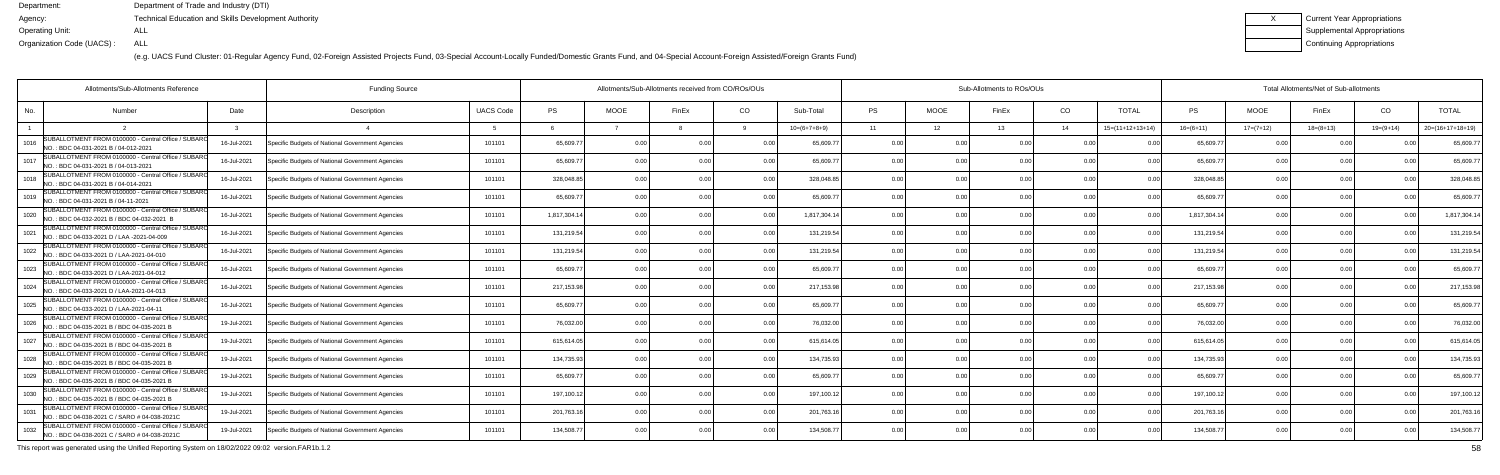Department: Department of Trade and Industry (DTI)
Agency: Technical Education and Skills Development Authority
Operating Unit: ALL
Organization Code (UACS) : ALL

| X | Current Year Appropriations |
|---|---|
| | Supplemental Appropriations |
| | Continuing Appropriations |

(e.g. UACS Fund Cluster: 01-Regular Agency Fund, 02-Foreign Assisted Projects Fund, 03-Special Account-Locally Funded/Domestic Grants Fund, and 04-Special Account-Foreign Assisted/Foreign Grants Fund)

| Allotments/Sub-Allotments Reference | | | Funding Source | | Allotments/Sub-Allotments received from CO/ROs/OUs | | | | | Sub-Allotments to ROs/OUs | | | | | Total Allotments/Net of Sub-allotments | | | | |
|---|---|---|---|---|---|---|---|---|---|---|---|---|---|---|---|---|---|---|---|
| No. | Number | Date | Description | UACS Code | PS | MOOE | FinEx | CO | Sub-Total | PS | MOOE | FinEx | CO | TOTAL | PS | MOOE | FinEx | CO | TOTAL |
| 1 | 2 | 3 | 4 | 5 | 6 | 7 | 8 | 9 | 10=(6+7+8+9) | 11 | 12 | 13 | 14 | 15=(11+12+13+14) | 16=(6+11) | 17=(7+12) | 18=(8+13) | 19=(9+14) | 20=(16+17+18+19) |
| 1016 | SUBALLOTMENT FROM 0100000 - Central Office / SUBARO NO. : BDC 04-031-2021 B / 04-012-2021 | 16-Jul-2021 | Specific Budgets of National Government Agencies | 101101 | 65,609.77 | 0.00 | 0.00 | 0.00 | 65,609.77 | 0.00 | 0.00 | 0.00 | 0.00 | 0.00 | 65,609.77 | 0.00 | 0.00 | 0.00 | 65,609.77 |
| 1017 | SUBALLOTMENT FROM 0100000 - Central Office / SUBARO NO. : BDC 04-031-2021 B / 04-013-2021 | 16-Jul-2021 | Specific Budgets of National Government Agencies | 101101 | 65,609.77 | 0.00 | 0.00 | 0.00 | 65,609.77 | 0.00 | 0.00 | 0.00 | 0.00 | 0.00 | 65,609.77 | 0.00 | 0.00 | 0.00 | 65,609.77 |
| 1018 | SUBALLOTMENT FROM 0100000 - Central Office / SUBARO NO. : BDC 04-031-2021 B / 04-014-2021 | 16-Jul-2021 | Specific Budgets of National Government Agencies | 101101 | 328,048.85 | 0.00 | 0.00 | 0.00 | 328,048.85 | 0.00 | 0.00 | 0.00 | 0.00 | 0.00 | 328,048.85 | 0.00 | 0.00 | 0.00 | 328,048.85 |
| 1019 | SUBALLOTMENT FROM 0100000 - Central Office / SUBARO NO. : BDC 04-031-2021 B / 04-11-2021 | 16-Jul-2021 | Specific Budgets of National Government Agencies | 101101 | 65,609.77 | 0.00 | 0.00 | 0.00 | 65,609.77 | 0.00 | 0.00 | 0.00 | 0.00 | 0.00 | 65,609.77 | 0.00 | 0.00 | 0.00 | 65,609.77 |
| 1020 | SUBALLOTMENT FROM 0100000 - Central Office / SUBARO NO. : BDC 04-032-2021 B / BDC 04-032-2021 B | 16-Jul-2021 | Specific Budgets of National Government Agencies | 101101 | 1,817,304.14 | 0.00 | 0.00 | 0.00 | 1,817,304.14 | 0.00 | 0.00 | 0.00 | 0.00 | 0.00 | 1,817,304.14 | 0.00 | 0.00 | 0.00 | 1,817,304.14 |
| 1021 | SUBALLOTMENT FROM 0100000 - Central Office / SUBARO NO. : BDC 04-033-2021 D / LAA -2021-04-009 | 16-Jul-2021 | Specific Budgets of National Government Agencies | 101101 | 131,219.54 | 0.00 | 0.00 | 0.00 | 131,219.54 | 0.00 | 0.00 | 0.00 | 0.00 | 0.00 | 131,219.54 | 0.00 | 0.00 | 0.00 | 131,219.54 |
| 1022 | SUBALLOTMENT FROM 0100000 - Central Office / SUBARO NO. : BDC 04-033-2021 D / LAA-2021-04-010 | 16-Jul-2021 | Specific Budgets of National Government Agencies | 101101 | 131,219.54 | 0.00 | 0.00 | 0.00 | 131,219.54 | 0.00 | 0.00 | 0.00 | 0.00 | 0.00 | 131,219.54 | 0.00 | 0.00 | 0.00 | 131,219.54 |
| 1023 | SUBALLOTMENT FROM 0100000 - Central Office / SUBARO NO. : BDC 04-033-2021 D / LAA-2021-04-012 | 16-Jul-2021 | Specific Budgets of National Government Agencies | 101101 | 65,609.77 | 0.00 | 0.00 | 0.00 | 65,609.77 | 0.00 | 0.00 | 0.00 | 0.00 | 0.00 | 65,609.77 | 0.00 | 0.00 | 0.00 | 65,609.77 |
| 1024 | SUBALLOTMENT FROM 0100000 - Central Office / SUBARO NO. : BDC 04-033-2021 D / LAA-2021-04-013 | 16-Jul-2021 | Specific Budgets of National Government Agencies | 101101 | 217,153.98 | 0.00 | 0.00 | 0.00 | 217,153.98 | 0.00 | 0.00 | 0.00 | 0.00 | 0.00 | 217,153.98 | 0.00 | 0.00 | 0.00 | 217,153.98 |
| 1025 | SUBALLOTMENT FROM 0100000 - Central Office / SUBARO NO. : BDC 04-033-2021 D / LAA-2021-04-11 | 16-Jul-2021 | Specific Budgets of National Government Agencies | 101101 | 65,609.77 | 0.00 | 0.00 | 0.00 | 65,609.77 | 0.00 | 0.00 | 0.00 | 0.00 | 0.00 | 65,609.77 | 0.00 | 0.00 | 0.00 | 65,609.77 |
| 1026 | SUBALLOTMENT FROM 0100000 - Central Office / SUBARO NO. : BDC 04-035-2021 B / BDC 04-035-2021 B | 19-Jul-2021 | Specific Budgets of National Government Agencies | 101101 | 76,032.00 | 0.00 | 0.00 | 0.00 | 76,032.00 | 0.00 | 0.00 | 0.00 | 0.00 | 0.00 | 76,032.00 | 0.00 | 0.00 | 0.00 | 76,032.00 |
| 1027 | SUBALLOTMENT FROM 0100000 - Central Office / SUBARO NO. : BDC 04-035-2021 B / BDC 04-035-2021 B | 19-Jul-2021 | Specific Budgets of National Government Agencies | 101101 | 615,614.05 | 0.00 | 0.00 | 0.00 | 615,614.05 | 0.00 | 0.00 | 0.00 | 0.00 | 0.00 | 615,614.05 | 0.00 | 0.00 | 0.00 | 615,614.05 |
| 1028 | SUBALLOTMENT FROM 0100000 - Central Office / SUBARO NO. : BDC 04-035-2021 B / BDC 04-035-2021 B | 19-Jul-2021 | Specific Budgets of National Government Agencies | 101101 | 134,735.93 | 0.00 | 0.00 | 0.00 | 134,735.93 | 0.00 | 0.00 | 0.00 | 0.00 | 0.00 | 134,735.93 | 0.00 | 0.00 | 0.00 | 134,735.93 |
| 1029 | SUBALLOTMENT FROM 0100000 - Central Office / SUBARO NO. : BDC 04-035-2021 B / BDC 04-035-2021 B | 19-Jul-2021 | Specific Budgets of National Government Agencies | 101101 | 65,609.77 | 0.00 | 0.00 | 0.00 | 65,609.77 | 0.00 | 0.00 | 0.00 | 0.00 | 0.00 | 65,609.77 | 0.00 | 0.00 | 0.00 | 65,609.77 |
| 1030 | SUBALLOTMENT FROM 0100000 - Central Office / SUBARO NO. : BDC 04-035-2021 B / BDC 04-035-2021 B | 19-Jul-2021 | Specific Budgets of National Government Agencies | 101101 | 197,100.12 | 0.00 | 0.00 | 0.00 | 197,100.12 | 0.00 | 0.00 | 0.00 | 0.00 | 0.00 | 197,100.12 | 0.00 | 0.00 | 0.00 | 197,100.12 |
| 1031 | SUBALLOTMENT FROM 0100000 - Central Office / SUBARO NO. : BDC 04-038-2021 C / SARO # 04-038-2021C | 19-Jul-2021 | Specific Budgets of National Government Agencies | 101101 | 201,763.16 | 0.00 | 0.00 | 0.00 | 201,763.16 | 0.00 | 0.00 | 0.00 | 0.00 | 0.00 | 201,763.16 | 0.00 | 0.00 | 0.00 | 201,763.16 |
| 1032 | SUBALLOTMENT FROM 0100000 - Central Office / SUBARO NO. : BDC 04-038-2021 C / SARO # 04-038-2021C | 19-Jul-2021 | Specific Budgets of National Government Agencies | 101101 | 134,508.77 | 0.00 | 0.00 | 0.00 | 134,508.77 | 0.00 | 0.00 | 0.00 | 0.00 | 0.00 | 134,508.77 | 0.00 | 0.00 | 0.00 | 134,508.77 |

This report was generated using the Unified Reporting System on 18/02/2022 09:02 version.FAR1b.1.2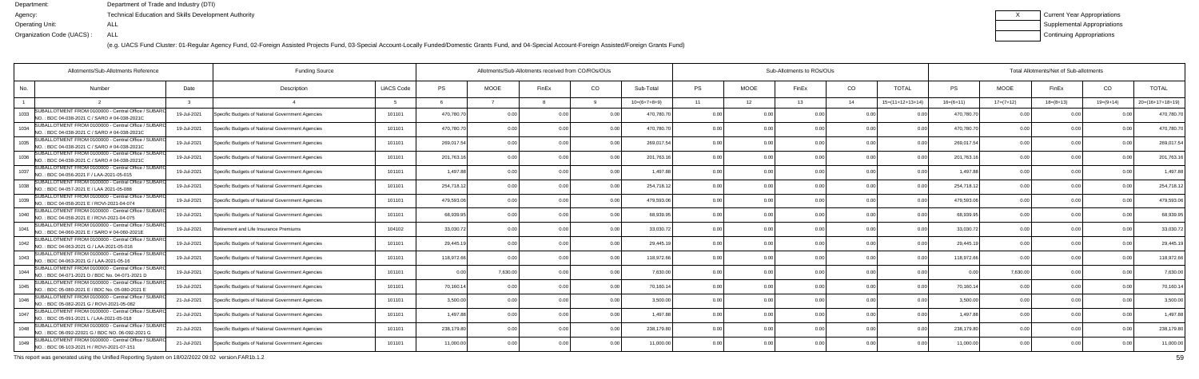Department: Department of Trade and Industry (DTI)
Agency: Technical Education and Skills Development Authority
Operating Unit: ALL
Organization Code (UACS) : ALL

| X | Current Year Appropriations |
| --- | --- |
| | Supplemental Appropriations |
| | Continuing Appropriations |

(e.g. UACS Fund Cluster: 01-Regular Agency Fund, 02-Foreign Assisted Projects Fund, 03-Special Account-Locally Funded/Domestic Grants Fund, and 04-Special Account-Foreign Assisted/Foreign Grants Fund)

| Allotments/Sub-Allotments Reference | | | Funding Source | | Allotments/Sub-Allotments received from CO/ROs/OUs | | | | | Sub-Allotments to ROs/OUs | | | | | Total Allotments/Net of Sub-allotments | | | | |
|---|---|---|---|---|---|---|---|---|---|---|---|---|---|---|---|---|---|---|---|
| No. | Number | Date | Description | UACS Code | PS | MOOE | FinEx | CO | Sub-Total | PS | MOOE | FinEx | CO | TOTAL | PS | MOOE | FinEx | CO | TOTAL |
| 1 | 2 | 3 | 4 | 5 | 6 | 7 | 8 | 9 | 10=(6+7+8+9) | 11 | 12 | 13 | 14 | 15=(11+12+13+14) | 16=(6+11) | 17=(7+12) | 18=(8+13) | 19=(9+14) | 20=(16+17+18+19) |
| 1033 | SUBALLOTMENT FROM 0100000 - Central Office / SUBARO NO. : BDC 04-038-2021 C / SARO # 04-038-2021C | 19-Jul-2021 | Specific Budgets of National Government Agencies | 101101 | 470,780.70 | 0.00 | 0.00 | 0.00 | 470,780.70 | 0.00 | 0.00 | 0.00 | 0.00 | 0.00 | 470,780.70 | 0.00 | 0.00 | 0.00 | 470,780.70 |
| 1034 | SUBALLOTMENT FROM 0100000 - Central Office / SUBARO NO. : BDC 04-038-2021 C / SARO # 04-038-2021C | 19-Jul-2021 | Specific Budgets of National Government Agencies | 101101 | 470,780.70 | 0.00 | 0.00 | 0.00 | 470,780.70 | 0.00 | 0.00 | 0.00 | 0.00 | 0.00 | 470,780.70 | 0.00 | 0.00 | 0.00 | 470,780.70 |
| 1035 | SUBALLOTMENT FROM 0100000 - Central Office / SUBARO NO. : BDC 04-038-2021 C / SARO # 04-038-2021C | 19-Jul-2021 | Specific Budgets of National Government Agencies | 101101 | 269,017.54 | 0.00 | 0.00 | 0.00 | 269,017.54 | 0.00 | 0.00 | 0.00 | 0.00 | 0.00 | 269,017.54 | 0.00 | 0.00 | 0.00 | 269,017.54 |
| 1036 | SUBALLOTMENT FROM 0100000 - Central Office / SUBARO NO. : BDC 04-038-2021 C / SARO # 04-038-2021C | 19-Jul-2021 | Specific Budgets of National Government Agencies | 101101 | 201,763.16 | 0.00 | 0.00 | 0.00 | 201,763.16 | 0.00 | 0.00 | 0.00 | 0.00 | 0.00 | 201,763.16 | 0.00 | 0.00 | 0.00 | 201,763.16 |
| 1037 | SUBALLOTMENT FROM 0100000 - Central Office / SUBARO NO. : BDC 04-056-2021 F / LAA-2021-05-015 | 19-Jul-2021 | Specific Budgets of National Government Agencies | 101101 | 1,497.88 | 0.00 | 0.00 | 0.00 | 1,497.88 | 0.00 | 0.00 | 0.00 | 0.00 | 0.00 | 1,497.88 | 0.00 | 0.00 | 0.00 | 1,497.88 |
| 1038 | SUBALLOTMENT FROM 0100000 - Central Office / SUBARO NO. : BDC 04-057-2021 E / LAA-2021-05-088 | 19-Jul-2021 | Specific Budgets of National Government Agencies | 101101 | 254,718.12 | 0.00 | 0.00 | 0.00 | 254,718.12 | 0.00 | 0.00 | 0.00 | 0.00 | 0.00 | 254,718.12 | 0.00 | 0.00 | 0.00 | 254,718.12 |
| 1039 | SUBALLOTMENT FROM 0100000 - Central Office / SUBARO NO. : BDC 04-058-2021 E / ROVI-2021-04-074 | 19-Jul-2021 | Specific Budgets of National Government Agencies | 101101 | 479,593.06 | 0.00 | 0.00 | 0.00 | 479,593.06 | 0.00 | 0.00 | 0.00 | 0.00 | 0.00 | 479,593.06 | 0.00 | 0.00 | 0.00 | 479,593.06 |
| 1040 | SUBALLOTMENT FROM 0100000 - Central Office / SUBARO NO. : BDC 04-058-2021 E / ROVI-2021-04-075 | 19-Jul-2021 | Specific Budgets of National Government Agencies | 101101 | 68,939.95 | 0.00 | 0.00 | 0.00 | 68,939.95 | 0.00 | 0.00 | 0.00 | 0.00 | 0.00 | 68,939.95 | 0.00 | 0.00 | 0.00 | 68,939.95 |
| 1041 | SUBALLOTMENT FROM 0100000 - Central Office / SUBARO NO. : BDC 04-060-2021 E / SARO # 04-060-2021E | 19-Jul-2021 | Retirement and Life Insurance Premiums | 104102 | 33,030.72 | 0.00 | 0.00 | 0.00 | 33,030.72 | 0.00 | 0.00 | 0.00 | 0.00 | 0.00 | 33,030.72 | 0.00 | 0.00 | 0.00 | 33,030.72 |
| 1042 | SUBALLOTMENT FROM 0100000 - Central Office / SUBARO NO. : BDC 04-063-2021 G / LAA-2021-05-016 | 19-Jul-2021 | Specific Budgets of National Government Agencies | 101101 | 29,445.19 | 0.00 | 0.00 | 0.00 | 29,445.19 | 0.00 | 0.00 | 0.00 | 0.00 | 0.00 | 29,445.19 | 0.00 | 0.00 | 0.00 | 29,445.19 |
| 1043 | SUBALLOTMENT FROM 0100000 - Central Office / SUBARO NO. : BDC 04-063-2021 G / LAA-2021-05-16 | 19-Jul-2021 | Specific Budgets of National Government Agencies | 101101 | 118,972.66 | 0.00 | 0.00 | 0.00 | 118,972.66 | 0.00 | 0.00 | 0.00 | 0.00 | 0.00 | 118,972.66 | 0.00 | 0.00 | 0.00 | 118,972.66 |
| 1044 | SUBALLOTMENT FROM 0100000 - Central Office / SUBARO NO. : BDC 04-071-2021 D / BDC No. 04-071-2021 D | 19-Jul-2021 | Specific Budgets of National Government Agencies | 101101 | 0.00 | 7,630.00 | 0.00 | 0.00 | 7,630.00 | 0.00 | 0.00 | 0.00 | 0.00 | 0.00 | 0.00 | 7,630.00 | 0.00 | 0.00 | 7,630.00 |
| 1045 | SUBALLOTMENT FROM 0100000 - Central Office / SUBARO NO. : BDC 05-080-2021 E / BDC No. 05-080-2021 E | 19-Jul-2021 | Specific Budgets of National Government Agencies | 101101 | 70,160.14 | 0.00 | 0.00 | 0.00 | 70,160.14 | 0.00 | 0.00 | 0.00 | 0.00 | 0.00 | 70,160.14 | 0.00 | 0.00 | 0.00 | 70,160.14 |
| 1046 | SUBALLOTMENT FROM 0100000 - Central Office / SUBARO NO. : BDC 05-082-2021 G / ROVI-2021-05-062 | 21-Jul-2021 | Specific Budgets of National Government Agencies | 101101 | 3,500.00 | 0.00 | 0.00 | 0.00 | 3,500.00 | 0.00 | 0.00 | 0.00 | 0.00 | 0.00 | 3,500.00 | 0.00 | 0.00 | 0.00 | 3,500.00 |
| 1047 | SUBALLOTMENT FROM 0100000 - Central Office / SUBARO NO. : BDC 05-091-2021 L / LAA-2021-05-018 | 21-Jul-2021 | Specific Budgets of National Government Agencies | 101101 | 1,497.88 | 0.00 | 0.00 | 0.00 | 1,497.88 | 0.00 | 0.00 | 0.00 | 0.00 | 0.00 | 1,497.88 | 0.00 | 0.00 | 0.00 | 1,497.88 |
| 1048 | SUBALLOTMENT FROM 0100000 - Central Office / SUBARO NO. : BDC 06-092-22021 G / BDC NO. 06-092-2021 G | 21-Jul-2021 | Specific Budgets of National Government Agencies | 101101 | 238,179.80 | 0.00 | 0.00 | 0.00 | 238,179.80 | 0.00 | 0.00 | 0.00 | 0.00 | 0.00 | 238,179.80 | 0.00 | 0.00 | 0.00 | 238,179.80 |
| 1049 | SUBALLOTMENT FROM 0100000 - Central Office / SUBARO NO. : BDC 06-103-2021 H / ROVI-2021-07-151 | 21-Jul-2021 | Specific Budgets of National Government Agencies | 101101 | 11,000.00 | 0.00 | 0.00 | 0.00 | 11,000.00 | 0.00 | 0.00 | 0.00 | 0.00 | 0.00 | 11,000.00 | 0.00 | 0.00 | 0.00 | 11,000.00 |

This report was generated using the Unified Reporting System on 18/02/2022 09:02 version.FAR1b.1.2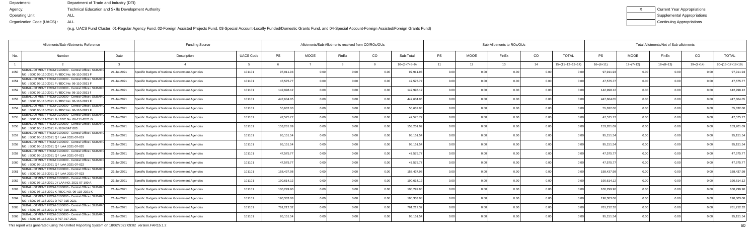Department: Department of Trade and Industry (DTI)
Agency: Technical Education and Skills Development Authority
Operating Unit: ALL
Organization Code (UACS) : ALL

(e.g. UACS Fund Cluster: 01-Regular Agency Fund, 02-Foreign Assisted Projects Fund, 03-Special Account-Locally Funded/Domestic Grants Fund, and 04-Special Account-Foreign Assisted/Foreign Grants Fund)

| X | Current Year Appropriations |
|---|---|
| | Supplemental Appropriations |
| | Continuing Appropriations |

| Allotments/Sub-Allotments Reference | | | Funding Source | | Allotments/Sub-Allotments received from CO/ROs/OUs | | | | | Sub-Allotments to ROs/OUs | | | | | Total Allotments/Net of Sub-allotments | | | | |
|---|---|---|---|---|---|---|---|---|---|---|---|---|---|---|---|---|---|---|---|
| No. | Number | Date | Description | UACS Code | PS | MOOE | FinEx | CO | Sub-Total | PS | MOOE | FinEx | CO | TOTAL | PS | MOOE | FinEx | CO | TOTAL |
| 1 | 2 | 3 | 4 | 5 | 6 | 7 | 8 | 9 | 10=(6+7+8+9) | 11 | 12 | 13 | 14 | 15=(11+12+13+14) | 16=(6+11) | 17=(7+12) | 18=(8+13) | 19=(9+14) | 20=(16+17+18+19) |
| 1050 | SUBALLOTMENT FROM 0100000 - Central Office / SUBARO NO. : BDC 06-110-2021 F / BDC No: 06-110-2021 F | 21-Jul-2021 | Specific Budgets of National Government Agencies | 101101 | 97,911.93 | 0.00 | 0.00 | 0.00 | 97,911.93 | 0.00 | 0.00 | 0.00 | 0.00 | 0.00 | 97,911.93 | 0.00 | 0.00 | 0.00 | 97,911.93 |
| 1051 | SUBALLOTMENT FROM 0100000 - Central Office / SUBARO NO. : BDC 06-110-2021 F / BDC No: 06-110-2021 F | 21-Jul-2021 | Specific Budgets of National Government Agencies | 101101 | 47,575.77 | 0.00 | 0.00 | 0.00 | 47,575.77 | 0.00 | 0.00 | 0.00 | 0.00 | 0.00 | 47,575.77 | 0.00 | 0.00 | 0.00 | 47,575.77 |
| 1052 | SUBALLOTMENT FROM 0100000 - Central Office / SUBARO NO. : BDC 06-110-2021 F / BDC No: 06-110-2021 I | 21-Jul-2021 | Specific Budgets of National Government Agencies | 101101 | 142,998.12 | 0.00 | 0.00 | 0.00 | 142,998.12 | 0.00 | 0.00 | 0.00 | 0.00 | 0.00 | 142,998.12 | 0.00 | 0.00 | 0.00 | 142,998.12 |
| 1053 | SUBALLOTMENT FROM 0100000 - Central Office / SUBARO NO. : BDC 06-110-2021 F / BDC No: 06-110-2021 F | 21-Jul-2021 | Specific Budgets of National Government Agencies | 101101 | 447,604.05 | 0.00 | 0.00 | 0.00 | 447,604.05 | 0.00 | 0.00 | 0.00 | 0.00 | 0.00 | 447,604.05 | 0.00 | 0.00 | 0.00 | 447,604.05 |
| 1054 | SUBALLOTMENT FROM 0100000 - Central Office / SUBARO NO. : BDC 06-110-2021 F / BDC No: 06-110-2021 F | 21-Jul-2021 | Specific Budgets of National Government Agencies | 101101 | 55,632.00 | 0.00 | 0.00 | 0.00 | 55,632.00 | 0.00 | 0.00 | 0.00 | 0.00 | 0.00 | 55,632.00 | 0.00 | 0.00 | 0.00 | 55,632.00 |
| 1055 | SUBALLOTMENT FROM 0100000 - Central Office / SUBARO NO. : BDC 06-111-2021 G / BDC No. 06-111-2021 G | 21-Jul-2021 | Specific Budgets of National Government Agencies | 101101 | 47,575.77 | 0.00 | 0.00 | 0.00 | 47,575.77 | 0.00 | 0.00 | 0.00 | 0.00 | 0.00 | 47,575.77 | 0.00 | 0.00 | 0.00 | 47,575.77 |
| 1056 | SUBALLOTMENT FROM 0100000 - Central Office / SUBARO NO. : BDC 06-112-2021 F / GSNSAT 003 | 21-Jul-2021 | Specific Budgets of National Government Agencies | 101101 | 153,201.09 | 0.00 | 0.00 | 0.00 | 153,201.09 | 0.00 | 0.00 | 0.00 | 0.00 | 0.00 | 153,201.09 | 0.00 | 0.00 | 0.00 | 153,201.09 |
| 1057 | SUBALLOTMENT FROM 0100000 - Central Office / SUBARO NO. : BDC 06-113-2021 Q / LAA 2021-07-019 | 21-Jul-2021 | Specific Budgets of National Government Agencies | 101101 | 95,151.54 | 0.00 | 0.00 | 0.00 | 95,151.54 | 0.00 | 0.00 | 0.00 | 0.00 | 0.00 | 95,151.54 | 0.00 | 0.00 | 0.00 | 95,151.54 |
| 1058 | SUBALLOTMENT FROM 0100000 - Central Office / SUBARO NO. : BDC 06-113-2021 Q / LAA 2021-07-020 | 21-Jul-2021 | Specific Budgets of National Government Agencies | 101101 | 95,151.54 | 0.00 | 0.00 | 0.00 | 95,151.54 | 0.00 | 0.00 | 0.00 | 0.00 | 0.00 | 95,151.54 | 0.00 | 0.00 | 0.00 | 95,151.54 |
| 1059 | SUBALLOTMENT FROM 0100000 - Central Office / SUBARO NO. : BDC 06-113-2021 Q / LAA 2021-07-021 | 21-Jul-2021 | Specific Budgets of National Government Agencies | 101101 | 47,575.77 | 0.00 | 0.00 | 0.00 | 47,575.77 | 0.00 | 0.00 | 0.00 | 0.00 | 0.00 | 47,575.77 | 0.00 | 0.00 | 0.00 | 47,575.77 |
| 1060 | SUBALLOTMENT FROM 0100000 - Central Office / SUBARO NO. : BDC 06-113-2021 Q / LAA 2021-07-022 | 21-Jul-2021 | Specific Budgets of National Government Agencies | 101101 | 47,575.77 | 0.00 | 0.00 | 0.00 | 47,575.77 | 0.00 | 0.00 | 0.00 | 0.00 | 0.00 | 47,575.77 | 0.00 | 0.00 | 0.00 | 47,575.77 |
| 1061 | SUBALLOTMENT FROM 0100000 - Central Office / SUBARO NO. : BDC 06-113-2021 Q / LAA 2021-07-023 | 21-Jul-2021 | Specific Budgets of National Government Agencies | 101101 | 158,437.98 | 0.00 | 0.00 | 0.00 | 158,437.98 | 0.00 | 0.00 | 0.00 | 0.00 | 0.00 | 158,437.98 | 0.00 | 0.00 | 0.00 | 158,437.98 |
| 1062 | SUBALLOTMENT FROM 0100000 - Central Office / SUBARO NO. : BDC 06-114-2021 J / LAA NO. 2021 07-190 A | 21-Jul-2021 | Specific Budgets of National Government Agencies | 101101 | 190,614.12 | 0.00 | 0.00 | 0.00 | 190,614.12 | 0.00 | 0.00 | 0.00 | 0.00 | 0.00 | 190,614.12 | 0.00 | 0.00 | 0.00 | 190,614.12 |
| 1063 | SUBALLOTMENT FROM 0100000 - Central Office / SUBARO NO. : BDC 06-115-2021 K / BDC NO. 06-115-2021 K | 21-Jul-2021 | Specific Budgets of National Government Agencies | 101101 | 100,299.90 | 0.00 | 0.00 | 0.00 | 100,299.90 | 0.00 | 0.00 | 0.00 | 0.00 | 0.00 | 100,299.90 | 0.00 | 0.00 | 0.00 | 100,299.90 |
| 1064 | SUBALLOTMENT FROM 0100000 - Central Office / SUBARO NO. : BDC 06-116-2021 D / 07-015-2021 | 21-Jul-2021 | Specific Budgets of National Government Agencies | 101101 | 190,303.08 | 0.00 | 0.00 | 0.00 | 190,303.08 | 0.00 | 0.00 | 0.00 | 0.00 | 0.00 | 190,303.08 | 0.00 | 0.00 | 0.00 | 190,303.08 |
| 1065 | SUBALLOTMENT FROM 0100000 - Central Office / SUBARO NO. : BDC 06-116-2021 D / 07-016-2021 | 21-Jul-2021 | Specific Budgets of National Government Agencies | 101101 | 761,212.32 | 0.00 | 0.00 | 0.00 | 761,212.32 | 0.00 | 0.00 | 0.00 | 0.00 | 0.00 | 761,212.32 | 0.00 | 0.00 | 0.00 | 761,212.32 |
| 1066 | SUBALLOTMENT FROM 0100000 - Central Office / SUBARO NO. : BDC 06-116-2021 D / 07-017-2021 | 21-Jul-2021 | Specific Budgets of National Government Agencies | 101101 | 95,151.54 | 0.00 | 0.00 | 0.00 | 95,151.54 | 0.00 | 0.00 | 0.00 | 0.00 | 0.00 | 95,151.54 | 0.00 | 0.00 | 0.00 | 95,151.54 |

This report was generated using the Unified Reporting System on 18/02/2022 09:02 version.FAR1b.1.2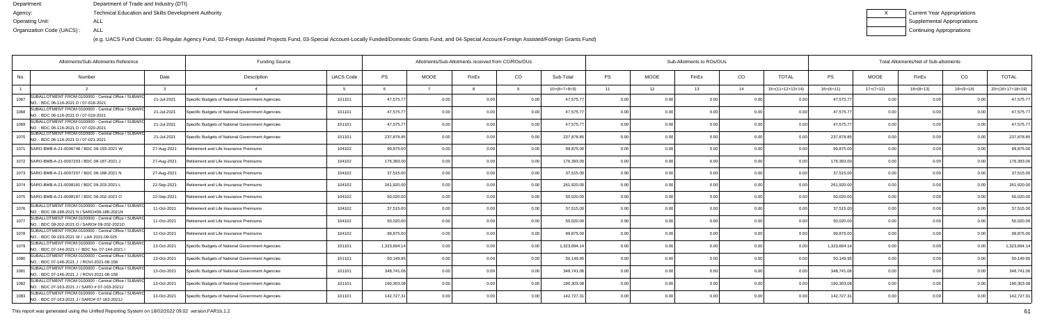Department: Department of Trade and Industry (DTI)
Agency: Technical Education and Skills Development Authority
Operating Unit: ALL
Organization Code (UACS) : ALL

| X | Current Year Appropriations |
|---|---|
| | Supplemental Appropriations |
| | Continuing Appropriations |

(e.g. UACS Fund Cluster: 01-Regular Agency Fund, 02-Foreign Assisted Projects Fund, 03-Special Account-Locally Funded/Domestic Grants Fund, and 04-Special Account-Foreign Assisted/Foreign Grants Fund)

| Allotments/Sub-Allotments Reference | | | Funding Source | | Allotments/Sub-Allotments received from CO/ROs/OUs | | | | | Sub-Allotments to ROs/OUs | | | | | Total Allotments/Net of Sub-allotments | | | | |
|---|---|---|---|---|---|---|---|---|---|---|---|---|---|---|---|---|---|---|---|
| No. | Number | Date | Description | UACS Code | PS | MOOE | FinEx | CO | Sub-Total | PS | MOOE | FinEx | CO | TOTAL | PS | MOOE | FinEx | CO | TOTAL |
| 1 | 2 | 3 | 4 | 5 | 6 | 7 | 8 | 9 | 10=(6+7+8+9) | 11 | 12 | 13 | 14 | 15=(11+12+13+14) | 16=(6+11) | 17=(7+12) | 18=(8+13) | 19=(9+14) | 20=(16+17+18+19) |
| 1067 | SUBALLOTMENT FROM 0100000 - Central Office / SUBARO NO. : BDC 06-116-2021 D / 07-018-2021 | 21-Jul-2021 | Specific Budgets of National Government Agencies | 101101 | 47,575.77 | 0.00 | 0.00 | 0.00 | 47,575.77 | 0.00 | 0.00 | 0.00 | 0.00 | 0.00 | 47,575.77 | 0.00 | 0.00 | 0.00 | 47,575.77 |
| 1068 | SUBALLOTMENT FROM 0100000 - Central Office / SUBARO NO. : BDC 06-116-2021 D / 07-019-2021 | 21-Jul-2021 | Specific Budgets of National Government Agencies | 101101 | 47,575.77 | 0.00 | 0.00 | 0.00 | 47,575.77 | 0.00 | 0.00 | 0.00 | 0.00 | 0.00 | 47,575.77 | 0.00 | 0.00 | 0.00 | 47,575.77 |
| 1069 | SUBALLOTMENT FROM 0100000 - Central Office / SUBARO NO. : BDC 06-116-2021 D / 07-020-2021 | 21-Jul-2021 | Specific Budgets of National Government Agencies | 101101 | 47,575.77 | 0.00 | 0.00 | 0.00 | 47,575.77 | 0.00 | 0.00 | 0.00 | 0.00 | 0.00 | 47,575.77 | 0.00 | 0.00 | 0.00 | 47,575.77 |
| 1070 | SUBALLOTMENT FROM 0100000 - Central Office / SUBARO NO. : BDC 06-116-2021 D / 07-021-2021 | 21-Jul-2021 | Specific Budgets of National Government Agencies | 101101 | 237,878.85 | 0.00 | 0.00 | 0.00 | 237,878.85 | 0.00 | 0.00 | 0.00 | 0.00 | 0.00 | 237,878.85 | 0.00 | 0.00 | 0.00 | 237,878.85 |
| 1071 | SARO-BMB-A-21-0006748 / BDC 09-193-2021 W | 27-Aug-2021 | Retirement and Life Insurance Premiums | 104102 | 99,875.00 | 0.00 | 0.00 | 0.00 | 99,875.00 | 0.00 | 0.00 | 0.00 | 0.00 | 0.00 | 99,875.00 | 0.00 | 0.00 | 0.00 | 99,875.00 |
| 1072 | SARO-BMB-A-21-0007203 / BDC 08-187-2021 J | 27-Aug-2021 | Retirement and Life Insurance Premiums | 104102 | 176,393.00 | 0.00 | 0.00 | 0.00 | 176,393.00 | 0.00 | 0.00 | 0.00 | 0.00 | 0.00 | 176,393.00 | 0.00 | 0.00 | 0.00 | 176,393.00 |
| 1073 | SARO-BMB-A-21-0007207 / BDC 08-188-2021 N | 27-Aug-2021 | Retirement and Life Insurance Premiums | 104102 | 37,515.00 | 0.00 | 0.00 | 0.00 | 37,515.00 | 0.00 | 0.00 | 0.00 | 0.00 | 0.00 | 37,515.00 | 0.00 | 0.00 | 0.00 | 37,515.00 |
| 1074 | SARO-BMB-A-21-0008181 / BDC 09-203-2021 L | 22-Sep-2021 | Retirement and Life Insurance Premiums | 104102 | 261,920.00 | 0.00 | 0.00 | 0.00 | 261,920.00 | 0.00 | 0.00 | 0.00 | 0.00 | 0.00 | 261,920.00 | 0.00 | 0.00 | 0.00 | 261,920.00 |
| 1075 | SARO-BMB-A-21-0008187 / BDC 09-202-2021 O | 22-Sep-2021 | Retirement and Life Insurance Premiums | 104102 | 50,020.00 | 0.00 | 0.00 | 0.00 | 50,020.00 | 0.00 | 0.00 | 0.00 | 0.00 | 0.00 | 50,020.00 | 0.00 | 0.00 | 0.00 | 50,020.00 |
| 1076 | SUBALLOTMENT FROM 0100000 - Central Office / SUBARO NO. : BDC 08-188-2021 N / SARO#08-188-2021N | 11-Oct-2021 | Retirement and Life Insurance Premiums | 104102 | 37,515.00 | 0.00 | 0.00 | 0.00 | 37,515.00 | 0.00 | 0.00 | 0.00 | 0.00 | 0.00 | 37,515.00 | 0.00 | 0.00 | 0.00 | 37,515.00 |
| 1077 | SUBALLOTMENT FROM 0100000 - Central Office / SUBARO NO. : BDC 09-202-2021 O / SARO# 09-202-2021O | 11-Oct-2021 | Retirement and Life Insurance Premiums | 104102 | 50,020.00 | 0.00 | 0.00 | 0.00 | 50,020.00 | 0.00 | 0.00 | 0.00 | 0.00 | 0.00 | 50,020.00 | 0.00 | 0.00 | 0.00 | 50,020.00 |
| 1078 | SUBALLOTMENT FROM 0100000 - Central Office / SUBARO NO. : BDC 09-193-2021 W / LAA 2021-09-025 | 12-Oct-2021 | Retirement and Life Insurance Premiums | 104102 | 99,875.00 | 0.00 | 0.00 | 0.00 | 99,875.00 | 0.00 | 0.00 | 0.00 | 0.00 | 0.00 | 99,875.00 | 0.00 | 0.00 | 0.00 | 99,875.00 |
| 1079 | SUBALLOTMENT FROM 0100000 - Central Office / SUBARO NO. : BDC 07-144-2021 I / BDC No. 07-144-2021 I | 13-Oct-2021 | Specific Budgets of National Government Agencies | 101101 | 1,323,694.14 | 0.00 | 0.00 | 0.00 | 1,323,694.14 | 0.00 | 0.00 | 0.00 | 0.00 | 0.00 | 1,323,694.14 | 0.00 | 0.00 | 0.00 | 1,323,694.14 |
| 1080 | SUBALLOTMENT FROM 0100000 - Central Office / SUBARO NO. : BDC 07-146-2021 J / ROVI-2021-08-158 | 13-Oct-2021 | Specific Budgets of National Government Agencies | 101101 | 50,149.95 | 0.00 | 0.00 | 0.00 | 50,149.95 | 0.00 | 0.00 | 0.00 | 0.00 | 0.00 | 50,149.95 | 0.00 | 0.00 | 0.00 | 50,149.95 |
| 1081 | SUBALLOTMENT FROM 0100000 - Central Office / SUBARO NO. : BDC 07-146-2021 J / ROVI-2021-08-158 | 13-Oct-2021 | Specific Budgets of National Government Agencies | 101101 | 348,741.06 | 0.00 | 0.00 | 0.00 | 348,741.06 | 0.00 | 0.00 | 0.00 | 0.00 | 0.00 | 348,741.06 | 0.00 | 0.00 | 0.00 | 348,741.06 |
| 1082 | SUBALLOTMENT FROM 0100000 - Central Office / SUBARO NO. : BDC 07-163-2021 J / SARO # 07-163-2021J | 13-Oct-2021 | Specific Budgets of National Government Agencies | 101101 | 190,303.08 | 0.00 | 0.00 | 0.00 | 190,303.08 | 0.00 | 0.00 | 0.00 | 0.00 | 0.00 | 190,303.08 | 0.00 | 0.00 | 0.00 | 190,303.08 |
| 1083 | SUBALLOTMENT FROM 0100000 - Central Office / SUBARO NO. : BDC 07-163-2021 J / SARO# 07-163-2021J | 13-Oct-2021 | Specific Budgets of National Government Agencies | 101101 | 142,727.31 | 0.00 | 0.00 | 0.00 | 142,727.31 | 0.00 | 0.00 | 0.00 | 0.00 | 0.00 | 142,727.31 | 0.00 | 0.00 | 0.00 | 142,727.31 |

This report was generated using the Unified Reporting System on 18/02/2022 09:02 version.FAR1b.1.2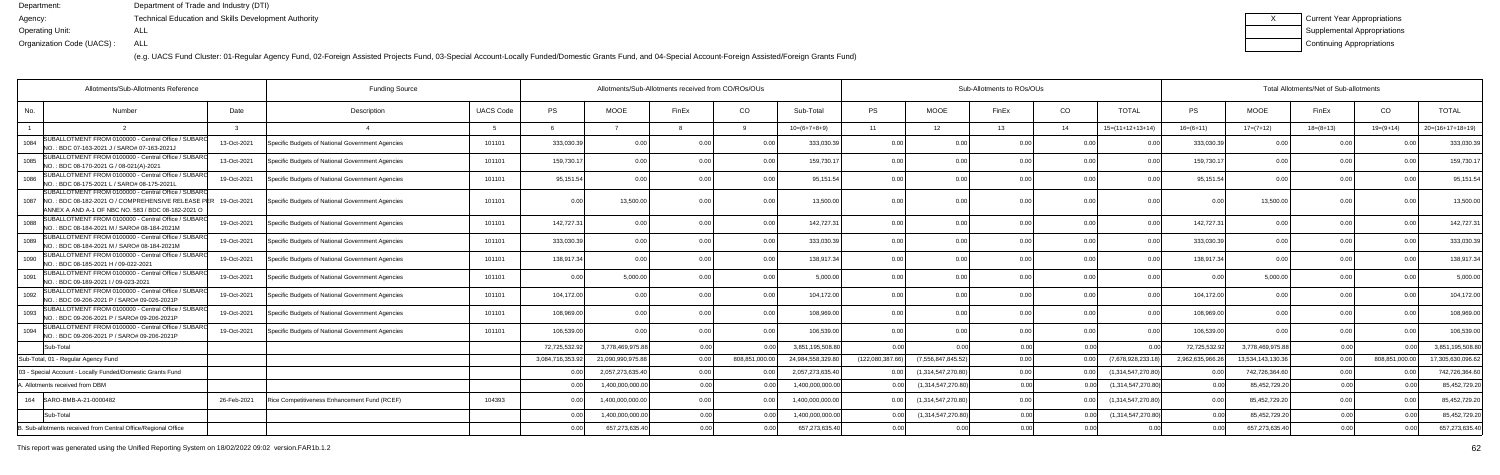Department: Department of Trade and Industry (DTI)
Agency: Technical Education and Skills Development Authority
Operating Unit: ALL
Organization Code (UACS) : ALL

| X | Current Year Appropriations |
|---|---|
| | Supplemental Appropriations |
| | Continuing Appropriations |

(e.g. UACS Fund Cluster: 01-Regular Agency Fund, 02-Foreign Assisted Projects Fund, 03-Special Account-Locally Funded/Domestic Grants Fund, and 04-Special Account-Foreign Assisted/Foreign Grants Fund)

| Allotments/Sub-Allotments Reference | | | Funding Source | | Allotments/Sub-Allotments received from CO/ROs/OUs | | | | | Sub-Allotments to ROs/OUs | | | | | Total Allotments/Net of Sub-allotments | | | | |
|---|---|---|---|---|---|---|---|---|---|---|---|---|---|---|---|---|---|---|---|
| No. | Number | Date | Description | UACS Code | PS | MOOE | FinEx | CO | Sub-Total | PS | MOOE | FinEx | CO | TOTAL | PS | MOOE | FinEx | CO | TOTAL |
| 1 | 2 | 3 | 4 | 5 | 6 | 7 | 8 | 9 | 10=(6+7+8+9) | 11 | 12 | 13 | 14 | 15=(11+12+13+14) | 16=(6+11) | 17=(7+12) | 18=(8+13) | 19=(9+14) | 20=(16+17+18+19) |
| 1084 | SUBALLOTMENT FROM 0100000 - Central Office / SUBARO NO. : BDC 07-163-2021 J / SARO# 07-163-2021J | 13-Oct-2021 | Specific Budgets of National Government Agencies | 101101 | 333,030.39 | 0.00 | 0.00 | 0.00 | 333,030.39 | 0.00 | 0.00 | 0.00 | 0.00 | 0.00 | 333,030.39 | 0.00 | 0.00 | 0.00 | 333,030.39 |
| 1085 | SUBALLOTMENT FROM 0100000 - Central Office / SUBARO NO. : BDC 08-170-2021 G / 08-021(A)-2021 | 13-Oct-2021 | Specific Budgets of National Government Agencies | 101101 | 159,730.17 | 0.00 | 0.00 | 0.00 | 159,730.17 | 0.00 | 0.00 | 0.00 | 0.00 | 0.00 | 159,730.17 | 0.00 | 0.00 | 0.00 | 159,730.17 |
| 1086 | SUBALLOTMENT FROM 0100000 - Central Office / SUBARO NO. : BDC 08-175-2021 L / SARO# 08-175-2021L | 19-Oct-2021 | Specific Budgets of National Government Agencies | 101101 | 95,151.54 | 0.00 | 0.00 | 0.00 | 95,151.54 | 0.00 | 0.00 | 0.00 | 0.00 | 0.00 | 95,151.54 | 0.00 | 0.00 | 0.00 | 95,151.54 |
| 1087 | SUBALLOTMENT FROM 0100000 - Central Office / SUBARO NO. : BDC 08-182-2021 O / COMPREHENSIVE RELEASE PER ANNEX A AND A-1 OF NBC NO. 583 / BDC 08-182-2021 O | 19-Oct-2021 | Specific Budgets of National Government Agencies | 101101 | 0.00 | 13,500.00 | 0.00 | 0.00 | 13,500.00 | 0.00 | 0.00 | 0.00 | 0.00 | 0.00 | 0.00 | 13,500.00 | 0.00 | 0.00 | 13,500.00 |
| 1088 | SUBALLOTMENT FROM 0100000 - Central Office / SUBARO NO. : BDC 08-184-2021 M / SARO# 08-184-2021M | 19-Oct-2021 | Specific Budgets of National Government Agencies | 101101 | 142,727.31 | 0.00 | 0.00 | 0.00 | 142,727.31 | 0.00 | 0.00 | 0.00 | 0.00 | 0.00 | 142,727.31 | 0.00 | 0.00 | 0.00 | 142,727.31 |
| 1089 | SUBALLOTMENT FROM 0100000 - Central Office / SUBARO NO. : BDC 08-184-2021 M / SARO# 08-184-2021M | 19-Oct-2021 | Specific Budgets of National Government Agencies | 101101 | 333,030.39 | 0.00 | 0.00 | 0.00 | 333,030.39 | 0.00 | 0.00 | 0.00 | 0.00 | 0.00 | 333,030.39 | 0.00 | 0.00 | 0.00 | 333,030.39 |
| 1090 | SUBALLOTMENT FROM 0100000 - Central Office / SUBARO NO. : BDC 08-185-2021 H / 09-022-2021 | 19-Oct-2021 | Specific Budgets of National Government Agencies | 101101 | 138,917.34 | 0.00 | 0.00 | 0.00 | 138,917.34 | 0.00 | 0.00 | 0.00 | 0.00 | 0.00 | 138,917.34 | 0.00 | 0.00 | 0.00 | 138,917.34 |
| 1091 | SUBALLOTMENT FROM 0100000 - Central Office / SUBARO NO. : BDC 09-189-2021 I / 09-023-2021 | 19-Oct-2021 | Specific Budgets of National Government Agencies | 101101 | 0.00 | 5,000.00 | 0.00 | 0.00 | 5,000.00 | 0.00 | 0.00 | 0.00 | 0.00 | 0.00 | 0.00 | 5,000.00 | 0.00 | 0.00 | 5,000.00 |
| 1092 | SUBALLOTMENT FROM 0100000 - Central Office / SUBARO NO. : BDC 09-206-2021 P / SARO# 09-026-2021P | 19-Oct-2021 | Specific Budgets of National Government Agencies | 101101 | 104,172.00 | 0.00 | 0.00 | 0.00 | 104,172.00 | 0.00 | 0.00 | 0.00 | 0.00 | 0.00 | 104,172.00 | 0.00 | 0.00 | 0.00 | 104,172.00 |
| 1093 | SUBALLOTMENT FROM 0100000 - Central Office / SUBARO NO. : BDC 09-206-2021 P / SARO# 09-206-2021P | 19-Oct-2021 | Specific Budgets of National Government Agencies | 101101 | 108,969.00 | 0.00 | 0.00 | 0.00 | 108,969.00 | 0.00 | 0.00 | 0.00 | 0.00 | 0.00 | 108,969.00 | 0.00 | 0.00 | 0.00 | 108,969.00 |
| 1094 | SUBALLOTMENT FROM 0100000 - Central Office / SUBARO NO. : BDC 09-206-2021 P / SARO# 09-206-2021P | 19-Oct-2021 | Specific Budgets of National Government Agencies | 101101 | 106,539.00 | 0.00 | 0.00 | 0.00 | 106,539.00 | 0.00 | 0.00 | 0.00 | 0.00 | 0.00 | 106,539.00 | 0.00 | 0.00 | 0.00 | 106,539.00 |
| | Sub-Total | | | | 72,725,532.92 | 3,778,469,975.88 | 0.00 | 0.00 | 3,851,195,508.80 | 0.00 | 0.00 | 0.00 | 0.00 | 0.00 | 72,725,532.92 | 3,778,469,975.88 | 0.00 | 0.00 | 3,851,195,508.80 |
| Sub-Total, 01 - Regular Agency Fund | | | | | 3,084,716,353.92 | 21,090,990,975.88 | 0.00 | 808,851,000.00 | 24,984,558,329.80 | (122,080,387.66) | (7,556,847,845.52) | 0.00 | 0.00 | (7,678,928,233.18) | 2,962,635,966.26 | 13,534,143,130.36 | 0.00 | 808,851,000.00 | 17,305,630,096.62 |
| 03 - Special Account - Locally Funded/Domestic Grants Fund | | | | | 0.00 | 2,057,273,635.40 | 0.00 | 0.00 | 2,057,273,635.40 | 0.00 | (1,314,547,270.80) | 0.00 | 0.00 | (1,314,547,270.80) | 0.00 | 742,726,364.60 | 0.00 | 0.00 | 742,726,364.60 |
| A. Allotments received from DBM | | | | | 0.00 | 1,400,000,000.00 | 0.00 | 0.00 | 1,400,000,000.00 | 0.00 | (1,314,547,270.80) | 0.00 | 0.00 | (1,314,547,270.80) | 0.00 | 85,452,729.20 | 0.00 | 0.00 | 85,452,729.20 |
| 164 | SARO-BMB-A-21-0000482 | 26-Feb-2021 | Rice Competitiveness Enhancement Fund (RCEF) | 104393 | 0.00 | 1,400,000,000.00 | 0.00 | 0.00 | 1,400,000,000.00 | 0.00 | (1,314,547,270.80) | 0.00 | 0.00 | (1,314,547,270.80) | 0.00 | 85,452,729.20 | 0.00 | 0.00 | 85,452,729.20 |
| | Sub-Total | | | | 0.00 | 1,400,000,000.00 | 0.00 | 0.00 | 1,400,000,000.00 | 0.00 | (1,314,547,270.80) | 0.00 | 0.00 | (1,314,547,270.80) | 0.00 | 85,452,729.20 | 0.00 | 0.00 | 85,452,729.20 |
| B. Sub-allotments received from Central Office/Regional Office | | | | | 0.00 | 657,273,635.40 | 0.00 | 0.00 | 657,273,635.40 | 0.00 | 0.00 | 0.00 | 0.00 | 0.00 | 0.00 | 657,273,635.40 | 0.00 | 0.00 | 657,273,635.40 |

This report was generated using the Unified Reporting System on 18/02/2022 09:02 version.FAR1b.1.2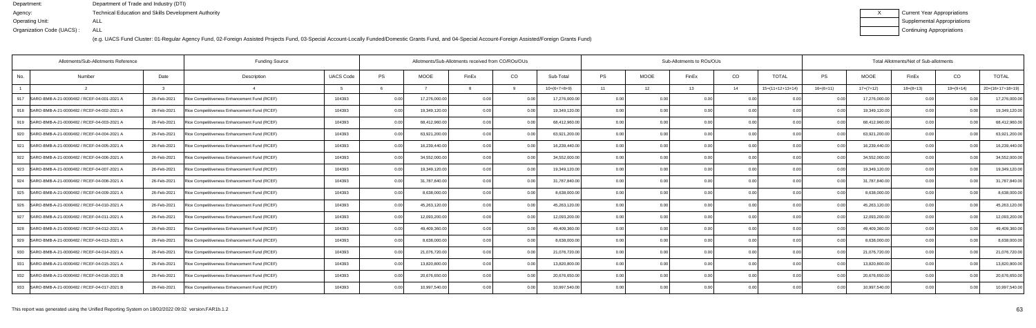Department: Department of Trade and Industry (DTI)
Agency: Technical Education and Skills Development Authority
Operating Unit: ALL
Organization Code (UACS) : ALL

| X | Current Year Appropriations |
|---|---|
| | Supplemental Appropriations |
| | Continuing Appropriations |

(e.g. UACS Fund Cluster: 01-Regular Agency Fund, 02-Foreign Assisted Projects Fund, 03-Special Account-Locally Funded/Domestic Grants Fund, and 04-Special Account-Foreign Assisted/Foreign Grants Fund)

| Allotments/Sub-Allotments Reference | | | Funding Source | | Allotments/Sub-Allotments received from CO/ROs/OUs | | | | | Sub-Allotments to ROs/OUs | | | | | Total Allotments/Net of Sub-allotments | | | | |
|---|---|---|---|---|---|---|---|---|---|---|---|---|---|---|---|---|---|---|---|
| No. | Number | Date | Description | UACS Code | PS | MOOE | FinEx | CO | Sub-Total | PS | MOOE | FinEx | CO | TOTAL | PS | MOOE | FinEx | CO | TOTAL |
| 1 | 2 | 3 | 4 | 5 | 6 | 7 | 8 | 9 | 10=(6+7+8+9) | 11 | 12 | 13 | 14 | 15=(11+12+13+14) | 16=(6+11) | 17=(7+12) | 18=(8+13) | 19=(9+14) | 20=(16+17+18+19) |
| 917 | SARO-BMB-A-21-0000482 / RCEF-04-001-2021 A | 26-Feb-2021 | Rice Competitiveness Enhancement Fund (RCEF) | 104393 | 0.00 | 17,276,000.00 | 0.00 | 0.00 | 17,276,000.00 | 0.00 | 0.00 | 0.00 | 0.00 | 0.00 | 0.00 | 17,276,000.00 | 0.00 | 0.00 | 17,276,000.00 |
| 918 | SARO-BMB-A-21-0000482 / RCEF-04-002-2021 A | 26-Feb-2021 | Rice Competitiveness Enhancement Fund (RCEF) | 104393 | 0.00 | 19,349,120.00 | 0.00 | 0.00 | 19,349,120.00 | 0.00 | 0.00 | 0.00 | 0.00 | 0.00 | 0.00 | 19,349,120.00 | 0.00 | 0.00 | 19,349,120.00 |
| 919 | SARO-BMB-A-21-0000482 / RCEF-04-003-2021 A | 26-Feb-2021 | Rice Competitiveness Enhancement Fund (RCEF) | 104393 | 0.00 | 68,412,960.00 | 0.00 | 0.00 | 68,412,960.00 | 0.00 | 0.00 | 0.00 | 0.00 | 0.00 | 0.00 | 68,412,960.00 | 0.00 | 0.00 | 68,412,960.00 |
| 920 | SARO-BMB-A-21-0000482 / RCEF-04-004-2021 A | 26-Feb-2021 | Rice Competitiveness Enhancement Fund (RCEF) | 104393 | 0.00 | 63,921,200.00 | 0.00 | 0.00 | 63,921,200.00 | 0.00 | 0.00 | 0.00 | 0.00 | 0.00 | 0.00 | 63,921,200.00 | 0.00 | 0.00 | 63,921,200.00 |
| 921 | SARO-BMB-A-21-0000482 / RCEF-04-005-2021 A | 26-Feb-2021 | Rice Competitiveness Enhancement Fund (RCEF) | 104393 | 0.00 | 16,239,440.00 | 0.00 | 0.00 | 16,239,440.00 | 0.00 | 0.00 | 0.00 | 0.00 | 0.00 | 0.00 | 16,239,440.00 | 0.00 | 0.00 | 16,239,440.00 |
| 922 | SARO-BMB-A-21-0000482 / RCEF-04-006-2021 A | 26-Feb-2021 | Rice Competitiveness Enhancement Fund (RCEF) | 104393 | 0.00 | 34,552,000.00 | 0.00 | 0.00 | 34,552,000.00 | 0.00 | 0.00 | 0.00 | 0.00 | 0.00 | 0.00 | 34,552,000.00 | 0.00 | 0.00 | 34,552,000.00 |
| 923 | SARO-BMB-A-21-0000482 / RCEF-04-007-2021 A | 26-Feb-2021 | Rice Competitiveness Enhancement Fund (RCEF) | 104393 | 0.00 | 19,349,120.00 | 0.00 | 0.00 | 19,349,120.00 | 0.00 | 0.00 | 0.00 | 0.00 | 0.00 | 0.00 | 19,349,120.00 | 0.00 | 0.00 | 19,349,120.00 |
| 924 | SARO-BMB-A-21-0000482 / RCEF-04-008-2021 A | 26-Feb-2021 | Rice Competitiveness Enhancement Fund (RCEF) | 104393 | 0.00 | 31,787,840.00 | 0.00 | 0.00 | 31,787,840.00 | 0.00 | 0.00 | 0.00 | 0.00 | 0.00 | 0.00 | 31,787,840.00 | 0.00 | 0.00 | 31,787,840.00 |
| 925 | SARO-BMB-A-21-0000482 / RCEF-04-009-2021 A | 26-Feb-2021 | Rice Competitiveness Enhancement Fund (RCEF) | 104393 | 0.00 | 8,638,000.00 | 0.00 | 0.00 | 8,638,000.00 | 0.00 | 0.00 | 0.00 | 0.00 | 0.00 | 0.00 | 8,638,000.00 | 0.00 | 0.00 | 8,638,000.00 |
| 926 | SARO-BMB-A-21-0000482 / RCEF-04-010-2021 A | 26-Feb-2021 | Rice Competitiveness Enhancement Fund (RCEF) | 104393 | 0.00 | 45,263,120.00 | 0.00 | 0.00 | 45,263,120.00 | 0.00 | 0.00 | 0.00 | 0.00 | 0.00 | 0.00 | 45,263,120.00 | 0.00 | 0.00 | 45,263,120.00 |
| 927 | SARO-BMB-A-21-0000482 / RCEF-04-011-2021 A | 26-Feb-2021 | Rice Competitiveness Enhancement Fund (RCEF) | 104393 | 0.00 | 12,093,200.00 | 0.00 | 0.00 | 12,093,200.00 | 0.00 | 0.00 | 0.00 | 0.00 | 0.00 | 0.00 | 12,093,200.00 | 0.00 | 0.00 | 12,093,200.00 |
| 928 | SARO-BMB-A-21-0000482 / RCEF-04-012-2021 A | 26-Feb-2021 | Rice Competitiveness Enhancement Fund (RCEF) | 104393 | 0.00 | 49,409,360.00 | 0.00 | 0.00 | 49,409,360.00 | 0.00 | 0.00 | 0.00 | 0.00 | 0.00 | 0.00 | 49,409,360.00 | 0.00 | 0.00 | 49,409,360.00 |
| 929 | SARO-BMB-A-21-0000482 / RCEF-04-013-2021 A | 26-Feb-2021 | Rice Competitiveness Enhancement Fund (RCEF) | 104393 | 0.00 | 8,638,000.00 | 0.00 | 0.00 | 8,638,000.00 | 0.00 | 0.00 | 0.00 | 0.00 | 0.00 | 0.00 | 8,638,000.00 | 0.00 | 0.00 | 8,638,000.00 |
| 930 | SARO-BMB-A-21-0000482 / RCEF-04-014-2021 A | 26-Feb-2021 | Rice Competitiveness Enhancement Fund (RCEF) | 104393 | 0.00 | 21,076,720.00 | 0.00 | 0.00 | 21,076,720.00 | 0.00 | 0.00 | 0.00 | 0.00 | 0.00 | 0.00 | 21,076,720.00 | 0.00 | 0.00 | 21,076,720.00 |
| 931 | SARO-BMB-A-21-0000482 / RCEF-04-015-2021 A | 26-Feb-2021 | Rice Competitiveness Enhancement Fund (RCEF) | 104393 | 0.00 | 13,820,800.00 | 0.00 | 0.00 | 13,820,800.00 | 0.00 | 0.00 | 0.00 | 0.00 | 0.00 | 0.00 | 13,820,800.00 | 0.00 | 0.00 | 13,820,800.00 |
| 932 | SARO-BMB-A-21-0000482 / RCEF-04-016-2021 B | 26-Feb-2021 | Rice Competitiveness Enhancement Fund (RCEF) | 104393 | 0.00 | 20,676,650.00 | 0.00 | 0.00 | 20,676,650.00 | 0.00 | 0.00 | 0.00 | 0.00 | 0.00 | 0.00 | 20,676,650.00 | 0.00 | 0.00 | 20,676,650.00 |
| 933 | SARO-BMB-A-21-0000482 / RCEF-04-017-2021 B | 26-Feb-2021 | Rice Competitiveness Enhancement Fund (RCEF) | 104393 | 0.00 | 10,997,540.00 | 0.00 | 0.00 | 10,997,540.00 | 0.00 | 0.00 | 0.00 | 0.00 | 0.00 | 0.00 | 10,997,540.00 | 0.00 | 0.00 | 10,997,540.00 |

This report was generated using the Unified Reporting System on 18/02/2022 09:02 version.FAR1b.1.2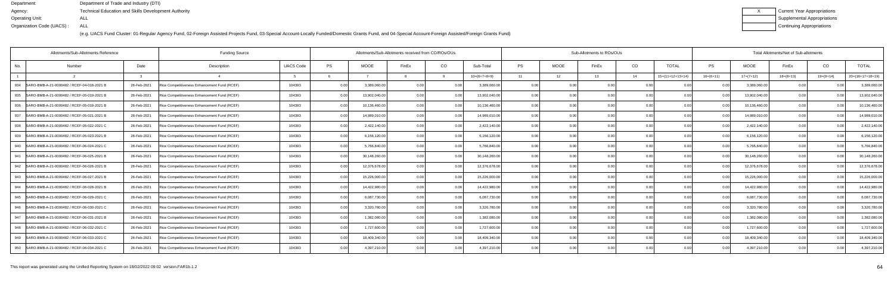Department: Department of Trade and Industry (DTI)
Agency: Technical Education and Skills Development Authority
Operating Unit: ALL
Organization Code (UACS) : ALL

| X | Current Year Appropriations |
|---|---|
| | Supplemental Appropriations |
| | Continuing Appropriations |

(e.g. UACS Fund Cluster: 01-Regular Agency Fund, 02-Foreign Assisted Projects Fund, 03-Special Account-Locally Funded/Domestic Grants Fund, and 04-Special Account-Foreign Assisted/Foreign Grants Fund)

| Allotments/Sub-Allotments Reference | | | Funding Source | | Allotments/Sub-Allotments received from CO/ROs/OUs | | | | | Sub-Allotments to ROs/OUs | | | | | Total Allotments/Net of Sub-allotments | | | | |
|---|---|---|---|---|---|---|---|---|---|---|---|---|---|---|---|---|---|---|---|
| No. | Number | Date | Description | UACS Code | PS | MOOE | FinEx | CO | Sub-Total | PS | MOOE | FinEx | CO | TOTAL | PS | MOOE | FinEx | CO | TOTAL |
| 1 | 2 | 3 | 4 | 5 | 6 | 7 | 8 | 9 | 10=(6+7+8+9) | 11 | 12 | 13 | 14 | 15=(11+12+13+14) | 16=(6+11) | 17=(7+12) | 18=(8+13) | 19=(9+14) | 20=(16+17+18+19) |
| 934 | SARO-BMB-A-21-0000482 / RCEF-04-018-2021 B | 26-Feb-2021 | Rice Competitiveness Enhancement Fund (RCEF) | 104393 | 0.00 | 3,389,060.00 | 0.00 | 0.00 | 3,389,060.00 | 0.00 | 0.00 | 0.00 | 0.00 | 0.00 | 0.00 | 3,389,060.00 | 0.00 | 0.00 | 3,389,060.00 |
| 935 | SARO-BMB-A-21-0000482 / RCEF-05-019-2021 B | 26-Feb-2021 | Rice Competitiveness Enhancement Fund (RCEF) | 104393 | 0.00 | 13,902,040.00 | 0.00 | 0.00 | 13,902,040.00 | 0.00 | 0.00 | 0.00 | 0.00 | 0.00 | 0.00 | 13,902,040.00 | 0.00 | 0.00 | 13,902,040.00 |
| 936 | SARO-BMB-A-21-0000482 / RCEF-05-019-2021 B | 26-Feb-2021 | Rice Competitiveness Enhancement Fund (RCEF) | 104393 | 0.00 | 10,136,460.00 | 0.00 | 0.00 | 10,136,460.00 | 0.00 | 0.00 | 0.00 | 0.00 | 0.00 | 0.00 | 10,136,460.00 | 0.00 | 0.00 | 10,136,460.00 |
| 937 | SARO-BMB-A-21-0000482 / RCEF-05-021-2021 B | 26-Feb-2021 | Rice Competitiveness Enhancement Fund (RCEF) | 104393 | 0.00 | 14,989,010.00 | 0.00 | 0.00 | 14,989,010.00 | 0.00 | 0.00 | 0.00 | 0.00 | 0.00 | 0.00 | 14,989,010.00 | 0.00 | 0.00 | 14,989,010.00 |
| 938 | SARO-BMB-A-21-0000482 / RCEF-05-022-2021 C | 26-Feb-2021 | Rice Competitiveness Enhancement Fund (RCEF) | 104393 | 0.00 | 2,422,140.00 | 0.00 | 0.00 | 2,422,140.00 | 0.00 | 0.00 | 0.00 | 0.00 | 0.00 | 0.00 | 2,422,140.00 | 0.00 | 0.00 | 2,422,140.00 |
| 939 | SARO-BMB-A-21-0000482 / RCEF-05-023-2021 B | 26-Feb-2021 | Rice Competitiveness Enhancement Fund (RCEF) | 104393 | 0.00 | 6,156,120.00 | 0.00 | 0.00 | 6,156,120.00 | 0.00 | 0.00 | 0.00 | 0.00 | 0.00 | 0.00 | 6,156,120.00 | 0.00 | 0.00 | 6,156,120.00 |
| 940 | SARO-BMB-A-21-0000482 / RCEF-06-024-2021 C | 26-Feb-2021 | Rice Competitiveness Enhancement Fund (RCEF) | 104393 | 0.00 | 5,766,840.00 | 0.00 | 0.00 | 5,766,840.00 | 0.00 | 0.00 | 0.00 | 0.00 | 0.00 | 0.00 | 5,766,840.00 | 0.00 | 0.00 | 5,766,840.00 |
| 941 | SARO-BMB-A-21-0000482 / RCEF-06-025-2021 B | 26-Feb-2021 | Rice Competitiveness Enhancement Fund (RCEF) | 104393 | 0.00 | 30,148,260.00 | 0.00 | 0.00 | 30,148,260.00 | 0.00 | 0.00 | 0.00 | 0.00 | 0.00 | 0.00 | 30,148,260.00 | 0.00 | 0.00 | 30,148,260.00 |
| 942 | SARO-BMB-A-21-0000482 / RCEF-06-026-2021 B | 26-Feb-2021 | Rice Competitiveness Enhancement Fund (RCEF) | 104393 | 0.00 | 12,376,678.00 | 0.00 | 0.00 | 12,376,678.00 | 0.00 | 0.00 | 0.00 | 0.00 | 0.00 | 0.00 | 12,376,678.00 | 0.00 | 0.00 | 12,376,678.00 |
| 943 | SARO-BMB-A-21-0000482 / RCEF-06-027-2021 B | 26-Feb-2021 | Rice Competitiveness Enhancement Fund (RCEF) | 104393 | 0.00 | 15,226,000.00 | 0.00 | 0.00 | 15,226,000.00 | 0.00 | 0.00 | 0.00 | 0.00 | 0.00 | 0.00 | 15,226,000.00 | 0.00 | 0.00 | 15,226,000.00 |
| 944 | SARO-BMB-A-21-0000482 / RCEF-06-028-2021 B | 26-Feb-2021 | Rice Competitiveness Enhancement Fund (RCEF) | 104393 | 0.00 | 14,422,980.00 | 0.00 | 0.00 | 14,422,980.00 | 0.00 | 0.00 | 0.00 | 0.00 | 0.00 | 0.00 | 14,422,980.00 | 0.00 | 0.00 | 14,422,980.00 |
| 945 | SARO-BMB-A-21-0000482 / RCEF-06-029-2021 C | 26-Feb-2021 | Rice Competitiveness Enhancement Fund (RCEF) | 104393 | 0.00 | 6,087,730.00 | 0.00 | 0.00 | 6,087,730.00 | 0.00 | 0.00 | 0.00 | 0.00 | 0.00 | 0.00 | 6,087,730.00 | 0.00 | 0.00 | 6,087,730.00 |
| 946 | SARO-BMB-A-21-0000482 / RCEF-06-030-2021 C | 26-Feb-2021 | Rice Competitiveness Enhancement Fund (RCEF) | 104393 | 0.00 | 3,320,780.00 | 0.00 | 0.00 | 3,320,780.00 | 0.00 | 0.00 | 0.00 | 0.00 | 0.00 | 0.00 | 3,320,780.00 | 0.00 | 0.00 | 3,320,780.00 |
| 947 | SARO-BMB-A-21-0000482 / RCEF-06-031-2021 B | 26-Feb-2021 | Rice Competitiveness Enhancement Fund (RCEF) | 104393 | 0.00 | 1,382,080.00 | 0.00 | 0.00 | 1,382,080.00 | 0.00 | 0.00 | 0.00 | 0.00 | 0.00 | 0.00 | 1,382,080.00 | 0.00 | 0.00 | 1,382,080.00 |
| 948 | SARO-BMB-A-21-0000482 / RCEF-06-032-2021 C | 26-Feb-2021 | Rice Competitiveness Enhancement Fund (RCEF) | 104393 | 0.00 | 1,727,600.00 | 0.00 | 0.00 | 1,727,600.00 | 0.00 | 0.00 | 0.00 | 0.00 | 0.00 | 0.00 | 1,727,600.00 | 0.00 | 0.00 | 1,727,600.00 |
| 949 | SARO-BMB-A-21-0000482 / RCEF-06-033-2021 C | 26-Feb-2021 | Rice Competitiveness Enhancement Fund (RCEF) | 104393 | 0.00 | 18,409,340.00 | 0.00 | 0.00 | 18,409,340.00 | 0.00 | 0.00 | 0.00 | 0.00 | 0.00 | 0.00 | 18,409,340.00 | 0.00 | 0.00 | 18,409,340.00 |
| 950 | SARO-BMB-A-21-0000482 / RCEF-06-034-2021 C | 26-Feb-2021 | Rice Competitiveness Enhancement Fund (RCEF) | 104393 | 0.00 | 4,397,210.00 | 0.00 | 0.00 | 4,397,210.00 | 0.00 | 0.00 | 0.00 | 0.00 | 0.00 | 0.00 | 4,397,210.00 | 0.00 | 0.00 | 4,397,210.00 |

This report was generated using the Unified Reporting System on 18/02/2022 09:02 version.FAR1b.1.2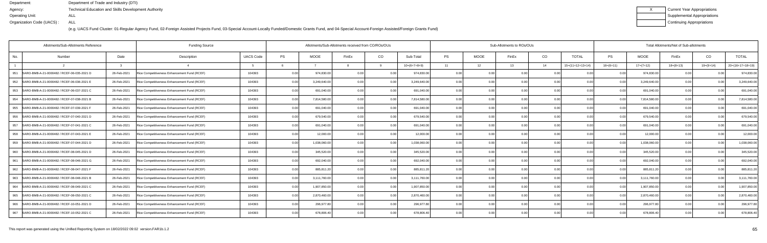Department: Department of Trade and Industry (DTI)
Agency: Technical Education and Skills Development Authority
Operating Unit: ALL
Organization Code (UACS) : ALL

| X | Current Year Appropriations |
|---|---|
| | Supplemental Appropriations |
| | Continuing Appropriations |

(e.g. UACS Fund Cluster: 01-Regular Agency Fund, 02-Foreign Assisted Projects Fund, 03-Special Account-Locally Funded/Domestic Grants Fund, and 04-Special Account-Foreign Assisted/Foreign Grants Fund)

| Allotments/Sub-Allotments Reference | | | Funding Source | | Allotments/Sub-Allotments received from CO/ROs/OUs | | | | | Sub-Allotments to ROs/OUs | | | | | Total Allotments/Net of Sub-allotments | | | | |
|---|---|---|---|---|---|---|---|---|---|---|---|---|---|---|---|---|---|---|---|
| No. | Number | Date | Description | UACS Code | PS | MOOE | FinEx | CO | Sub-Total | PS | MOOE | FinEx | CO | TOTAL | PS | MOOE | FinEx | CO | TOTAL |
| 1 | 2 | 3 | 4 | 5 | 6 | 7 | 8 | 9 | 10=(6+7+8+9) | 11 | 12 | 13 | 14 | 15=(11+12+13+14) | 16=(6+11) | 17=(7+12) | 18=(8+13) | 19=(9+14) | 20=(16+17+18+19) |
| 951 | SARO-BMB-A-21-0000482 / RCEF-06-035-2021 D | 26-Feb-2021 | Rice Competitiveness Enhancement Fund (RCEF) | 104393 | 0.00 | 974,830.00 | 0.00 | 0.00 | 974,830.00 | 0.00 | 0.00 | 0.00 | 0.00 | 0.00 | 0.00 | 974,830.00 | 0.00 | 0.00 | 974,830.00 |
| 952 | SARO-BMB-A-21-0000482 / RCEF-06-036-2021 E | 26-Feb-2021 | Rice Competitiveness Enhancement Fund (RCEF) | 104393 | 0.00 | 3,249,640.00 | 0.00 | 0.00 | 3,249,640.00 | 0.00 | 0.00 | 0.00 | 0.00 | 0.00 | 0.00 | 3,249,640.00 | 0.00 | 0.00 | 3,249,640.00 |
| 953 | SARO-BMB-A-21-0000482 / RCEF-06-037-2021 C | 26-Feb-2021 | Rice Competitiveness Enhancement Fund (RCEF) | 104393 | 0.00 | 691,040.00 | 0.00 | 0.00 | 691,040.00 | 0.00 | 0.00 | 0.00 | 0.00 | 0.00 | 0.00 | 691,040.00 | 0.00 | 0.00 | 691,040.00 |
| 954 | SARO-BMB-A-21-0000482 / RCEF-07-038-2021 B | 26-Feb-2021 | Rice Competitiveness Enhancement Fund (RCEF) | 104393 | 0.00 | 7,814,580.00 | 0.00 | 0.00 | 7,814,580.00 | 0.00 | 0.00 | 0.00 | 0.00 | 0.00 | 0.00 | 7,814,580.00 | 0.00 | 0.00 | 7,814,580.00 |
| 955 | SARO-BMB-A-21-0000482 / RCEF-07-039-2021 F | 26-Feb-2021 | Rice Competitiveness Enhancement Fund (RCEF) | 104393 | 0.00 | 691,040.00 | 0.00 | 0.00 | 691,040.00 | 0.00 | 0.00 | 0.00 | 0.00 | 0.00 | 0.00 | 691,040.00 | 0.00 | 0.00 | 691,040.00 |
| 956 | SARO-BMB-A-21-0000482 / RCEF-07-040-2021 D | 26-Feb-2021 | Rice Competitiveness Enhancement Fund (RCEF) | 104393 | 0.00 | 679,540.00 | 0.00 | 0.00 | 679,540.00 | 0.00 | 0.00 | 0.00 | 0.00 | 0.00 | 0.00 | 679,540.00 | 0.00 | 0.00 | 679,540.00 |
| 957 | SARO-BMB-A-21-0000482 / RCEF-07-041-2021 C | 26-Feb-2021 | Rice Competitiveness Enhancement Fund (RCEF) | 104393 | 0.00 | 691,040.00 | 0.00 | 0.00 | 691,040.00 | 0.00 | 0.00 | 0.00 | 0.00 | 0.00 | 0.00 | 691,040.00 | 0.00 | 0.00 | 691,040.00 |
| 958 | SARO-BMB-A-21-0000482 / RCEF-07-043-2021 E | 26-Feb-2021 | Rice Competitiveness Enhancement Fund (RCEF) | 104393 | 0.00 | 12,000.00 | 0.00 | 0.00 | 12,000.00 | 0.00 | 0.00 | 0.00 | 0.00 | 0.00 | 0.00 | 12,000.00 | 0.00 | 0.00 | 12,000.00 |
| 959 | SARO-BMB-A-21-0000482 / RCEF-07-044-2021 D | 26-Feb-2021 | Rice Competitiveness Enhancement Fund (RCEF) | 104393 | 0.00 | 1,038,060.00 | 0.00 | 0.00 | 1,038,060.00 | 0.00 | 0.00 | 0.00 | 0.00 | 0.00 | 0.00 | 1,038,060.00 | 0.00 | 0.00 | 1,038,060.00 |
| 960 | SARO-BMB-A-21-0000482 / RCEF-08-045-2021 D | 26-Feb-2021 | Rice Competitiveness Enhancement Fund (RCEF) | 104393 | 0.00 | 345,520.00 | 0.00 | 0.00 | 345,520.00 | 0.00 | 0.00 | 0.00 | 0.00 | 0.00 | 0.00 | 345,520.00 | 0.00 | 0.00 | 345,520.00 |
| 961 | SARO-BMB-A-21-0000482 / RCEF-08-046-2021 G | 26-Feb-2021 | Rice Competitiveness Enhancement Fund (RCEF) | 104393 | 0.00 | 692,040.00 | 0.00 | 0.00 | 692,040.00 | 0.00 | 0.00 | 0.00 | 0.00 | 0.00 | 0.00 | 692,040.00 | 0.00 | 0.00 | 692,040.00 |
| 962 | SARO-BMB-A-21-0000482 / RCEF-08-047-2021 F | 26-Feb-2021 | Rice Competitiveness Enhancement Fund (RCEF) | 104393 | 0.00 | 885,811.20 | 0.00 | 0.00 | 885,811.20 | 0.00 | 0.00 | 0.00 | 0.00 | 0.00 | 0.00 | 885,811.20 | 0.00 | 0.00 | 885,811.20 |
| 963 | SARO-BMB-A-21-0000482 / RCEF-08-048-2021 B | 26-Feb-2021 | Rice Competitiveness Enhancement Fund (RCEF) | 104393 | 0.00 | 3,111,760.00 | 0.00 | 0.00 | 3,111,760.00 | 0.00 | 0.00 | 0.00 | 0.00 | 0.00 | 0.00 | 3,111,760.00 | 0.00 | 0.00 | 3,111,760.00 |
| 964 | SARO-BMB-A-21-0000482 / RCEF-08-049-2021 C | 26-Feb-2021 | Rice Competitiveness Enhancement Fund (RCEF) | 104393 | 0.00 | 1,907,850.00 | 0.00 | 0.00 | 1,907,850.00 | 0.00 | 0.00 | 0.00 | 0.00 | 0.00 | 0.00 | 1,907,850.00 | 0.00 | 0.00 | 1,907,850.00 |
| 965 | SARO-BMB-A-21-0000482 / RCEF-08-050-2021 C | 26-Feb-2021 | Rice Competitiveness Enhancement Fund (RCEF) | 104393 | 0.00 | 2,870,460.00 | 0.00 | 0.00 | 2,870,460.00 | 0.00 | 0.00 | 0.00 | 0.00 | 0.00 | 0.00 | 2,870,460.00 | 0.00 | 0.00 | 2,870,460.00 |
| 966 | SARO-BMB-A-21-0000482 / RCEF-10-051-2021 D | 26-Feb-2021 | Rice Competitiveness Enhancement Fund (RCEF) | 104393 | 0.00 | 296,977.80 | 0.00 | 0.00 | 296,977.80 | 0.00 | 0.00 | 0.00 | 0.00 | 0.00 | 0.00 | 296,977.80 | 0.00 | 0.00 | 296,977.80 |
| 967 | SARO-BMB-A-21-0000482 / RCEF-10-052-2021 C | 26-Feb-2021 | Rice Competitiveness Enhancement Fund (RCEF) | 104393 | 0.00 | 678,806.40 | 0.00 | 0.00 | 678,806.40 | 0.00 | 0.00 | 0.00 | 0.00 | 0.00 | 0.00 | 678,806.40 | 0.00 | 0.00 | 678,806.40 |

This report was generated using the Unified Reporting System on 18/02/2022 09:02 version.FAR1b.1.2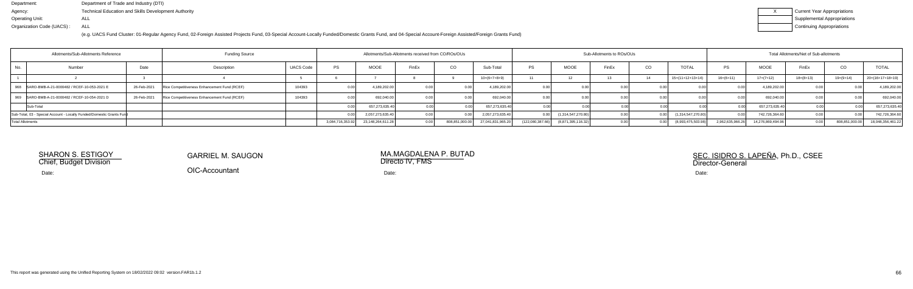Department: Department of Trade and Industry (DTI)
Agency: Technical Education and Skills Development Authority
Operating Unit: ALL
Organization Code (UACS) : ALL

(e.g. UACS Fund Cluster: 01-Regular Agency Fund, 02-Foreign Assisted Projects Fund, 03-Special Account-Locally Funded/Domestic Grants Fund, and 04-Special Account-Foreign Assisted/Foreign Grants Fund)

| X | Current Year Appropriations |
|---|---|
| | Supplemental Appropriations |
| | Continuing Appropriations |

| Allotments/Sub-Allotments Reference | | | Funding Source | | Allotments/Sub-Allotments received from CO/ROs/OUs | | | | | Sub-Allotments to ROs/OUs | | | | | Total Allotments/Net of Sub-allotments | | | | |
|---|---|---|---|---|---|---|---|---|---|---|---|---|---|---|---|---|---|---|---|
| No. | Number | Date | Description | UACS Code | PS | MOOE | FinEx | CO | Sub-Total | PS | MOOE | FinEx | CO | TOTAL | PS | MOOE | FinEx | CO | TOTAL |
| 1 | 2 | 3 | 4 | 5 | 6 | 7 | 8 | 9 | 10=(6+7+8+9) | 11 | 12 | 13 | 14 | 15=(11+12+13+14) | 16=(6+11) | 17=(7+12) | 18=(8+13) | 19=(9+14) | 20=(16+17+18+19) |
| 968 | SARO-BMB-A-21-0000482 / RCEF-10-053-2021 E | 26-Feb-2021 | Rice Competitiveness Enhancement Fund (RCEF) | 104393 | 0.00 | 4,189,202.00 | 0.00 | 0.00 | 4,189,202.00 | 0.00 | 0.00 | 0.00 | 0.00 | 0.00 | 0.00 | 4,189,202.00 | 0.00 | 0.00 | 4,189,202.00 |
| 969 | SARO-BMB-A-21-0000482 / RCEF-10-054-2021 D | 26-Feb-2021 | Rice Competitiveness Enhancement Fund (RCEF) | 104393 | 0.00 | 692,040.00 | 0.00 | 0.00 | 692,040.00 | 0.00 | 0.00 | 0.00 | 0.00 | 0.00 | 0.00 | 692,040.00 | 0.00 | 0.00 | 692,040.00 |
| | Sub-Total | | | | 0.00 | 657,273,635.40 | 0.00 | 0.00 | 657,273,635.40 | 0.00 | 0.00 | 0.00 | 0.00 | 0.00 | 0.00 | 657,273,635.40 | 0.00 | 0.00 | 657,273,635.40 |
| Sub-Total, 03 - Special Account - Locally Funded/Domestic Grants Fund | | | | | 0.00 | 2,057,273,635.40 | 0.00 | 0.00 | 2,057,273,635.40 | 0.00 | (1,314,547,270.80) | 0.00 | 0.00 | (1,314,547,270.80) | 0.00 | 742,726,364.60 | 0.00 | 0.00 | 742,726,364.60 |
| Total Allotments | | | | | 3,084,716,353.92 | 23,148,264,611.28 | 0.00 | 808,851,000.00 | 27,041,831,965.20 | (122,080,387.66) | (8,871,395,116.32) | 0.00 | 0.00 | (8,993,475,503.98) | 2,962,635,966.26 | 14,276,869,494.96 | 0.00 | 808,851,000.00 | 18,048,356,461.22 |

SHARON S. ESTIGOY
Chief, Budget Division
Date:

GARRIEL M. SAUGON
OIC-Accountant

MA.MAGDALENA P. BUTAD
Directo IV, FMS
Date:

SEC. ISIDRO S. LAPEÑA, Ph.D., CSEE
Director-General
Date:

This report was generated using the Unified Reporting System on 18/02/2022 09:02 version.FAR1b.1.2